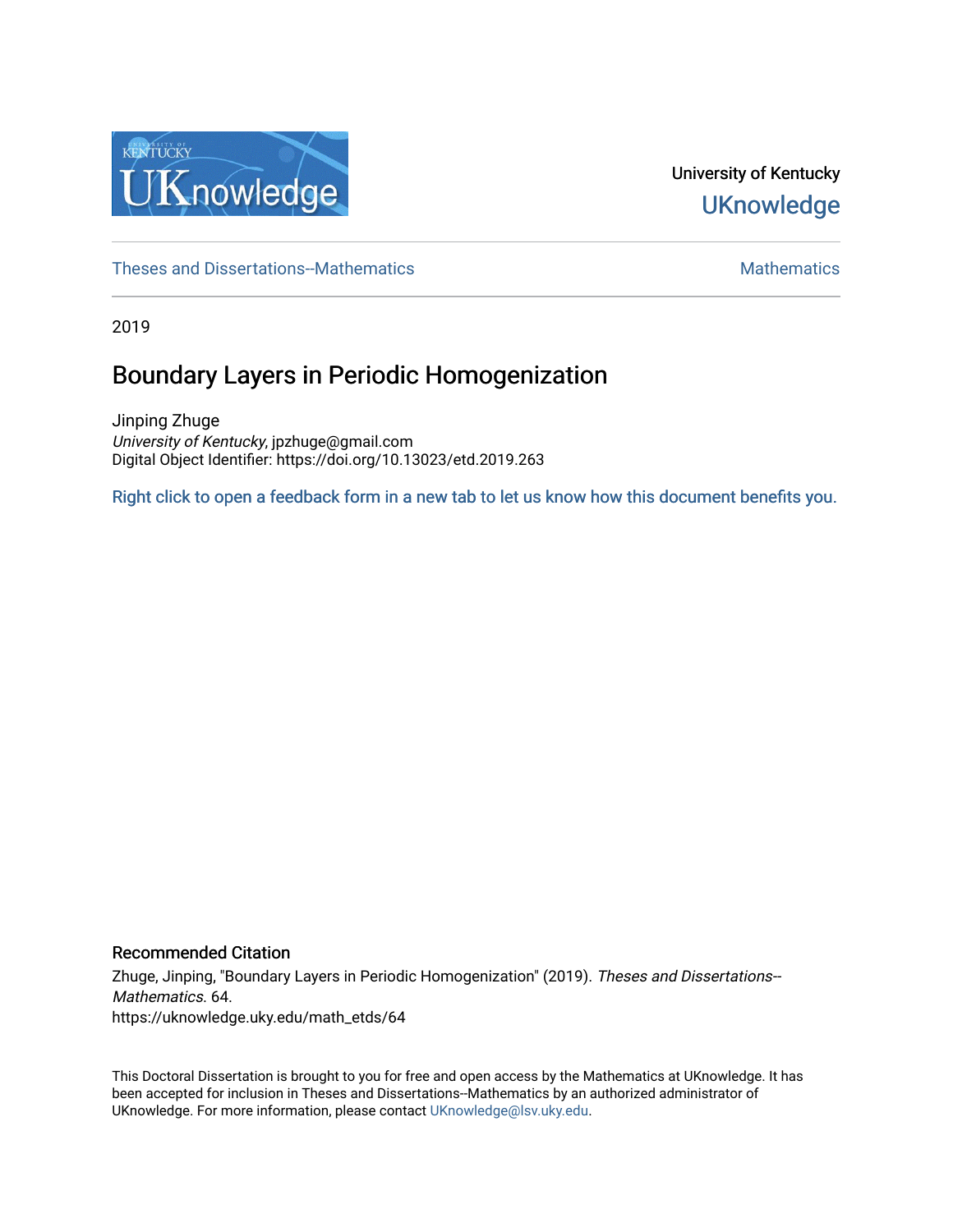University of Kentucky

UKnowledge

Theses and Dissertations--Mathematics

Mathematics

2019

# Boundary Layers in Periodic Homogenization

Jinping Zhuge
*University of Kentucky*, jpzhuge@gmail.com
Digital Object Identifier: https://doi.org/10.13023/etd.2019.263

Right click to open a feedback form in a new tab to let us know how this document benefits you.

## Recommended Citation

Zhuge, Jinping, "Boundary Layers in Periodic Homogenization" (2019). *Theses and Dissertations--Mathematics*. 64.
https://uknowledge.uky.edu/math_etds/64

This Doctoral Dissertation is brought to you for free and open access by the Mathematics at UKnowledge. It has been accepted for inclusion in Theses and Dissertations--Mathematics by an authorized administrator of UKnowledge. For more information, please contact UKnowledge@lsv.uky.edu.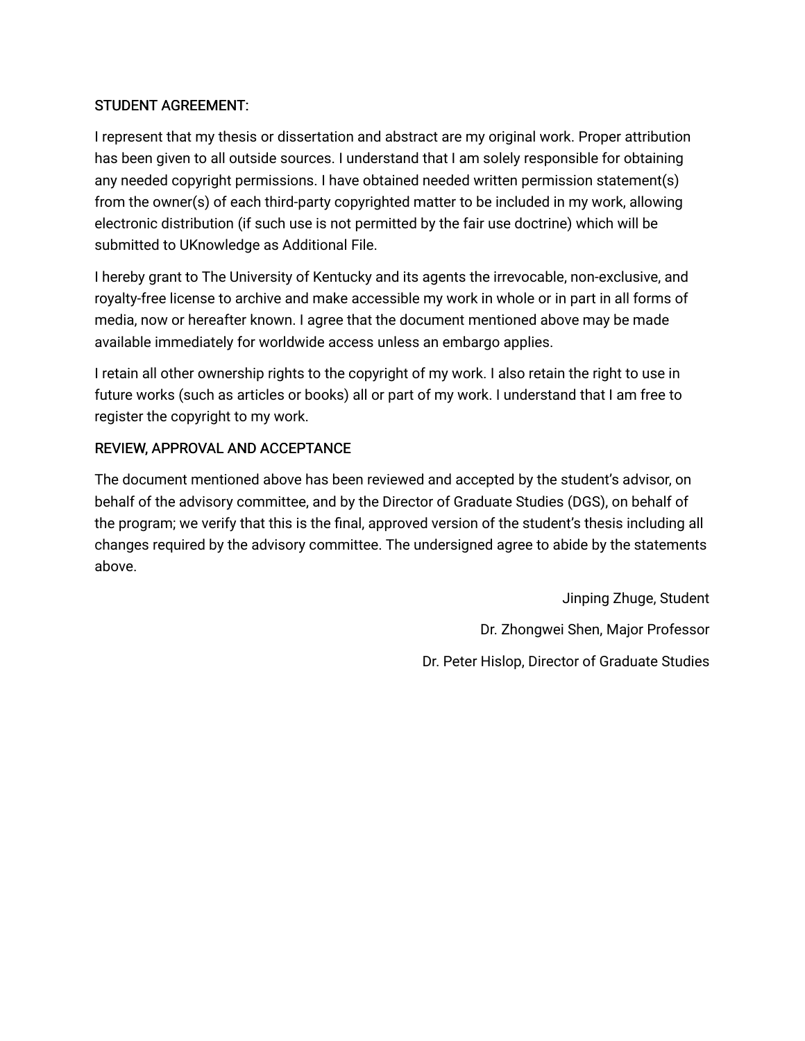## STUDENT AGREEMENT:

I represent that my thesis or dissertation and abstract are my original work. Proper attribution has been given to all outside sources. I understand that I am solely responsible for obtaining any needed copyright permissions. I have obtained needed written permission statement(s) from the owner(s) of each third-party copyrighted matter to be included in my work, allowing electronic distribution (if such use is not permitted by the fair use doctrine) which will be submitted to UKnowledge as Additional File.

I hereby grant to The University of Kentucky and its agents the irrevocable, non-exclusive, and royalty-free license to archive and make accessible my work in whole or in part in all forms of media, now or hereafter known. I agree that the document mentioned above may be made available immediately for worldwide access unless an embargo applies.

I retain all other ownership rights to the copyright of my work. I also retain the right to use in future works (such as articles or books) all or part of my work. I understand that I am free to register the copyright to my work.

## REVIEW, APPROVAL AND ACCEPTANCE

The document mentioned above has been reviewed and accepted by the student's advisor, on behalf of the advisory committee, and by the Director of Graduate Studies (DGS), on behalf of the program; we verify that this is the final, approved version of the student's thesis including all changes required by the advisory committee. The undersigned agree to abide by the statements above.

Jinping Zhuge, Student

Dr. Zhongwei Shen, Major Professor

Dr. Peter Hislop, Director of Graduate Studies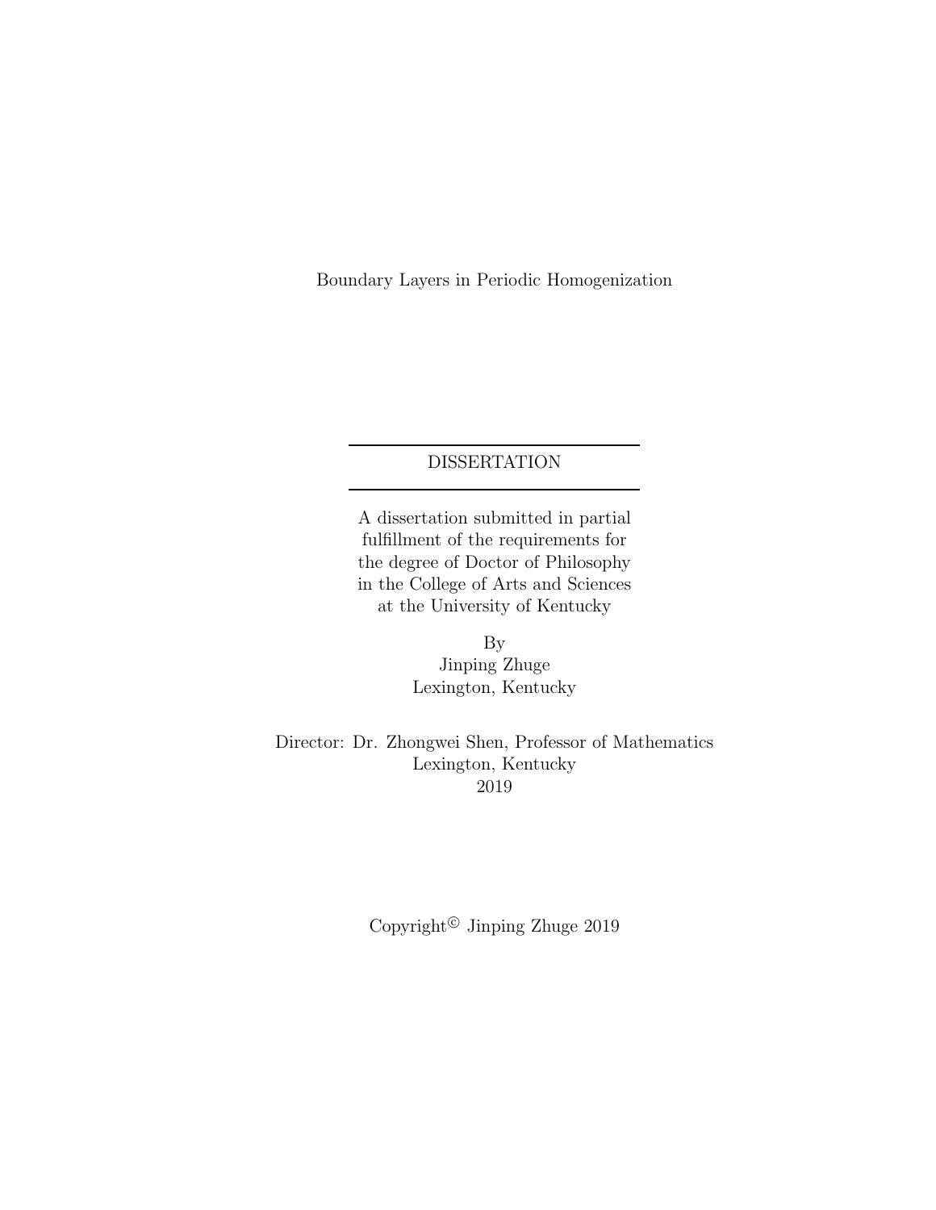Boundary Layers in Periodic Homogenization

---

DISSERTATION

---

A dissertation submitted in partial fulfillment of the requirements for the degree of Doctor of Philosophy in the College of Arts and Sciences at the University of Kentucky

By
Jinping Zhuge
Lexington, Kentucky

Director: Dr. Zhongwei Shen, Professor of Mathematics
Lexington, Kentucky
2019

Copyright© Jinping Zhuge 2019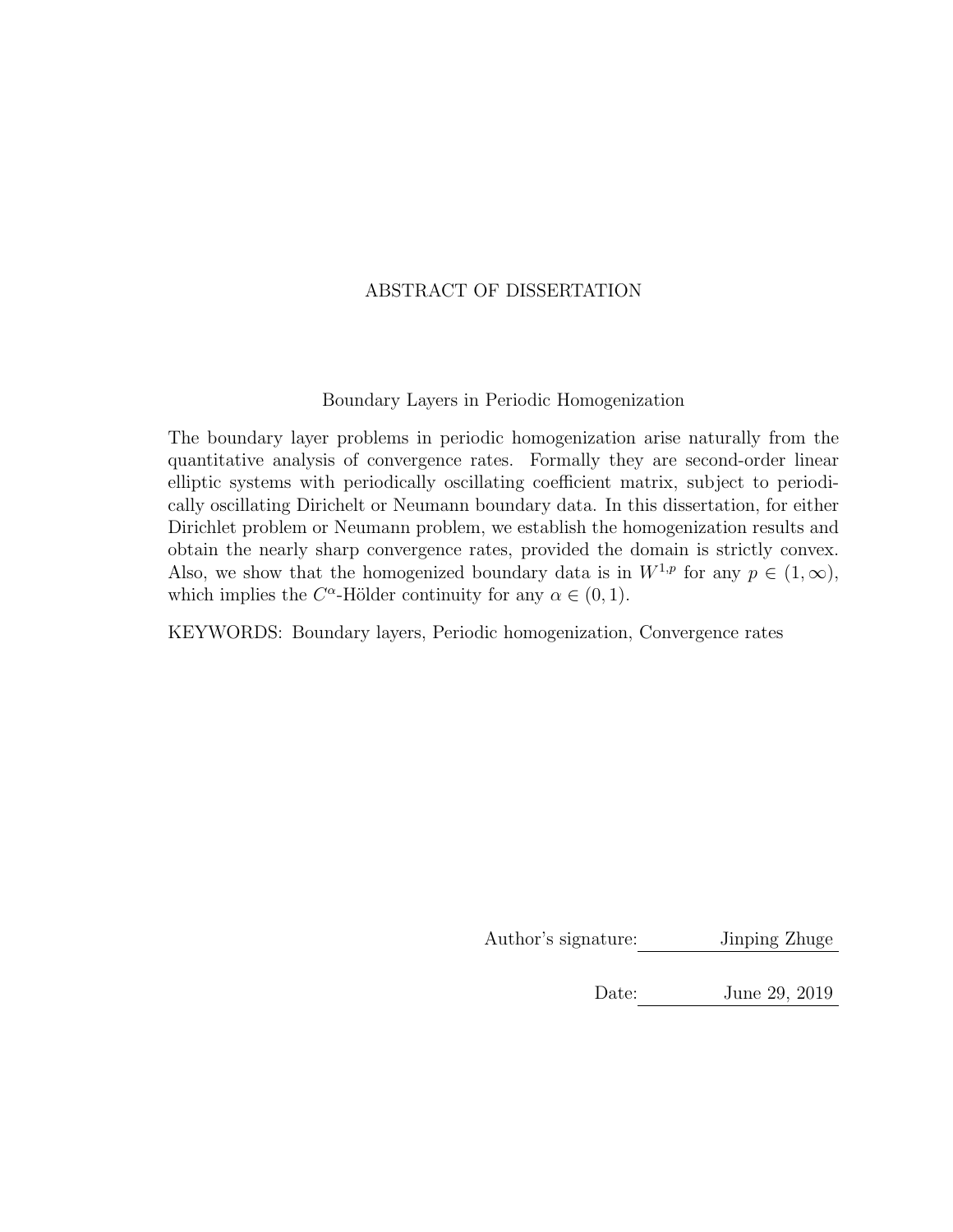# ABSTRACT OF DISSERTATION

## Boundary Layers in Periodic Homogenization

The boundary layer problems in periodic homogenization arise naturally from the quantitative analysis of convergence rates. Formally they are second-order linear elliptic systems with periodically oscillating coefficient matrix, subject to periodically oscillating Dirichelt or Neumann boundary data. In this dissertation, for either Dirichlet problem or Neumann problem, we establish the homogenization results and obtain the nearly sharp convergence rates, provided the domain is strictly convex. Also, we show that the homogenized boundary data is in $W^{1,p}$ for any $p \in (1, \infty)$, which implies the $C^\alpha$-Hölder continuity for any $\alpha \in (0, 1)$.

KEYWORDS: Boundary layers, Periodic homogenization, Convergence rates

Author's signature: Jinping Zhuge

Date: June 29, 2019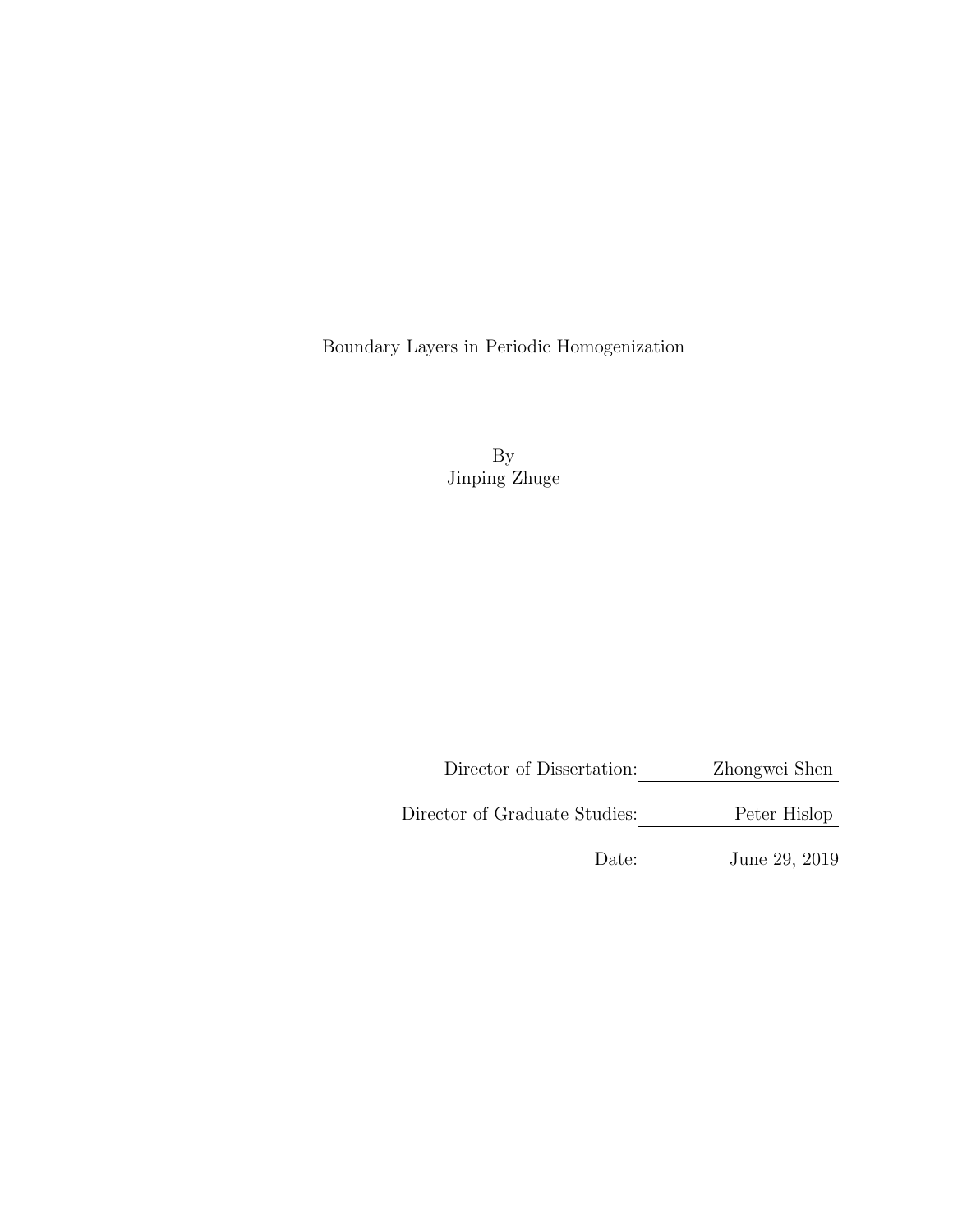Boundary Layers in Periodic Homogenization

By
Jinping Zhuge

Director of Dissertation: Zhongwei Shen

Director of Graduate Studies: Peter Hislop

Date: June 29, 2019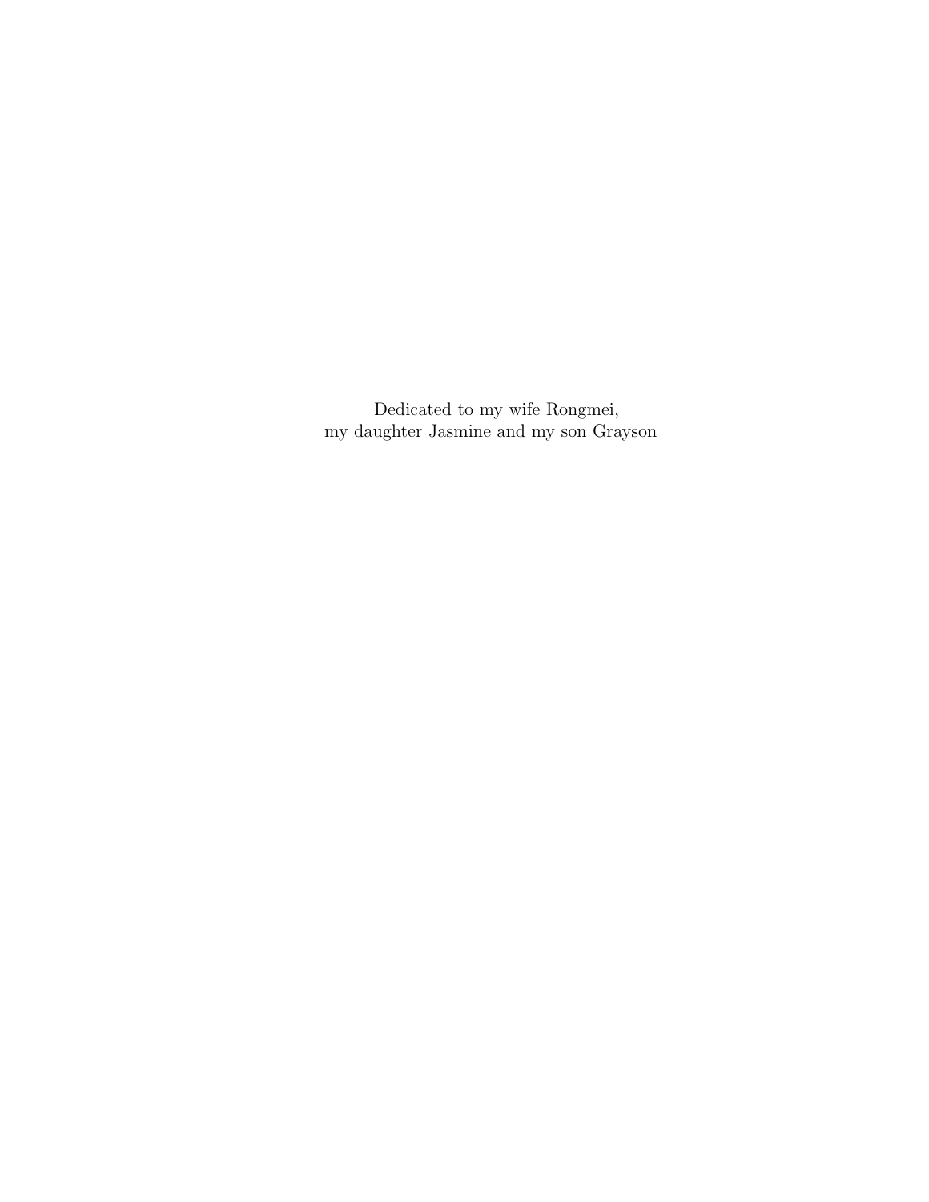Dedicated to my wife Rongmei,
my daughter Jasmine and my son Grayson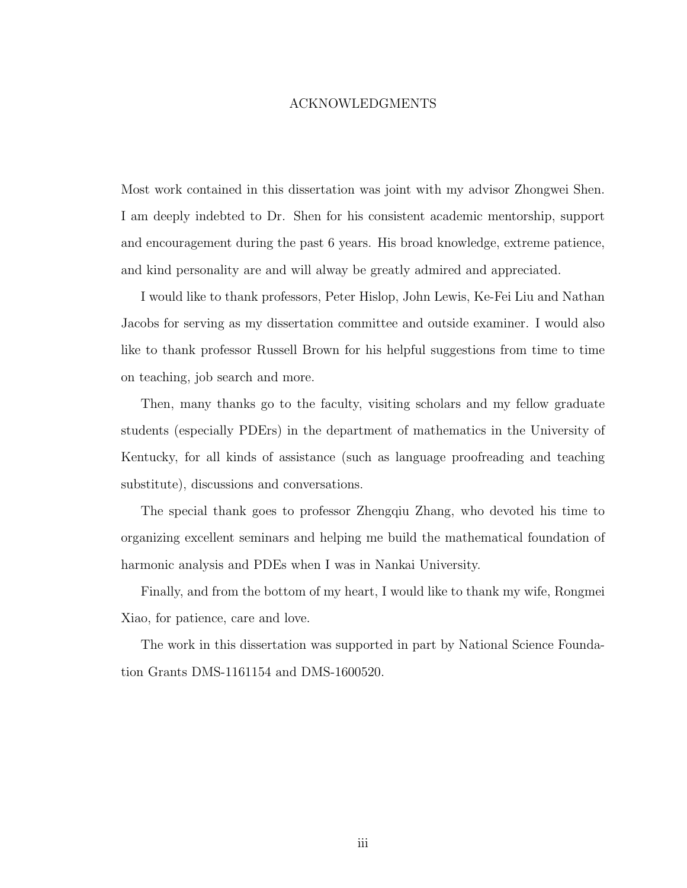# ACKNOWLEDGMENTS

Most work contained in this dissertation was joint with my advisor Zhongwei Shen. I am deeply indebted to Dr. Shen for his consistent academic mentorship, support and encouragement during the past 6 years. His broad knowledge, extreme patience, and kind personality are and will alway be greatly admired and appreciated.

I would like to thank professors, Peter Hislop, John Lewis, Ke-Fei Liu and Nathan Jacobs for serving as my dissertation committee and outside examiner. I would also like to thank professor Russell Brown for his helpful suggestions from time to time on teaching, job search and more.

Then, many thanks go to the faculty, visiting scholars and my fellow graduate students (especially PDErs) in the department of mathematics in the University of Kentucky, for all kinds of assistance (such as language proofreading and teaching substitute), discussions and conversations.

The special thank goes to professor Zhengqiu Zhang, who devoted his time to organizing excellent seminars and helping me build the mathematical foundation of harmonic analysis and PDEs when I was in Nankai University.

Finally, and from the bottom of my heart, I would like to thank my wife, Rongmei Xiao, for patience, care and love.

The work in this dissertation was supported in part by National Science Foundation Grants DMS-1161154 and DMS-1600520.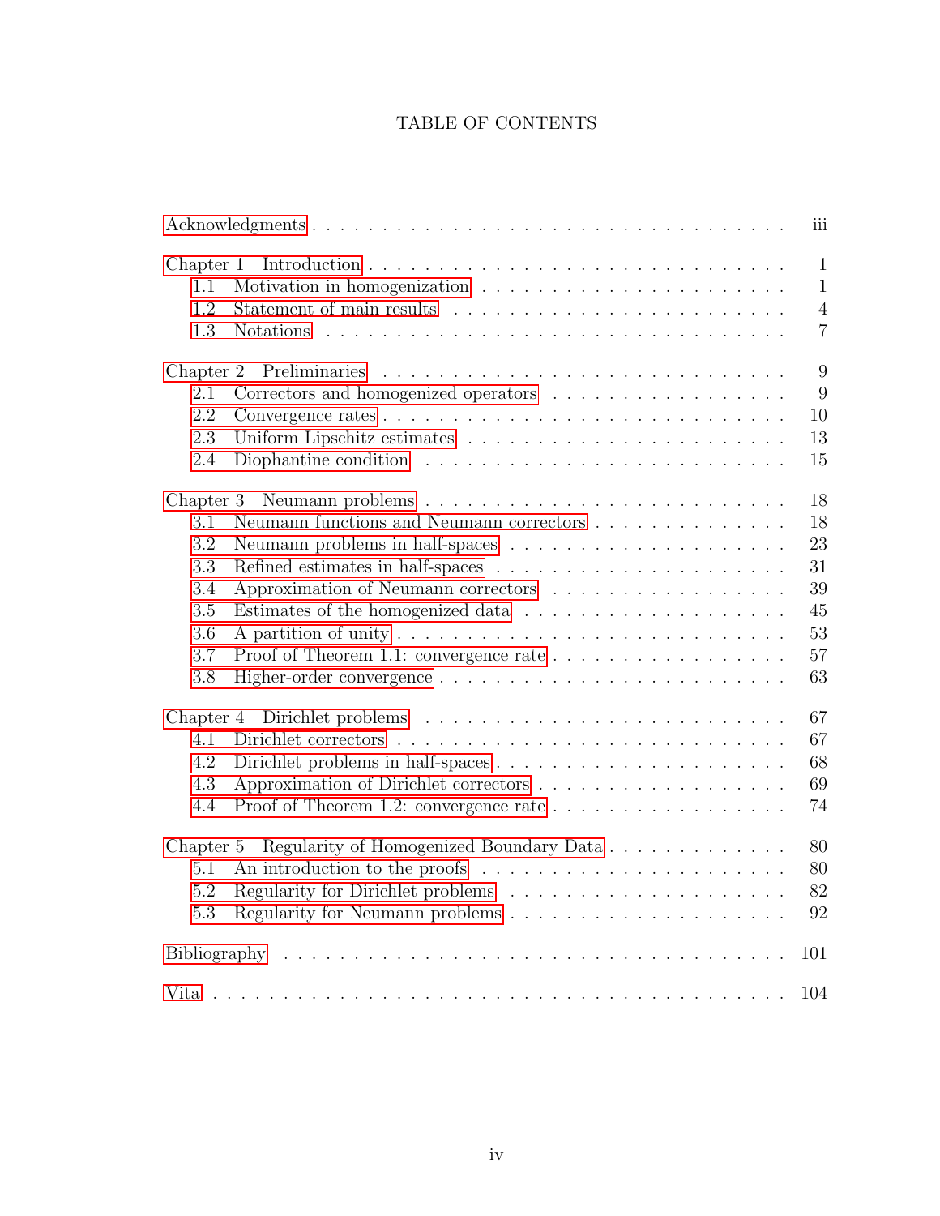# TABLE OF CONTENTS

Acknowledgments . . . . . . . . . . . . . . . . . . . . . . . . . . . . . . . . iii

Chapter 1 Introduction . . . . . . . . . . . . . . . . . . . . . . . . . . . . 1
- 1.1 Motivation in homogenization . . . . . . . . . . . . . . . . . . . . 1
- 1.2 Statement of main results . . . . . . . . . . . . . . . . . . . . . . 4
- 1.3 Notations . . . . . . . . . . . . . . . . . . . . . . . . . . . . . . . 7

Chapter 2 Preliminaries . . . . . . . . . . . . . . . . . . . . . . . . . . . 9
- 2.1 Correctors and homogenized operators . . . . . . . . . . . . . . . 9
- 2.2 Convergence rates . . . . . . . . . . . . . . . . . . . . . . . . . . 10
- 2.3 Uniform Lipschitz estimates . . . . . . . . . . . . . . . . . . . . . 13
- 2.4 Diophantine condition . . . . . . . . . . . . . . . . . . . . . . . . 15

Chapter 3 Neumann problems . . . . . . . . . . . . . . . . . . . . . . . . 18
- 3.1 Neumann functions and Neumann correctors . . . . . . . . . . . . 18
- 3.2 Neumann problems in half-spaces . . . . . . . . . . . . . . . . . . 23
- 3.3 Refined estimates in half-spaces . . . . . . . . . . . . . . . . . . . 31
- 3.4 Approximation of Neumann correctors . . . . . . . . . . . . . . . 39
- 3.5 Estimates of the homogenized data . . . . . . . . . . . . . . . . . 45
- 3.6 A partition of unity . . . . . . . . . . . . . . . . . . . . . . . . . . 53
- 3.7 Proof of Theorem 1.1: convergence rate . . . . . . . . . . . . . . . 57
- 3.8 Higher-order convergence . . . . . . . . . . . . . . . . . . . . . . . 63

Chapter 4 Dirichlet problems . . . . . . . . . . . . . . . . . . . . . . . . . 67
- 4.1 Dirichlet correctors . . . . . . . . . . . . . . . . . . . . . . . . . . 67
- 4.2 Dirichlet problems in half-spaces . . . . . . . . . . . . . . . . . . . 68
- 4.3 Approximation of Dirichlet correctors . . . . . . . . . . . . . . . . 69
- 4.4 Proof of Theorem 1.2: convergence rate . . . . . . . . . . . . . . . 74

Chapter 5 Regularity of Homogenized Boundary Data . . . . . . . . . . . . 80
- 5.1 An introduction to the proofs . . . . . . . . . . . . . . . . . . . . 80
- 5.2 Regularity for Dirichlet problems . . . . . . . . . . . . . . . . . . 82
- 5.3 Regularity for Neumann problems . . . . . . . . . . . . . . . . . . 92

Bibliography . . . . . . . . . . . . . . . . . . . . . . . . . . . . . . . . . . 101

Vita . . . . . . . . . . . . . . . . . . . . . . . . . . . . . . . . . . . . . . 104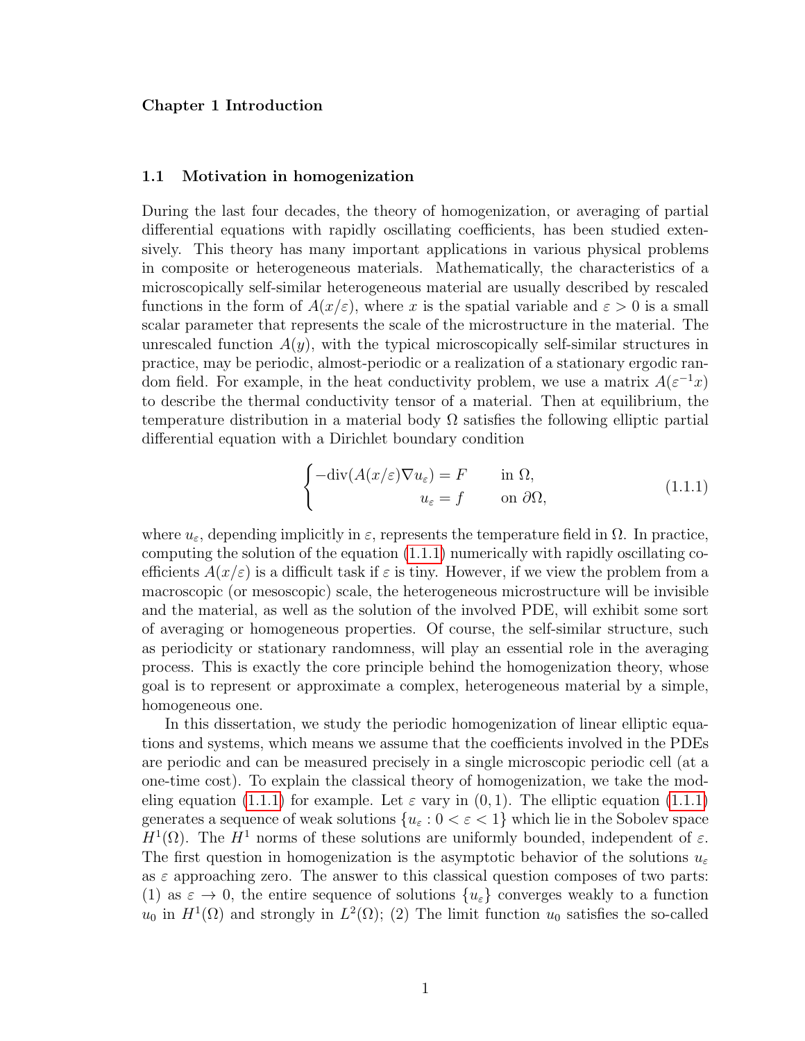# Chapter 1 Introduction

## 1.1 Motivation in homogenization

During the last four decades, the theory of homogenization, or averaging of partial differential equations with rapidly oscillating coefficients, has been studied extensively. This theory has many important applications in various physical problems in composite or heterogeneous materials. Mathematically, the characteristics of a microscopically self-similar heterogeneous material are usually described by rescaled functions in the form of $A(x/\varepsilon)$, where $x$ is the spatial variable and $\varepsilon > 0$ is a small scalar parameter that represents the scale of the microstructure in the material. The unrescaled function $A(y)$, with the typical microscopically self-similar structures in practice, may be periodic, almost-periodic or a realization of a stationary ergodic random field. For example, in the heat conductivity problem, we use a matrix $A(\varepsilon^{-1}x)$ to describe the thermal conductivity tensor of a material. Then at equilibrium, the temperature distribution in a material body $\Omega$ satisfies the following elliptic partial differential equation with a Dirichlet boundary condition

$$
\begin{cases}
-\mathrm{div}(A(x/\varepsilon)\nabla u_\varepsilon) = F & \text{in } \Omega, \\
u_\varepsilon = f & \text{on } \partial\Omega,
\end{cases}
\tag{1.1.1}
$$

where $u_\varepsilon$, depending implicitly in $\varepsilon$, represents the temperature field in $\Omega$. In practice, computing the solution of the equation (1.1.1) numerically with rapidly oscillating coefficients $A(x/\varepsilon)$ is a difficult task if $\varepsilon$ is tiny. However, if we view the problem from a macroscopic (or mesoscopic) scale, the heterogeneous microstructure will be invisible and the material, as well as the solution of the involved PDE, will exhibit some sort of averaging or homogeneous properties. Of course, the self-similar structure, such as periodicity or stationary randomness, will play an essential role in the averaging process. This is exactly the core principle behind the homogenization theory, whose goal is to represent or approximate a complex, heterogeneous material by a simple, homogeneous one.

In this dissertation, we study the periodic homogenization of linear elliptic equations and systems, which means we assume that the coefficients involved in the PDEs are periodic and can be measured precisely in a single microscopic periodic cell (at a one-time cost). To explain the classical theory of homogenization, we take the modeling equation (1.1.1) for example. Let $\varepsilon$ vary in $(0, 1)$. The elliptic equation (1.1.1) generates a sequence of weak solutions $\{u_\varepsilon : 0 < \varepsilon < 1\}$ which lie in the Sobolev space $H^1(\Omega)$. The $H^1$ norms of these solutions are uniformly bounded, independent of $\varepsilon$. The first question in homogenization is the asymptotic behavior of the solutions $u_\varepsilon$ as $\varepsilon$ approaching zero. The answer to this classical question composes of two parts: (1) as $\varepsilon \to 0$, the entire sequence of solutions $\{u_\varepsilon\}$ converges weakly to a function $u_0$ in $H^1(\Omega)$ and strongly in $L^2(\Omega)$; (2) The limit function $u_0$ satisfies the so-called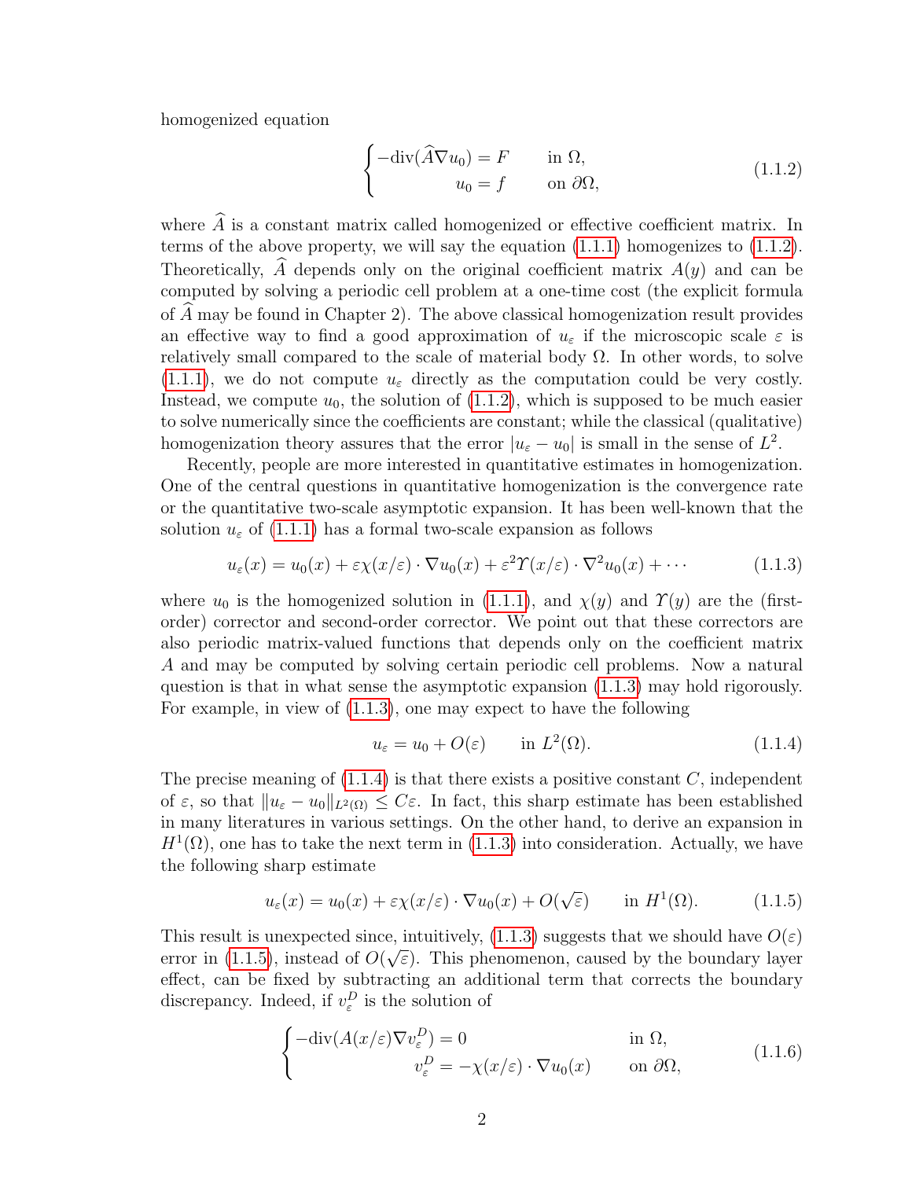homogenized equation

$$
\begin{cases} -\mathrm{div}(\widehat{A}\nabla u_0) = F & \text{in } \Omega, \\ u_0 = f & \text{on } \partial\Omega, \end{cases} \tag{1.1.2}
$$

where $\widehat{A}$ is a constant matrix called homogenized or effective coefficient matrix. In terms of the above property, we will say the equation (1.1.1) homogenizes to (1.1.2). Theoretically, $\widehat{A}$ depends only on the original coefficient matrix $A(y)$ and can be computed by solving a periodic cell problem at a one-time cost (the explicit formula of $\widehat{A}$ may be found in Chapter 2). The above classical homogenization result provides an effective way to find a good approximation of $u_\varepsilon$ if the microscopic scale $\varepsilon$ is relatively small compared to the scale of material body $\Omega$. In other words, to solve (1.1.1), we do not compute $u_\varepsilon$ directly as the computation could be very costly. Instead, we compute $u_0$, the solution of (1.1.2), which is supposed to be much easier to solve numerically since the coefficients are constant; while the classical (qualitative) homogenization theory assures that the error $|u_\varepsilon - u_0|$ is small in the sense of $L^2$.

Recently, people are more interested in quantitative estimates in homogenization. One of the central questions in quantitative homogenization is the convergence rate or the quantitative two-scale asymptotic expansion. It has been well-known that the solution $u_\varepsilon$ of (1.1.1) has a formal two-scale expansion as follows

$$
u_\varepsilon(x) = u_0(x) + \varepsilon\chi(x/\varepsilon)\cdot\nabla u_0(x) + \varepsilon^2\Upsilon(x/\varepsilon)\cdot\nabla^2 u_0(x) + \cdots \tag{1.1.3}
$$

where $u_0$ is the homogenized solution in (1.1.1), and $\chi(y)$ and $\Upsilon(y)$ are the (first-order) corrector and second-order corrector. We point out that these correctors are also periodic matrix-valued functions that depends only on the coefficient matrix $A$ and may be computed by solving certain periodic cell problems. Now a natural question is that in what sense the asymptotic expansion (1.1.3) may hold rigorously. For example, in view of (1.1.3), one may expect to have the following

$$
u_\varepsilon = u_0 + O(\varepsilon) \qquad \text{in } L^2(\Omega). \tag{1.1.4}
$$

The precise meaning of (1.1.4) is that there exists a positive constant $C$, independent of $\varepsilon$, so that $\|u_\varepsilon - u_0\|_{L^2(\Omega)} \le C\varepsilon$. In fact, this sharp estimate has been established in many literatures in various settings. On the other hand, to derive an expansion in $H^1(\Omega)$, one has to take the next term in (1.1.3) into consideration. Actually, we have the following sharp estimate

$$
u_\varepsilon(x) = u_0(x) + \varepsilon\chi(x/\varepsilon)\cdot\nabla u_0(x) + O(\sqrt{\varepsilon}) \qquad \text{in } H^1(\Omega). \tag{1.1.5}
$$

This result is unexpected since, intuitively, (1.1.3) suggests that we should have $O(\varepsilon)$ error in (1.1.5), instead of $O(\sqrt{\varepsilon})$. This phenomenon, caused by the boundary layer effect, can be fixed by subtracting an additional term that corrects the boundary discrepancy. Indeed, if $v_\varepsilon^D$ is the solution of

$$
\begin{cases} -\mathrm{div}(A(x/\varepsilon)\nabla v_\varepsilon^D) = 0 & \text{in } \Omega, \\ v_\varepsilon^D = -\chi(x/\varepsilon)\cdot\nabla u_0(x) & \text{on } \partial\Omega, \end{cases} \tag{1.1.6}
$$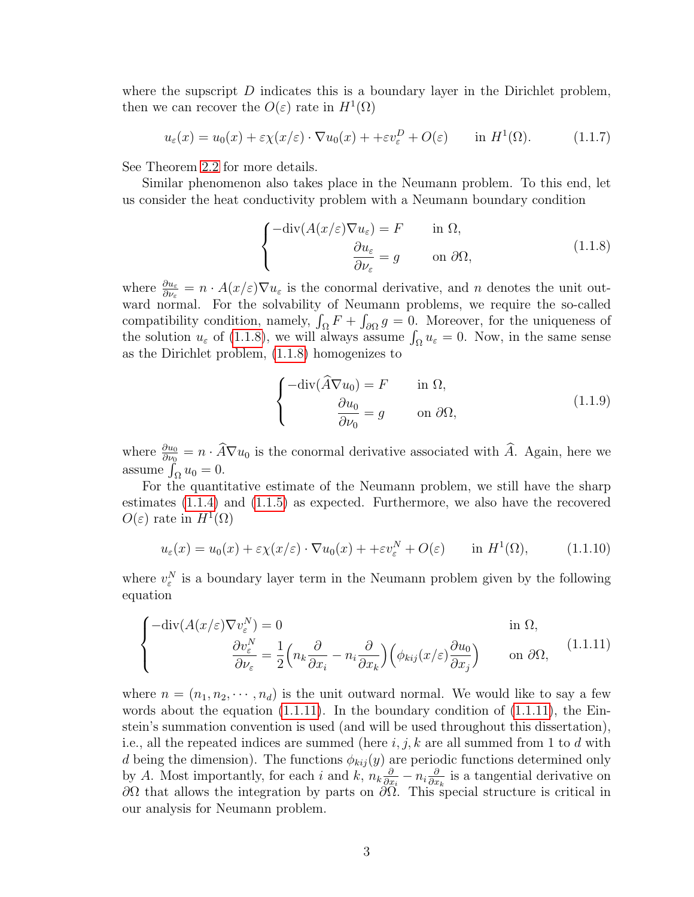where the supscript $D$ indicates this is a boundary layer in the Dirichlet problem, then we can recover the $O(\varepsilon)$ rate in $H^1(\Omega)$

$$u_\varepsilon(x) = u_0(x) + \varepsilon\chi(x/\varepsilon)\cdot\nabla u_0(x) + +\varepsilon v_\varepsilon^D + O(\varepsilon) \qquad \text{in } H^1(\Omega). \tag{1.1.7}$$

See Theorem 2.2 for more details.

Similar phenomenon also takes place in the Neumann problem. To this end, let us consider the heat conductivity problem with a Neumann boundary condition

$$\begin{cases} -\text{div}(A(x/\varepsilon)\nabla u_\varepsilon) = F & \text{in } \Omega, \\ \dfrac{\partial u_\varepsilon}{\partial \nu_\varepsilon} = g & \text{on } \partial\Omega, \end{cases} \tag{1.1.8}$$

where $\frac{\partial u_\varepsilon}{\partial \nu_\varepsilon} = n \cdot A(x/\varepsilon)\nabla u_\varepsilon$ is the conormal derivative, and $n$ denotes the unit outward normal. For the solvability of Neumann problems, we require the so-called compatibility condition, namely, $\int_\Omega F + \int_{\partial\Omega} g = 0$. Moreover, for the uniqueness of the solution $u_\varepsilon$ of (1.1.8), we will always assume $\int_\Omega u_\varepsilon = 0$. Now, in the same sense as the Dirichlet problem, (1.1.8) homogenizes to

$$\begin{cases} -\text{div}(\widehat{A}\nabla u_0) = F & \text{in } \Omega, \\ \dfrac{\partial u_0}{\partial \nu_0} = g & \text{on } \partial\Omega, \end{cases} \tag{1.1.9}$$

where $\frac{\partial u_0}{\partial \nu_0} = n \cdot \widehat{A}\nabla u_0$ is the conormal derivative associated with $\widehat{A}$. Again, here we assume $\int_\Omega u_0 = 0$.

For the quantitative estimate of the Neumann problem, we still have the sharp estimates (1.1.4) and (1.1.5) as expected. Furthermore, we also have the recovered $O(\varepsilon)$ rate in $H^1(\Omega)$

$$u_\varepsilon(x) = u_0(x) + \varepsilon\chi(x/\varepsilon)\cdot\nabla u_0(x) + +\varepsilon v_\varepsilon^N + O(\varepsilon) \qquad \text{in } H^1(\Omega), \tag{1.1.10}$$

where $v_\varepsilon^N$ is a boundary layer term in the Neumann problem given by the following equation

$$\begin{cases} -\text{div}(A(x/\varepsilon)\nabla v_\varepsilon^N) = 0 & \text{in } \Omega, \\ \dfrac{\partial v_\varepsilon^N}{\partial \nu_\varepsilon} = \dfrac{1}{2}\Big(n_k \dfrac{\partial}{\partial x_i} - n_i \dfrac{\partial}{\partial x_k}\Big)\Big(\phi_{kij}(x/\varepsilon)\dfrac{\partial u_0}{\partial x_j}\Big) & \text{on } \partial\Omega, \end{cases} \tag{1.1.11}$$

where $n = (n_1, n_2, \cdots, n_d)$ is the unit outward normal. We would like to say a few words about the equation (1.1.11). In the boundary condition of (1.1.11), the Einstein's summation convention is used (and will be used throughout this dissertation), i.e., all the repeated indices are summed (here $i, j, k$ are all summed from 1 to $d$ with $d$ being the dimension). The functions $\phi_{kij}(y)$ are periodic functions determined only by $A$. Most importantly, for each $i$ and $k$, $n_k\frac{\partial}{\partial x_i} - n_i\frac{\partial}{\partial x_k}$ is a tangential derivative on $\partial\Omega$ that allows the integration by parts on $\partial\Omega$. This special structure is critical in our analysis for Neumann problem.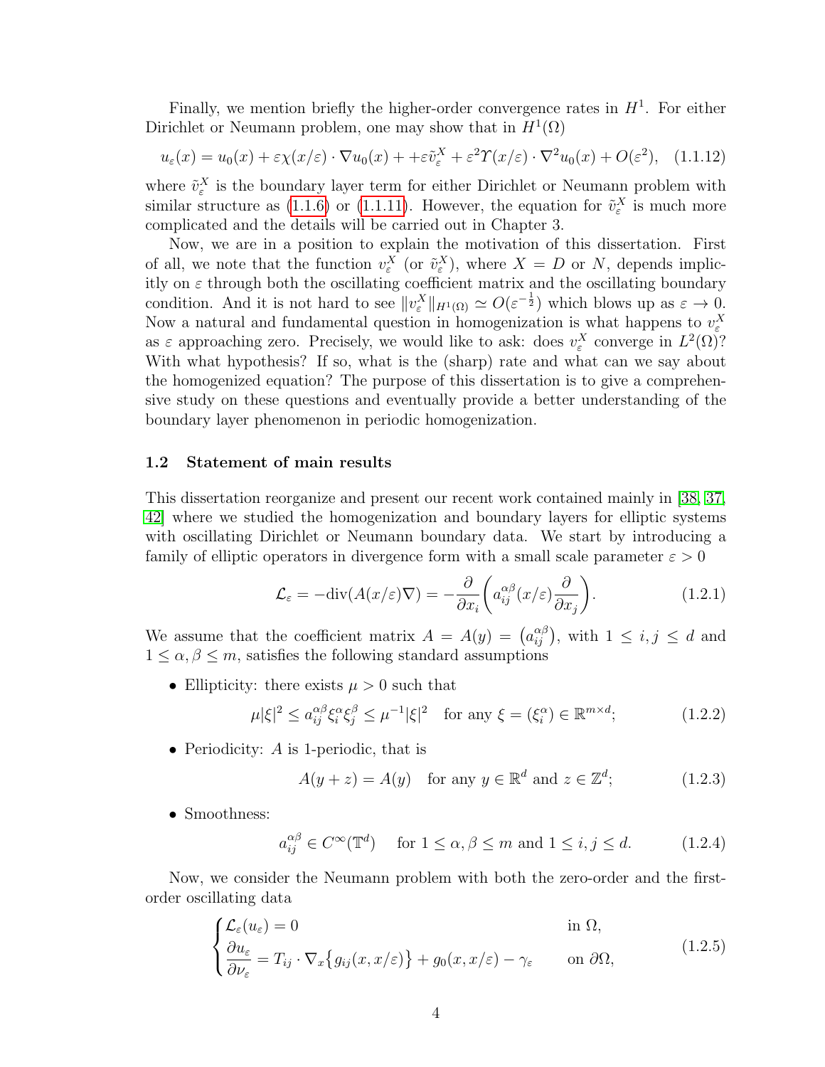Finally, we mention briefly the higher-order convergence rates in $H^1$. For either Dirichlet or Neumann problem, one may show that in $H^1(\Omega)$

$$u_\varepsilon(x) = u_0(x) + \varepsilon\chi(x/\varepsilon)\cdot\nabla u_0(x) + +\varepsilon\tilde{v}_\varepsilon^X + \varepsilon^2\Upsilon(x/\varepsilon)\cdot\nabla^2 u_0(x) + O(\varepsilon^2), \quad (1.1.12)$$

where $\tilde{v}_\varepsilon^X$ is the boundary layer term for either Dirichlet or Neumann problem with similar structure as (1.1.6) or (1.1.11). However, the equation for $\tilde{v}_\varepsilon^X$ is much more complicated and the details will be carried out in Chapter 3.

Now, we are in a position to explain the motivation of this dissertation. First of all, we note that the function $v_\varepsilon^X$ (or $\tilde{v}_\varepsilon^X$), where $X = D$ or $N$, depends implicitly on $\varepsilon$ through both the oscillating coefficient matrix and the oscillating boundary condition. And it is not hard to see $\|v_\varepsilon^X\|_{H^1(\Omega)} \simeq O(\varepsilon^{-\frac{1}{2}})$ which blows up as $\varepsilon \to 0$. Now a natural and fundamental question in homogenization is what happens to $v_\varepsilon^X$ as $\varepsilon$ approaching zero. Precisely, we would like to ask: does $v_\varepsilon^X$ converge in $L^2(\Omega)$? With what hypothesis? If so, what is the (sharp) rate and what can we say about the homogenized equation? The purpose of this dissertation is to give a comprehensive study on these questions and eventually provide a better understanding of the boundary layer phenomenon in periodic homogenization.

## 1.2 Statement of main results

This dissertation reorganize and present our recent work contained mainly in [38, 37, 42] where we studied the homogenization and boundary layers for elliptic systems with oscillating Dirichlet or Neumann boundary data. We start by introducing a family of elliptic operators in divergence form with a small scale parameter $\varepsilon > 0$

$$\mathcal{L}_\varepsilon = -\mathrm{div}(A(x/\varepsilon)\nabla) = -\frac{\partial}{\partial x_i}\left(a_{ij}^{\alpha\beta}(x/\varepsilon)\frac{\partial}{\partial x_j}\right). \quad (1.2.1)$$

We assume that the coefficient matrix $A = A(y) = \left(a_{ij}^{\alpha\beta}\right)$, with $1 \le i, j \le d$ and $1 \le \alpha, \beta \le m$, satisfies the following standard assumptions

- Ellipticity: there exists $\mu > 0$ such that

$$\mu|\xi|^2 \le a_{ij}^{\alpha\beta}\xi_i^\alpha\xi_j^\beta \le \mu^{-1}|\xi|^2 \quad \text{for any } \xi = (\xi_i^\alpha) \in \mathbb{R}^{m\times d}; \quad (1.2.2)$$

- Periodicity: $A$ is 1-periodic, that is

$$A(y+z) = A(y) \quad \text{for any } y \in \mathbb{R}^d \text{ and } z \in \mathbb{Z}^d; \quad (1.2.3)$$

- Smoothness:

$$a_{ij}^{\alpha\beta} \in C^\infty(\mathbb{T}^d) \quad \text{for } 1 \le \alpha, \beta \le m \text{ and } 1 \le i, j \le d. \quad (1.2.4)$$

Now, we consider the Neumann problem with both the zero-order and the first-order oscillating data

$$\begin{cases} \mathcal{L}_\varepsilon(u_\varepsilon) = 0 & \text{in } \Omega, \\ \dfrac{\partial u_\varepsilon}{\partial \nu_\varepsilon} = T_{ij}\cdot\nabla_x\big\{g_{ij}(x, x/\varepsilon)\big\} + g_0(x, x/\varepsilon) - \gamma_\varepsilon & \text{on } \partial\Omega, \end{cases} \quad (1.2.5)$$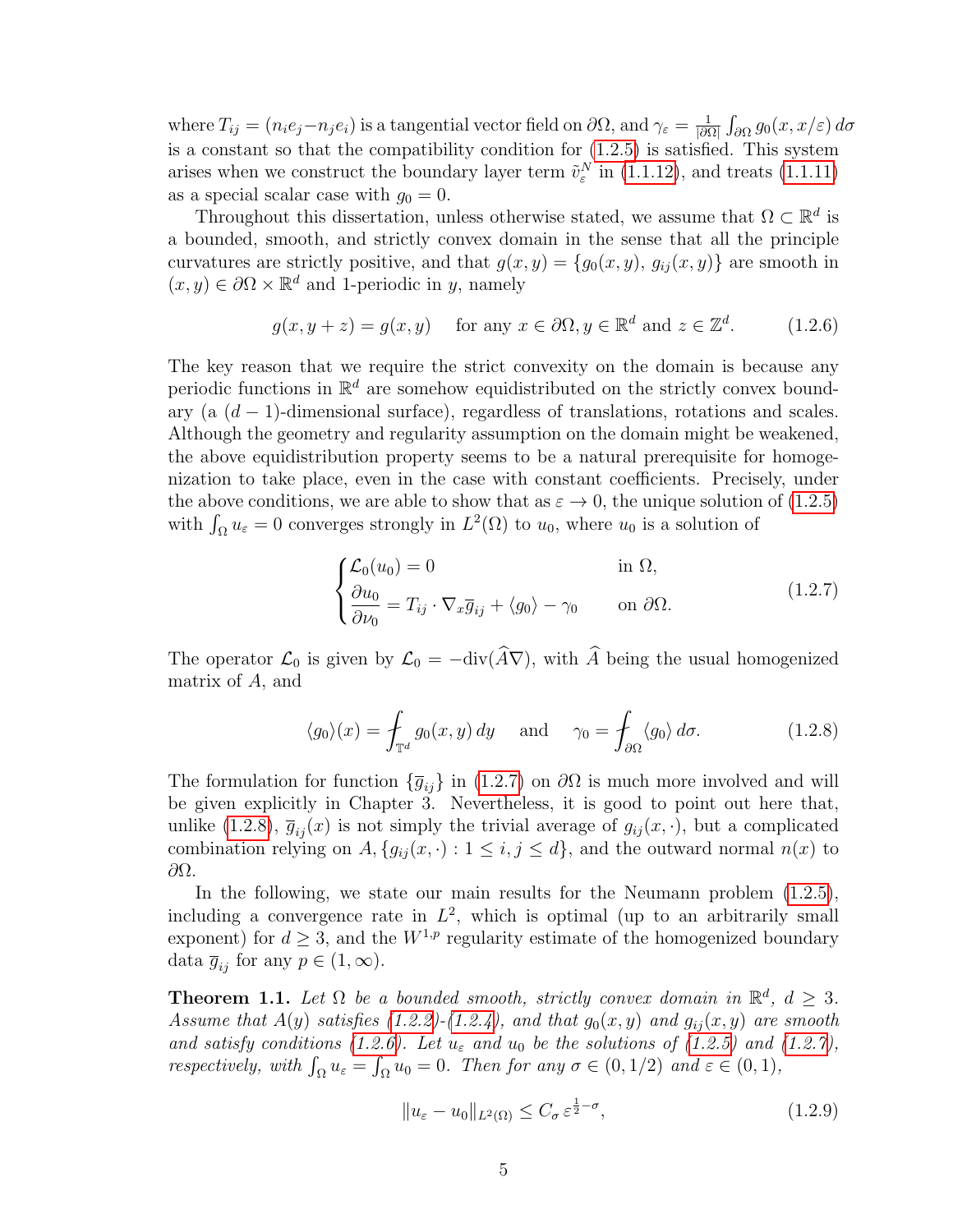where $T_{ij} = (n_i e_j - n_j e_i)$ is a tangential vector field on $\partial\Omega$, and $\gamma_\varepsilon = \frac{1}{|\partial\Omega|}\int_{\partial\Omega} g_0(x, x/\varepsilon)\, d\sigma$ is a constant so that the compatibility condition for (1.2.5) is satisfied. This system arises when we construct the boundary layer term $\tilde{v}_\varepsilon^N$ in (1.1.12), and treats (1.1.11) as a special scalar case with $g_0 = 0$.

Throughout this dissertation, unless otherwise stated, we assume that $\Omega \subset \mathbb{R}^d$ is a bounded, smooth, and strictly convex domain in the sense that all the principle curvatures are strictly positive, and that $g(x,y) = \{g_0(x,y),\, g_{ij}(x,y)\}$ are smooth in $(x,y) \in \partial\Omega \times \mathbb{R}^d$ and 1-periodic in $y$, namely

$$g(x, y+z) = g(x,y) \quad \text{ for any } x \in \partial\Omega, y \in \mathbb{R}^d \text{ and } z \in \mathbb{Z}^d. \tag{1.2.6}$$

The key reason that we require the strict convexity on the domain is because any periodic functions in $\mathbb{R}^d$ are somehow equidistributed on the strictly convex boundary (a $(d-1)$-dimensional surface), regardless of translations, rotations and scales. Although the geometry and regularity assumption on the domain might be weakened, the above equidistribution property seems to be a natural prerequisite for homogenization to take place, even in the case with constant coefficients. Precisely, under the above conditions, we are able to show that as $\varepsilon \to 0$, the unique solution of (1.2.5) with $\int_\Omega u_\varepsilon = 0$ converges strongly in $L^2(\Omega)$ to $u_0$, where $u_0$ is a solution of

$$\begin{cases} \mathcal{L}_0(u_0) = 0 & \text{in } \Omega, \\ \dfrac{\partial u_0}{\partial \nu_0} = T_{ij} \cdot \nabla_x \overline{g}_{ij} + \langle g_0 \rangle - \gamma_0 & \text{on } \partial\Omega. \end{cases} \tag{1.2.7}$$

The operator $\mathcal{L}_0$ is given by $\mathcal{L}_0 = -\text{div}(\widehat{A}\nabla)$, with $\widehat{A}$ being the usual homogenized matrix of $A$, and

$$\langle g_0 \rangle(x) = \fint_{\mathbb{T}^d} g_0(x,y)\, dy \quad \text{ and } \quad \gamma_0 = \fint_{\partial\Omega} \langle g_0 \rangle \, d\sigma. \tag{1.2.8}$$

The formulation for function $\{\overline{g}_{ij}\}$ in (1.2.7) on $\partial\Omega$ is much more involved and will be given explicitly in Chapter 3. Nevertheless, it is good to point out here that, unlike (1.2.8), $\overline{g}_{ij}(x)$ is not simply the trivial average of $g_{ij}(x,\cdot)$, but a complicated combination relying on $A, \{g_{ij}(x,\cdot) : 1 \le i,j \le d\}$, and the outward normal $n(x)$ to $\partial\Omega$.

In the following, we state our main results for the Neumann problem (1.2.5), including a convergence rate in $L^2$, which is optimal (up to an arbitrarily small exponent) for $d \ge 3$, and the $W^{1,p}$ regularity estimate of the homogenized boundary data $\overline{g}_{ij}$ for any $p \in (1,\infty)$.

**Theorem 1.1.** *Let $\Omega$ be a bounded smooth, strictly convex domain in $\mathbb{R}^d$, $d \ge 3$. Assume that $A(y)$ satisfies (1.2.2)-(1.2.4), and that $g_0(x,y)$ and $g_{ij}(x,y)$ are smooth and satisfy conditions (1.2.6). Let $u_\varepsilon$ and $u_0$ be the solutions of (1.2.5) and (1.2.7), respectively, with $\int_\Omega u_\varepsilon = \int_\Omega u_0 = 0$. Then for any $\sigma \in (0, 1/2)$ and $\varepsilon \in (0,1)$,*

$$\|u_\varepsilon - u_0\|_{L^2(\Omega)} \le C_\sigma\, \varepsilon^{\frac{1}{2} - \sigma}, \tag{1.2.9}$$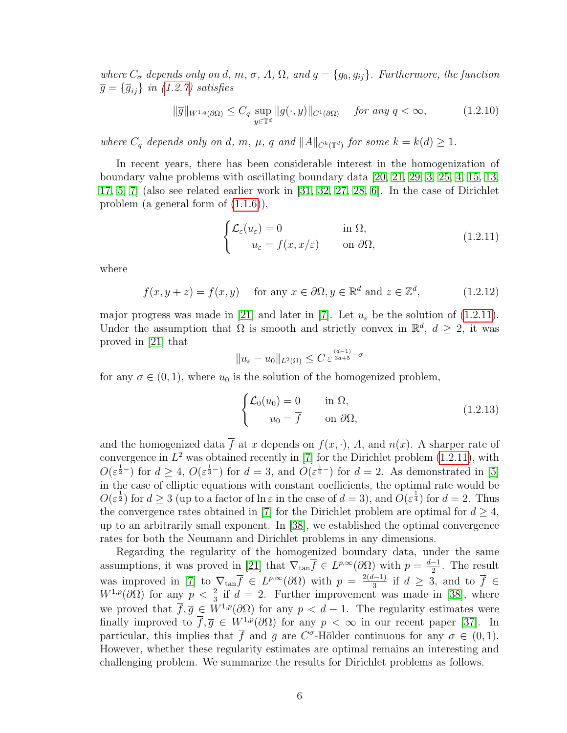*where $C_\sigma$ depends only on $d$, $m$, $\sigma$, $A$, $\Omega$, and $g = \{g_0, g_{ij}\}$. Furthermore, the function $\overline{g} = \{\overline{g}_{ij}\}$ in (1.2.7) satisfies*

$$\|\overline{g}\|_{W^{1,q}(\partial\Omega)} \le C_q \sup_{y \in \mathbb{T}^d} \|g(\cdot, y)\|_{C^1(\partial\Omega)} \quad \text{for any } q < \infty, \tag{1.2.10}$$

*where $C_q$ depends only on $d$, $m$, $\mu$, $q$ and $\|A\|_{C^k(\mathbb{T}^d)}$ for some $k = k(d) \ge 1$.*

In recent years, there has been considerable interest in the homogenization of boundary value problems with oscillating boundary data [20, 21, 29, 3, 25, 4, 15, 13, 17, 5, 7] (also see related earlier work in [31, 32, 27, 28, 6]. In the case of Dirichlet problem (a general form of (1.1.6)),

$$\begin{cases} \mathcal{L}_\varepsilon(u_\varepsilon) = 0 & \text{in } \Omega, \\ \quad u_\varepsilon = f(x, x/\varepsilon) & \text{on } \partial\Omega, \end{cases} \tag{1.2.11}$$

where

$$f(x, y + z) = f(x, y) \quad \text{for any } x \in \partial\Omega, y \in \mathbb{R}^d \text{ and } z \in \mathbb{Z}^d, \tag{1.2.12}$$

major progress was made in [21] and later in [7]. Let $u_\varepsilon$ be the solution of (1.2.11). Under the assumption that $\Omega$ is smooth and strictly convex in $\mathbb{R}^d$, $d \ge 2$, it was proved in [21] that

$$\|u_\varepsilon - u_0\|_{L^2(\Omega)} \le C\, \varepsilon^{\frac{(d-1)}{3d+5} - \sigma}$$

for any $\sigma \in (0, 1)$, where $u_0$ is the solution of the homogenized problem,

$$\begin{cases} \mathcal{L}_0(u_0) = 0 & \text{in } \Omega, \\ \quad u_0 = \overline{f} & \text{on } \partial\Omega, \end{cases} \tag{1.2.13}$$

and the homogenized data $\overline{f}$ at $x$ depends on $f(x, \cdot)$, $A$, and $n(x)$. A sharper rate of convergence in $L^2$ was obtained recently in [7] for the Dirichlet problem (1.2.11), with $O(\varepsilon^{\frac{1}{2}-})$ for $d \ge 4$, $O(\varepsilon^{\frac{1}{3}-})$ for $d = 3$, and $O(\varepsilon^{\frac{1}{6}-})$ for $d = 2$. As demonstrated in [5] in the case of elliptic equations with constant coefficients, the optimal rate would be $O(\varepsilon^{\frac{1}{2}})$ for $d \ge 3$ (up to a factor of $\ln \varepsilon$ in the case of $d = 3$), and $O(\varepsilon^{\frac{1}{4}})$ for $d = 2$. Thus the convergence rates obtained in [7] for the Dirichlet problem are optimal for $d \ge 4$, up to an arbitrarily small exponent. In [38], we established the optimal convergence rates for both the Neumann and Dirichlet problems in any dimensions.

Regarding the regularity of the homogenized boundary data, under the same assumptions, it was proved in [21] that $\nabla_{\tan}\overline{f} \in L^{p,\infty}(\partial\Omega)$ with $p = \frac{d-1}{2}$. The result was improved in [7] to $\nabla_{\tan}\overline{f} \in L^{p,\infty}(\partial\Omega)$ with $p = \frac{2(d-1)}{3}$ if $d \ge 3$, and to $\overline{f} \in W^{1,p}(\partial\Omega)$ for any $p < \frac{2}{3}$ if $d = 2$. Further improvement was made in [38], where we proved that $\overline{f}, \overline{g} \in W^{1,p}(\partial\Omega)$ for any $p < d - 1$. The regularity estimates were finally improved to $\overline{f}, \overline{g} \in W^{1,p}(\partial\Omega)$ for any $p < \infty$ in our recent paper [37]. In particular, this implies that $\overline{f}$ and $\overline{g}$ are $C^\sigma$-Hölder continuous for any $\sigma \in (0, 1)$. However, whether these regularity estimates are optimal remains an interesting and challenging problem. We summarize the results for Dirichlet problems as follows.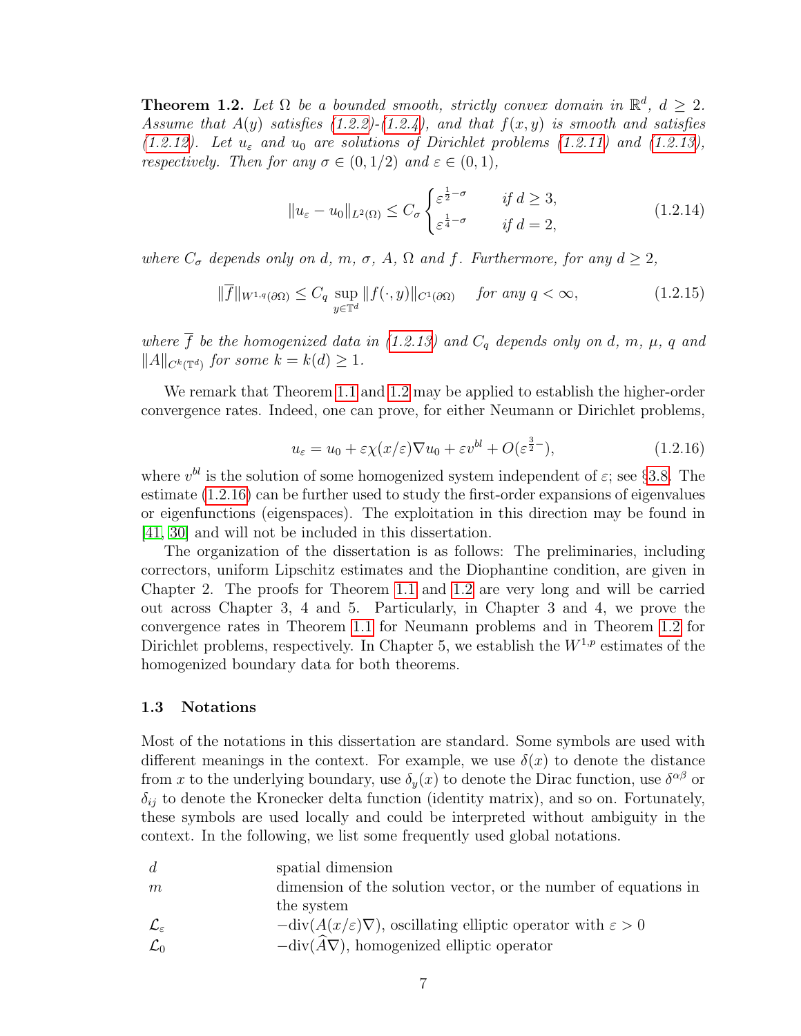**Theorem 1.2.** *Let $\Omega$ be a bounded smooth, strictly convex domain in $\mathbb{R}^d$, $d \geq 2$. Assume that $A(y)$ satisfies (1.2.2)-(1.2.4), and that $f(x, y)$ is smooth and satisfies (1.2.12). Let $u_\varepsilon$ and $u_0$ are solutions of Dirichlet problems (1.2.11) and (1.2.13), respectively. Then for any $\sigma \in (0, 1/2)$ and $\varepsilon \in (0, 1)$,*

$$\|u_\varepsilon - u_0\|_{L^2(\Omega)} \leq C_\sigma \begin{cases} \varepsilon^{\frac{1}{2}-\sigma} & \text{if } d \geq 3, \\ \varepsilon^{\frac{1}{4}-\sigma} & \text{if } d = 2, \end{cases} \tag{1.2.14}$$

*where $C_\sigma$ depends only on $d$, $m$, $\sigma$, $A$, $\Omega$ and $f$. Furthermore, for any $d \geq 2$,*

$$\|\overline{f}\|_{W^{1,q}(\partial\Omega)} \leq C_q \sup_{y \in \mathbb{T}^d} \|f(\cdot, y)\|_{C^1(\partial\Omega)} \quad \text{for any } q < \infty, \tag{1.2.15}$$

*where $\overline{f}$ be the homogenized data in (1.2.13) and $C_q$ depends only on $d$, $m$, $\mu$, $q$ and $\|A\|_{C^k(\mathbb{T}^d)}$ for some $k = k(d) \geq 1$.*

We remark that Theorem 1.1 and 1.2 may be applied to establish the higher-order convergence rates. Indeed, one can prove, for either Neumann or Dirichlet problems,

$$u_\varepsilon = u_0 + \varepsilon\chi(x/\varepsilon)\nabla u_0 + \varepsilon v^{bl} + O(\varepsilon^{\frac{3}{2}-}), \tag{1.2.16}$$

where $v^{bl}$ is the solution of some homogenized system independent of $\varepsilon$; see §3.8. The estimate (1.2.16) can be further used to study the first-order expansions of eigenvalues or eigenfunctions (eigenspaces). The exploitation in this direction may be found in [41, 30] and will not be included in this dissertation.

The organization of the dissertation is as follows: The preliminaries, including correctors, uniform Lipschitz estimates and the Diophantine condition, are given in Chapter 2. The proofs for Theorem 1.1 and 1.2 are very long and will be carried out across Chapter 3, 4 and 5. Particularly, in Chapter 3 and 4, we prove the convergence rates in Theorem 1.1 for Neumann problems and in Theorem 1.2 for Dirichlet problems, respectively. In Chapter 5, we establish the $W^{1,p}$ estimates of the homogenized boundary data for both theorems.

### 1.3 Notations

Most of the notations in this dissertation are standard. Some symbols are used with different meanings in the context. For example, we use $\delta(x)$ to denote the distance from $x$ to the underlying boundary, use $\delta_y(x)$ to denote the Dirac function, use $\delta^{\alpha\beta}$ or $\delta_{ij}$ to denote the Kronecker delta function (identity matrix), and so on. Fortunately, these symbols are used locally and could be interpreted without ambiguity in the context. In the following, we list some frequently used global notations.

| | |
|---|---|
| $d$ | spatial dimension |
| $m$ | dimension of the solution vector, or the number of equations in the system |
| $\mathcal{L}_\varepsilon$ | $-\text{div}(A(x/\varepsilon)\nabla)$, oscillating elliptic operator with $\varepsilon > 0$ |
| $\mathcal{L}_0$ | $-\text{div}(\widehat{A}\nabla)$, homogenized elliptic operator |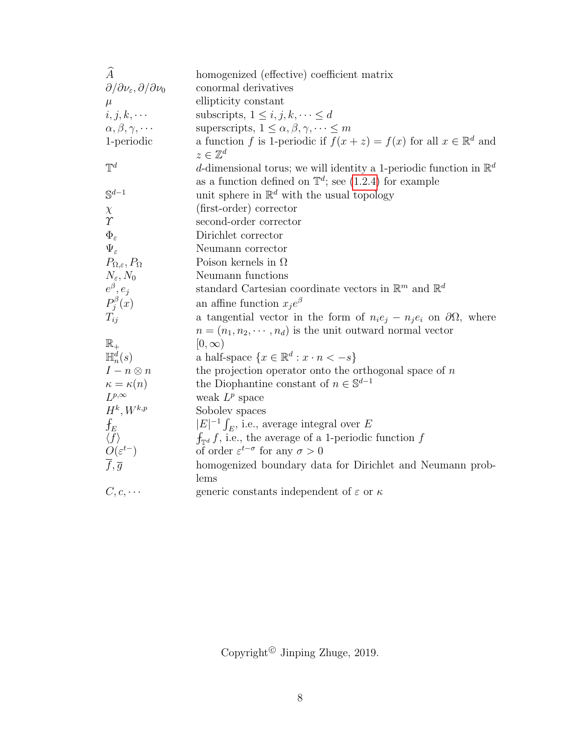| | |
|---|---|
| $\widehat{A}$ | homogenized (effective) coefficient matrix |
| $\partial/\partial\nu_\varepsilon, \partial/\partial\nu_0$ | conormal derivatives |
| $\mu$ | ellipticity constant |
| $i, j, k, \cdots$ | subscripts, $1 \le i, j, k, \cdots \le d$ |
| $\alpha, \beta, \gamma, \cdots$ | superscripts, $1 \le \alpha, \beta, \gamma, \cdots \le m$ |
| 1-periodic | a function $f$ is 1-periodic if $f(x+z) = f(x)$ for all $x \in \mathbb{R}^d$ and $z \in \mathbb{Z}^d$ |
| $\mathbb{T}^d$ | $d$-dimensional torus; we will identity a 1-periodic function in $\mathbb{R}^d$ as a function defined on $\mathbb{T}^d$; see (1.2.4) for example |
| $\mathbb{S}^{d-1}$ | unit sphere in $\mathbb{R}^d$ with the usual topology |
| $\chi$ | (first-order) corrector |
| $\Upsilon$ | second-order corrector |
| $\Phi_\varepsilon$ | Dirichlet corrector |
| $\Psi_\varepsilon$ | Neumann corrector |
| $P_{\Omega,\varepsilon}, P_\Omega$ | Poison kernels in $\Omega$ |
| $N_\varepsilon, N_0$ | Neumann functions |
| $e^\beta, e_j$ | standard Cartesian coordinate vectors in $\mathbb{R}^m$ and $\mathbb{R}^d$ |
| $P_j^\beta(x)$ | an affine function $x_j e^\beta$ |
| $T_{ij}$ | a tangential vector in the form of $n_i e_j - n_j e_i$ on $\partial\Omega$, where $n = (n_1, n_2, \cdots, n_d)$ is the unit outward normal vector |
| $\mathbb{R}_+$ | $[0, \infty)$ |
| $\mathbb{H}_n^d(s)$ | a half-space $\{x \in \mathbb{R}^d : x \cdot n < -s\}$ |
| $I - n \otimes n$ | the projection operator onto the orthogonal space of $n$ |
| $\kappa = \kappa(n)$ | the Diophantine constant of $n \in \mathbb{S}^{d-1}$ |
| $L^{p,\infty}$ | weak $L^p$ space |
| $H^k, W^{k,p}$ | Sobolev spaces |
| $\fint_E$ | $\lvert E\rvert^{-1} \int_E$, i.e., average integral over $E$ |
| $\langle f \rangle$ | $\fint_{\mathbb{T}^d} f$, i.e., the average of a 1-periodic function $f$ |
| $O(\varepsilon^{t-})$ | of order $\varepsilon^{t-\sigma}$ for any $\sigma > 0$ |
| $\overline{f}, \overline{g}$ | homogenized boundary data for Dirichlet and Neumann problems |
| $C, c, \cdots$ | generic constants independent of $\varepsilon$ or $\kappa$ |

Copyright© Jinping Zhuge, 2019.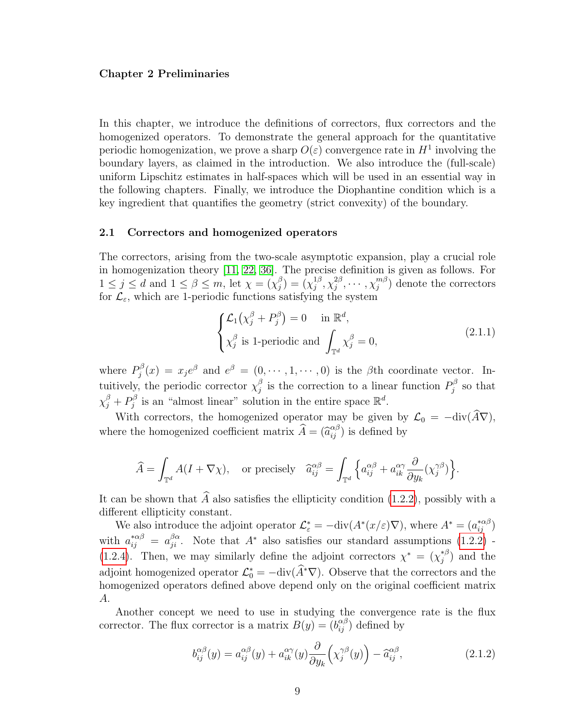# Chapter 2 Preliminaries

In this chapter, we introduce the definitions of correctors, flux correctors and the homogenized operators. To demonstrate the general approach for the quantitative periodic homogenization, we prove a sharp $O(\varepsilon)$ convergence rate in $H^1$ involving the boundary layers, as claimed in the introduction. We also introduce the (full-scale) uniform Lipschitz estimates in half-spaces which will be used in an essential way in the following chapters. Finally, we introduce the Diophantine condition which is a key ingredient that quantifies the geometry (strict convexity) of the boundary.

## 2.1 Correctors and homogenized operators

The correctors, arising from the two-scale asymptotic expansion, play a crucial role in homogenization theory [11, 22, 36]. The precise definition is given as follows. For $1 \le j \le d$ and $1 \le \beta \le m$, let $\chi = (\chi_j^\beta) = (\chi_j^{1\beta}, \chi_j^{2\beta}, \cdots, \chi_j^{m\beta})$ denote the correctors for $\mathcal{L}_\varepsilon$, which are 1-periodic functions satisfying the system

$$
\begin{cases}
\mathcal{L}_1\big(\chi_j^\beta + P_j^\beta\big) = 0 \quad \text{in } \mathbb{R}^d, \\
\chi_j^\beta \text{ is 1-periodic and } \displaystyle\int_{\mathbb{T}^d} \chi_j^\beta = 0,
\end{cases}
\tag{2.1.1}
$$

where $P_j^\beta(x) = x_j e^\beta$ and $e^\beta = (0, \cdots, 1, \cdots, 0)$ is the $\beta$th coordinate vector. Intuitively, the periodic corrector $\chi_j^\beta$ is the correction to a linear function $P_j^\beta$ so that $\chi_j^\beta + P_j^\beta$ is an "almost linear" solution in the entire space $\mathbb{R}^d$.

With correctors, the homogenized operator may be given by $\mathcal{L}_0 = -\text{div}(\widehat{A}\nabla)$, where the homogenized coefficient matrix $\widehat{A} = (\widehat{a}_{ij}^{\alpha\beta})$ is defined by

$$
\widehat{A} = \int_{\mathbb{T}^d} A(I + \nabla\chi), \quad \text{or precisely} \quad \widehat{a}_{ij}^{\alpha\beta} = \int_{\mathbb{T}^d} \Big\{ a_{ij}^{\alpha\beta} + a_{ik}^{\alpha\gamma} \frac{\partial}{\partial y_k}(\chi_j^{\gamma\beta}) \Big\}.
$$

It can be shown that $\widehat{A}$ also satisfies the ellipticity condition (1.2.2), possibly with a different ellipticity constant.

We also introduce the adjoint operator $\mathcal{L}_\varepsilon^* = -\text{div}(A^*(x/\varepsilon)\nabla)$, where $A^* = (a_{ij}^{*\alpha\beta})$ with $a_{ij}^{*\alpha\beta} = a_{ji}^{\beta\alpha}$. Note that $A^*$ also satisfies our standard assumptions (1.2.2) - (1.2.4). Then, we may similarly define the adjoint correctors $\chi^* = (\chi_j^{*\beta})$ and the adjoint homogenized operator $\mathcal{L}_0^* = -\text{div}(\widehat{A}^*\nabla)$. Observe that the correctors and the homogenized operators defined above depend only on the original coefficient matrix $A$.

Another concept we need to use in studying the convergence rate is the flux corrector. The flux corrector is a matrix $B(y) = (b_{ij}^{\alpha\beta})$ defined by

$$
b_{ij}^{\alpha\beta}(y) = a_{ij}^{\alpha\beta}(y) + a_{ik}^{\alpha\gamma}(y)\frac{\partial}{\partial y_k}\Big(\chi_j^{\gamma\beta}(y)\Big) - \widehat{a}_{ij}^{\alpha\beta},
\tag{2.1.2}
$$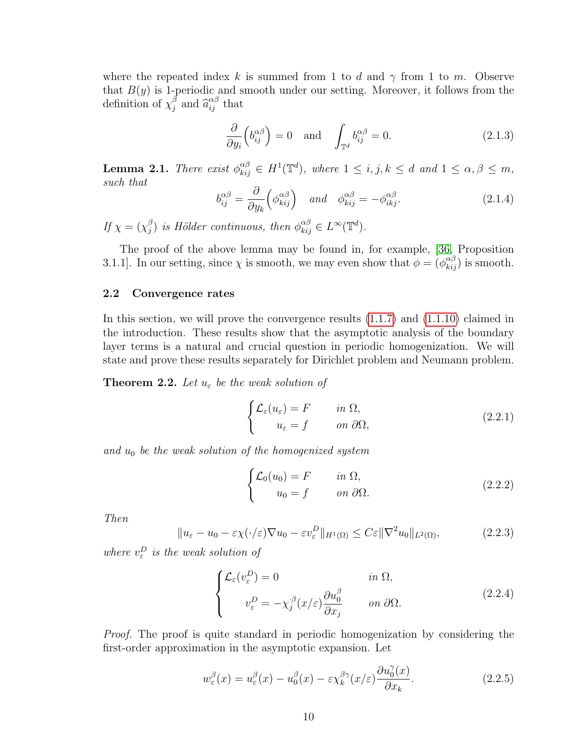where the repeated index $k$ is summed from 1 to $d$ and $\gamma$ from 1 to $m$. Observe that $B(y)$ is 1-periodic and smooth under our setting. Moreover, it follows from the definition of $\chi_j^\beta$ and $\widehat{a}_{ij}^{\alpha\beta}$ that

$$\frac{\partial}{\partial y_i}\Big(b_{ij}^{\alpha\beta}\Big) = 0 \quad \text{and} \quad \int_{\mathbb{T}^d} b_{ij}^{\alpha\beta} = 0. \tag{2.1.3}$$

**Lemma 2.1.** *There exist $\phi_{kij}^{\alpha\beta} \in H^1(\mathbb{T}^d)$, where $1 \le i,j,k \le d$ and $1 \le \alpha,\beta \le m$, such that*

$$b_{ij}^{\alpha\beta} = \frac{\partial}{\partial y_k}\Big(\phi_{kij}^{\alpha\beta}\Big) \quad \textit{and} \quad \phi_{kij}^{\alpha\beta} = -\phi_{ikj}^{\alpha\beta}. \tag{2.1.4}$$

*If $\chi = (\chi_j^\beta)$ is Hölder continuous, then $\phi_{kij}^{\alpha\beta} \in L^\infty(\mathbb{T}^d)$.*

The proof of the above lemma may be found in, for example, [36, Proposition 3.1.1]. In our setting, since $\chi$ is smooth, we may even show that $\phi = (\phi_{kij}^{\alpha\beta})$ is smooth.

### 2.2 Convergence rates

In this section, we will prove the convergence results (1.1.7) and (1.1.10) claimed in the introduction. These results show that the asymptotic analysis of the boundary layer terms is a natural and crucial question in periodic homogenization. We will state and prove these results separately for Dirichlet problem and Neumann problem.

**Theorem 2.2.** *Let $u_\varepsilon$ be the weak solution of*

$$\begin{cases} \mathcal{L}_\varepsilon(u_\varepsilon) = F & \text{in } \Omega, \\ u_\varepsilon = f & \text{on } \partial\Omega, \end{cases} \tag{2.2.1}$$

*and $u_0$ be the weak solution of the homogenized system*

$$\begin{cases} \mathcal{L}_0(u_0) = F & \text{in } \Omega, \\ u_0 = f & \text{on } \partial\Omega. \end{cases} \tag{2.2.2}$$

*Then*

$$\|u_\varepsilon - u_0 - \varepsilon\chi(\cdot/\varepsilon)\nabla u_0 - \varepsilon v_\varepsilon^D\|_{H^1(\Omega)} \le C\varepsilon\|\nabla^2 u_0\|_{L^2(\Omega)}, \tag{2.2.3}$$

*where $v_\varepsilon^D$ is the weak solution of*

$$\begin{cases} \mathcal{L}_\varepsilon(v_\varepsilon^D) = 0 & \text{in } \Omega, \\ v_\varepsilon^D = -\chi_j^\beta(x/\varepsilon)\dfrac{\partial u_0^\beta}{\partial x_j} & \text{on } \partial\Omega. \end{cases} \tag{2.2.4}$$

*Proof.* The proof is quite standard in periodic homogenization by considering the first-order approximation in the asymptotic expansion. Let

$$w_\varepsilon^\beta(x) = u_\varepsilon^\beta(x) - u_0^\beta(x) - \varepsilon\chi_k^{\beta\gamma}(x/\varepsilon)\frac{\partial u_0^\gamma(x)}{\partial x_k}. \tag{2.2.5}$$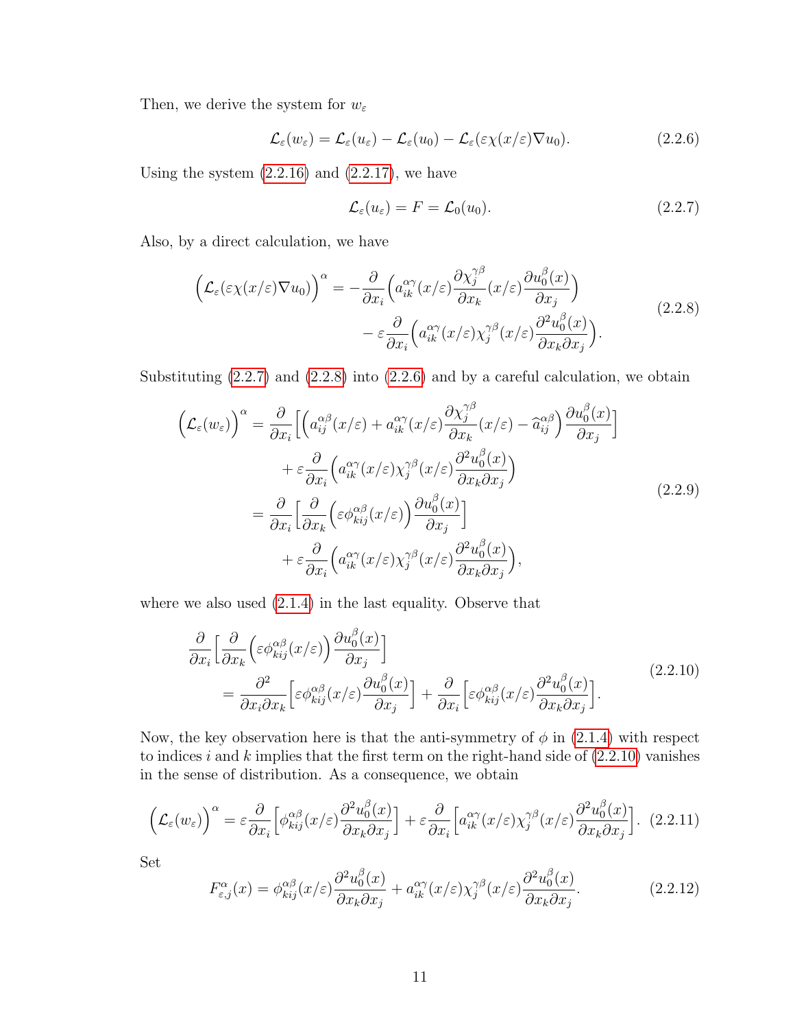Then, we derive the system for $w_\varepsilon$

$$
\mathcal{L}_\varepsilon(w_\varepsilon) = \mathcal{L}_\varepsilon(u_\varepsilon) - \mathcal{L}_\varepsilon(u_0) - \mathcal{L}_\varepsilon(\varepsilon\chi(x/\varepsilon)\nabla u_0). \tag{2.2.6}
$$

Using the system (2.2.16) and (2.2.17), we have

$$
\mathcal{L}_\varepsilon(u_\varepsilon) = F = \mathcal{L}_0(u_0). \tag{2.2.7}
$$

Also, by a direct calculation, we have

$$
\begin{aligned}
\Big(\mathcal{L}_\varepsilon(\varepsilon\chi(x/\varepsilon)\nabla u_0)\Big)^\alpha = &-\frac{\partial}{\partial x_i}\Big(a_{ik}^{\alpha\gamma}(x/\varepsilon)\frac{\partial \chi_j^{\gamma\beta}}{\partial x_k}(x/\varepsilon)\frac{\partial u_0^\beta(x)}{\partial x_j}\Big) \\
&- \varepsilon\frac{\partial}{\partial x_i}\Big(a_{ik}^{\alpha\gamma}(x/\varepsilon)\chi_j^{\gamma\beta}(x/\varepsilon)\frac{\partial^2 u_0^\beta(x)}{\partial x_k\partial x_j}\Big).
\end{aligned} \tag{2.2.8}
$$

Substituting (2.2.7) and (2.2.8) into (2.2.6) and by a careful calculation, we obtain

$$
\begin{aligned}
\Big(\mathcal{L}_\varepsilon(w_\varepsilon)\Big)^\alpha &= \frac{\partial}{\partial x_i}\Big[\Big(a_{ij}^{\alpha\beta}(x/\varepsilon) + a_{ik}^{\alpha\gamma}(x/\varepsilon)\frac{\partial \chi_j^{\gamma\beta}}{\partial x_k}(x/\varepsilon) - \widehat{a}_{ij}^{\alpha\beta}\Big)\frac{\partial u_0^\beta(x)}{\partial x_j}\Big] \\
&\quad + \varepsilon\frac{\partial}{\partial x_i}\Big(a_{ik}^{\alpha\gamma}(x/\varepsilon)\chi_j^{\gamma\beta}(x/\varepsilon)\frac{\partial^2 u_0^\beta(x)}{\partial x_k\partial x_j}\Big) \\
&= \frac{\partial}{\partial x_i}\Big[\frac{\partial}{\partial x_k}\Big(\varepsilon\phi_{kij}^{\alpha\beta}(x/\varepsilon)\Big)\frac{\partial u_0^\beta(x)}{\partial x_j}\Big] \\
&\quad + \varepsilon\frac{\partial}{\partial x_i}\Big(a_{ik}^{\alpha\gamma}(x/\varepsilon)\chi_j^{\gamma\beta}(x/\varepsilon)\frac{\partial^2 u_0^\beta(x)}{\partial x_k\partial x_j}\Big),
\end{aligned} \tag{2.2.9}
$$

where we also used (2.1.4) in the last equality. Observe that

$$
\begin{aligned}
&\frac{\partial}{\partial x_i}\Big[\frac{\partial}{\partial x_k}\Big(\varepsilon\phi_{kij}^{\alpha\beta}(x/\varepsilon)\Big)\frac{\partial u_0^\beta(x)}{\partial x_j}\Big] \\
&\quad = \frac{\partial^2}{\partial x_i\partial x_k}\Big[\varepsilon\phi_{kij}^{\alpha\beta}(x/\varepsilon)\frac{\partial u_0^\beta(x)}{\partial x_j}\Big] + \frac{\partial}{\partial x_i}\Big[\varepsilon\phi_{kij}^{\alpha\beta}(x/\varepsilon)\frac{\partial^2 u_0^\beta(x)}{\partial x_k\partial x_j}\Big].
\end{aligned} \tag{2.2.10}
$$

Now, the key observation here is that the anti-symmetry of $\phi$ in (2.1.4) with respect to indices $i$ and $k$ implies that the first term on the right-hand side of (2.2.10) vanishes in the sense of distribution. As a consequence, we obtain

$$
\Big(\mathcal{L}_\varepsilon(w_\varepsilon)\Big)^\alpha = \varepsilon\frac{\partial}{\partial x_i}\Big[\phi_{kij}^{\alpha\beta}(x/\varepsilon)\frac{\partial^2 u_0^\beta(x)}{\partial x_k\partial x_j}\Big] + \varepsilon\frac{\partial}{\partial x_i}\Big[a_{ik}^{\alpha\gamma}(x/\varepsilon)\chi_j^{\gamma\beta}(x/\varepsilon)\frac{\partial^2 u_0^\beta(x)}{\partial x_k\partial x_j}\Big]. \tag{2.2.11}
$$

Set

$$
F_{\varepsilon,j}^\alpha(x) = \phi_{kij}^{\alpha\beta}(x/\varepsilon)\frac{\partial^2 u_0^\beta(x)}{\partial x_k\partial x_j} + a_{ik}^{\alpha\gamma}(x/\varepsilon)\chi_j^{\gamma\beta}(x/\varepsilon)\frac{\partial^2 u_0^\beta(x)}{\partial x_k\partial x_j}. \tag{2.2.12}
$$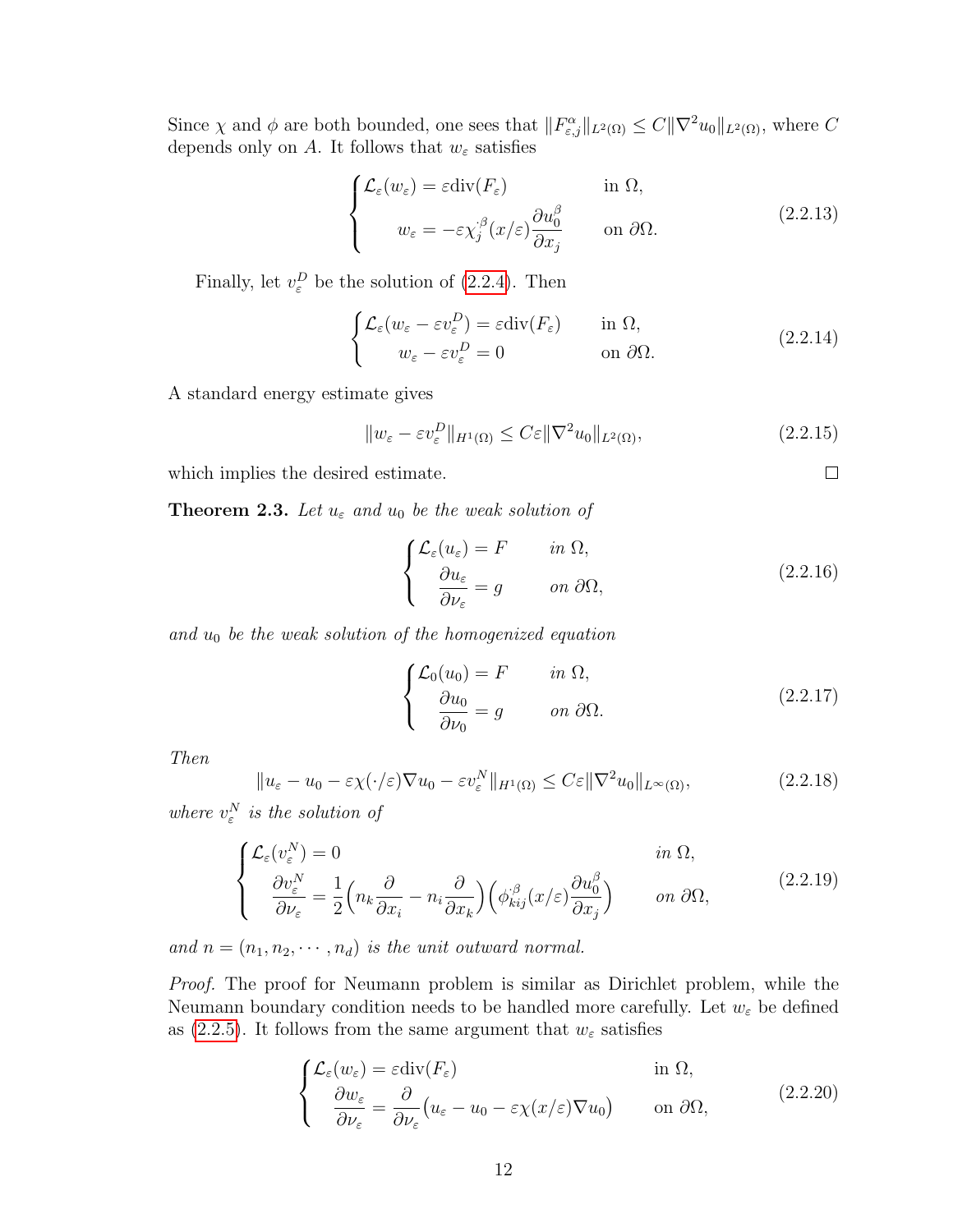Since $\chi$ and $\phi$ are both bounded, one sees that $\|F^\alpha_{\varepsilon,j}\|_{L^2(\Omega)} \le C\|\nabla^2 u_0\|_{L^2(\Omega)}$, where $C$ depends only on $A$. It follows that $w_\varepsilon$ satisfies

$$
\begin{cases}
\mathcal{L}_\varepsilon(w_\varepsilon) = \varepsilon \mathrm{div}(F_\varepsilon) & \text{in } \Omega,\\[2mm]
w_\varepsilon = -\varepsilon \chi^{\cdot\beta}_j(x/\varepsilon)\dfrac{\partial u_0^\beta}{\partial x_j} & \text{on } \partial\Omega.
\end{cases}
\tag{2.2.13}
$$

Finally, let $v^D_\varepsilon$ be the solution of (2.2.4). Then

$$
\begin{cases}
\mathcal{L}_\varepsilon(w_\varepsilon - \varepsilon v^D_\varepsilon) = \varepsilon \mathrm{div}(F_\varepsilon) & \text{in } \Omega,\\
w_\varepsilon - \varepsilon v^D_\varepsilon = 0 & \text{on } \partial\Omega.
\end{cases}
\tag{2.2.14}
$$

A standard energy estimate gives

$$
\|w_\varepsilon - \varepsilon v^D_\varepsilon\|_{H^1(\Omega)} \le C\varepsilon \|\nabla^2 u_0\|_{L^2(\Omega)},
\tag{2.2.15}
$$

which implies the desired estimate. ∎

**Theorem 2.3.** *Let $u_\varepsilon$ and $u_0$ be the weak solution of*

$$
\begin{cases}
\mathcal{L}_\varepsilon(u_\varepsilon) = F & \text{in } \Omega,\\[2mm]
\dfrac{\partial u_\varepsilon}{\partial \nu_\varepsilon} = g & \text{on } \partial\Omega,
\end{cases}
\tag{2.2.16}
$$

*and $u_0$ be the weak solution of the homogenized equation*

$$
\begin{cases}
\mathcal{L}_0(u_0) = F & \text{in } \Omega,\\[2mm]
\dfrac{\partial u_0}{\partial \nu_0} = g & \text{on } \partial\Omega.
\end{cases}
\tag{2.2.17}
$$

*Then*

$$
\|u_\varepsilon - u_0 - \varepsilon\chi(\cdot/\varepsilon)\nabla u_0 - \varepsilon v^N_\varepsilon\|_{H^1(\Omega)} \le C\varepsilon\|\nabla^2 u_0\|_{L^\infty(\Omega)},
\tag{2.2.18}
$$

*where $v^N_\varepsilon$ is the solution of*

$$
\begin{cases}
\mathcal{L}_\varepsilon(v^N_\varepsilon) = 0 & \text{in } \Omega,\\[2mm]
\dfrac{\partial v^N_\varepsilon}{\partial \nu_\varepsilon} = \dfrac{1}{2}\Big(n_k \dfrac{\partial}{\partial x_i} - n_i\dfrac{\partial}{\partial x_k}\Big)\Big(\phi^{\cdot\beta}_{kij}(x/\varepsilon)\dfrac{\partial u_0^\beta}{\partial x_j}\Big) & \text{on } \partial\Omega,
\end{cases}
\tag{2.2.19}
$$

*and $n = (n_1, n_2, \cdots, n_d)$ is the unit outward normal.*

*Proof.* The proof for Neumann problem is similar as Dirichlet problem, while the Neumann boundary condition needs to be handled more carefully. Let $w_\varepsilon$ be defined as (2.2.5). It follows from the same argument that $w_\varepsilon$ satisfies

$$
\begin{cases}
\mathcal{L}_\varepsilon(w_\varepsilon) = \varepsilon\mathrm{div}(F_\varepsilon) & \text{in } \Omega,\\[2mm]
\dfrac{\partial w_\varepsilon}{\partial \nu_\varepsilon} = \dfrac{\partial}{\partial \nu_\varepsilon}\big(u_\varepsilon - u_0 - \varepsilon\chi(x/\varepsilon)\nabla u_0\big) & \text{on } \partial\Omega,
\end{cases}
\tag{2.2.20}
$$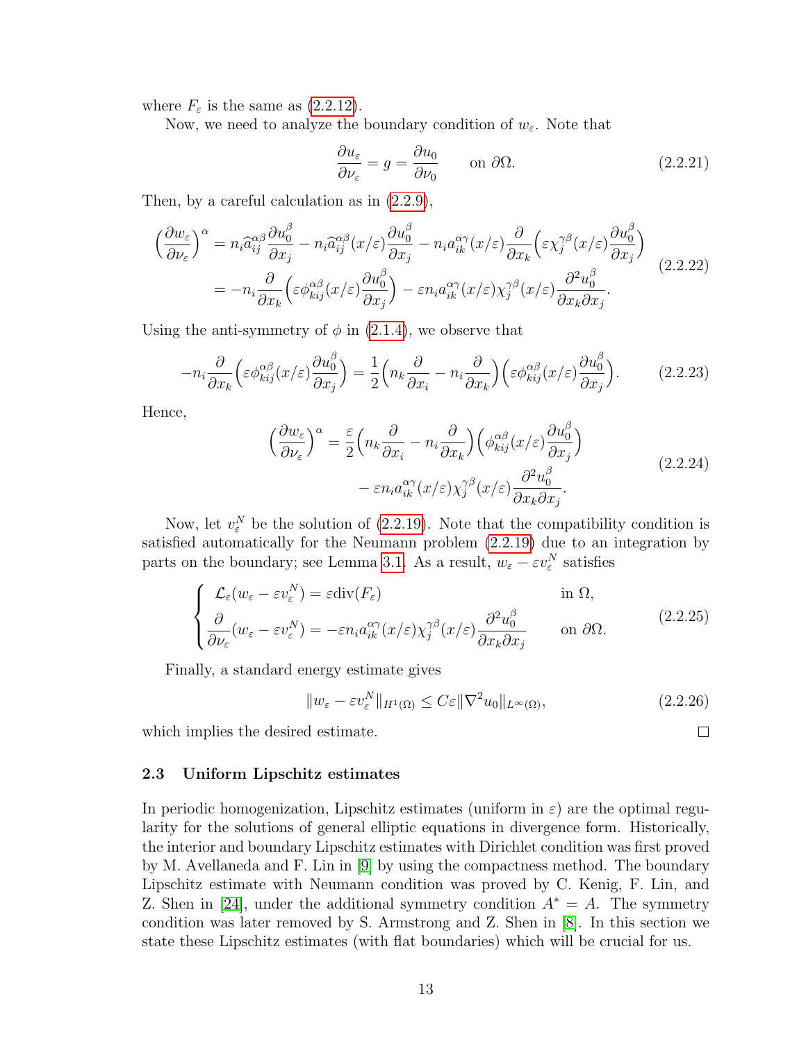where $F_\varepsilon$ is the same as (2.2.12).

Now, we need to analyze the boundary condition of $w_\varepsilon$. Note that

$$\frac{\partial u_\varepsilon}{\partial \nu_\varepsilon} = g = \frac{\partial u_0}{\partial \nu_0} \qquad \text{on } \partial\Omega. \tag{2.2.21}$$

Then, by a careful calculation as in (2.2.9),

$$\begin{aligned}
\Big(\frac{\partial w_\varepsilon}{\partial \nu_\varepsilon}\Big)^\alpha &= n_i \widehat{a}_{ij}^{\alpha\beta} \frac{\partial u_0^\beta}{\partial x_j} - n_i \widehat{a}_{ij}^{\alpha\beta}(x/\varepsilon) \frac{\partial u_0^\beta}{\partial x_j} - n_i a_{ik}^{\alpha\gamma}(x/\varepsilon) \frac{\partial}{\partial x_k}\Big( \varepsilon \chi_j^{\gamma\beta}(x/\varepsilon) \frac{\partial u_0^\beta}{\partial x_j}\Big) \\
&= -n_i \frac{\partial}{\partial x_k}\Big(\varepsilon \phi_{kij}^{\alpha\beta}(x/\varepsilon)\frac{\partial u_0^\beta}{\partial x_j}\Big) - \varepsilon n_i a_{ik}^{\alpha\gamma}(x/\varepsilon)\chi_j^{\gamma\beta}(x/\varepsilon) \frac{\partial^2 u_0^\beta}{\partial x_k \partial x_j}.
\end{aligned} \tag{2.2.22}$$

Using the anti-symmetry of $\phi$ in (2.1.4), we observe that

$$-n_i \frac{\partial}{\partial x_k}\Big(\varepsilon \phi_{kij}^{\alpha\beta}(x/\varepsilon)\frac{\partial u_0^\beta}{\partial x_j}\Big) = \frac{1}{2}\Big( n_k \frac{\partial}{\partial x_i} - n_i \frac{\partial}{\partial x_k}\Big)\Big(\varepsilon \phi_{kij}^{\alpha\beta}(x/\varepsilon)\frac{\partial u_0^\beta}{\partial x_j}\Big). \tag{2.2.23}$$

Hence,

$$\begin{aligned}
\Big(\frac{\partial w_\varepsilon}{\partial \nu_\varepsilon}\Big)^\alpha &= \frac{\varepsilon}{2}\Big( n_k \frac{\partial}{\partial x_i} - n_i \frac{\partial}{\partial x_k}\Big)\Big(\phi_{kij}^{\alpha\beta}(x/\varepsilon)\frac{\partial u_0^\beta}{\partial x_j}\Big) \\
&\qquad - \varepsilon n_i a_{ik}^{\alpha\gamma}(x/\varepsilon)\chi_j^{\gamma\beta}(x/\varepsilon) \frac{\partial^2 u_0^\beta}{\partial x_k \partial x_j}.
\end{aligned} \tag{2.2.24}$$

Now, let $v_\varepsilon^N$ be the solution of (2.2.19). Note that the compatibility condition is satisfied automatically for the Neumann problem (2.2.19) due to an integration by parts on the boundary; see Lemma 3.1. As a result, $w_\varepsilon - \varepsilon v_\varepsilon^N$ satisfies

$$\begin{cases}
\mathcal{L}_\varepsilon(w_\varepsilon - \varepsilon v_\varepsilon^N) = \varepsilon \operatorname{div}(F_\varepsilon) & \text{in } \Omega, \\
\dfrac{\partial}{\partial \nu_\varepsilon}(w_\varepsilon - \varepsilon v_\varepsilon^N) = -\varepsilon n_i a_{ik}^{\alpha\gamma}(x/\varepsilon)\chi_j^{\gamma\beta}(x/\varepsilon)\dfrac{\partial^2 u_0^\beta}{\partial x_k \partial x_j} & \text{on } \partial\Omega.
\end{cases} \tag{2.2.25}$$

Finally, a standard energy estimate gives

$$\| w_\varepsilon - \varepsilon v_\varepsilon^N \|_{H^1(\Omega)} \le C\varepsilon \|\nabla^2 u_0\|_{L^\infty(\Omega)}, \tag{2.2.26}$$

which implies the desired estimate. □

### 2.3 Uniform Lipschitz estimates

In periodic homogenization, Lipschitz estimates (uniform in $\varepsilon$) are the optimal regularity for the solutions of general elliptic equations in divergence form. Historically, the interior and boundary Lipschitz estimates with Dirichlet condition was first proved by M. Avellaneda and F. Lin in [9] by using the compactness method. The boundary Lipschitz estimate with Neumann condition was proved by C. Kenig, F. Lin, and Z. Shen in [24], under the additional symmetry condition $A^* = A$. The symmetry condition was later removed by S. Armstrong and Z. Shen in [8]. In this section we state these Lipschitz estimates (with flat boundaries) which will be crucial for us.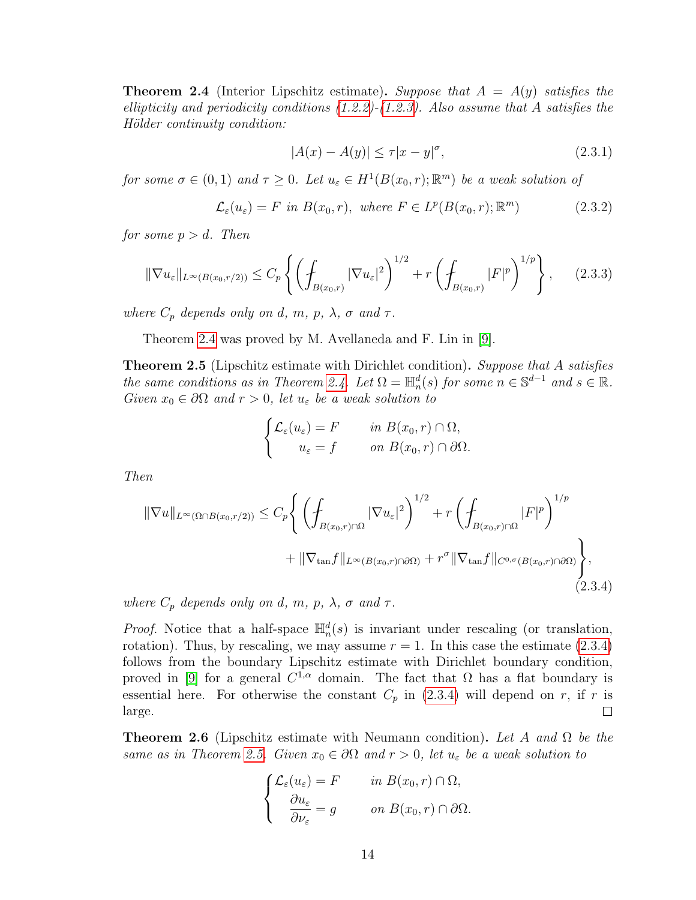**Theorem 2.4** (Interior Lipschitz estimate)**.** *Suppose that $A = A(y)$ satisfies the ellipticity and periodicity conditions (1.2.2)-(1.2.3). Also assume that $A$ satisfies the Hölder continuity condition:*

$$|A(x) - A(y)| \leq \tau |x - y|^{\sigma}, \tag{2.3.1}$$

*for some $\sigma \in (0, 1)$ and $\tau \geq 0$. Let $u_\varepsilon \in H^1(B(x_0, r); \mathbb{R}^m)$ be a weak solution of*

$$\mathcal{L}_\varepsilon(u_\varepsilon) = F \ \text{ in } B(x_0, r), \ \text{ where } F \in L^p(B(x_0, r); \mathbb{R}^m) \tag{2.3.2}$$

*for some $p > d$. Then*

$$\|\nabla u_\varepsilon\|_{L^\infty(B(x_0,r/2))} \leq C_p \left\{ \left( \fint_{B(x_0,r)} |\nabla u_\varepsilon|^2 \right)^{1/2} + r \left( \fint_{B(x_0,r)} |F|^p \right)^{1/p} \right\}, \tag{2.3.3}$$

*where $C_p$ depends only on $d$, $m$, $p$, $\lambda$, $\sigma$ and $\tau$.*

Theorem 2.4 was proved by M. Avellaneda and F. Lin in [9].

**Theorem 2.5** (Lipschitz estimate with Dirichlet condition)**.** *Suppose that $A$ satisfies the same conditions as in Theorem 2.4. Let $\Omega = \mathbb{H}^d_n(s)$ for some $n \in \mathbb{S}^{d-1}$ and $s \in \mathbb{R}$. Given $x_0 \in \partial\Omega$ and $r > 0$, let $u_\varepsilon$ be a weak solution to*

$$\begin{cases} \mathcal{L}_\varepsilon(u_\varepsilon) = F & \text{in } B(x_0, r) \cap \Omega, \\ \qquad u_\varepsilon = f & \text{on } B(x_0, r) \cap \partial\Omega. \end{cases}$$

*Then*

$$\begin{aligned} \|\nabla u\|_{L^\infty(\Omega \cap B(x_0,r/2))} \leq C_p \Bigg\{ & \left( \fint_{B(x_0,r)\cap\Omega} |\nabla u_\varepsilon|^2 \right)^{1/2} + r \left( \fint_{B(x_0,r)\cap\Omega} |F|^p \right)^{1/p} \\ & + \|\nabla_{\tan} f\|_{L^\infty(B(x_0,r)\cap\partial\Omega)} + r^\sigma \|\nabla_{\tan} f\|_{C^{0,\sigma}(B(x_0,r)\cap\partial\Omega)} \Bigg\}, \end{aligned} \tag{2.3.4}$$

*where $C_p$ depends only on $d$, $m$, $p$, $\lambda$, $\sigma$ and $\tau$.*

*Proof.* Notice that a half-space $\mathbb{H}^d_n(s)$ is invariant under rescaling (or translation, rotation). Thus, by rescaling, we may assume $r = 1$. In this case the estimate (2.3.4) follows from the boundary Lipschitz estimate with Dirichlet boundary condition, proved in [9] for a general $C^{1,\alpha}$ domain. The fact that $\Omega$ has a flat boundary is essential here. For otherwise the constant $C_p$ in (2.3.4) will depend on $r$, if $r$ is large. $\square$

**Theorem 2.6** (Lipschitz estimate with Neumann condition)**.** *Let $A$ and $\Omega$ be the same as in Theorem 2.5. Given $x_0 \in \partial\Omega$ and $r > 0$, let $u_\varepsilon$ be a weak solution to*

$$\begin{cases} \mathcal{L}_\varepsilon(u_\varepsilon) = F & \text{in } B(x_0, r) \cap \Omega, \\ \dfrac{\partial u_\varepsilon}{\partial \nu_\varepsilon} = g & \text{on } B(x_0, r) \cap \partial\Omega. \end{cases}$$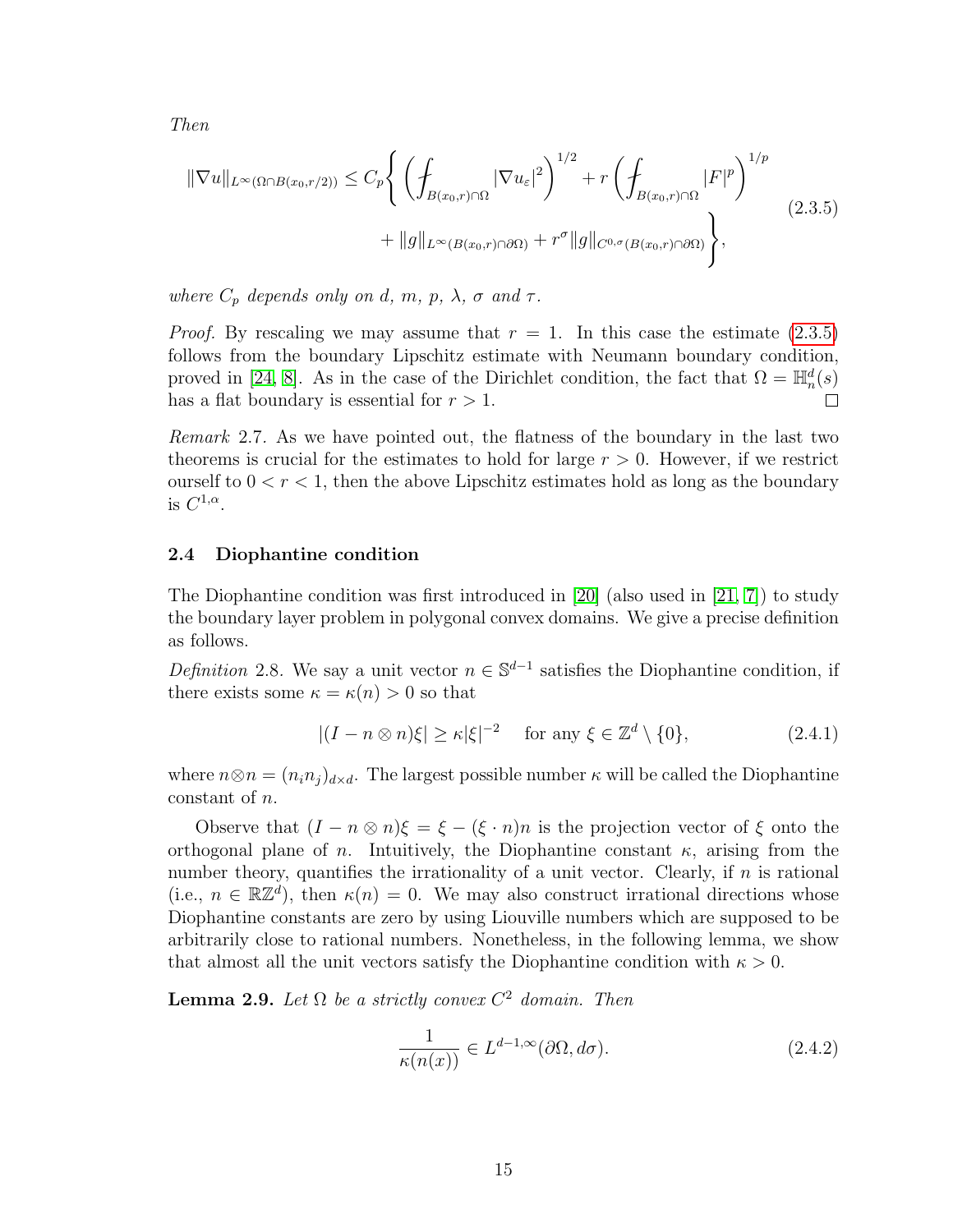*Then*

$$
\begin{aligned}
\|\nabla u\|_{L^\infty(\Omega\cap B(x_0,r/2))} \le C_p \Bigg\{ \left( \fint_{B(x_0,r)\cap\Omega} |\nabla u_\varepsilon|^2 \right)^{1/2} + r \left( \fint_{B(x_0,r)\cap\Omega} |F|^p \right)^{1/p} \\
+ \|g\|_{L^\infty(B(x_0,r)\cap\partial\Omega)} + r^\sigma \|g\|_{C^{0,\sigma}(B(x_0,r)\cap\partial\Omega)} \Bigg\},
\end{aligned}
\tag{2.3.5}
$$

*where $C_p$ depends only on $d$, $m$, $p$, $\lambda$, $\sigma$ and $\tau$.*

*Proof.* By rescaling we may assume that $r = 1$. In this case the estimate (2.3.5) follows from the boundary Lipschitz estimate with Neumann boundary condition, proved in [24, 8]. As in the case of the Dirichlet condition, the fact that $\Omega = \mathbb{H}^d_n(s)$ has a flat boundary is essential for $r > 1$. $\square$

*Remark* 2.7. As we have pointed out, the flatness of the boundary in the last two theorems is crucial for the estimates to hold for large $r > 0$. However, if we restrict ourself to $0 < r < 1$, then the above Lipschitz estimates hold as long as the boundary is $C^{1,\alpha}$.

### 2.4 Diophantine condition

The Diophantine condition was first introduced in [20] (also used in [21, 7]) to study the boundary layer problem in polygonal convex domains. We give a precise definition as follows.

*Definition* 2.8. We say a unit vector $n \in \mathbb{S}^{d-1}$ satisfies the Diophantine condition, if there exists some $\kappa = \kappa(n) > 0$ so that

$$
|(I - n\otimes n)\xi| \ge \kappa |\xi|^{-2} \quad \text{for any } \xi \in \mathbb{Z}^d \setminus \{0\},
\tag{2.4.1}
$$

where $n\otimes n = (n_i n_j)_{d\times d}$. The largest possible number $\kappa$ will be called the Diophantine constant of $n$.

Observe that $(I - n\otimes n)\xi = \xi - (\xi\cdot n)n$ is the projection vector of $\xi$ onto the orthogonal plane of $n$. Intuitively, the Diophantine constant $\kappa$, arising from the number theory, quantifies the irrationality of a unit vector. Clearly, if $n$ is rational (i.e., $n \in \mathbb{R}\mathbb{Z}^d$), then $\kappa(n) = 0$. We may also construct irrational directions whose Diophantine constants are zero by using Liouville numbers which are supposed to be arbitrarily close to rational numbers. Nonetheless, in the following lemma, we show that almost all the unit vectors satisfy the Diophantine condition with $\kappa > 0$.

**Lemma 2.9.** *Let $\Omega$ be a strictly convex $C^2$ domain. Then*

$$
\frac{1}{\kappa(n(x))} \in L^{d-1,\infty}(\partial\Omega, d\sigma).
\tag{2.4.2}
$$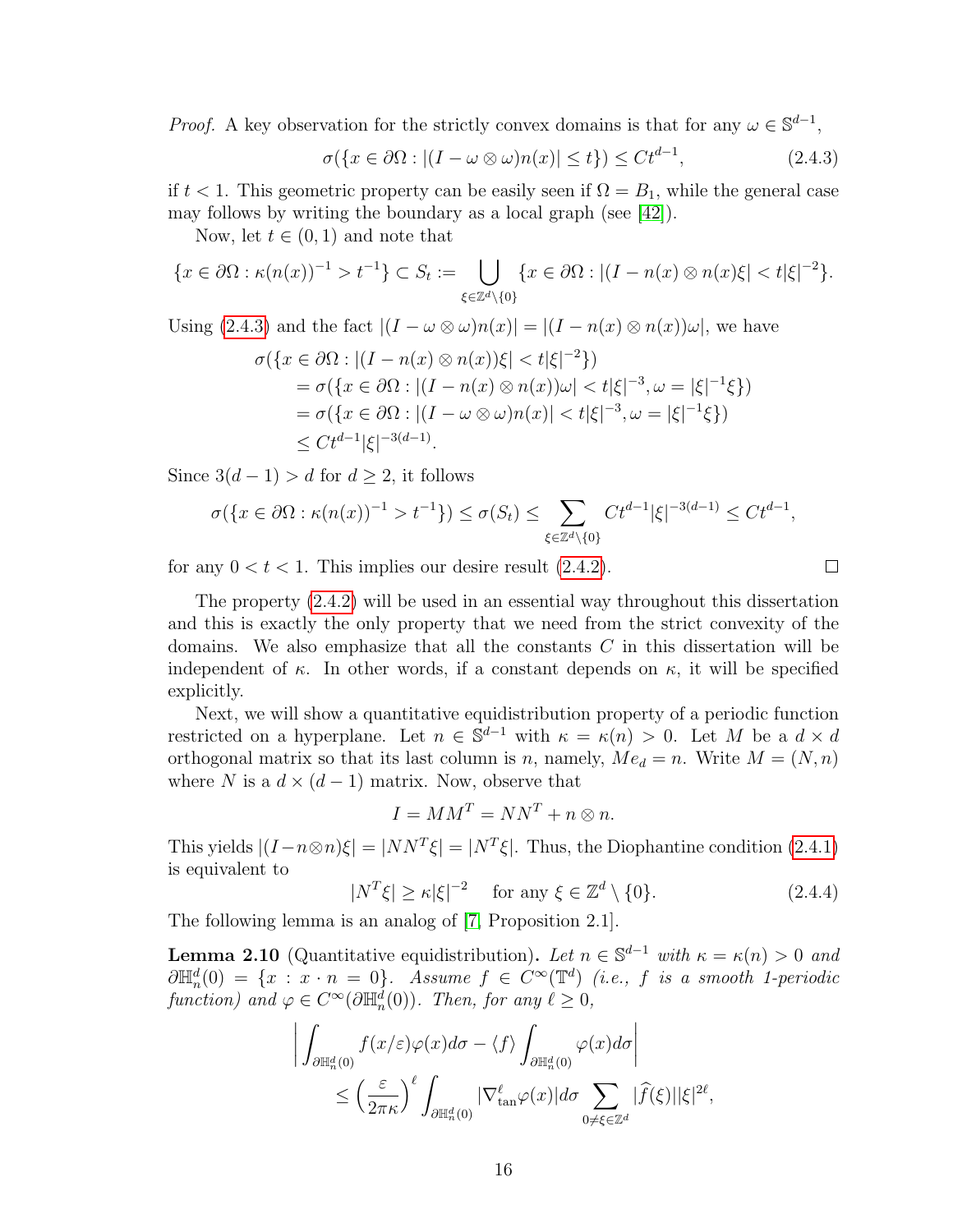*Proof.* A key observation for the strictly convex domains is that for any $\omega \in \mathbb{S}^{d-1}$,

$$\sigma(\{x \in \partial\Omega : |(I - \omega \otimes \omega) n(x)| \le t\}) \le C t^{d-1}, \tag{2.4.3}$$

if $t < 1$. This geometric property can be easily seen if $\Omega = B_1$, while the general case may follows by writing the boundary as a local graph (see [42]).

Now, let $t \in (0,1)$ and note that

$$\{x \in \partial\Omega : \kappa(n(x))^{-1} > t^{-1}\} \subset S_t := \bigcup_{\xi \in \mathbb{Z}^d \setminus \{0\}} \{x \in \partial\Omega : |(I - n(x) \otimes n(x)\xi| < t|\xi|^{-2}\}.$$

Using (2.4.3) and the fact $|(I - \omega \otimes \omega) n(x)| = |(I - n(x) \otimes n(x))\omega|$, we have

$$\begin{aligned}
&\sigma(\{x \in \partial\Omega : |(I - n(x) \otimes n(x))\xi| < t|\xi|^{-2}\}) \\
&\quad = \sigma(\{x \in \partial\Omega : |(I - n(x) \otimes n(x))\omega| < t|\xi|^{-3}, \omega = |\xi|^{-1}\xi\}) \\
&\quad = \sigma(\{x \in \partial\Omega : |(I - \omega \otimes \omega) n(x)| < t|\xi|^{-3}, \omega = |\xi|^{-1}\xi\}) \\
&\quad \le C t^{d-1} |\xi|^{-3(d-1)}.
\end{aligned}$$

Since $3(d-1) > d$ for $d \ge 2$, it follows

$$\sigma(\{x \in \partial\Omega : \kappa(n(x))^{-1} > t^{-1}\}) \le \sigma(S_t) \le \sum_{\xi \in \mathbb{Z}^d \setminus \{0\}} C t^{d-1} |\xi|^{-3(d-1)} \le C t^{d-1},$$

for any $0 < t < 1$. This implies our desire result (2.4.2). □

The property (2.4.2) will be used in an essential way throughout this dissertation and this is exactly the only property that we need from the strict convexity of the domains. We also emphasize that all the constants $C$ in this dissertation will be independent of $\kappa$. In other words, if a constant depends on $\kappa$, it will be specified explicitly.

Next, we will show a quantitative equidistribution property of a periodic function restricted on a hyperplane. Let $n \in \mathbb{S}^{d-1}$ with $\kappa = \kappa(n) > 0$. Let $M$ be a $d \times d$ orthogonal matrix so that its last column is $n$, namely, $M e_d = n$. Write $M = (N, n)$ where $N$ is a $d \times (d-1)$ matrix. Now, observe that

$$I = M M^T = N N^T + n \otimes n.$$

This yields $|(I - n \otimes n)\xi| = |N N^T \xi| = |N^T \xi|$. Thus, the Diophantine condition (2.4.1) is equivalent to

$$|N^T \xi| \ge \kappa |\xi|^{-2} \quad \text{for any } \xi \in \mathbb{Z}^d \setminus \{0\}. \tag{2.4.4}$$

The following lemma is an analog of [7, Proposition 2.1].

**Lemma 2.10** (Quantitative equidistribution)**.** *Let $n \in \mathbb{S}^{d-1}$ with $\kappa = \kappa(n) > 0$ and $\partial\mathbb{H}^d_n(0) = \{x : x \cdot n = 0\}$. Assume $f \in C^\infty(\mathbb{T}^d)$ (i.e., $f$ is a smooth 1-periodic function) and $\varphi \in C^\infty(\partial\mathbb{H}^d_n(0))$. Then, for any $\ell \ge 0$,*

$$\begin{aligned}
&\left| \int_{\partial\mathbb{H}^d_n(0)} f(x/\varepsilon)\varphi(x) d\sigma - \langle f \rangle \int_{\partial\mathbb{H}^d_n(0)} \varphi(x) d\sigma \right| \\
&\qquad \le \left( \frac{\varepsilon}{2\pi\kappa} \right)^\ell \int_{\partial\mathbb{H}^d_n(0)} |\nabla^\ell_{\tan} \varphi(x)| d\sigma \sum_{0 \ne \xi \in \mathbb{Z}^d} |\widehat{f}(\xi)| |\xi|^{2\ell},
\end{aligned}$$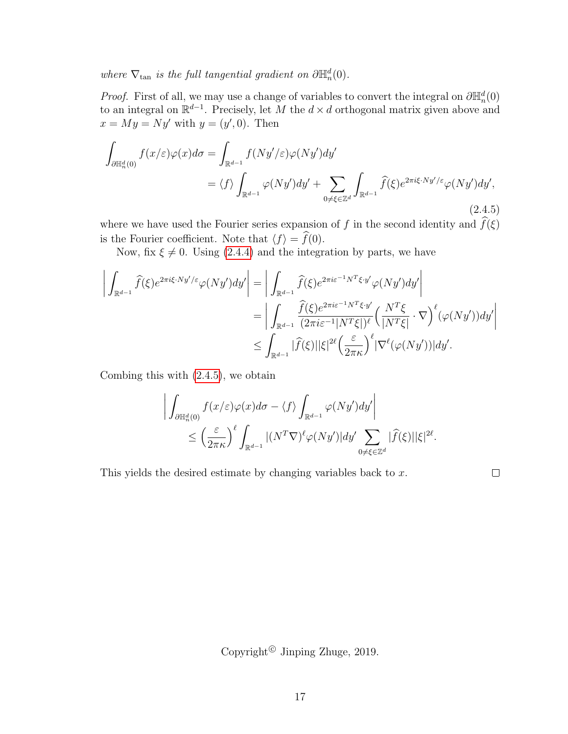*where $\nabla_{\tan}$ is the full tangential gradient on $\partial\mathbb{H}^d_n(0)$.*

*Proof.* First of all, we may use a change of variables to convert the integral on $\partial\mathbb{H}^d_n(0)$ to an integral on $\mathbb{R}^{d-1}$. Precisely, let $M$ the $d\times d$ orthogonal matrix given above and $x = My = Ny'$ with $y = (y', 0)$. Then

$$
\begin{aligned}
\int_{\partial\mathbb{H}^d_n(0)} f(x/\varepsilon)\varphi(x)d\sigma &= \int_{\mathbb{R}^{d-1}} f(Ny'/\varepsilon)\varphi(Ny')dy' \\
&= \langle f\rangle \int_{\mathbb{R}^{d-1}} \varphi(Ny')dy' + \sum_{0\neq\xi\in\mathbb{Z}^d} \int_{\mathbb{R}^{d-1}} \widehat{f}(\xi)e^{2\pi i\xi\cdot Ny'/\varepsilon}\varphi(Ny')dy',
\end{aligned}
\tag{2.4.5}
$$

where we have used the Fourier series expansion of $f$ in the second identity and $\widehat{f}(\xi)$ is the Fourier coefficient. Note that $\langle f\rangle = \widehat{f}(0)$.

Now, fix $\xi \neq 0$. Using (2.4.4) and the integration by parts, we have

$$
\begin{aligned}
\bigg| \int_{\mathbb{R}^{d-1}} \widehat{f}(\xi)e^{2\pi i\xi\cdot Ny'/\varepsilon}\varphi(Ny')dy' \bigg| &= \bigg| \int_{\mathbb{R}^{d-1}} \widehat{f}(\xi)e^{2\pi i\varepsilon^{-1}N^T\xi\cdot y'}\varphi(Ny')dy' \bigg| \\
&= \bigg| \int_{\mathbb{R}^{d-1}} \frac{\widehat{f}(\xi)e^{2\pi i\varepsilon^{-1}N^T\xi\cdot y'}}{(2\pi i\varepsilon^{-1}|N^T\xi|)^\ell}\Big(\frac{N^T\xi}{|N^T\xi|}\cdot\nabla\Big)^\ell(\varphi(Ny'))dy' \bigg| \\
&\le \int_{\mathbb{R}^{d-1}} |\widehat{f}(\xi)||\xi|^{2\ell}\Big(\frac{\varepsilon}{2\pi\kappa}\Big)^\ell |\nabla^\ell(\varphi(Ny'))|dy'.
\end{aligned}
$$

Combing this with (2.4.5), we obtain

$$
\begin{aligned}
&\bigg| \int_{\partial\mathbb{H}^d_n(0)} f(x/\varepsilon)\varphi(x)d\sigma - \langle f\rangle \int_{\mathbb{R}^{d-1}} \varphi(Ny')dy' \bigg| \\
&\qquad \le \Big(\frac{\varepsilon}{2\pi\kappa}\Big)^\ell \int_{\mathbb{R}^{d-1}} |(N^T\nabla)^\ell\varphi(Ny')|dy' \sum_{0\neq\xi\in\mathbb{Z}^d} |\widehat{f}(\xi)||\xi|^{2\ell}.
\end{aligned}
$$

This yields the desired estimate by changing variables back to $x$. ∎

Copyright© Jinping Zhuge, 2019.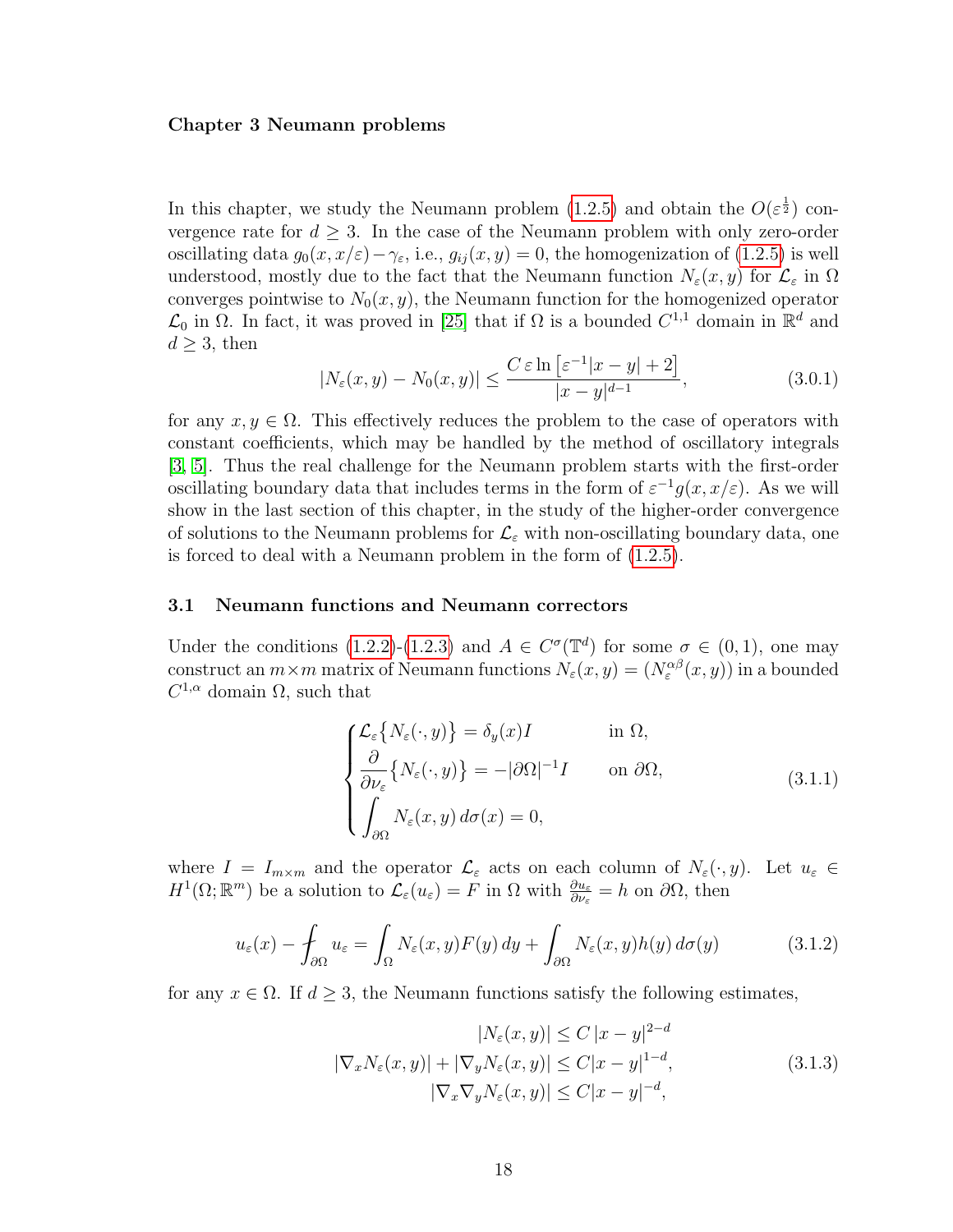# Chapter 3 Neumann problems

In this chapter, we study the Neumann problem (1.2.5) and obtain the $O(\varepsilon^{\frac{1}{2}})$ convergence rate for $d \geq 3$. In the case of the Neumann problem with only zero-order oscillating data $g_0(x, x/\varepsilon) - \gamma_\varepsilon$, i.e., $g_{ij}(x, y) = 0$, the homogenization of (1.2.5) is well understood, mostly due to the fact that the Neumann function $N_\varepsilon(x, y)$ for $\mathcal{L}_\varepsilon$ in $\Omega$ converges pointwise to $N_0(x, y)$, the Neumann function for the homogenized operator $\mathcal{L}_0$ in $\Omega$. In fact, it was proved in [25] that if $\Omega$ is a bounded $C^{1,1}$ domain in $\mathbb{R}^d$ and $d \geq 3$, then

$$|N_\varepsilon(x, y) - N_0(x, y)| \leq \frac{C\,\varepsilon \ln\left[\varepsilon^{-1}|x - y| + 2\right]}{|x - y|^{d-1}}, \tag{3.0.1}$$

for any $x, y \in \Omega$. This effectively reduces the problem to the case of operators with constant coefficients, which may be handled by the method of oscillatory integrals [3, 5]. Thus the real challenge for the Neumann problem starts with the first-order oscillating boundary data that includes terms in the form of $\varepsilon^{-1} g(x, x/\varepsilon)$. As we will show in the last section of this chapter, in the study of the higher-order convergence of solutions to the Neumann problems for $\mathcal{L}_\varepsilon$ with non-oscillating boundary data, one is forced to deal with a Neumann problem in the form of (1.2.5).

## 3.1 Neumann functions and Neumann correctors

Under the conditions (1.2.2)-(1.2.3) and $A \in C^\sigma(\mathbb{T}^d)$ for some $\sigma \in (0, 1)$, one may construct an $m \times m$ matrix of Neumann functions $N_\varepsilon(x, y) = (N_\varepsilon^{\alpha\beta}(x, y))$ in a bounded $C^{1,\alpha}$ domain $\Omega$, such that

$$\begin{cases} \mathcal{L}_\varepsilon\big\{N_\varepsilon(\cdot, y)\big\} = \delta_y(x) I & \text{in } \Omega, \\ \dfrac{\partial}{\partial \nu_\varepsilon}\big\{N_\varepsilon(\cdot, y)\big\} = -|\partial\Omega|^{-1} I & \text{on } \partial\Omega, \\ \displaystyle\int_{\partial\Omega} N_\varepsilon(x, y)\, d\sigma(x) = 0, \end{cases} \tag{3.1.1}$$

where $I = I_{m \times m}$ and the operator $\mathcal{L}_\varepsilon$ acts on each column of $N_\varepsilon(\cdot, y)$. Let $u_\varepsilon \in H^1(\Omega; \mathbb{R}^m)$ be a solution to $\mathcal{L}_\varepsilon(u_\varepsilon) = F$ in $\Omega$ with $\frac{\partial u_\varepsilon}{\partial \nu_\varepsilon} = h$ on $\partial\Omega$, then

$$u_\varepsilon(x) - \fint_{\partial\Omega} u_\varepsilon = \int_\Omega N_\varepsilon(x, y) F(y)\, dy + \int_{\partial\Omega} N_\varepsilon(x, y) h(y)\, d\sigma(y) \tag{3.1.2}$$

for any $x \in \Omega$. If $d \geq 3$, the Neumann functions satisfy the following estimates,

$$\begin{aligned} |N_\varepsilon(x, y)| &\leq C\,|x - y|^{2-d} \\ |\nabla_x N_\varepsilon(x, y)| + |\nabla_y N_\varepsilon(x, y)| &\leq C|x - y|^{1-d}, \\ |\nabla_x \nabla_y N_\varepsilon(x, y)| &\leq C|x - y|^{-d}, \end{aligned} \tag{3.1.3}$$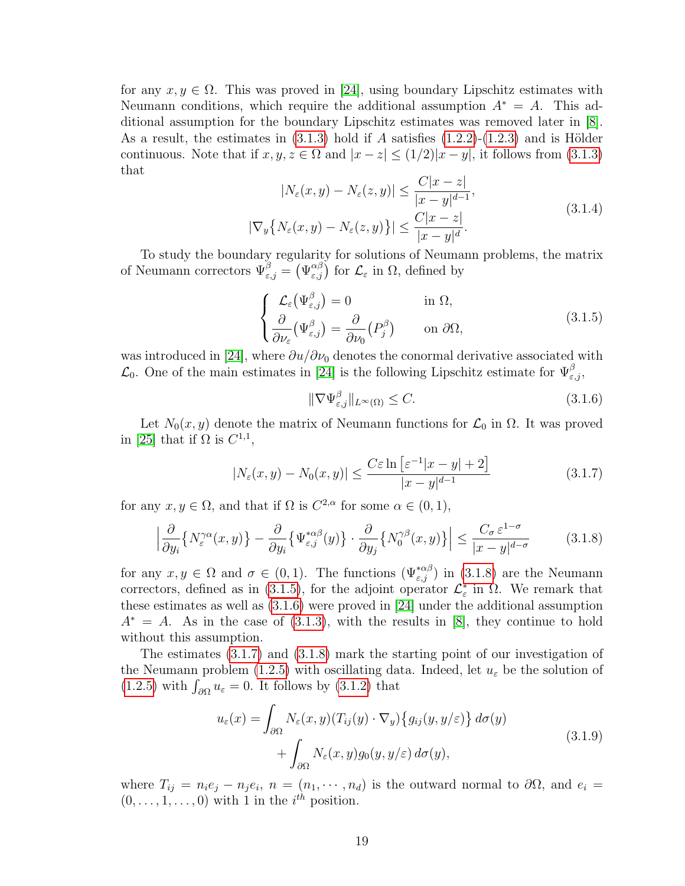for any $x, y \in \Omega$. This was proved in [24], using boundary Lipschitz estimates with Neumann conditions, which require the additional assumption $A^* = A$. This additional assumption for the boundary Lipschitz estimates was removed later in [8]. As a result, the estimates in (3.1.3) hold if $A$ satisfies (1.2.2)-(1.2.3) and is Hölder continuous. Note that if $x, y, z \in \Omega$ and $|x - z| \le (1/2)|x - y|$, it follows from (3.1.3) that

$$
\begin{aligned}
|N_\varepsilon(x, y) - N_\varepsilon(z, y)| &\le \frac{C|x - z|}{|x - y|^{d-1}}, \\
|\nabla_y \big\{ N_\varepsilon(x, y) - N_\varepsilon(z, y) \big\}| &\le \frac{C|x - z|}{|x - y|^{d}}.
\end{aligned}
\tag{3.1.4}
$$

To study the boundary regularity for solutions of Neumann problems, the matrix of Neumann correctors $\Psi_{\varepsilon,j}^{\beta} = \big(\Psi_{\varepsilon,j}^{\alpha\beta}\big)$ for $\mathcal{L}_\varepsilon$ in $\Omega$, defined by

$$
\begin{cases}
\mathcal{L}_\varepsilon\big(\Psi_{\varepsilon,j}^{\beta}\big) = 0 & \text{in } \Omega, \\
\dfrac{\partial}{\partial \nu_\varepsilon}\big(\Psi_{\varepsilon,j}^{\beta}\big) = \dfrac{\partial}{\partial \nu_0}\big(P_j^{\beta}\big) & \text{on } \partial\Omega,
\end{cases}
\tag{3.1.5}
$$

was introduced in [24], where $\partial u / \partial \nu_0$ denotes the conormal derivative associated with $\mathcal{L}_0$. One of the main estimates in [24] is the following Lipschitz estimate for $\Psi_{\varepsilon,j}^{\beta}$,

$$
\|\nabla \Psi_{\varepsilon,j}^{\beta}\|_{L^\infty(\Omega)} \le C. \tag{3.1.6}
$$

Let $N_0(x, y)$ denote the matrix of Neumann functions for $\mathcal{L}_0$ in $\Omega$. It was proved in [25] that if $\Omega$ is $C^{1,1}$,

$$
|N_\varepsilon(x, y) - N_0(x, y)| \le \frac{C\varepsilon \ln\big[\varepsilon^{-1}|x - y| + 2\big]}{|x - y|^{d-1}} \tag{3.1.7}
$$

for any $x, y \in \Omega$, and that if $\Omega$ is $C^{2,\alpha}$ for some $\alpha \in (0, 1)$,

$$
\Big| \frac{\partial}{\partial y_i}\big\{ N_\varepsilon^{\gamma\alpha}(x, y) \big\} - \frac{\partial}{\partial y_i}\big\{ \Psi_{\varepsilon,j}^{*\alpha\beta}(y) \big\} \cdot \frac{\partial}{\partial y_j}\big\{ N_0^{\gamma\beta}(x, y) \big\} \Big| \le \frac{C_\sigma\, \varepsilon^{1-\sigma}}{|x - y|^{d-\sigma}} \tag{3.1.8}
$$

for any $x, y \in \Omega$ and $\sigma \in (0, 1)$. The functions $(\Psi_{\varepsilon,j}^{*\alpha\beta})$ in (3.1.8) are the Neumann correctors, defined as in (3.1.5), for the adjoint operator $\mathcal{L}_\varepsilon^*$ in $\Omega$. We remark that these estimates as well as (3.1.6) were proved in [24] under the additional assumption $A^* = A$. As in the case of (3.1.3), with the results in [8], they continue to hold without this assumption.

The estimates (3.1.7) and (3.1.8) mark the starting point of our investigation of the Neumann problem (1.2.5) with oscillating data. Indeed, let $u_\varepsilon$ be the solution of (1.2.5) with $\int_{\partial\Omega} u_\varepsilon = 0$. It follows by (3.1.2) that

$$
\begin{aligned}
u_\varepsilon(x) = &\int_{\partial\Omega} N_\varepsilon(x, y)(T_{ij}(y) \cdot \nabla_y)\big\{ g_{ij}(y, y/\varepsilon) \big\}\, d\sigma(y) \\
&+ \int_{\partial\Omega} N_\varepsilon(x, y) g_0(y, y/\varepsilon)\, d\sigma(y),
\end{aligned}
\tag{3.1.9}
$$

where $T_{ij} = n_i e_j - n_j e_i$, $n = (n_1, \cdots, n_d)$ is the outward normal to $\partial\Omega$, and $e_i = (0, \ldots, 1, \ldots, 0)$ with 1 in the $i^{th}$ position.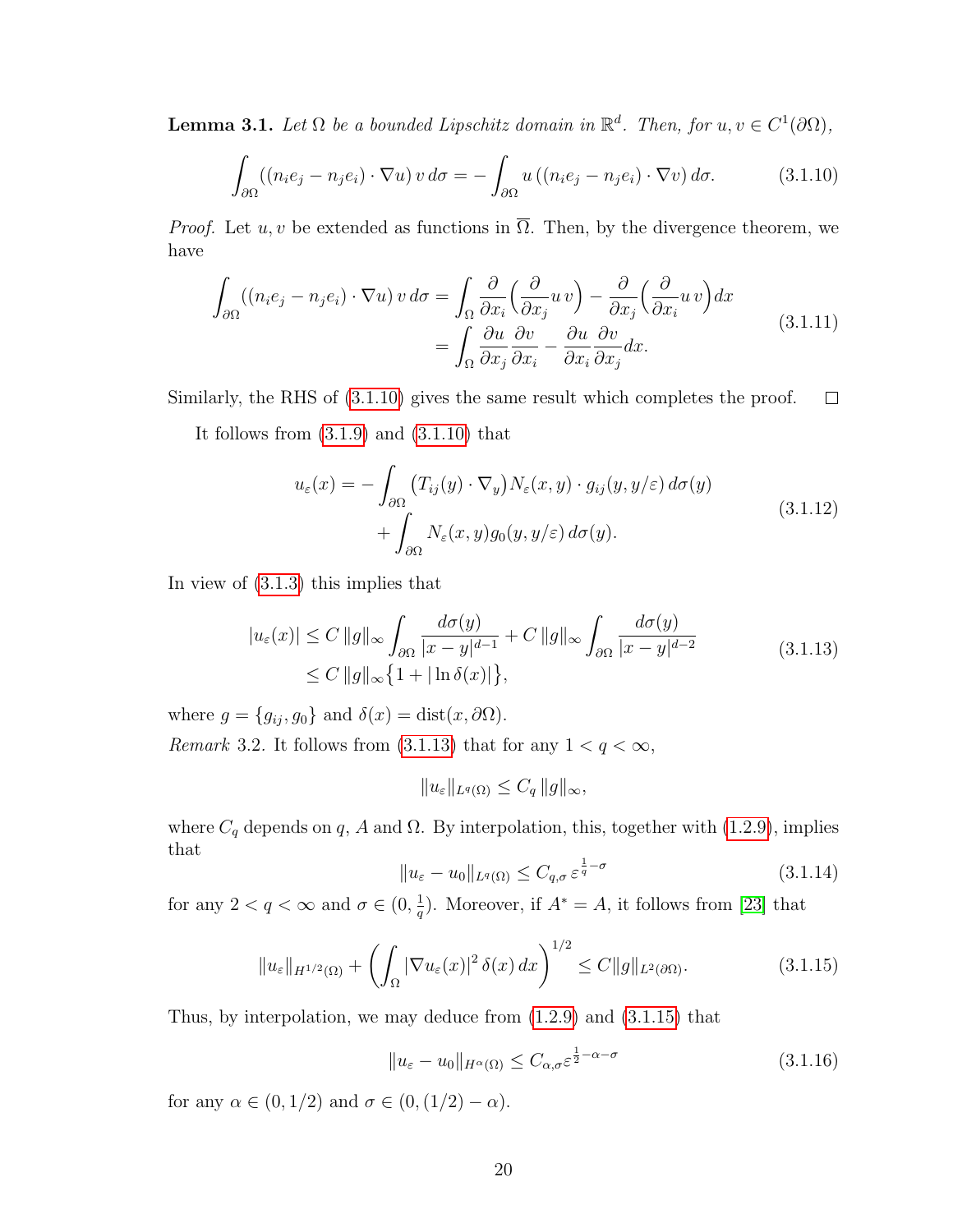**Lemma 3.1.** *Let $\Omega$ be a bounded Lipschitz domain in $\mathbb{R}^d$. Then, for $u, v \in C^1(\partial\Omega)$,*

$$\int_{\partial\Omega} ((n_i e_j - n_j e_i) \cdot \nabla u)\, v \, d\sigma = -\int_{\partial\Omega} u\, ((n_i e_j - n_j e_i) \cdot \nabla v)\, d\sigma. \tag{3.1.10}$$

*Proof.* Let $u, v$ be extended as functions in $\overline{\Omega}$. Then, by the divergence theorem, we have

$$\begin{aligned} \int_{\partial\Omega} ((n_i e_j - n_j e_i) \cdot \nabla u)\, v \, d\sigma &= \int_\Omega \frac{\partial}{\partial x_i}\Big(\frac{\partial}{\partial x_j} u\, v\Big) - \frac{\partial}{\partial x_j}\Big(\frac{\partial}{\partial x_i} u\, v\Big) dx \\ &= \int_\Omega \frac{\partial u}{\partial x_j}\frac{\partial v}{\partial x_i} - \frac{\partial u}{\partial x_i}\frac{\partial v}{\partial x_j} dx. \end{aligned} \tag{3.1.11}$$

Similarly, the RHS of (3.1.10) gives the same result which completes the proof. $\square$

It follows from (3.1.9) and (3.1.10) that

$$\begin{aligned} u_\varepsilon(x) = &-\int_{\partial\Omega} \big(T_{ij}(y) \cdot \nabla_y\big) N_\varepsilon(x, y) \cdot g_{ij}(y, y/\varepsilon)\, d\sigma(y) \\ &+ \int_{\partial\Omega} N_\varepsilon(x, y) g_0(y, y/\varepsilon)\, d\sigma(y). \end{aligned} \tag{3.1.12}$$

In view of (3.1.3) this implies that

$$\begin{aligned} |u_\varepsilon(x)| &\le C\, \|g\|_\infty \int_{\partial\Omega} \frac{d\sigma(y)}{|x-y|^{d-1}} + C\, \|g\|_\infty \int_{\partial\Omega} \frac{d\sigma(y)}{|x-y|^{d-2}} \\ &\le C\, \|g\|_\infty \big\{1 + |\ln \delta(x)|\big\}, \end{aligned} \tag{3.1.13}$$

where $g = \{g_{ij}, g_0\}$ and $\delta(x) = \text{dist}(x, \partial\Omega)$.

*Remark* 3.2. It follows from (3.1.13) that for any $1 < q < \infty$,

$$\|u_\varepsilon\|_{L^q(\Omega)} \le C_q\, \|g\|_\infty,$$

where $C_q$ depends on $q$, $A$ and $\Omega$. By interpolation, this, together with (1.2.9), implies that

$$\|u_\varepsilon - u_0\|_{L^q(\Omega)} \le C_{q,\sigma}\, \varepsilon^{\frac{1}{q} - \sigma} \tag{3.1.14}$$

for any $2 < q < \infty$ and $\sigma \in (0, \frac{1}{q})$. Moreover, if $A^* = A$, it follows from [23] that

$$\|u_\varepsilon\|_{H^{1/2}(\Omega)} + \left(\int_\Omega |\nabla u_\varepsilon(x)|^2\, \delta(x)\, dx\right)^{1/2} \le C \|g\|_{L^2(\partial\Omega)}. \tag{3.1.15}$$

Thus, by interpolation, we may deduce from (1.2.9) and (3.1.15) that

$$\|u_\varepsilon - u_0\|_{H^\alpha(\Omega)} \le C_{\alpha,\sigma} \varepsilon^{\frac{1}{2} - \alpha - \sigma} \tag{3.1.16}$$

for any $\alpha \in (0, 1/2)$ and $\sigma \in (0, (1/2) - \alpha)$.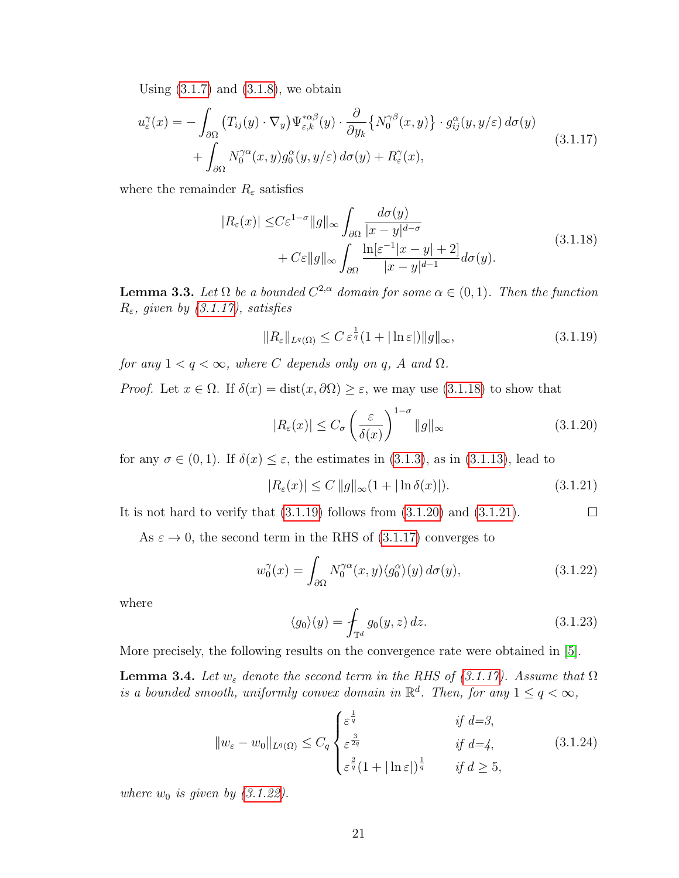Using (3.1.7) and (3.1.8), we obtain

$$
\begin{aligned}
u_\varepsilon^\gamma(x) = &- \int_{\partial\Omega} \big(T_{ij}(y)\cdot\nabla_y\big)\Psi^{*\alpha\beta}_{\varepsilon,k}(y)\cdot \frac{\partial}{\partial y_k}\big\{N_0^{\gamma\beta}(x,y)\big\}\cdot g_{ij}^\alpha(y,y/\varepsilon)\,d\sigma(y)\\
&+ \int_{\partial\Omega} N_0^{\gamma\alpha}(x,y) g_0^\alpha(y,y/\varepsilon)\,d\sigma(y) + R_\varepsilon^\gamma(x),
\end{aligned}
\tag{3.1.17}
$$

where the remainder $R_\varepsilon$ satisfies

$$
\begin{aligned}
|R_\varepsilon(x)| \le & C\varepsilon^{1-\sigma}\|g\|_\infty \int_{\partial\Omega}\frac{d\sigma(y)}{|x-y|^{d-\sigma}}\\
&+ C\varepsilon\|g\|_\infty \int_{\partial\Omega}\frac{\ln[\varepsilon^{-1}|x-y|+2]}{|x-y|^{d-1}}d\sigma(y).
\end{aligned}
\tag{3.1.18}
$$

**Lemma 3.3.** *Let $\Omega$ be a bounded $C^{2,\alpha}$ domain for some $\alpha\in(0,1)$. Then the function $R_\varepsilon$, given by (3.1.17), satisfies*

$$
\|R_\varepsilon\|_{L^q(\Omega)} \le C\,\varepsilon^{\frac{1}{q}}(1+|\ln\varepsilon|)\|g\|_\infty, \tag{3.1.19}
$$

*for any $1<q<\infty$, where $C$ depends only on $q$, $A$ and $\Omega$.*

*Proof.* Let $x\in\Omega$. If $\delta(x)=\text{dist}(x,\partial\Omega)\ge\varepsilon$, we may use (3.1.18) to show that

$$
|R_\varepsilon(x)| \le C_\sigma\left(\frac{\varepsilon}{\delta(x)}\right)^{1-\sigma}\|g\|_\infty \tag{3.1.20}
$$

for any $\sigma\in(0,1)$. If $\delta(x)\le\varepsilon$, the estimates in (3.1.3), as in (3.1.13), lead to

$$
|R_\varepsilon(x)| \le C\,\|g\|_\infty(1+|\ln\delta(x)|). \tag{3.1.21}
$$

It is not hard to verify that (3.1.19) follows from (3.1.20) and (3.1.21). $\square$

As $\varepsilon\to 0$, the second term in the RHS of (3.1.17) converges to

$$
w_0^\gamma(x) = \int_{\partial\Omega} N_0^{\gamma\alpha}(x,y)\langle g_0^\alpha\rangle(y)\,d\sigma(y), \tag{3.1.22}
$$

where

$$
\langle g_0\rangle(y) = \fint_{\mathbb{T}^d} g_0(y,z)\,dz. \tag{3.1.23}
$$

More precisely, the following results on the convergence rate were obtained in [5].

**Lemma 3.4.** *Let $w_\varepsilon$ denote the second term in the RHS of (3.1.17). Assume that $\Omega$ is a bounded smooth, uniformly convex domain in $\mathbb{R}^d$. Then, for any $1\le q<\infty$,*

$$
\|w_\varepsilon - w_0\|_{L^q(\Omega)} \le C_q
\begin{cases}
\varepsilon^{\frac{1}{q}} & \text{if } d=3,\\
\varepsilon^{\frac{3}{2q}} & \text{if } d=4,\\
\varepsilon^{\frac{2}{q}}(1+|\ln\varepsilon|)^{\frac{1}{q}} & \text{if } d\ge 5,
\end{cases}
\tag{3.1.24}
$$

*where $w_0$ is given by (3.1.22).*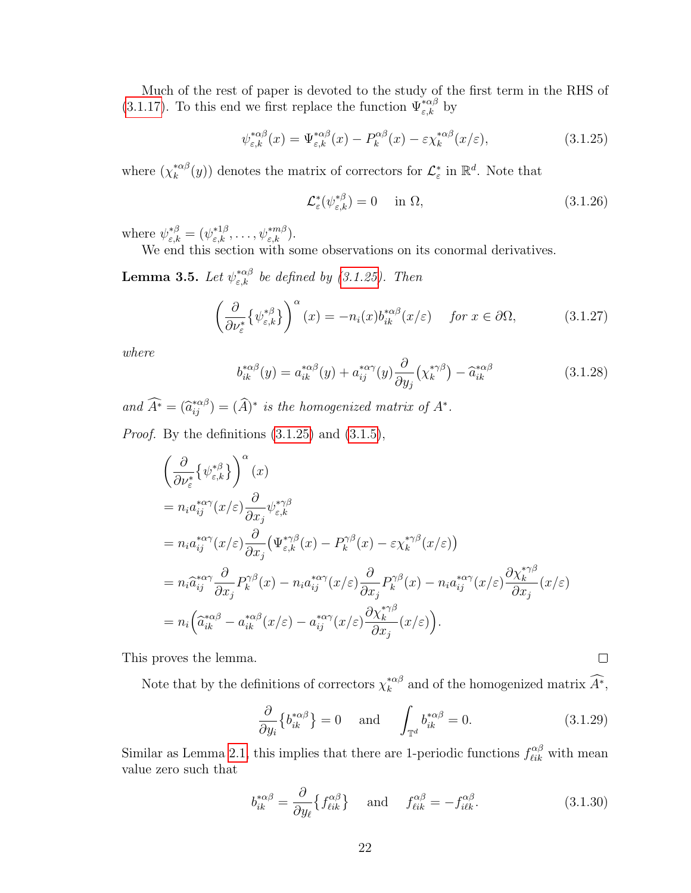Much of the rest of paper is devoted to the study of the first term in the RHS of (3.1.17). To this end we first replace the function $\Psi^{*\alpha\beta}_{\varepsilon,k}$ by

$$
\psi^{*\alpha\beta}_{\varepsilon,k}(x) = \Psi^{*\alpha\beta}_{\varepsilon,k}(x) - P^{\alpha\beta}_k(x) - \varepsilon\chi^{*\alpha\beta}_k(x/\varepsilon), \tag{3.1.25}
$$

where $(\chi^{*\alpha\beta}_k(y))$ denotes the matrix of correctors for $\mathcal{L}^*_\varepsilon$ in $\mathbb{R}^d$. Note that

$$
\mathcal{L}^*_\varepsilon(\psi^{*\beta}_{\varepsilon,k}) = 0 \quad \text{ in } \Omega, \tag{3.1.26}
$$

where $\psi^{*\beta}_{\varepsilon,k} = (\psi^{*1\beta}_{\varepsilon,k}, \dots, \psi^{*m\beta}_{\varepsilon,k})$.

We end this section with some observations on its conormal derivatives.

**Lemma 3.5.** *Let $\psi^{*\alpha\beta}_{\varepsilon,k}$ be defined by (3.1.25). Then*

$$
\left(\frac{\partial}{\partial\nu^*_\varepsilon}\{\psi^{*\beta}_{\varepsilon,k}\}\right)^\alpha(x) = -n_i(x)b^{*\alpha\beta}_{ik}(x/\varepsilon) \quad \text{ for } x\in\partial\Omega, \tag{3.1.27}
$$

*where*

$$
b^{*\alpha\beta}_{ik}(y) = a^{*\alpha\beta}_{ik}(y) + a^{*\alpha\gamma}_{ij}(y)\frac{\partial}{\partial y_j}\big(\chi^{*\gamma\beta}_k\big) - \widehat{a}^{*\alpha\beta}_{ik} \tag{3.1.28}
$$

*and $\widehat{A^*} = (\widehat{a}^{*\alpha\beta}_{ij}) = (\widehat{A})^*$ is the homogenized matrix of $A^*$.*

*Proof.* By the definitions (3.1.25) and (3.1.5),

$$
\begin{aligned}
&\left(\frac{\partial}{\partial\nu^*_\varepsilon}\{\psi^{*\beta}_{\varepsilon,k}\}\right)^\alpha(x)\\
&= n_i a^{*\alpha\gamma}_{ij}(x/\varepsilon)\frac{\partial}{\partial x_j}\psi^{*\gamma\beta}_{\varepsilon,k}\\
&= n_i a^{*\alpha\gamma}_{ij}(x/\varepsilon)\frac{\partial}{\partial x_j}\big(\Psi^{*\gamma\beta}_{\varepsilon,k}(x) - P^{\gamma\beta}_k(x) - \varepsilon\chi^{*\gamma\beta}_k(x/\varepsilon)\big)\\
&= n_i\widehat{a}^{*\alpha\gamma}_{ij}\frac{\partial}{\partial x_j}P^{\gamma\beta}_k(x) - n_i a^{*\alpha\gamma}_{ij}(x/\varepsilon)\frac{\partial}{\partial x_j}P^{\gamma\beta}_k(x) - n_i a^{*\alpha\gamma}_{ij}(x/\varepsilon)\frac{\partial\chi^{*\gamma\beta}_k}{\partial x_j}(x/\varepsilon)\\
&= n_i\Big(\widehat{a}^{*\alpha\beta}_{ik} - a^{*\alpha\beta}_{ik}(x/\varepsilon) - a^{*\alpha\gamma}_{ij}(x/\varepsilon)\frac{\partial\chi^{*\gamma\beta}_k}{\partial x_j}(x/\varepsilon)\Big).
\end{aligned}
$$

This proves the lemma. $\square$

Note that by the definitions of correctors $\chi^{*\alpha\beta}_k$ and of the homogenized matrix $\widehat{A^*}$,

$$
\frac{\partial}{\partial y_i}\{b^{*\alpha\beta}_{ik}\} = 0 \quad \text{ and } \quad \int_{\mathbb{T}^d} b^{*\alpha\beta}_{ik} = 0. \tag{3.1.29}
$$

Similar as Lemma 2.1, this implies that there are 1-periodic functions $f^{\alpha\beta}_{\ell ik}$ with mean value zero such that

$$
b^{*\alpha\beta}_{ik} = \frac{\partial}{\partial y_\ell}\{f^{\alpha\beta}_{\ell ik}\} \quad \text{ and } \quad f^{\alpha\beta}_{\ell ik} = -f^{\alpha\beta}_{i\ell k}. \tag{3.1.30}
$$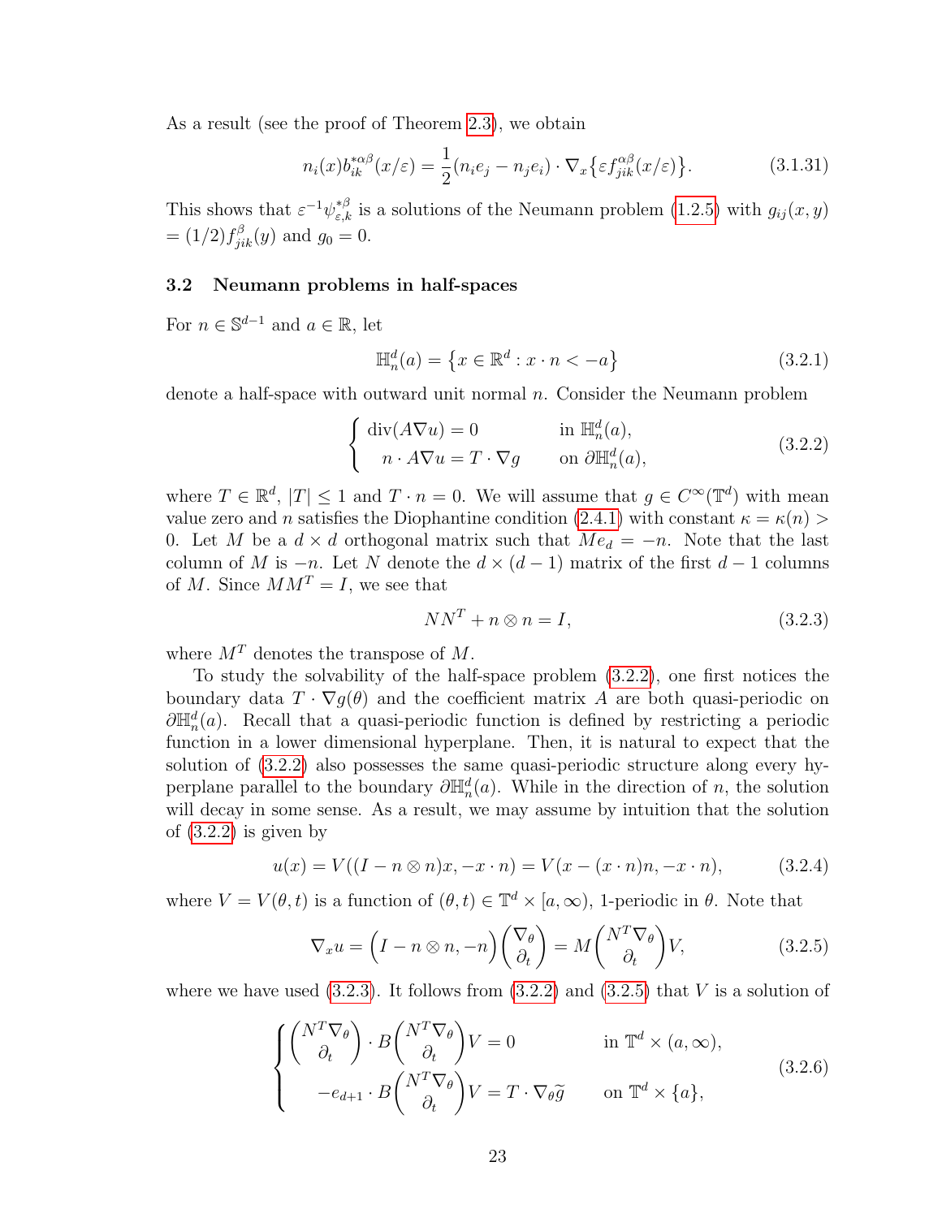As a result (see the proof of Theorem 2.3), we obtain

$$n_i(x) b^{*\alpha\beta}_{ik}(x/\varepsilon) = \frac{1}{2}(n_i e_j - n_j e_i) \cdot \nabla_x \big\{ \varepsilon f^{\alpha\beta}_{jik}(x/\varepsilon) \big\}. \tag{3.1.31}$$

This shows that $\varepsilon^{-1}\psi^{*\beta}_{\varepsilon,k}$ is a solutions of the Neumann problem (1.2.5) with $g_{ij}(x,y) = (1/2) f^{\beta}_{jik}(y)$ and $g_0 = 0$.

### 3.2 Neumann problems in half-spaces

For $n \in \mathbb{S}^{d-1}$ and $a \in \mathbb{R}$, let

$$\mathbb{H}^d_n(a) = \big\{ x \in \mathbb{R}^d : x \cdot n < -a \big\} \tag{3.2.1}$$

denote a half-space with outward unit normal $n$. Consider the Neumann problem

$$\begin{cases} \operatorname{div}(A\nabla u) = 0 & \text{in } \mathbb{H}^d_n(a), \\ \quad n \cdot A\nabla u = T \cdot \nabla g & \text{on } \partial\mathbb{H}^d_n(a), \end{cases} \tag{3.2.2}$$

where $T \in \mathbb{R}^d$, $|T| \le 1$ and $T \cdot n = 0$. We will assume that $g \in C^\infty(\mathbb{T}^d)$ with mean value zero and $n$ satisfies the Diophantine condition (2.4.1) with constant $\kappa = \kappa(n) > 0$. Let $M$ be a $d \times d$ orthogonal matrix such that $Me_d = -n$. Note that the last column of $M$ is $-n$. Let $N$ denote the $d \times (d-1)$ matrix of the first $d-1$ columns of $M$. Since $MM^T = I$, we see that

$$NN^T + n \otimes n = I, \tag{3.2.3}$$

where $M^T$ denotes the transpose of $M$.

To study the solvability of the half-space problem (3.2.2), one first notices the boundary data $T \cdot \nabla g(\theta)$ and the coefficient matrix $A$ are both quasi-periodic on $\partial\mathbb{H}^d_n(a)$. Recall that a quasi-periodic function is defined by restricting a periodic function in a lower dimensional hyperplane. Then, it is natural to expect that the solution of (3.2.2) also possesses the same quasi-periodic structure along every hyperplane parallel to the boundary $\partial\mathbb{H}^d_n(a)$. While in the direction of $n$, the solution will decay in some sense. As a result, we may assume by intuition that the solution of (3.2.2) is given by

$$u(x) = V((I - n\otimes n)x, -x\cdot n) = V(x - (x\cdot n)n, -x\cdot n), \tag{3.2.4}$$

where $V = V(\theta, t)$ is a function of $(\theta, t) \in \mathbb{T}^d \times [a, \infty)$, 1-periodic in $\theta$. Note that

$$\nabla_x u = \Big( I - n\otimes n, -n \Big) \begin{pmatrix} \nabla_\theta \\ \partial_t \end{pmatrix} = M \begin{pmatrix} N^T \nabla_\theta \\ \partial_t \end{pmatrix} V, \tag{3.2.5}$$

where we have used (3.2.3). It follows from (3.2.2) and (3.2.5) that $V$ is a solution of

$$\begin{cases} \begin{pmatrix} N^T \nabla_\theta \\ \partial_t \end{pmatrix} \cdot B \begin{pmatrix} N^T \nabla_\theta \\ \partial_t \end{pmatrix} V = 0 & \text{in } \mathbb{T}^d \times (a, \infty), \\ \quad -e_{d+1} \cdot B \begin{pmatrix} N^T \nabla_\theta \\ \partial_t \end{pmatrix} V = T \cdot \nabla_\theta \widetilde{g} & \text{on } \mathbb{T}^d \times \{a\}, \end{cases} \tag{3.2.6}$$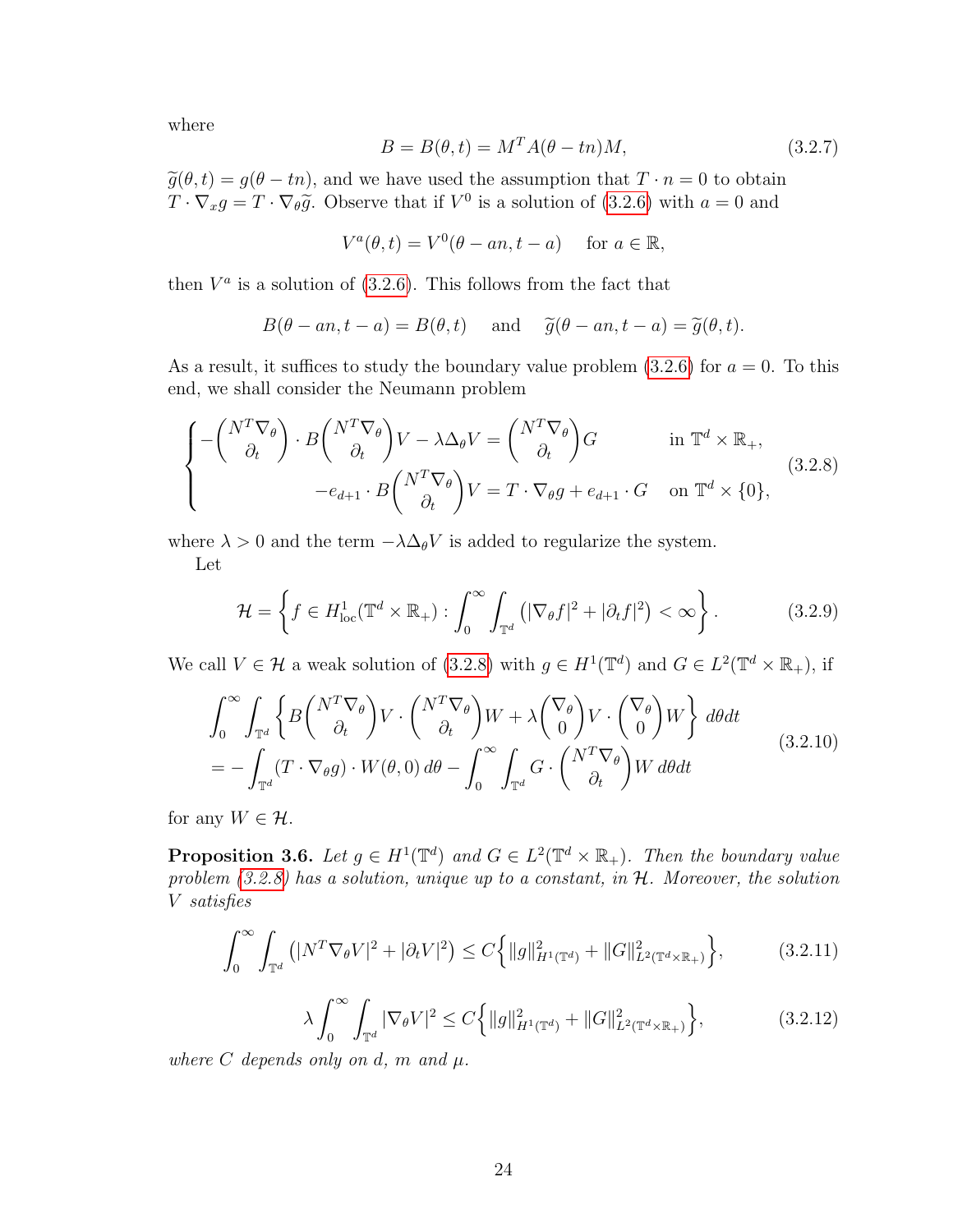where

$$B = B(\theta, t) = M^T A(\theta - tn) M, \tag{3.2.7}$$

$\widetilde{g}(\theta, t) = g(\theta - tn)$, and we have used the assumption that $T \cdot n = 0$ to obtain $T \cdot \nabla_x g = T \cdot \nabla_\theta \widetilde{g}$. Observe that if $V^0$ is a solution of (3.2.6) with $a = 0$ and

$$V^a(\theta, t) = V^0(\theta - an, t - a) \quad \text{ for } a \in \mathbb{R},$$

then $V^a$ is a solution of (3.2.6). This follows from the fact that

$$B(\theta - an, t - a) = B(\theta, t) \quad \text{ and } \quad \widetilde{g}(\theta - an, t - a) = \widetilde{g}(\theta, t).$$

As a result, it suffices to study the boundary value problem (3.2.6) for $a = 0$. To this end, we shall consider the Neumann problem

$$\begin{cases} -\begin{pmatrix} N^T \nabla_\theta \\ \partial_t \end{pmatrix} \cdot B \begin{pmatrix} N^T \nabla_\theta \\ \partial_t \end{pmatrix} V - \lambda \Delta_\theta V = \begin{pmatrix} N^T \nabla_\theta \\ \partial_t \end{pmatrix} G & \text{in } \mathbb{T}^d \times \mathbb{R}_+, \\ -e_{d+1} \cdot B \begin{pmatrix} N^T \nabla_\theta \\ \partial_t \end{pmatrix} V = T \cdot \nabla_\theta g + e_{d+1} \cdot G & \text{on } \mathbb{T}^d \times \{0\}, \end{cases} \tag{3.2.8}$$

where $\lambda > 0$ and the term $-\lambda \Delta_\theta V$ is added to regularize the system.

Let

$$\mathcal{H} = \left\{ f \in H^1_{\text{loc}}(\mathbb{T}^d \times \mathbb{R}_+) : \int_0^\infty \int_{\mathbb{T}^d} \left( |\nabla_\theta f|^2 + |\partial_t f|^2 \right) < \infty \right\}. \tag{3.2.9}$$

We call $V \in \mathcal{H}$ a weak solution of (3.2.8) with $g \in H^1(\mathbb{T}^d)$ and $G \in L^2(\mathbb{T}^d \times \mathbb{R}_+)$, if

$$\begin{aligned} &\int_0^\infty \int_{\mathbb{T}^d} \left\{ B \begin{pmatrix} N^T \nabla_\theta \\ \partial_t \end{pmatrix} V \cdot \begin{pmatrix} N^T \nabla_\theta \\ \partial_t \end{pmatrix} W + \lambda \begin{pmatrix} \nabla_\theta \\ 0 \end{pmatrix} V \cdot \begin{pmatrix} \nabla_\theta \\ 0 \end{pmatrix} W \right\} d\theta dt \\ &= -\int_{\mathbb{T}^d} (T \cdot \nabla_\theta g) \cdot W(\theta, 0) \, d\theta - \int_0^\infty \int_{\mathbb{T}^d} G \cdot \begin{pmatrix} N^T \nabla_\theta \\ \partial_t \end{pmatrix} W \, d\theta dt \end{aligned} \tag{3.2.10}$$

for any $W \in \mathcal{H}$.

**Proposition 3.6.** *Let $g \in H^1(\mathbb{T}^d)$ and $G \in L^2(\mathbb{T}^d \times \mathbb{R}_+)$. Then the boundary value problem (3.2.8) has a solution, unique up to a constant, in $\mathcal{H}$. Moreover, the solution $V$ satisfies*

$$\int_0^\infty \int_{\mathbb{T}^d} \left( |N^T \nabla_\theta V|^2 + |\partial_t V|^2 \right) \le C \Big\{ \|g\|^2_{H^1(\mathbb{T}^d)} + \|G\|^2_{L^2(\mathbb{T}^d \times \mathbb{R}_+)} \Big\}, \tag{3.2.11}$$

$$\lambda \int_0^\infty \int_{\mathbb{T}^d} |\nabla_\theta V|^2 \le C \Big\{ \|g\|^2_{H^1(\mathbb{T}^d)} + \|G\|^2_{L^2(\mathbb{T}^d \times \mathbb{R}_+)} \Big\}, \tag{3.2.12}$$

*where $C$ depends only on $d$, $m$ and $\mu$.*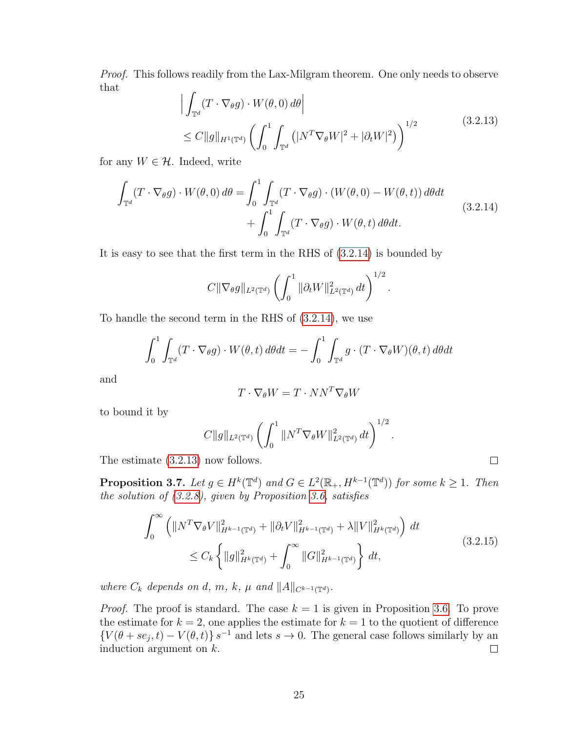*Proof.* This follows readily from the Lax-Milgram theorem. One only needs to observe that

$$
\begin{aligned}
&\Big| \int_{\mathbb{T}^d} (T \cdot \nabla_\theta g) \cdot W(\theta, 0)\, d\theta \Big| \\
&\leq C \|g\|_{H^1(\mathbb{T}^d)} \left( \int_0^1 \int_{\mathbb{T}^d} \left( |N^T \nabla_\theta W|^2 + |\partial_t W|^2 \right) \right)^{1/2}
\end{aligned}
\tag{3.2.13}
$$

for any $W \in \mathcal{H}$. Indeed, write

$$
\begin{aligned}
\int_{\mathbb{T}^d} (T \cdot \nabla_\theta g) \cdot W(\theta, 0)\, d\theta = &\int_0^1 \int_{\mathbb{T}^d} (T \cdot \nabla_\theta g) \cdot (W(\theta, 0) - W(\theta, t))\, d\theta dt \\
&+ \int_0^1 \int_{\mathbb{T}^d} (T \cdot \nabla_\theta g) \cdot W(\theta, t)\, d\theta dt.
\end{aligned}
\tag{3.2.14}
$$

It is easy to see that the first term in the RHS of (3.2.14) is bounded by

$$
C \|\nabla_\theta g\|_{L^2(\mathbb{T}^d)} \left( \int_0^1 \|\partial_t W\|^2_{L^2(\mathbb{T}^d)}\, dt \right)^{1/2}.
$$

To handle the second term in the RHS of (3.2.14), we use

$$
\int_0^1 \int_{\mathbb{T}^d} (T \cdot \nabla_\theta g) \cdot W(\theta, t)\, d\theta dt = -\int_0^1 \int_{\mathbb{T}^d} g \cdot (T \cdot \nabla_\theta W)(\theta, t)\, d\theta dt
$$

and

$$
T \cdot \nabla_\theta W = T \cdot N N^T \nabla_\theta W
$$

to bound it by

$$
C \|g\|_{L^2(\mathbb{T}^d)} \left( \int_0^1 \|N^T \nabla_\theta W\|^2_{L^2(\mathbb{T}^d)}\, dt \right)^{1/2}.
$$

The estimate (3.2.13) now follows. ∎

**Proposition 3.7.** *Let $g \in H^k(\mathbb{T}^d)$ and $G \in L^2(\mathbb{R}_+, H^{k-1}(\mathbb{T}^d))$ for some $k \geq 1$. Then the solution of (3.2.8), given by Proposition 3.6, satisfies*

$$
\begin{aligned}
&\int_0^\infty \left( \|N^T \nabla_\theta V\|^2_{H^{k-1}(\mathbb{T}^d)} + \|\partial_t V\|^2_{H^{k-1}(\mathbb{T}^d)} + \lambda \|V\|^2_{H^k(\mathbb{T}^d)} \right) dt \\
&\qquad \leq C_k \left\{ \|g\|^2_{H^k(\mathbb{T}^d)} + \int_0^\infty \|G\|^2_{H^{k-1}(\mathbb{T}^d)} \right\} dt,
\end{aligned}
\tag{3.2.15}
$$

*where $C_k$ depends on $d$, $m$, $k$, $\mu$ and $\|A\|_{C^{k-1}(\mathbb{T}^d)}$.*

*Proof.* The proof is standard. The case $k = 1$ is given in Proposition 3.6. To prove the estimate for $k = 2$, one applies the estimate for $k = 1$ to the quotient of difference $\{V(\theta + s e_j, t) - V(\theta, t)\}\, s^{-1}$ and lets $s \to 0$. The general case follows similarly by an induction argument on $k$. ∎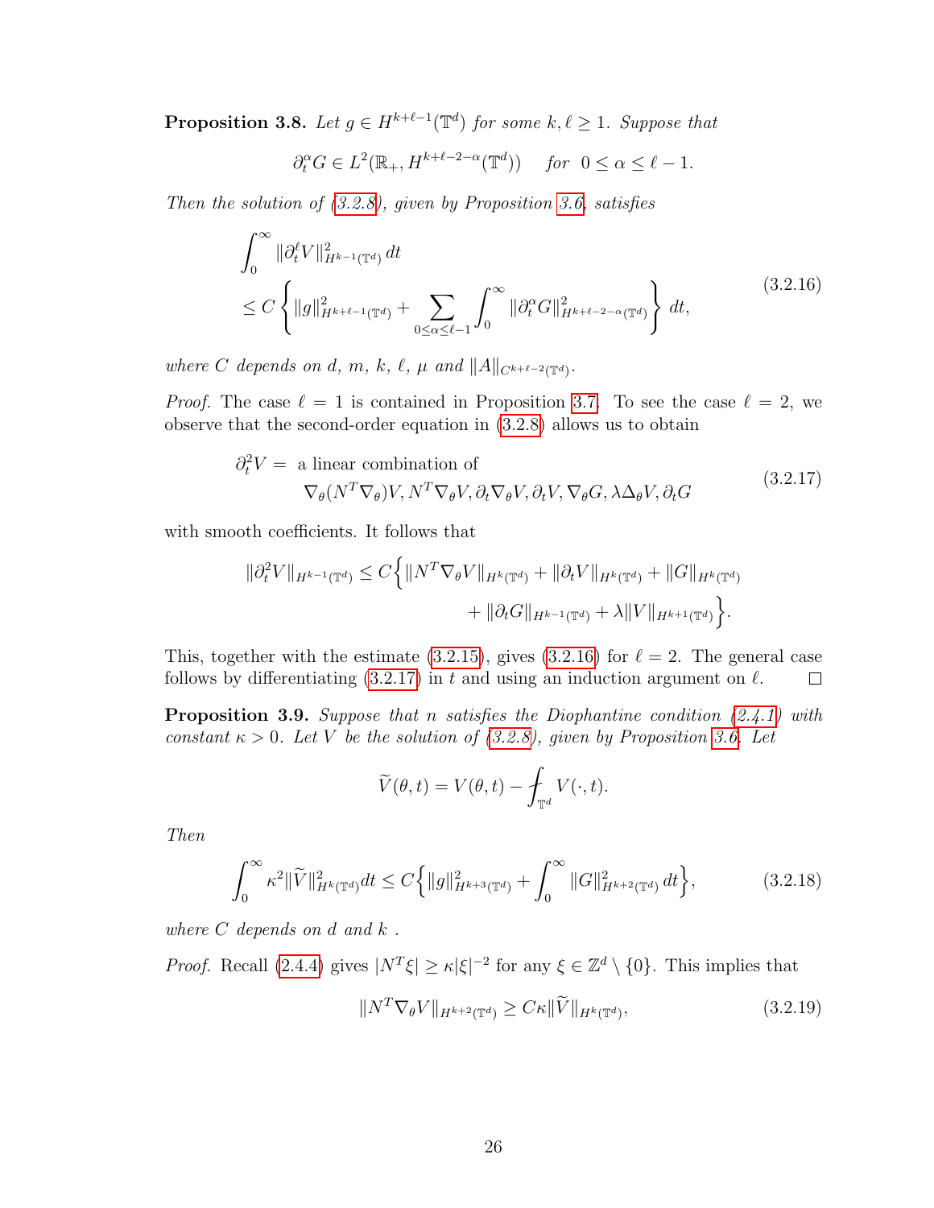**Proposition 3.8.** *Let $g \in H^{k+\ell-1}(\mathbb{T}^d)$ for some $k, \ell \geq 1$. Suppose that*

$$\partial_t^\alpha G \in L^2(\mathbb{R}_+, H^{k+\ell-2-\alpha}(\mathbb{T}^d)) \quad \text{for } \ 0 \leq \alpha \leq \ell - 1.$$

*Then the solution of (3.2.8), given by Proposition 3.6, satisfies*

$$\begin{aligned} &\int_0^\infty \|\partial_t^\ell V\|^2_{H^{k-1}(\mathbb{T}^d)}\, dt \\ &\leq C\left\{ \|g\|^2_{H^{k+\ell-1}(\mathbb{T}^d)} + \sum_{0\leq\alpha\leq\ell-1} \int_0^\infty \|\partial_t^\alpha G\|^2_{H^{k+\ell-2-\alpha}(\mathbb{T}^d)} \right\} dt, \end{aligned} \tag{3.2.16}$$

*where $C$ depends on $d$, $m$, $k$, $\ell$, $\mu$ and $\|A\|_{C^{k+\ell-2}(\mathbb{T}^d)}$.*

*Proof.* The case $\ell = 1$ is contained in Proposition 3.7. To see the case $\ell = 2$, we observe that the second-order equation in (3.2.8) allows us to obtain

$$\begin{aligned} \partial_t^2 V = &\text{ a linear combination of} \\ &\nabla_\theta (N^T \nabla_\theta) V, N^T \nabla_\theta V, \partial_t \nabla_\theta V, \partial_t V, \nabla_\theta G, \lambda \Delta_\theta V, \partial_t G \end{aligned} \tag{3.2.17}$$

with smooth coefficients. It follows that

$$\begin{aligned} \|\partial_t^2 V\|_{H^{k-1}(\mathbb{T}^d)} \leq C\Big\{ &\|N^T \nabla_\theta V\|_{H^k(\mathbb{T}^d)} + \|\partial_t V\|_{H^k(\mathbb{T}^d)} + \|G\|_{H^k(\mathbb{T}^d)} \\ &+ \|\partial_t G\|_{H^{k-1}(\mathbb{T}^d)} + \lambda \|V\|_{H^{k+1}(\mathbb{T}^d)} \Big\}. \end{aligned}$$

This, together with the estimate (3.2.15), gives (3.2.16) for $\ell = 2$. The general case follows by differentiating (3.2.17) in $t$ and using an induction argument on $\ell$. $\square$

**Proposition 3.9.** *Suppose that $n$ satisfies the Diophantine condition (2.4.1) with constant $\kappa > 0$. Let $V$ be the solution of (3.2.8), given by Proposition 3.6. Let*

$$\widetilde{V}(\theta, t) = V(\theta, t) - \fint_{\mathbb{T}^d} V(\cdot, t).$$

*Then*

$$\int_0^\infty \kappa^2 \|\widetilde{V}\|^2_{H^k(\mathbb{T}^d)} dt \leq C\Big\{ \|g\|^2_{H^{k+3}(\mathbb{T}^d)} + \int_0^\infty \|G\|^2_{H^{k+2}(\mathbb{T}^d)}\, dt \Big\}, \tag{3.2.18}$$

*where $C$ depends on $d$ and $k$ .*

*Proof.* Recall (2.4.4) gives $|N^T \xi| \geq \kappa |\xi|^{-2}$ for any $\xi \in \mathbb{Z}^d \setminus \{0\}$. This implies that

$$\|N^T \nabla_\theta V\|_{H^{k+2}(\mathbb{T}^d)} \geq C\kappa \|\widetilde{V}\|_{H^k(\mathbb{T}^d)}, \tag{3.2.19}$$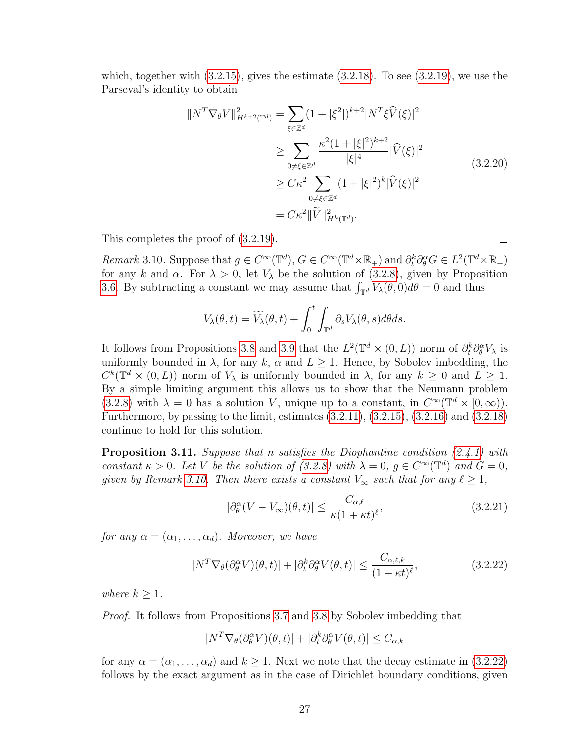which, together with (3.2.15), gives the estimate (3.2.18). To see (3.2.19), we use the Parseval's identity to obtain

$$
\begin{aligned}
\|N^T \nabla_\theta V\|^2_{H^{k+2}(\mathbb{T}^d)} &= \sum_{\xi \in \mathbb{Z}^d} (1+|\xi^2|)^{k+2} |N^T \xi \widehat{V}(\xi)|^2 \\
&\geq \sum_{0 \neq \xi \in \mathbb{Z}^d} \frac{\kappa^2 (1+|\xi|^2)^{k+2}}{|\xi|^4} |\widehat{V}(\xi)|^2 \\
&\geq C\kappa^2 \sum_{0 \neq \xi \in \mathbb{Z}^d} (1+|\xi|^2)^k |\widehat{V}(\xi)|^2 \\
&= C\kappa^2 \|\widetilde{V}\|^2_{H^k(\mathbb{T}^d)}.
\end{aligned}
\tag{3.2.20}
$$

This completes the proof of (3.2.19). □

*Remark* 3.10. Suppose that $g \in C^\infty(\mathbb{T}^d)$, $G \in C^\infty(\mathbb{T}^d \times \mathbb{R}_+)$ and $\partial_t^k \partial_\theta^\alpha G \in L^2(\mathbb{T}^d \times \mathbb{R}_+)$ for any $k$ and $\alpha$. For $\lambda > 0$, let $V_\lambda$ be the solution of (3.2.8), given by Proposition 3.6. By subtracting a constant we may assume that $\int_{\mathbb{T}^d} V_\lambda(\theta, 0) d\theta = 0$ and thus

$$
V_\lambda(\theta, t) = \widetilde{V_\lambda}(\theta, t) + \int_0^t \int_{\mathbb{T}^d} \partial_s V_\lambda(\theta, s) d\theta ds.
$$

It follows from Propositions 3.8 and 3.9 that the $L^2(\mathbb{T}^d \times (0, L))$ norm of $\partial_t^k \partial_\theta^\alpha V_\lambda$ is uniformly bounded in $\lambda$, for any $k$, $\alpha$ and $L \geq 1$. Hence, by Sobolev imbedding, the $C^k(\mathbb{T}^d \times (0, L))$ norm of $V_\lambda$ is uniformly bounded in $\lambda$, for any $k \geq 0$ and $L \geq 1$. By a simple limiting argument this allows us to show that the Neumann problem (3.2.8) with $\lambda = 0$ has a solution $V$, unique up to a constant, in $C^\infty(\mathbb{T}^d \times [0, \infty))$. Furthermore, by passing to the limit, estimates (3.2.11), (3.2.15), (3.2.16) and (3.2.18) continue to hold for this solution.

**Proposition 3.11.** *Suppose that $n$ satisfies the Diophantine condition (2.4.1) with constant $\kappa > 0$. Let $V$ be the solution of (3.2.8) with $\lambda = 0$, $g \in C^\infty(\mathbb{T}^d)$ and $G = 0$, given by Remark 3.10. Then there exists a constant $V_\infty$ such that for any $\ell \geq 1$,*

$$
|\partial_\theta^\alpha (V - V_\infty)(\theta, t)| \leq \frac{C_{\alpha,\ell}}{\kappa(1+\kappa t)^\ell}, \tag{3.2.21}
$$

*for any $\alpha = (\alpha_1, \ldots, \alpha_d)$. Moreover, we have*

$$
|N^T \nabla_\theta (\partial_\theta^\alpha V)(\theta, t)| + |\partial_t^k \partial_\theta^\alpha V(\theta, t)| \leq \frac{C_{\alpha,\ell,k}}{(1+\kappa t)^\ell}, \tag{3.2.22}
$$

*where $k \geq 1$.*

*Proof.* It follows from Propositions 3.7 and 3.8 by Sobolev imbedding that

$$
|N^T \nabla_\theta (\partial_\theta^\alpha V)(\theta, t)| + |\partial_t^k \partial_\theta^\alpha V(\theta, t)| \leq C_{\alpha,k}
$$

for any $\alpha = (\alpha_1, \ldots, \alpha_d)$ and $k \geq 1$. Next we note that the decay estimate in (3.2.22) follows by the exact argument as in the case of Dirichlet boundary conditions, given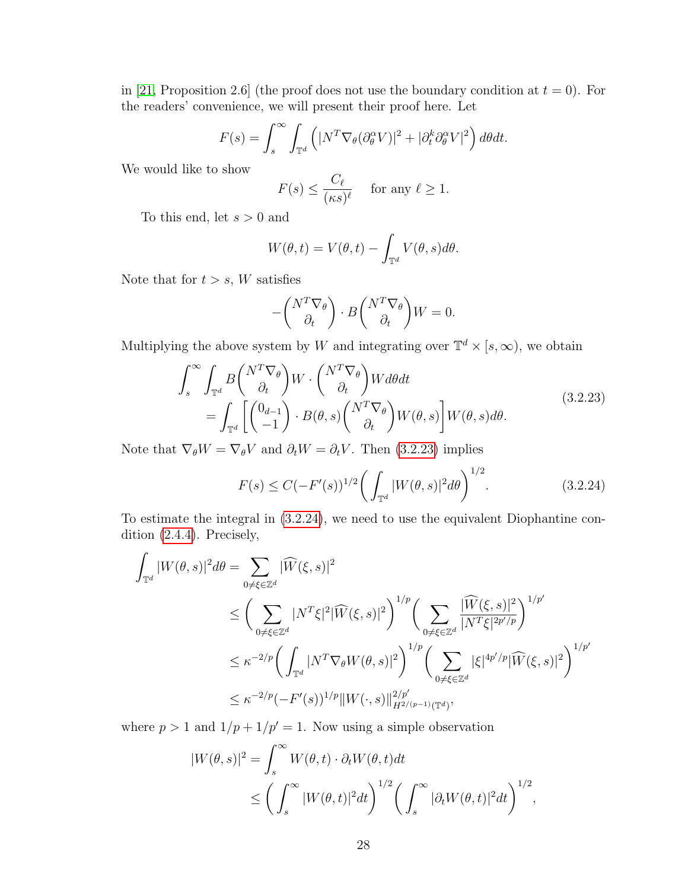in [21, Proposition 2.6] (the proof does not use the boundary condition at $t = 0$). For the readers' convenience, we will present their proof here. Let

$$F(s) = \int_s^\infty \int_{\mathbb{T}^d} \left( |N^T \nabla_\theta (\partial_\theta^\alpha V)|^2 + |\partial_t^k \partial_\theta^\alpha V|^2 \right) d\theta dt.$$

We would like to show

$$F(s) \le \frac{C_\ell}{(\kappa s)^\ell} \quad \text{for any } \ell \ge 1.$$

To this end, let $s > 0$ and

$$W(\theta, t) = V(\theta, t) - \int_{\mathbb{T}^d} V(\theta, s) d\theta.$$

Note that for $t > s$, $W$ satisfies

$$-\begin{pmatrix} N^T \nabla_\theta \\ \partial_t \end{pmatrix} \cdot B \begin{pmatrix} N^T \nabla_\theta \\ \partial_t \end{pmatrix} W = 0.$$

Multiplying the above system by $W$ and integrating over $\mathbb{T}^d \times [s, \infty)$, we obtain

$$\begin{aligned} \int_s^\infty \int_{\mathbb{T}^d} B \begin{pmatrix} N^T \nabla_\theta \\ \partial_t \end{pmatrix} W \cdot \begin{pmatrix} N^T \nabla_\theta \\ \partial_t \end{pmatrix} W d\theta dt \\ = \int_{\mathbb{T}^d} \left[ \begin{pmatrix} 0_{d-1} \\ -1 \end{pmatrix} \cdot B(\theta, s) \begin{pmatrix} N^T \nabla_\theta \\ \partial_t \end{pmatrix} W(\theta, s) \right] W(\theta, s) d\theta. \end{aligned} \tag{3.2.23}$$

Note that $\nabla_\theta W = \nabla_\theta V$ and $\partial_t W = \partial_t V$. Then (3.2.23) implies

$$F(s) \le C(-F'(s))^{1/2} \left( \int_{\mathbb{T}^d} |W(\theta, s)|^2 d\theta \right)^{1/2}. \tag{3.2.24}$$

To estimate the integral in (3.2.24), we need to use the equivalent Diophantine condition (2.4.4). Precisely,

$$\begin{aligned} \int_{\mathbb{T}^d} |W(\theta, s)|^2 d\theta &= \sum_{0 \ne \xi \in \mathbb{Z}^d} |\widehat{W}(\xi, s)|^2 \\ &\le \left( \sum_{0 \ne \xi \in \mathbb{Z}^d} |N^T \xi|^2 |\widehat{W}(\xi, s)|^2 \right)^{1/p} \left( \sum_{0 \ne \xi \in \mathbb{Z}^d} \frac{|\widehat{W}(\xi, s)|^2}{|N^T \xi|^{2p'/p}} \right)^{1/p'} \\ &\le \kappa^{-2/p} \left( \int_{\mathbb{T}^d} |N^T \nabla_\theta W(\theta, s)|^2 \right)^{1/p} \left( \sum_{0 \ne \xi \in \mathbb{Z}^d} |\xi|^{4p'/p} |\widehat{W}(\xi, s)|^2 \right)^{1/p'} \\ &\le \kappa^{-2/p} (-F'(s))^{1/p} \|W(\cdot, s)\|_{H^{2/(p-1)}(\mathbb{T}^d)}^{2/p'}, \end{aligned}$$

where $p > 1$ and $1/p + 1/p' = 1$. Now using a simple observation

$$\begin{aligned} |W(\theta, s)|^2 &= \int_s^\infty W(\theta, t) \cdot \partial_t W(\theta, t) dt \\ &\le \left( \int_s^\infty |W(\theta, t)|^2 dt \right)^{1/2} \left( \int_s^\infty |\partial_t W(\theta, t)|^2 dt \right)^{1/2}, \end{aligned}$$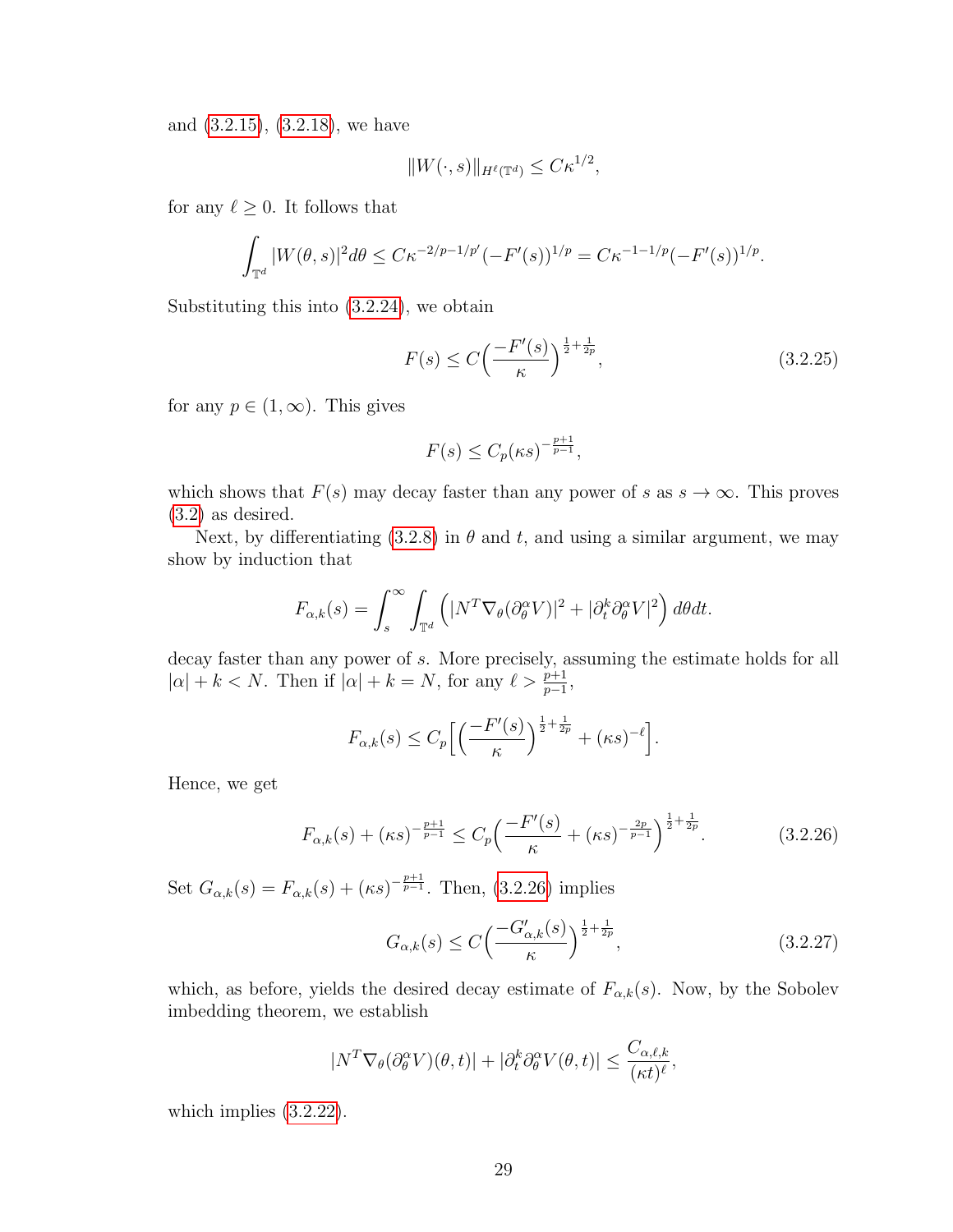and (3.2.15), (3.2.18), we have

$$\|W(\cdot,s)\|_{H^\ell(\mathbb{T}^d)} \leq C\kappa^{1/2},$$

for any $\ell \geq 0$. It follows that

$$\int_{\mathbb{T}^d} |W(\theta,s)|^2 d\theta \leq C\kappa^{-2/p-1/p'}(-F'(s))^{1/p} = C\kappa^{-1-1/p}(-F'(s))^{1/p}.$$

Substituting this into (3.2.24), we obtain

$$F(s) \leq C\Big(\frac{-F'(s)}{\kappa}\Big)^{\frac{1}{2}+\frac{1}{2p}}, \tag{3.2.25}$$

for any $p \in (1,\infty)$. This gives

$$F(s) \leq C_p(\kappa s)^{-\frac{p+1}{p-1}},$$

which shows that $F(s)$ may decay faster than any power of $s$ as $s \to \infty$. This proves (3.2) as desired.

Next, by differentiating (3.2.8) in $\theta$ and $t$, and using a similar argument, we may show by induction that

$$F_{\alpha,k}(s) = \int_s^\infty \int_{\mathbb{T}^d} \Big(|N^T\nabla_\theta(\partial_\theta^\alpha V)|^2 + |\partial_t^k\partial_\theta^\alpha V|^2\Big)\, d\theta dt.$$

decay faster than any power of $s$. More precisely, assuming the estimate holds for all $|\alpha| + k < N$. Then if $|\alpha| + k = N$, for any $\ell > \frac{p+1}{p-1}$,

$$F_{\alpha,k}(s) \leq C_p\Big[\Big(\frac{-F'(s)}{\kappa}\Big)^{\frac{1}{2}+\frac{1}{2p}} + (\kappa s)^{-\ell}\Big].$$

Hence, we get

$$F_{\alpha,k}(s) + (\kappa s)^{-\frac{p+1}{p-1}} \leq C_p\Big(\frac{-F'(s)}{\kappa} + (\kappa s)^{-\frac{2p}{p-1}}\Big)^{\frac{1}{2}+\frac{1}{2p}}. \tag{3.2.26}$$

Set $G_{\alpha,k}(s) = F_{\alpha,k}(s) + (\kappa s)^{-\frac{p+1}{p-1}}$. Then, (3.2.26) implies

$$G_{\alpha,k}(s) \leq C\Big(\frac{-G'_{\alpha,k}(s)}{\kappa}\Big)^{\frac{1}{2}+\frac{1}{2p}}, \tag{3.2.27}$$

which, as before, yields the desired decay estimate of $F_{\alpha,k}(s)$. Now, by the Sobolev imbedding theorem, we establish

$$|N^T\nabla_\theta(\partial_\theta^\alpha V)(\theta,t)| + |\partial_t^k\partial_\theta^\alpha V(\theta,t)| \leq \frac{C_{\alpha,\ell,k}}{(\kappa t)^\ell},$$

which implies (3.2.22).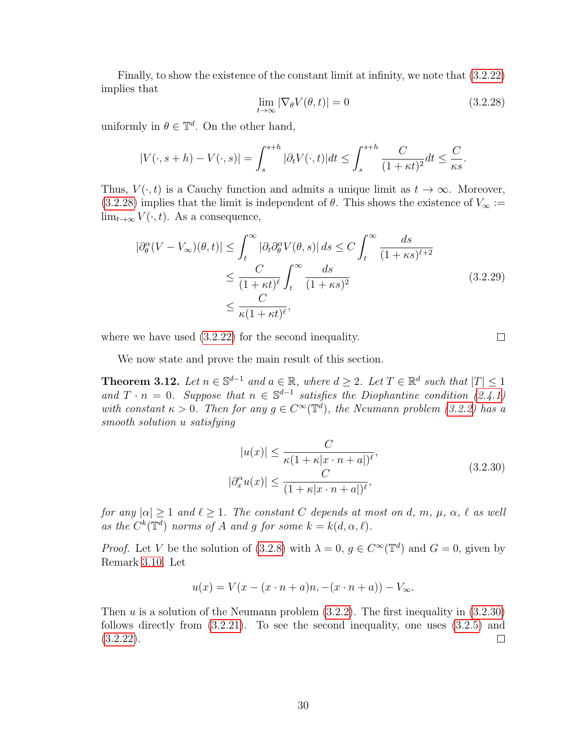Finally, to show the existence of the constant limit at infinity, we note that (3.2.22) implies that

$$\lim_{t\to\infty} |\nabla_\theta V(\theta,t)| = 0 \tag{3.2.28}$$

uniformly in $\theta \in \mathbb{T}^d$. On the other hand,

$$|V(\cdot, s+h) - V(\cdot, s)| = \int_s^{s+h} |\partial_t V(\cdot,t)| dt \le \int_s^{s+h} \frac{C}{(1+\kappa t)^2} dt \le \frac{C}{\kappa s}.$$

Thus, $V(\cdot,t)$ is a Cauchy function and admits a unique limit as $t \to \infty$. Moreover, (3.2.28) implies that the limit is independent of $\theta$. This shows the existence of $V_\infty := \lim_{t\to\infty} V(\cdot,t)$. As a consequence,

$$\begin{aligned}
|\partial_\theta^\alpha (V - V_\infty)(\theta,t)| &\le \int_t^\infty |\partial_t \partial_\theta^\alpha V(\theta,s)|\, ds \le C \int_t^\infty \frac{ds}{(1+\kappa s)^{\ell+2}} \\
&\le \frac{C}{(1+\kappa t)^\ell} \int_t^\infty \frac{ds}{(1+\kappa s)^2} \\
&\le \frac{C}{\kappa(1+\kappa t)^\ell},
\end{aligned} \tag{3.2.29}$$

where we have used (3.2.22) for the second inequality. ☐

We now state and prove the main result of this section.

**Theorem 3.12.** *Let $n \in \mathbb{S}^{d-1}$ and $a \in \mathbb{R}$, where $d \ge 2$. Let $T \in \mathbb{R}^d$ such that $|T| \le 1$ and $T \cdot n = 0$. Suppose that $n \in \mathbb{S}^{d-1}$ satisfies the Diophantine condition (2.4.1) with constant $\kappa > 0$. Then for any $g \in C^\infty(\mathbb{T}^d)$, the Neumann problem (3.2.2) has a smooth solution $u$ satisfying*

$$\begin{aligned}
|u(x)| &\le \frac{C}{\kappa(1+\kappa|x\cdot n + a|)^\ell}, \\
|\partial_x^\alpha u(x)| &\le \frac{C}{(1+\kappa|x\cdot n + a|)^\ell},
\end{aligned} \tag{3.2.30}$$

*for any $|\alpha| \ge 1$ and $\ell \ge 1$. The constant $C$ depends at most on $d$, $m$, $\mu$, $\alpha$, $\ell$ as well as the $C^k(\mathbb{T}^d)$ norms of $A$ and $g$ for some $k = k(d,\alpha,\ell)$.*

*Proof.* Let $V$ be the solution of (3.2.8) with $\lambda = 0$, $g \in C^\infty(\mathbb{T}^d)$ and $G = 0$, given by Remark 3.10. Let

$$u(x) = V(x - (x\cdot n + a)n, -(x \cdot n + a)) - V_\infty.$$

Then $u$ is a solution of the Neumann problem (3.2.2). The first inequality in (3.2.30) follows directly from (3.2.21). To see the second inequality, one uses (3.2.5) and (3.2.22). ☐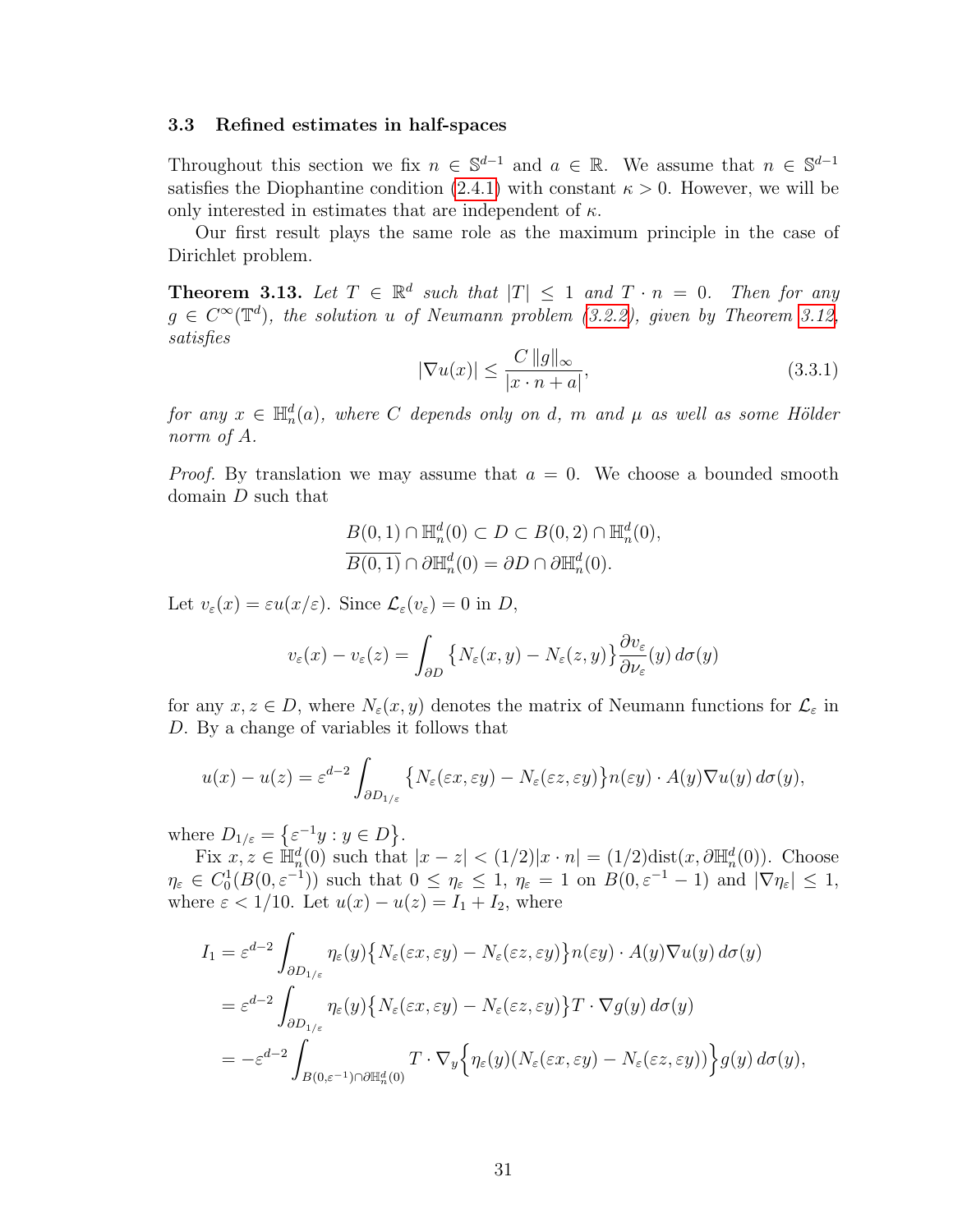### 3.3 Refined estimates in half-spaces

Throughout this section we fix $n \in \mathbb{S}^{d-1}$ and $a \in \mathbb{R}$. We assume that $n \in \mathbb{S}^{d-1}$ satisfies the Diophantine condition (2.4.1) with constant $\kappa > 0$. However, we will be only interested in estimates that are independent of $\kappa$.

Our first result plays the same role as the maximum principle in the case of Dirichlet problem.

**Theorem 3.13.** *Let $T \in \mathbb{R}^d$ such that $|T| \le 1$ and $T \cdot n = 0$. Then for any $g \in C^\infty(\mathbb{T}^d)$, the solution $u$ of Neumann problem (3.2.2), given by Theorem 3.12, satisfies*

$$
|\nabla u(x)| \le \frac{C\,\|g\|_\infty}{|x\cdot n + a|}, \tag{3.3.1}
$$

*for any $x \in \mathbb{H}^d_n(a)$, where $C$ depends only on $d$, $m$ and $\mu$ as well as some Hölder norm of $A$.*

*Proof.* By translation we may assume that $a = 0$. We choose a bounded smooth domain $D$ such that

$$
\begin{aligned}
B(0,1)\cap \mathbb{H}^d_n(0) \subset D \subset B(0,2)\cap \mathbb{H}^d_n(0),\\
\overline{B(0,1)}\cap \partial\mathbb{H}^d_n(0) = \partial D \cap \partial \mathbb{H}^d_n(0).
\end{aligned}
$$

Let $v_\varepsilon(x) = \varepsilon u(x/\varepsilon)$. Since $\mathcal{L}_\varepsilon(v_\varepsilon) = 0$ in $D$,

$$
v_\varepsilon(x) - v_\varepsilon(z) = \int_{\partial D} \big\{ N_\varepsilon(x,y) - N_\varepsilon(z,y)\big\} \frac{\partial v_\varepsilon}{\partial \nu_\varepsilon}(y)\, d\sigma(y)
$$

for any $x, z \in D$, where $N_\varepsilon(x,y)$ denotes the matrix of Neumann functions for $\mathcal{L}_\varepsilon$ in $D$. By a change of variables it follows that

$$
u(x) - u(z) = \varepsilon^{d-2} \int_{\partial D_{1/\varepsilon}} \big\{ N_\varepsilon(\varepsilon x, \varepsilon y) - N_\varepsilon(\varepsilon z, \varepsilon y)\big\} n(\varepsilon y)\cdot A(y)\nabla u(y)\, d\sigma(y),
$$

where $D_{1/\varepsilon} = \big\{\varepsilon^{-1} y : y \in D\big\}$.

Fix $x, z \in \mathbb{H}^d_n(0)$ such that $|x - z| < (1/2)|x\cdot n| = (1/2)\text{dist}(x, \partial\mathbb{H}^d_n(0))$. Choose $\eta_\varepsilon \in C_0^1(B(0,\varepsilon^{-1}))$ such that $0 \le \eta_\varepsilon \le 1$, $\eta_\varepsilon = 1$ on $B(0, \varepsilon^{-1} - 1)$ and $|\nabla \eta_\varepsilon| \le 1$, where $\varepsilon < 1/10$. Let $u(x) - u(z) = I_1 + I_2$, where

$$
\begin{aligned}
I_1 &= \varepsilon^{d-2} \int_{\partial D_{1/\varepsilon}} \eta_\varepsilon(y) \big\{ N_\varepsilon(\varepsilon x, \varepsilon y) - N_\varepsilon(\varepsilon z, \varepsilon y)\big\} n(\varepsilon y)\cdot A(y)\nabla u(y)\, d\sigma(y)\\
&= \varepsilon^{d-2} \int_{\partial D_{1/\varepsilon}} \eta_\varepsilon(y) \big\{ N_\varepsilon(\varepsilon x, \varepsilon y) - N_\varepsilon(\varepsilon z, \varepsilon y)\big\} T\cdot \nabla g(y)\, d\sigma(y)\\
&= -\varepsilon^{d-2} \int_{B(0,\varepsilon^{-1})\cap \partial\mathbb{H}^d_n(0)} T\cdot \nabla_y \Big\{ \eta_\varepsilon(y) (N_\varepsilon(\varepsilon x, \varepsilon y) - N_\varepsilon(\varepsilon z, \varepsilon y))\Big\} g(y)\, d\sigma(y),
\end{aligned}
$$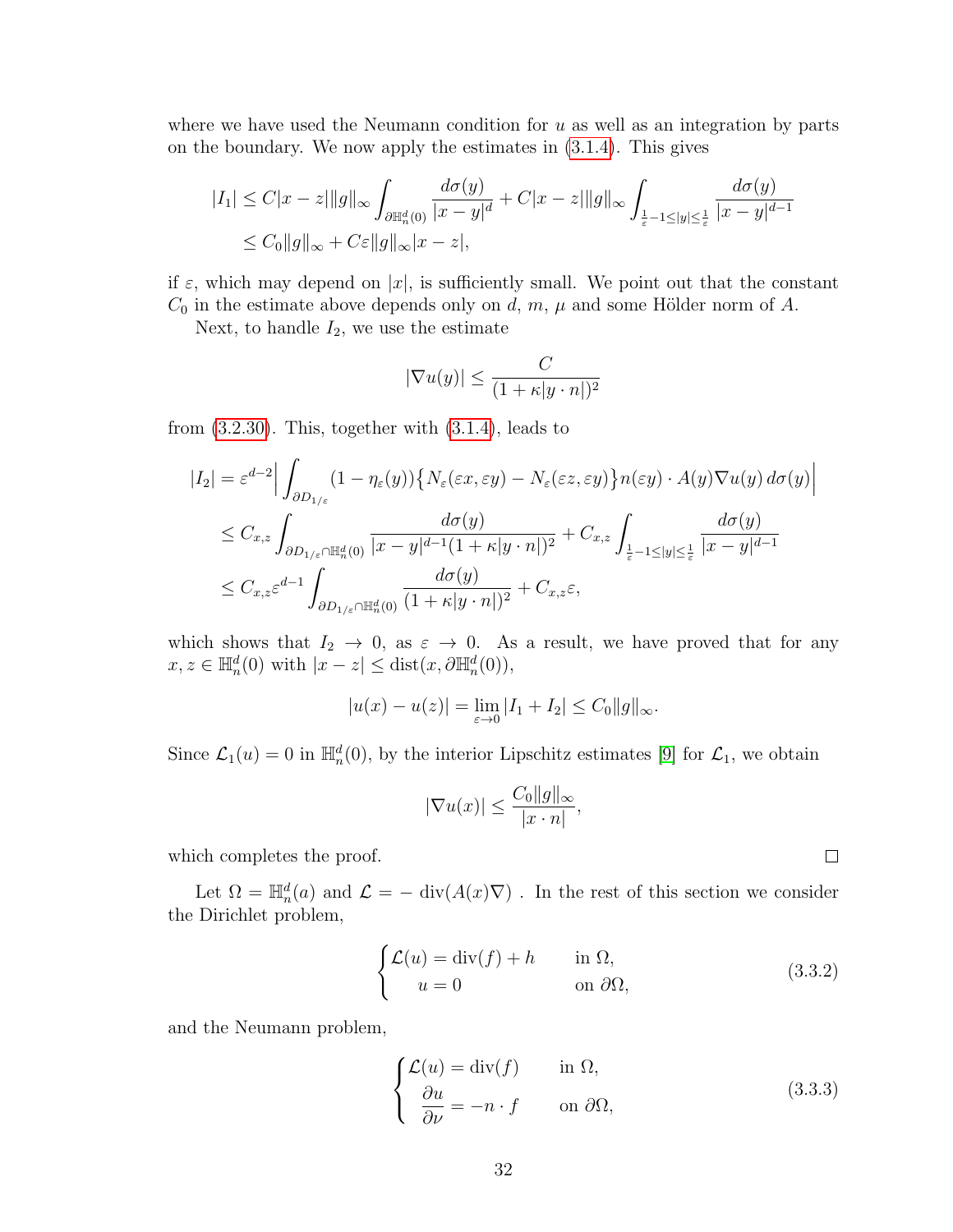where we have used the Neumann condition for $u$ as well as an integration by parts on the boundary. We now apply the estimates in (3.1.4). This gives

$$
\begin{aligned}
|I_1| &\leq C|x-z|\|g\|_\infty \int_{\partial\mathbb{H}_n^d(0)} \frac{d\sigma(y)}{|x-y|^d} + C|x-z|\|g\|_\infty \int_{\frac{1}{\varepsilon}-1\leq|y|\leq\frac{1}{\varepsilon}} \frac{d\sigma(y)}{|x-y|^{d-1}} \\
&\leq C_0\|g\|_\infty + C\varepsilon\|g\|_\infty|x-z|,
\end{aligned}
$$

if $\varepsilon$, which may depend on $|x|$, is sufficiently small. We point out that the constant $C_0$ in the estimate above depends only on $d$, $m$, $\mu$ and some Hölder norm of $A$.

Next, to handle $I_2$, we use the estimate

$$
|\nabla u(y)| \leq \frac{C}{(1+\kappa|y\cdot n|)^2}
$$

from (3.2.30). This, together with (3.1.4), leads to

$$
\begin{aligned}
|I_2| &= \varepsilon^{d-2}\Big|\int_{\partial D_{1/\varepsilon}} (1-\eta_\varepsilon(y))\big\{N_\varepsilon(\varepsilon x,\varepsilon y)-N_\varepsilon(\varepsilon z,\varepsilon y)\big\}n(\varepsilon y)\cdot A(y)\nabla u(y)\,d\sigma(y)\Big| \\
&\leq C_{x,z}\int_{\partial D_{1/\varepsilon}\cap\mathbb{H}_n^d(0)} \frac{d\sigma(y)}{|x-y|^{d-1}(1+\kappa|y\cdot n|)^2} + C_{x,z}\int_{\frac{1}{\varepsilon}-1\leq|y|\leq\frac{1}{\varepsilon}} \frac{d\sigma(y)}{|x-y|^{d-1}} \\
&\leq C_{x,z}\varepsilon^{d-1}\int_{\partial D_{1/\varepsilon}\cap\mathbb{H}_n^d(0)} \frac{d\sigma(y)}{(1+\kappa|y\cdot n|)^2} + C_{x,z}\varepsilon,
\end{aligned}
$$

which shows that $I_2 \to 0$, as $\varepsilon \to 0$. As a result, we have proved that for any $x, z \in \mathbb{H}_n^d(0)$ with $|x-z| \leq \text{dist}(x, \partial\mathbb{H}_n^d(0))$,

$$
|u(x)-u(z)| = \lim_{\varepsilon\to 0}|I_1+I_2| \leq C_0\|g\|_\infty.
$$

Since $\mathcal{L}_1(u) = 0$ in $\mathbb{H}_n^d(0)$, by the interior Lipschitz estimates [9] for $\mathcal{L}_1$, we obtain

$$
|\nabla u(x)| \leq \frac{C_0\|g\|_\infty}{|x\cdot n|},
$$

which completes the proof. $\square$

Let $\Omega = \mathbb{H}_n^d(a)$ and $\mathcal{L} = -\operatorname{div}(A(x)\nabla)$ . In the rest of this section we consider the Dirichlet problem,

$$
\begin{cases}
\mathcal{L}(u) = \operatorname{div}(f) + h & \text{in } \Omega, \\
\quad u = 0 & \text{on } \partial\Omega,
\end{cases} \tag{3.3.2}
$$

and the Neumann problem,

$$
\begin{cases}
\mathcal{L}(u) = \operatorname{div}(f) & \text{in } \Omega, \\
\dfrac{\partial u}{\partial\nu} = -n\cdot f & \text{on } \partial\Omega,
\end{cases} \tag{3.3.3}
$$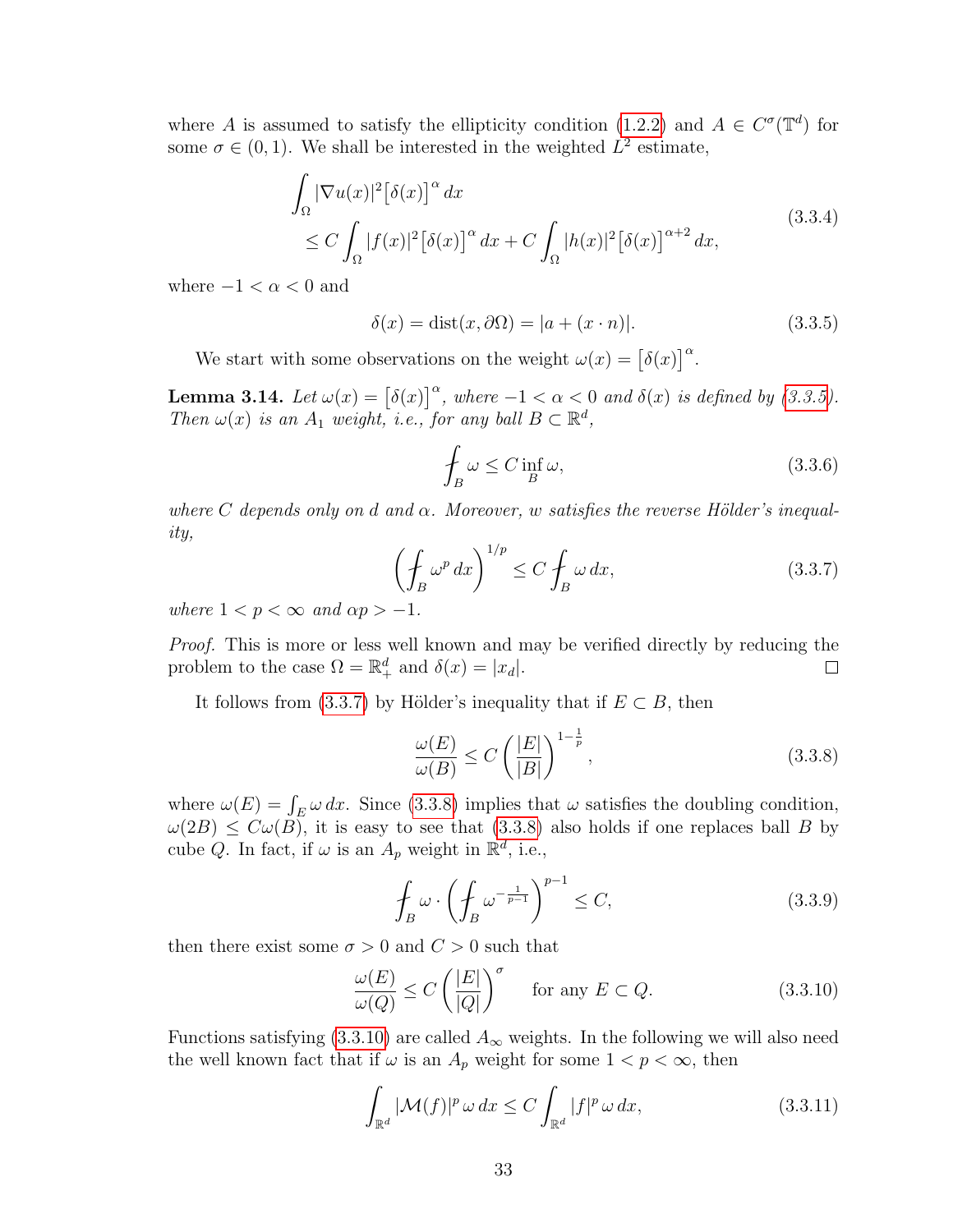where $A$ is assumed to satisfy the ellipticity condition (1.2.2) and $A \in C^\sigma(\mathbb{T}^d)$ for some $\sigma \in (0,1)$. We shall be interested in the weighted $L^2$ estimate,

$$
\begin{aligned}
&\int_\Omega |\nabla u(x)|^2 \big[\delta(x)\big]^\alpha \, dx \\
&\qquad \le C \int_\Omega |f(x)|^2 \big[\delta(x)\big]^\alpha \, dx + C \int_\Omega |h(x)|^2 \big[\delta(x)\big]^{\alpha+2} \, dx,
\end{aligned}
\tag{3.3.4}
$$

where $-1 < \alpha < 0$ and

$$
\delta(x) = \operatorname{dist}(x, \partial\Omega) = |a + (x \cdot n)|. \tag{3.3.5}
$$

We start with some observations on the weight $\omega(x) = \big[\delta(x)\big]^\alpha$.

**Lemma 3.14.** *Let $\omega(x) = \big[\delta(x)\big]^\alpha$, where $-1 < \alpha < 0$ and $\delta(x)$ is defined by (3.3.5). Then $\omega(x)$ is an $A_1$ weight, i.e., for any ball $B \subset \mathbb{R}^d$,*

$$
\fint_B \omega \le C \inf_B \omega, \tag{3.3.6}
$$

*where $C$ depends only on $d$ and $\alpha$. Moreover, $w$ satisfies the reverse Hölder's inequality,*

$$
\left( \fint_B \omega^p \, dx \right)^{1/p} \le C \fint_B \omega \, dx, \tag{3.3.7}
$$

*where $1 < p < \infty$ and $\alpha p > -1$.*

*Proof.* This is more or less well known and may be verified directly by reducing the problem to the case $\Omega = \mathbb{R}^d_+$ and $\delta(x) = |x_d|$. $\square$

It follows from (3.3.7) by Hölder's inequality that if $E \subset B$, then

$$
\frac{\omega(E)}{\omega(B)} \le C \left( \frac{|E|}{|B|} \right)^{1 - \frac{1}{p}}, \tag{3.3.8}
$$

where $\omega(E) = \int_E \omega \, dx$. Since (3.3.8) implies that $\omega$ satisfies the doubling condition, $\omega(2B) \le C\omega(B)$, it is easy to see that (3.3.8) also holds if one replaces ball $B$ by cube $Q$. In fact, if $\omega$ is an $A_p$ weight in $\mathbb{R}^d$, i.e.,

$$
\fint_B \omega \cdot \left( \fint_B \omega^{-\frac{1}{p-1}} \right)^{p-1} \le C, \tag{3.3.9}
$$

then there exist some $\sigma > 0$ and $C > 0$ such that

$$
\frac{\omega(E)}{\omega(Q)} \le C \left( \frac{|E|}{|Q|} \right)^\sigma \qquad \text{for any } E \subset Q. \tag{3.3.10}
$$

Functions satisfying (3.3.10) are called $A_\infty$ weights. In the following we will also need the well known fact that if $\omega$ is an $A_p$ weight for some $1 < p < \infty$, then

$$
\int_{\mathbb{R}^d} |\mathcal{M}(f)|^p \, \omega \, dx \le C \int_{\mathbb{R}^d} |f|^p \, \omega \, dx, \tag{3.3.11}
$$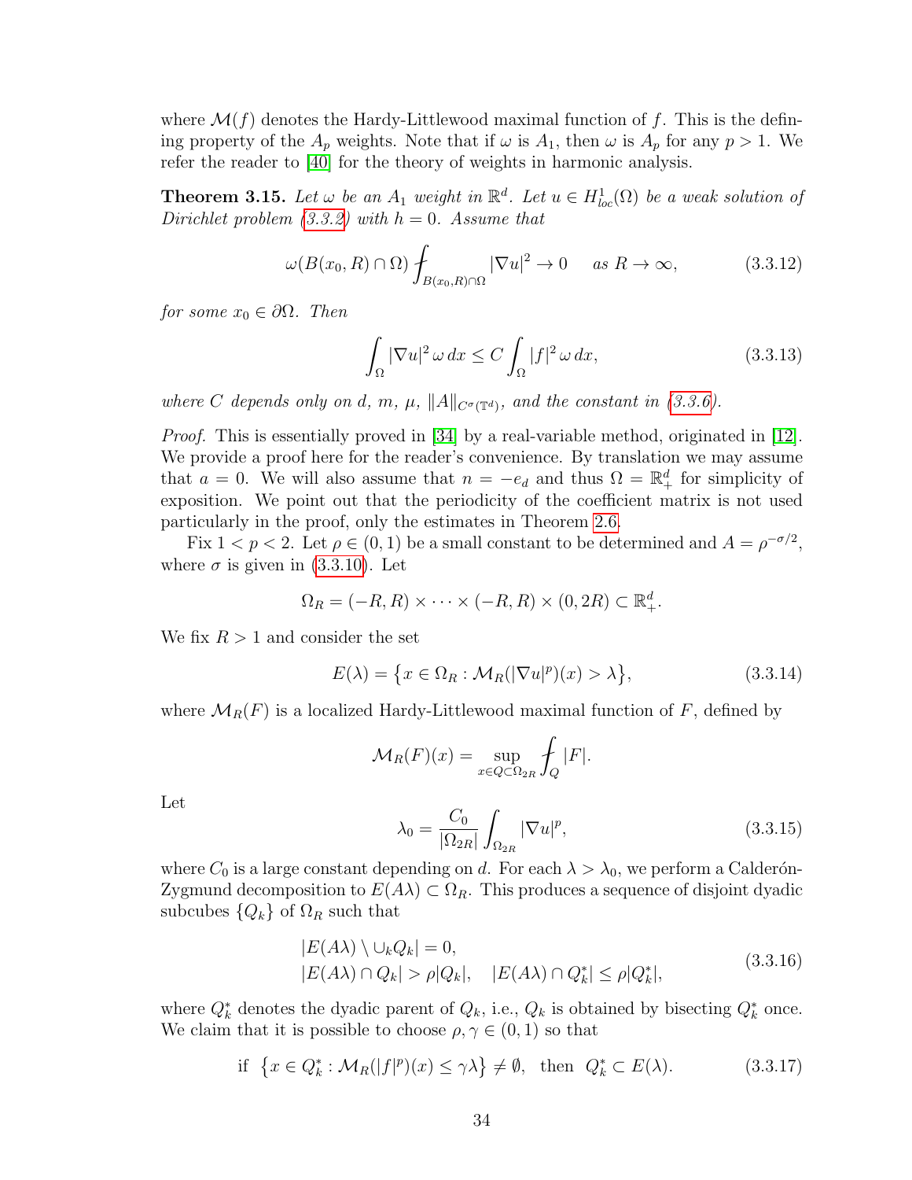where $\mathcal{M}(f)$ denotes the Hardy-Littlewood maximal function of $f$. This is the defining property of the $A_p$ weights. Note that if $\omega$ is $A_1$, then $\omega$ is $A_p$ for any $p > 1$. We refer the reader to [40] for the theory of weights in harmonic analysis.

**Theorem 3.15.** *Let $\omega$ be an $A_1$ weight in $\mathbb{R}^d$. Let $u \in H^1_{loc}(\Omega)$ be a weak solution of Dirichlet problem (3.3.2) with $h = 0$. Assume that*

$$\omega(B(x_0, R) \cap \Omega) \fint_{B(x_0,R)\cap\Omega} |\nabla u|^2 \to 0 \quad \text{as } R \to \infty, \tag{3.3.12}$$

*for some $x_0 \in \partial\Omega$. Then*

$$\int_\Omega |\nabla u|^2 \, \omega \, dx \le C \int_\Omega |f|^2 \, \omega \, dx, \tag{3.3.13}$$

*where $C$ depends only on $d$, $m$, $\mu$, $\|A\|_{C^\sigma(\mathbb{T}^d)}$, and the constant in (3.3.6).*

*Proof.* This is essentially proved in [34] by a real-variable method, originated in [12]. We provide a proof here for the reader's convenience. By translation we may assume that $a = 0$. We will also assume that $n = -e_d$ and thus $\Omega = \mathbb{R}^d_+$ for simplicity of exposition. We point out that the periodicity of the coefficient matrix is not used particularly in the proof, only the estimates in Theorem 2.6.

Fix $1 < p < 2$. Let $\rho \in (0, 1)$ be a small constant to be determined and $A = \rho^{-\sigma/2}$, where $\sigma$ is given in (3.3.10). Let

$$\Omega_R = (-R, R) \times \cdots \times (-R, R) \times (0, 2R) \subset \mathbb{R}^d_+.$$

We fix $R > 1$ and consider the set

$$E(\lambda) = \big\{ x \in \Omega_R : \mathcal{M}_R(|\nabla u|^p)(x) > \lambda \big\}, \tag{3.3.14}$$

where $\mathcal{M}_R(F)$ is a localized Hardy-Littlewood maximal function of $F$, defined by

$$\mathcal{M}_R(F)(x) = \sup_{x \in Q \subset \Omega_{2R}} \fint_Q |F|.$$

Let

$$\lambda_0 = \frac{C_0}{|\Omega_{2R}|} \int_{\Omega_{2R}} |\nabla u|^p, \tag{3.3.15}$$

where $C_0$ is a large constant depending on $d$. For each $\lambda > \lambda_0$, we perform a Calderón-Zygmund decomposition to $E(A\lambda) \subset \Omega_R$. This produces a sequence of disjoint dyadic subcubes $\{Q_k\}$ of $\Omega_R$ such that

$$\begin{aligned} &|E(A\lambda) \setminus \cup_k Q_k| = 0, \\ &|E(A\lambda) \cap Q_k| > \rho |Q_k|, \quad |E(A\lambda) \cap Q_k^*| \le \rho |Q_k^*|, \end{aligned} \tag{3.3.16}$$

where $Q_k^*$ denotes the dyadic parent of $Q_k$, i.e., $Q_k$ is obtained by bisecting $Q_k^*$ once. We claim that it is possible to choose $\rho, \gamma \in (0, 1)$ so that

$$\text{if } \big\{ x \in Q_k^* : \mathcal{M}_R(|f|^p)(x) \le \gamma\lambda \big\} \ne \emptyset, \text{ then } Q_k^* \subset E(\lambda). \tag{3.3.17}$$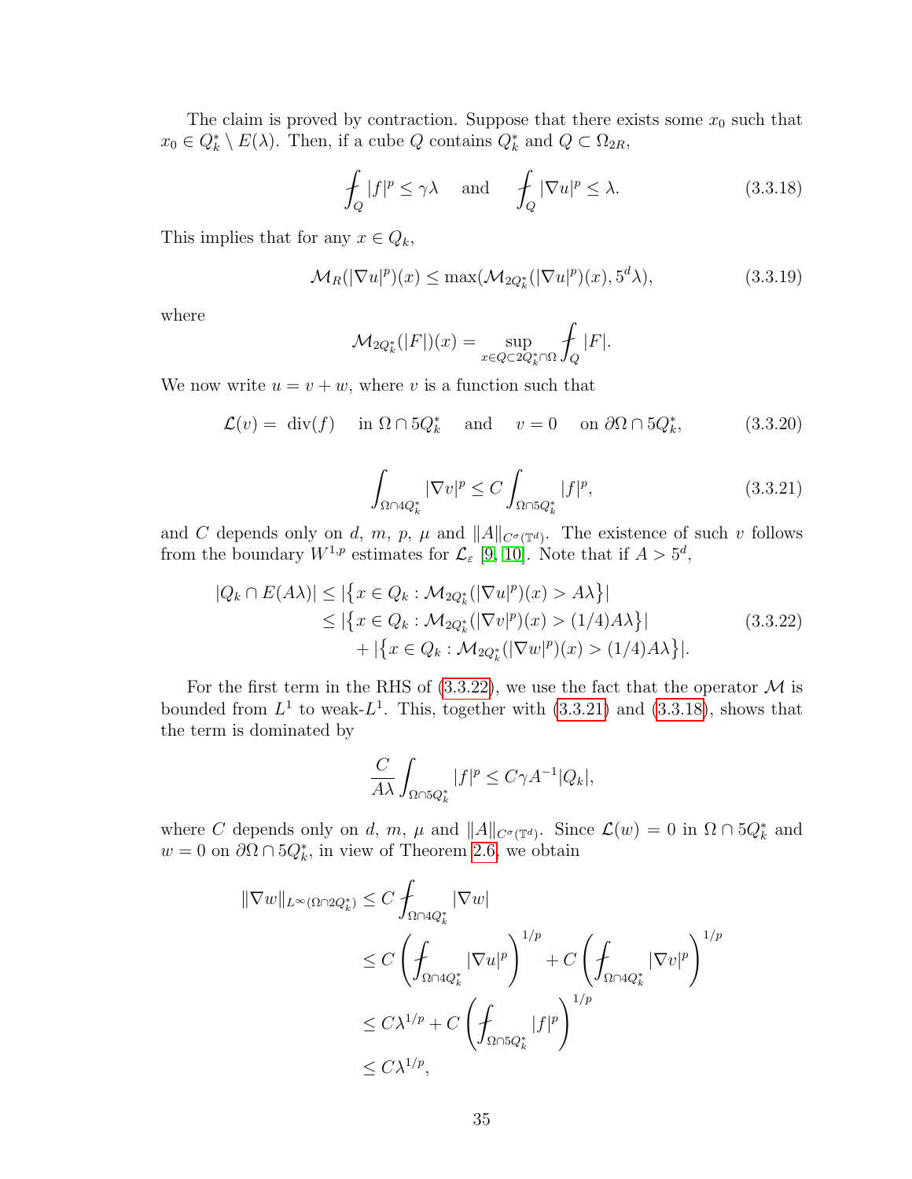The claim is proved by contraction. Suppose that there exists some $x_0$ such that $x_0 \in Q_k^* \setminus E(\lambda)$. Then, if a cube $Q$ contains $Q_k^*$ and $Q \subset \Omega_{2R}$,

$$\fint_Q |f|^p \le \gamma\lambda \quad \text{and} \quad \fint_Q |\nabla u|^p \le \lambda. \tag{3.3.18}$$

This implies that for any $x \in Q_k$,

$$\mathcal{M}_R(|\nabla u|^p)(x) \le \max(\mathcal{M}_{2Q_k^*}(|\nabla u|^p)(x), 5^d\lambda), \tag{3.3.19}$$

where

$$\mathcal{M}_{2Q_k^*}(|F|)(x) = \sup_{x\in Q \subset 2Q_k^* \cap \Omega} \fint_Q |F|.$$

We now write $u = v + w$, where $v$ is a function such that

$$\mathcal{L}(v) = \operatorname{div}(f) \quad \text{in } \Omega \cap 5Q_k^* \quad \text{and} \quad v = 0 \quad \text{on } \partial\Omega \cap 5Q_k^*, \tag{3.3.20}$$

$$\int_{\Omega\cap 4Q_k^*} |\nabla v|^p \le C \int_{\Omega \cap 5Q_k^*} |f|^p, \tag{3.3.21}$$

and $C$ depends only on $d$, $m$, $p$, $\mu$ and $\|A\|_{C^\sigma(\mathbb{T}^d)}$. The existence of such $v$ follows from the boundary $W^{1,p}$ estimates for $\mathcal{L}_\varepsilon$ [9, 10]. Note that if $A > 5^d$,

$$\begin{aligned}
|Q_k \cap E(A\lambda)| &\le |\{x \in Q_k : \mathcal{M}_{2Q_k^*}(|\nabla u|^p)(x) > A\lambda\}| \\
&\le |\{x \in Q_k : \mathcal{M}_{2Q_k^*}(|\nabla v|^p)(x) > (1/4)A\lambda\}| \\
&\quad + |\{x \in Q_k : \mathcal{M}_{2Q_k^*}(|\nabla w|^p)(x) > (1/4)A\lambda\}|.
\end{aligned} \tag{3.3.22}$$

For the first term in the RHS of (3.3.22), we use the fact that the operator $\mathcal{M}$ is bounded from $L^1$ to weak-$L^1$. This, together with (3.3.21) and (3.3.18), shows that the term is dominated by

$$\frac{C}{A\lambda} \int_{\Omega\cap 5Q_k^*} |f|^p \le C\gamma A^{-1} |Q_k|,$$

where $C$ depends only on $d$, $m$, $\mu$ and $\|A\|_{C^\sigma(\mathbb{T}^d)}$. Since $\mathcal{L}(w) = 0$ in $\Omega \cap 5Q_k^*$ and $w = 0$ on $\partial\Omega \cap 5Q_k^*$, in view of Theorem 2.6, we obtain

$$\begin{aligned}
\|\nabla w\|_{L^\infty(\Omega\cap 2Q_k^*)} &\le C \fint_{\Omega\cap 4Q_k^*} |\nabla w| \\
&\le C \left( \fint_{\Omega\cap 4Q_k^*} |\nabla u|^p \right)^{1/p} + C \left( \fint_{\Omega\cap 4Q_k^*} |\nabla v|^p \right)^{1/p} \\
&\le C\lambda^{1/p} + C \left( \fint_{\Omega\cap 5Q_k^*} |f|^p \right)^{1/p} \\
&\le C\lambda^{1/p},
\end{aligned}$$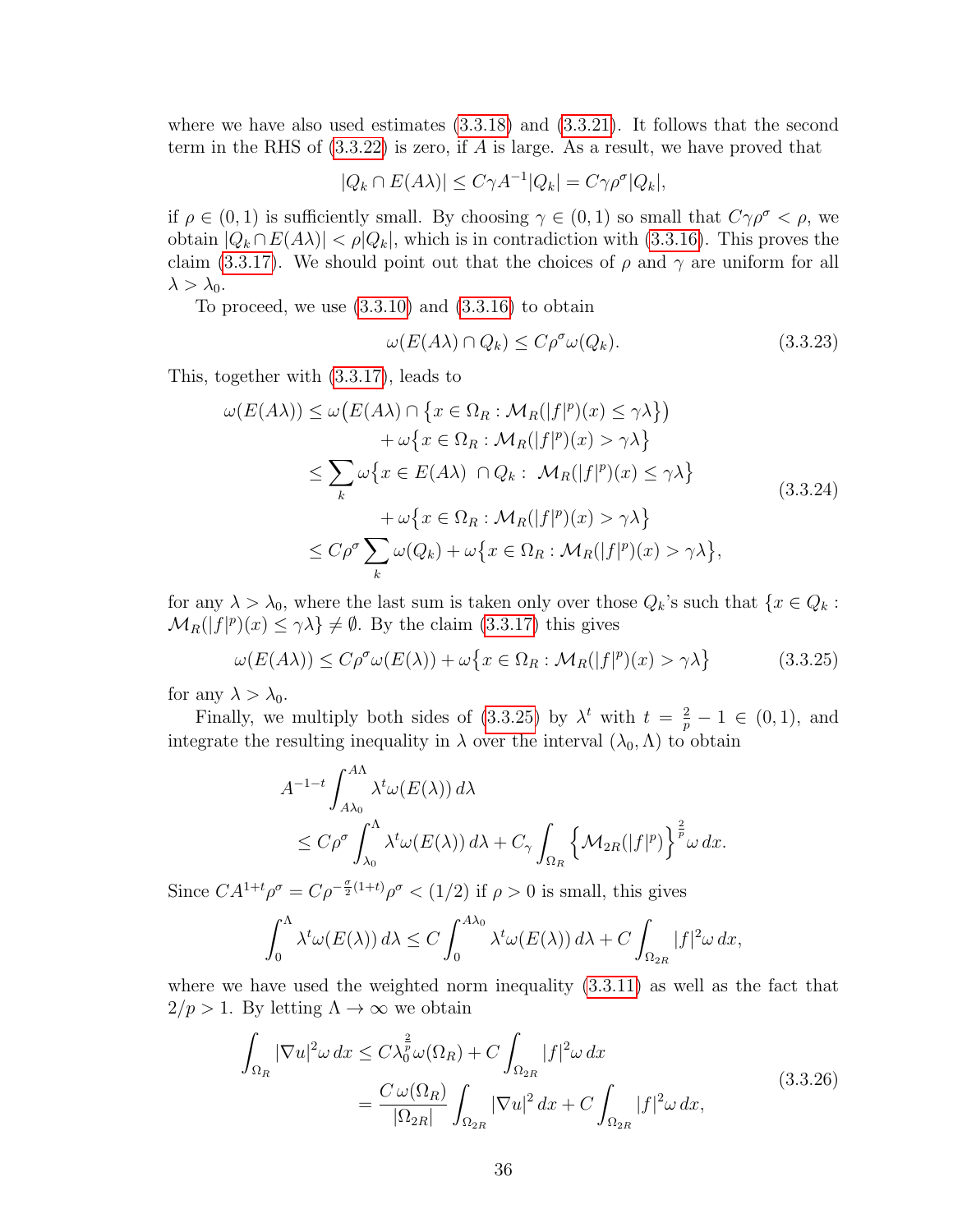where we have also used estimates (3.3.18) and (3.3.21). It follows that the second term in the RHS of (3.3.22) is zero, if $A$ is large. As a result, we have proved that

$$|Q_k \cap E(A\lambda)| \le C\gamma A^{-1}|Q_k| = C\gamma \rho^\sigma |Q_k|,$$

if $\rho \in (0,1)$ is sufficiently small. By choosing $\gamma \in (0,1)$ so small that $C\gamma\rho^\sigma < \rho$, we obtain $|Q_k \cap E(A\lambda)| < \rho|Q_k|$, which is in contradiction with (3.3.16). This proves the claim (3.3.17). We should point out that the choices of $\rho$ and $\gamma$ are uniform for all $\lambda > \lambda_0$.

To proceed, we use (3.3.10) and (3.3.16) to obtain

$$\omega(E(A\lambda) \cap Q_k) \le C\rho^\sigma \omega(Q_k). \tag{3.3.23}$$

This, together with (3.3.17), leads to

$$\begin{aligned}
\omega(E(A\lambda)) &\le \omega\big(E(A\lambda) \cap \big\{x \in \Omega_R : \mathcal{M}_R(|f|^p)(x) \le \gamma\lambda\big\}\big) \\
&\qquad + \omega\big\{x \in \Omega_R : \mathcal{M}_R(|f|^p)(x) > \gamma\lambda\big\} \\
&\le \sum_k \omega\big\{x \in E(A\lambda)\ \cap Q_k : \ \mathcal{M}_R(|f|^p)(x) \le \gamma\lambda\big\} \\
&\qquad + \omega\big\{x \in \Omega_R : \mathcal{M}_R(|f|^p)(x) > \gamma\lambda\big\} \\
&\le C\rho^\sigma \sum_k \omega(Q_k) + \omega\big\{x \in \Omega_R : \mathcal{M}_R(|f|^p)(x) > \gamma\lambda\big\},
\end{aligned} \tag{3.3.24}$$

for any $\lambda > \lambda_0$, where the last sum is taken only over those $Q_k$'s such that $\{x \in Q_k : \mathcal{M}_R(|f|^p)(x) \le \gamma\lambda\} \neq \emptyset$. By the claim (3.3.17) this gives

$$\omega(E(A\lambda)) \le C\rho^\sigma \omega(E(\lambda)) + \omega\big\{x \in \Omega_R : \mathcal{M}_R(|f|^p)(x) > \gamma\lambda\big\} \tag{3.3.25}$$

for any $\lambda > \lambda_0$.

Finally, we multiply both sides of (3.3.25) by $\lambda^t$ with $t = \frac{2}{p} - 1 \in (0,1)$, and integrate the resulting inequality in $\lambda$ over the interval $(\lambda_0, \Lambda)$ to obtain

$$\begin{aligned}
&A^{-1-t} \int_{A\lambda_0}^{A\Lambda} \lambda^t \omega(E(\lambda))\, d\lambda \\
&\qquad \le C\rho^\sigma \int_{\lambda_0}^{\Lambda} \lambda^t \omega(E(\lambda))\, d\lambda + C_\gamma \int_{\Omega_R} \Big\{\mathcal{M}_{2R}(|f|^p)\Big\}^{\frac{2}{p}} \omega\, dx.
\end{aligned}$$

Since $CA^{1+t}\rho^\sigma = C\rho^{-\frac{\sigma}{2}(1+t)}\rho^\sigma < (1/2)$ if $\rho > 0$ is small, this gives

$$\int_0^\Lambda \lambda^t \omega(E(\lambda))\, d\lambda \le C \int_0^{A\lambda_0} \lambda^t \omega(E(\lambda))\, d\lambda + C\int_{\Omega_{2R}} |f|^2 \omega\, dx,$$

where we have used the weighted norm inequality (3.3.11) as well as the fact that $2/p > 1$. By letting $\Lambda \to \infty$ we obtain

$$\begin{aligned}
\int_{\Omega_R} |\nabla u|^2 \omega\, dx &\le C\lambda_0^{\frac{2}{p}} \omega(\Omega_R) + C\int_{\Omega_{2R}} |f|^2 \omega\, dx \\
&= \frac{C\,\omega(\Omega_R)}{|\Omega_{2R}|} \int_{\Omega_{2R}} |\nabla u|^2\, dx + C\int_{\Omega_{2R}} |f|^2 \omega\, dx,
\end{aligned} \tag{3.3.26}$$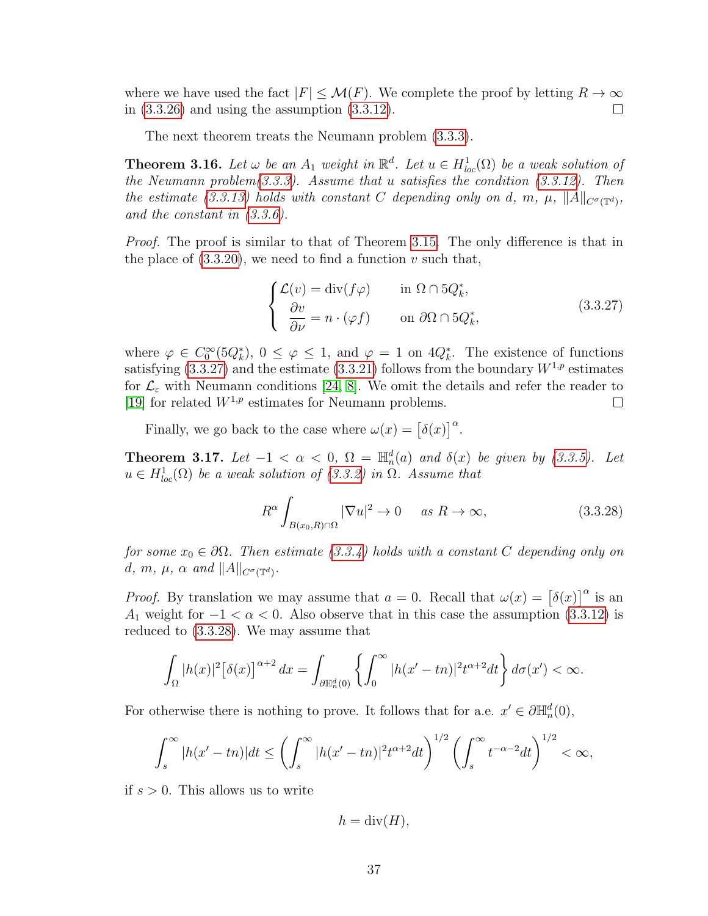where we have used the fact $|F| \le \mathcal{M}(F)$. We complete the proof by letting $R \to \infty$ in (3.3.26) and using the assumption (3.3.12). ☐

The next theorem treats the Neumann problem (3.3.3).

**Theorem 3.16.** *Let $\omega$ be an $A_1$ weight in $\mathbb{R}^d$. Let $u \in H^1_{loc}(\Omega)$ be a weak solution of the Neumann problem(3.3.3). Assume that $u$ satisfies the condition (3.3.12). Then the estimate (3.3.13) holds with constant $C$ depending only on $d$, $m$, $\mu$, $\|A\|_{C^\sigma(\mathbb{T}^d)}$, and the constant in (3.3.6).*

*Proof.* The proof is similar to that of Theorem 3.15. The only difference is that in the place of (3.3.20), we need to find a function $v$ such that,

$$
\begin{cases}
\mathcal{L}(v) = \text{div}(f\varphi) & \text{in } \Omega \cap 5Q_k^*, \\
\dfrac{\partial v}{\partial \nu} = n \cdot (\varphi f) & \text{on } \partial\Omega \cap 5Q_k^*,
\end{cases}
\tag{3.3.27}
$$

where $\varphi \in C_0^\infty(5Q_k^*)$, $0 \le \varphi \le 1$, and $\varphi = 1$ on $4Q_k^*$. The existence of functions satisfying (3.3.27) and the estimate (3.3.21) follows from the boundary $W^{1,p}$ estimates for $\mathcal{L}_\varepsilon$ with Neumann conditions [24, 8]. We omit the details and refer the reader to [19] for related $W^{1,p}$ estimates for Neumann problems. ☐

Finally, we go back to the case where $\omega(x) = \big[\delta(x)\big]^\alpha$.

**Theorem 3.17.** *Let $-1 < \alpha < 0$, $\Omega = \mathbb{H}^d_n(a)$ and $\delta(x)$ be given by (3.3.5). Let $u \in H^1_{loc}(\Omega)$ be a weak solution of (3.3.2) in $\Omega$. Assume that*

$$
R^\alpha \int_{B(x_0,R)\cap\Omega} |\nabla u|^2 \to 0 \quad \text{as } R \to \infty,
\tag{3.3.28}
$$

*for some $x_0 \in \partial\Omega$. Then estimate (3.3.4) holds with a constant $C$ depending only on $d$, $m$, $\mu$, $\alpha$ and $\|A\|_{C^\sigma(\mathbb{T}^d)}$.*

*Proof.* By translation we may assume that $a = 0$. Recall that $\omega(x) = \big[\delta(x)\big]^\alpha$ is an $A_1$ weight for $-1 < \alpha < 0$. Also observe that in this case the assumption (3.3.12) is reduced to (3.3.28). We may assume that

$$
\int_\Omega |h(x)|^2 \big[\delta(x)\big]^{\alpha+2} dx = \int_{\partial\mathbb{H}^d_n(0)} \left\{ \int_0^\infty |h(x' - tn)|^2 t^{\alpha+2} dt \right\} d\sigma(x') < \infty.
$$

For otherwise there is nothing to prove. It follows that for a.e. $x' \in \partial\mathbb{H}^d_n(0)$,

$$
\int_s^\infty |h(x' - tn)| dt \le \left( \int_s^\infty |h(x' - tn)|^2 t^{\alpha+2} dt \right)^{1/2} \left( \int_s^\infty t^{-\alpha-2} dt \right)^{1/2} < \infty,
$$

if $s > 0$. This allows us to write

$$
h = \text{div}(H),
$$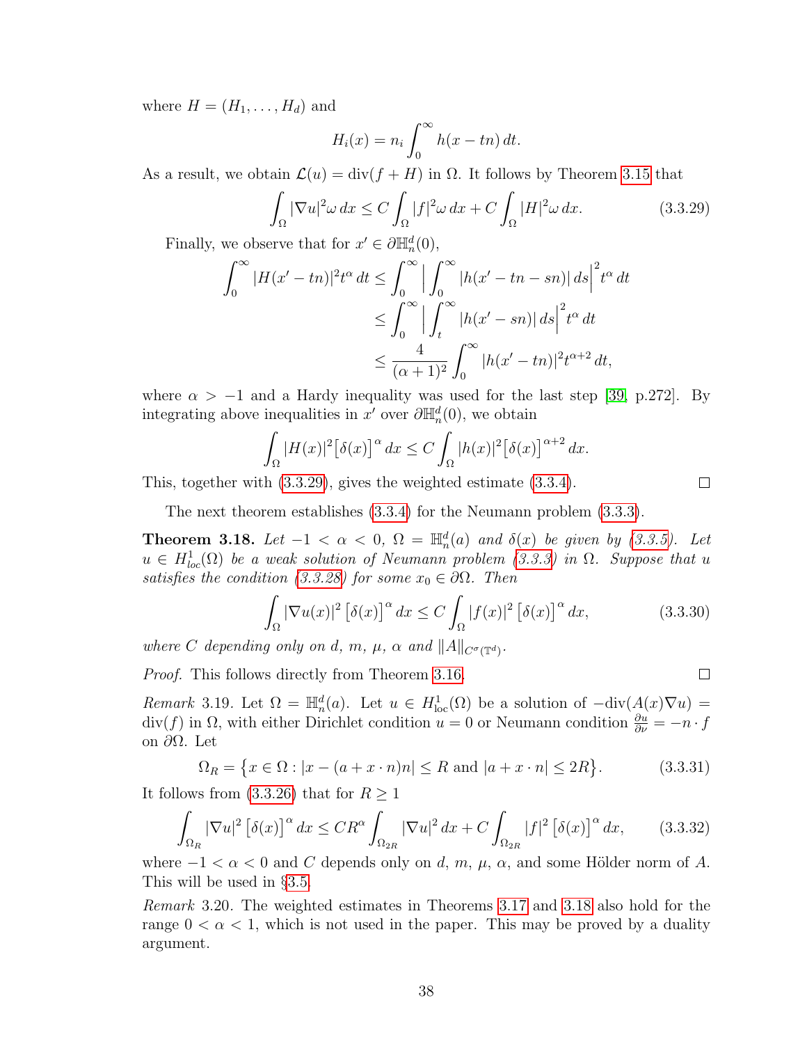where $H = (H_1, \dots, H_d)$ and

$$H_i(x) = n_i \int_0^\infty h(x - tn)\, dt.$$

As a result, we obtain $\mathcal{L}(u) = \text{div}(f + H)$ in $\Omega$. It follows by Theorem 3.15 that

$$\int_\Omega |\nabla u|^2 \omega\, dx \le C \int_\Omega |f|^2 \omega\, dx + C \int_\Omega |H|^2 \omega\, dx. \tag{3.3.29}$$

Finally, we observe that for $x' \in \partial \mathbb{H}_n^d(0)$,

$$\begin{aligned}
\int_0^\infty |H(x' - tn)|^2 t^\alpha\, dt &\le \int_0^\infty \Big| \int_0^\infty |h(x' - tn - sn)|\, ds \Big|^2 t^\alpha\, dt \\
&\le \int_0^\infty \Big| \int_t^\infty |h(x' - sn)|\, ds \Big|^2 t^\alpha\, dt \\
&\le \frac{4}{(\alpha+1)^2} \int_0^\infty |h(x' - tn)|^2 t^{\alpha+2}\, dt,
\end{aligned}$$

where $\alpha > -1$ and a Hardy inequality was used for the last step [39, p.272]. By integrating above inequalities in $x'$ over $\partial \mathbb{H}_n^d(0)$, we obtain

$$\int_\Omega |H(x)|^2 \big[\delta(x)\big]^\alpha\, dx \le C \int_\Omega |h(x)|^2 \big[\delta(x)\big]^{\alpha+2}\, dx.$$

This, together with (3.3.29), gives the weighted estimate (3.3.4). $\square$

The next theorem establishes (3.3.4) for the Neumann problem (3.3.3).

**Theorem 3.18.** *Let $-1 < \alpha < 0$, $\Omega = \mathbb{H}_n^d(a)$ and $\delta(x)$ be given by (3.3.5). Let $u \in H^1_{loc}(\Omega)$ be a weak solution of Neumann problem (3.3.3) in $\Omega$. Suppose that $u$ satisfies the condition (3.3.28) for some $x_0 \in \partial\Omega$. Then*

$$\int_\Omega |\nabla u(x)|^2 \left[\delta(x)\right]^\alpha dx \le C \int_\Omega |f(x)|^2 \left[\delta(x)\right]^\alpha dx, \tag{3.3.30}$$

*where $C$ depending only on $d$, $m$, $\mu$, $\alpha$ and $\|A\|_{C^\sigma(\mathbb{T}^d)}$.*

*Proof.* This follows directly from Theorem 3.16. $\square$

*Remark* 3.19. Let $\Omega = \mathbb{H}_n^d(a)$. Let $u \in H^1_{\text{loc}}(\Omega)$ be a solution of $-\text{div}(A(x)\nabla u) = \text{div}(f)$ in $\Omega$, with either Dirichlet condition $u = 0$ or Neumann condition $\frac{\partial u}{\partial \nu} = -n \cdot f$ on $\partial\Omega$. Let

$$\Omega_R = \big\{ x \in \Omega : |x - (a + x\cdot n)n| \le R \text{ and } |a + x \cdot n| \le 2R \big\}. \tag{3.3.31}$$

It follows from (3.3.26) that for $R \ge 1$

$$\int_{\Omega_R} |\nabla u|^2 \left[\delta(x)\right]^\alpha dx \le C R^\alpha \int_{\Omega_{2R}} |\nabla u|^2\, dx + C \int_{\Omega_{2R}} |f|^2 \left[\delta(x)\right]^\alpha dx, \tag{3.3.32}$$

where $-1 < \alpha < 0$ and $C$ depends only on $d$, $m$, $\mu$, $\alpha$, and some Hölder norm of $A$. This will be used in §3.5.

*Remark* 3.20. The weighted estimates in Theorems 3.17 and 3.18 also hold for the range $0 < \alpha < 1$, which is not used in the paper. This may be proved by a duality argument.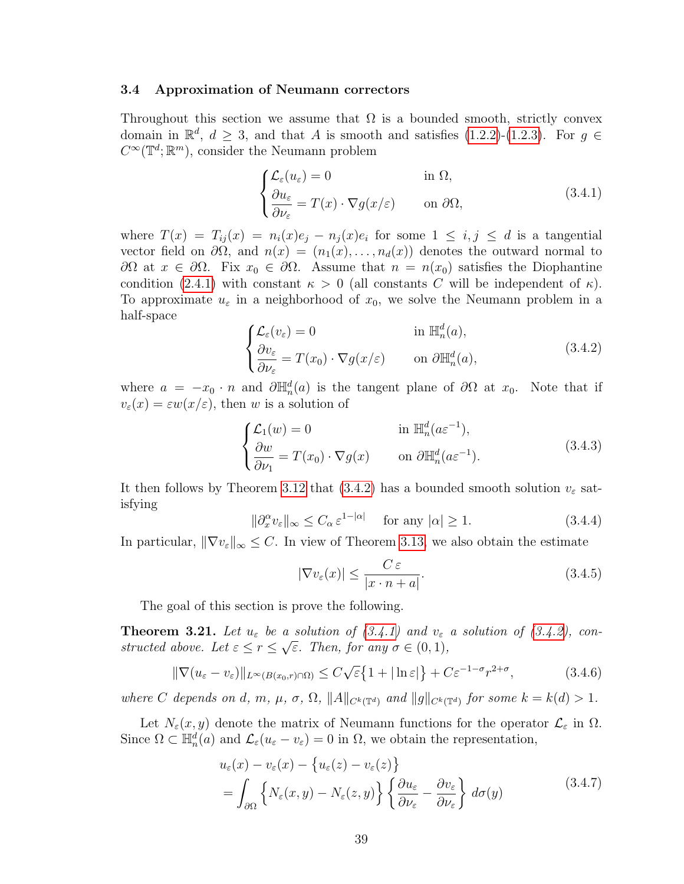### 3.4 Approximation of Neumann correctors

Throughout this section we assume that $\Omega$ is a bounded smooth, strictly convex domain in $\mathbb{R}^d$, $d \geq 3$, and that $A$ is smooth and satisfies (1.2.2)-(1.2.3). For $g \in C^\infty(\mathbb{T}^d; \mathbb{R}^m)$, consider the Neumann problem

$$
\begin{cases}
\mathcal{L}_\varepsilon(u_\varepsilon) = 0 & \text{in } \Omega, \\
\dfrac{\partial u_\varepsilon}{\partial \nu_\varepsilon} = T(x) \cdot \nabla g(x/\varepsilon) & \text{on } \partial\Omega,
\end{cases}
\tag{3.4.1}
$$

where $T(x) = T_{ij}(x) = n_i(x)e_j - n_j(x)e_i$ for some $1 \leq i, j \leq d$ is a tangential vector field on $\partial\Omega$, and $n(x) = (n_1(x), \ldots, n_d(x))$ denotes the outward normal to $\partial\Omega$ at $x \in \partial\Omega$. Fix $x_0 \in \partial\Omega$. Assume that $n = n(x_0)$ satisfies the Diophantine condition (2.4.1) with constant $\kappa > 0$ (all constants $C$ will be independent of $\kappa$). To approximate $u_\varepsilon$ in a neighborhood of $x_0$, we solve the Neumann problem in a half-space

$$
\begin{cases}
\mathcal{L}_\varepsilon(v_\varepsilon) = 0 & \text{in } \mathbb{H}^d_n(a), \\
\dfrac{\partial v_\varepsilon}{\partial \nu_\varepsilon} = T(x_0) \cdot \nabla g(x/\varepsilon) & \text{on } \partial\mathbb{H}^d_n(a),
\end{cases}
\tag{3.4.2}
$$

where $a = -x_0 \cdot n$ and $\partial\mathbb{H}^d_n(a)$ is the tangent plane of $\partial\Omega$ at $x_0$. Note that if $v_\varepsilon(x) = \varepsilon w(x/\varepsilon)$, then $w$ is a solution of

$$
\begin{cases}
\mathcal{L}_1(w) = 0 & \text{in } \mathbb{H}^d_n(a\varepsilon^{-1}), \\
\dfrac{\partial w}{\partial \nu_1} = T(x_0) \cdot \nabla g(x) & \text{on } \partial\mathbb{H}^d_n(a\varepsilon^{-1}).
\end{cases}
\tag{3.4.3}
$$

It then follows by Theorem 3.12 that (3.4.2) has a bounded smooth solution $v_\varepsilon$ satisfying

$$
\|\partial_x^\alpha v_\varepsilon\|_\infty \leq C_\alpha\, \varepsilon^{1-|\alpha|} \quad \text{for any } |\alpha| \geq 1. \tag{3.4.4}
$$

In particular, $\|\nabla v_\varepsilon\|_\infty \leq C$. In view of Theorem 3.13, we also obtain the estimate

$$
|\nabla v_\varepsilon(x)| \leq \frac{C\,\varepsilon}{|x \cdot n + a|}. \tag{3.4.5}
$$

The goal of this section is prove the following.

**Theorem 3.21.** *Let $u_\varepsilon$ be a solution of (3.4.1) and $v_\varepsilon$ a solution of (3.4.2), constructed above. Let $\varepsilon \leq r \leq \sqrt{\varepsilon}$. Then, for any $\sigma \in (0, 1)$,*

$$
\|\nabla(u_\varepsilon - v_\varepsilon)\|_{L^\infty(B(x_0,r)\cap\Omega)} \leq C\sqrt{\varepsilon}\big\{1 + |\ln \varepsilon|\big\} + C\varepsilon^{-1-\sigma} r^{2+\sigma}, \tag{3.4.6}
$$

*where $C$ depends on $d$, $m$, $\mu$, $\sigma$, $\Omega$, $\|A\|_{C^k(\mathbb{T}^d)}$ and $\|g\|_{C^k(\mathbb{T}^d)}$ for some $k = k(d) > 1$.*

Let $N_\varepsilon(x, y)$ denote the matrix of Neumann functions for the operator $\mathcal{L}_\varepsilon$ in $\Omega$. Since $\Omega \subset \mathbb{H}^d_n(a)$ and $\mathcal{L}_\varepsilon(u_\varepsilon - v_\varepsilon) = 0$ in $\Omega$, we obtain the representation,

$$
\begin{aligned}
&u_\varepsilon(x) - v_\varepsilon(x) - \big\{u_\varepsilon(z) - v_\varepsilon(z)\big\} \\
&= \int_{\partial\Omega} \Big\{N_\varepsilon(x, y) - N_\varepsilon(z, y)\Big\} \left\{\frac{\partial u_\varepsilon}{\partial \nu_\varepsilon} - \frac{\partial v_\varepsilon}{\partial \nu_\varepsilon}\right\} d\sigma(y)
\end{aligned}
\tag{3.4.7}
$$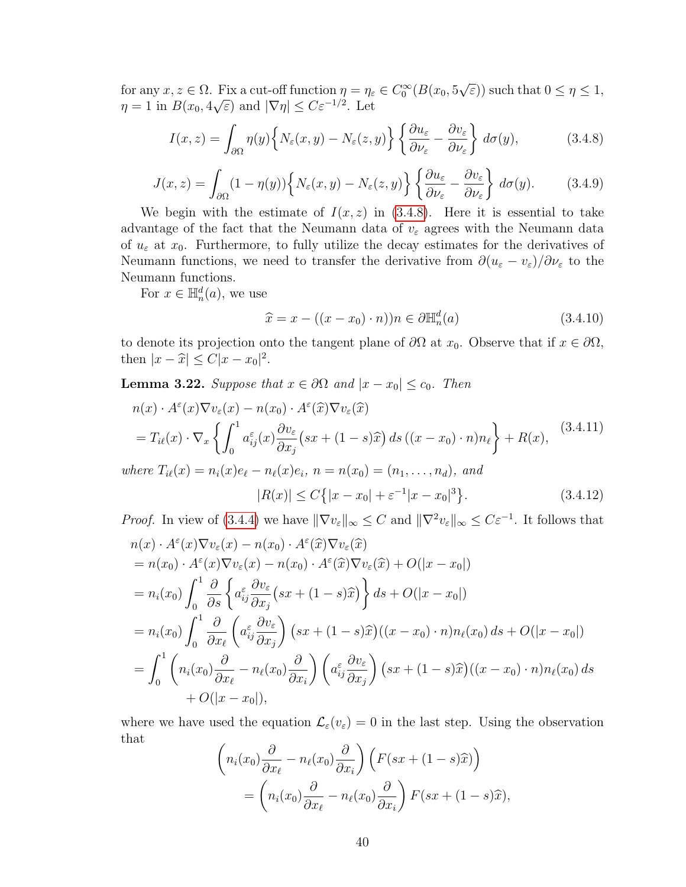for any $x, z \in \Omega$. Fix a cut-off function $\eta = \eta_\varepsilon \in C_0^\infty(B(x_0, 5\sqrt{\varepsilon}))$ such that $0 \le \eta \le 1$, $\eta = 1$ in $B(x_0, 4\sqrt{\varepsilon})$ and $|\nabla \eta| \le C\varepsilon^{-1/2}$. Let

$$
I(x,z) = \int_{\partial\Omega} \eta(y) \Big\{ N_\varepsilon(x,y) - N_\varepsilon(z,y) \Big\} \left\{ \frac{\partial u_\varepsilon}{\partial \nu_\varepsilon} - \frac{\partial v_\varepsilon}{\partial \nu_\varepsilon} \right\} d\sigma(y), \tag{3.4.8}
$$

$$
J(x,z) = \int_{\partial\Omega} (1 - \eta(y)) \Big\{ N_\varepsilon(x,y) - N_\varepsilon(z,y) \Big\} \left\{ \frac{\partial u_\varepsilon}{\partial \nu_\varepsilon} - \frac{\partial v_\varepsilon}{\partial \nu_\varepsilon} \right\} d\sigma(y). \tag{3.4.9}
$$

We begin with the estimate of $I(x,z)$ in (3.4.8). Here it is essential to take advantage of the fact that the Neumann data of $v_\varepsilon$ agrees with the Neumann data of $u_\varepsilon$ at $x_0$. Furthermore, to fully utilize the decay estimates for the derivatives of Neumann functions, we need to transfer the derivative from $\partial(u_\varepsilon - v_\varepsilon)/\partial \nu_\varepsilon$ to the Neumann functions.

For $x \in \mathbb{H}_n^d(a)$, we use

$$
\widehat{x} = x - ((x - x_0) \cdot n) n \in \partial \mathbb{H}_n^d(a) \tag{3.4.10}
$$

to denote its projection onto the tangent plane of $\partial\Omega$ at $x_0$. Observe that if $x \in \partial\Omega$, then $|x - \widehat{x}| \le C|x - x_0|^2$.

**Lemma 3.22.** *Suppose that $x \in \partial\Omega$ and $|x - x_0| \le c_0$. Then*

$$
\begin{aligned}
& n(x) \cdot A^\varepsilon(x) \nabla v_\varepsilon(x) - n(x_0) \cdot A^\varepsilon(\widehat{x}) \nabla v_\varepsilon(\widehat{x}) \\
&= T_{i\ell}(x) \cdot \nabla_x \left\{ \int_0^1 a_{ij}^\varepsilon(x) \frac{\partial v_\varepsilon}{\partial x_j}\big(sx + (1-s)\widehat{x}\big)\, ds\, ((x - x_0) \cdot n) n_\ell \right\} + R(x),
\end{aligned} \tag{3.4.11}
$$

*where $T_{i\ell}(x) = n_i(x) e_\ell - n_\ell(x) e_i$, $n = n(x_0) = (n_1, \dots, n_d)$, and*

$$
|R(x)| \le C\big\{ |x - x_0| + \varepsilon^{-1} |x - x_0|^3 \big\}. \tag{3.4.12}
$$

*Proof.* In view of (3.4.4) we have $\|\nabla v_\varepsilon\|_\infty \le C$ and $\|\nabla^2 v_\varepsilon\|_\infty \le C\varepsilon^{-1}$. It follows that

$$
\begin{aligned}
& n(x) \cdot A^\varepsilon(x) \nabla v_\varepsilon(x) - n(x_0) \cdot A^\varepsilon(\widehat{x}) \nabla v_\varepsilon(\widehat{x}) \\
&= n(x_0) \cdot A^\varepsilon(x) \nabla v_\varepsilon(x) - n(x_0) \cdot A^\varepsilon(\widehat{x}) \nabla v_\varepsilon(\widehat{x}) + O(|x - x_0|) \\
&= n_i(x_0) \int_0^1 \frac{\partial}{\partial s} \left\{ a_{ij}^\varepsilon \frac{\partial v_\varepsilon}{\partial x_j}\big(sx + (1-s)\widehat{x}\big) \right\} ds + O(|x - x_0|) \\
&= n_i(x_0) \int_0^1 \frac{\partial}{\partial x_\ell} \left( a_{ij}^\varepsilon \frac{\partial v_\varepsilon}{\partial x_j} \right) \big(sx + (1-s)\widehat{x}\big) ((x - x_0) \cdot n) n_\ell(x_0)\, ds + O(|x - x_0|) \\
&= \int_0^1 \left( n_i(x_0) \frac{\partial}{\partial x_\ell} - n_\ell(x_0) \frac{\partial}{\partial x_i} \right) \left( a_{ij}^\varepsilon \frac{\partial v_\varepsilon}{\partial x_j} \right) \big(sx + (1-s)\widehat{x}\big) ((x - x_0) \cdot n) n_\ell(x_0)\, ds \\
&\qquad + O(|x - x_0|),
\end{aligned}
$$

where we have used the equation $\mathcal{L}_\varepsilon(v_\varepsilon) = 0$ in the last step. Using the observation that

$$
\begin{aligned}
& \left( n_i(x_0) \frac{\partial}{\partial x_\ell} - n_\ell(x_0) \frac{\partial}{\partial x_i} \right) \Big( F(sx + (1-s)\widehat{x}) \Big) \\
&\qquad = \left( n_i(x_0) \frac{\partial}{\partial x_\ell} - n_\ell(x_0) \frac{\partial}{\partial x_i} \right) F(sx + (1-s)\widehat{x}),
\end{aligned}
$$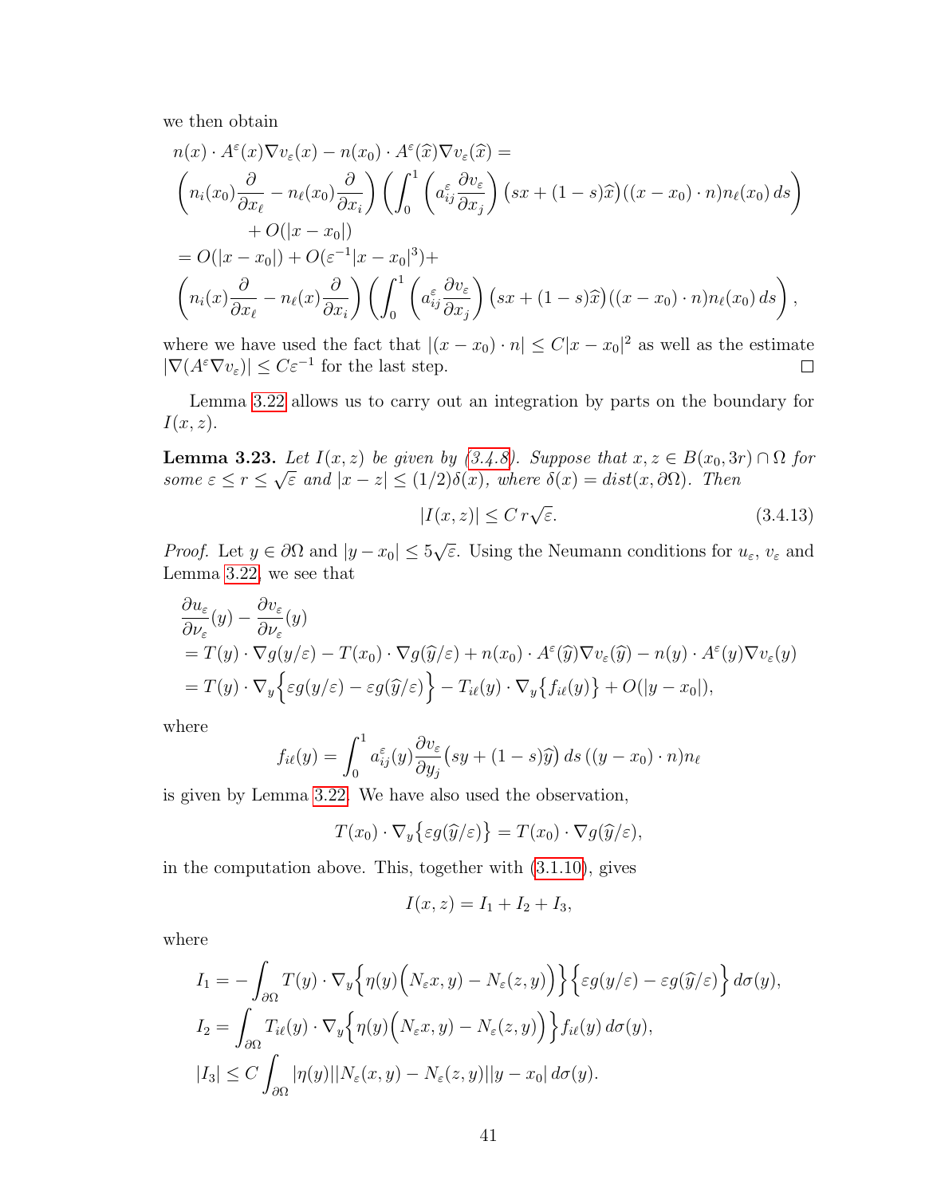we then obtain

$$
\begin{aligned}
&n(x)\cdot A^\varepsilon(x)\nabla v_\varepsilon(x) - n(x_0)\cdot A^\varepsilon(\widehat{x})\nabla v_\varepsilon(\widehat{x}) = \\
&\left(n_i(x_0)\frac{\partial}{\partial x_\ell} - n_\ell(x_0)\frac{\partial}{\partial x_i}\right)\left(\int_0^1 \left(a_{ij}^\varepsilon \frac{\partial v_\varepsilon}{\partial x_j}\right)\big(sx+(1-s)\widehat{x}\big)((x-x_0)\cdot n)n_\ell(x_0)\,ds\right) \\
&\qquad\qquad + O(|x-x_0|) \\
&= O(|x-x_0|) + O(\varepsilon^{-1}|x-x_0|^3) + \\
&\left(n_i(x)\frac{\partial}{\partial x_\ell} - n_\ell(x)\frac{\partial}{\partial x_i}\right)\left(\int_0^1 \left(a_{ij}^\varepsilon \frac{\partial v_\varepsilon}{\partial x_j}\right)\big(sx+(1-s)\widehat{x}\big)((x-x_0)\cdot n)n_\ell(x_0)\,ds\right),
\end{aligned}
$$

where we have used the fact that $|(x-x_0)\cdot n| \le C|x-x_0|^2$ as well as the estimate $|\nabla(A^\varepsilon\nabla v_\varepsilon)| \le C\varepsilon^{-1}$ for the last step. □

Lemma 3.22 allows us to carry out an integration by parts on the boundary for $I(x,z)$.

**Lemma 3.23.** *Let $I(x,z)$ be given by (3.4.8). Suppose that $x, z \in B(x_0, 3r)\cap\Omega$ for some $\varepsilon \le r \le \sqrt{\varepsilon}$ and $|x-z| \le (1/2)\delta(x)$, where $\delta(x) = dist(x, \partial\Omega)$. Then*

$$
|I(x,z)| \le C\, r\sqrt{\varepsilon}. \tag{3.4.13}
$$

*Proof.* Let $y \in \partial\Omega$ and $|y-x_0| \le 5\sqrt{\varepsilon}$. Using the Neumann conditions for $u_\varepsilon$, $v_\varepsilon$ and Lemma 3.22, we see that

$$
\begin{aligned}
&\frac{\partial u_\varepsilon}{\partial \nu_\varepsilon}(y) - \frac{\partial v_\varepsilon}{\partial \nu_\varepsilon}(y) \\
&= T(y)\cdot\nabla g(y/\varepsilon) - T(x_0)\cdot\nabla g(\widehat{y}/\varepsilon) + n(x_0)\cdot A^\varepsilon(\widehat{y})\nabla v_\varepsilon(\widehat{y}) - n(y)\cdot A^\varepsilon(y)\nabla v_\varepsilon(y) \\
&= T(y)\cdot\nabla_y\Big\{\varepsilon g(y/\varepsilon) - \varepsilon g(\widehat{y}/\varepsilon)\Big\} - T_{i\ell}(y)\cdot\nabla_y\big\{f_{i\ell}(y)\big\} + O(|y-x_0|),
\end{aligned}
$$

where

$$
f_{i\ell}(y) = \int_0^1 a_{ij}^\varepsilon(y)\frac{\partial v_\varepsilon}{\partial y_j}\big(sy+(1-s)\widehat{y}\big)\,ds\,((y-x_0)\cdot n)n_\ell
$$

is given by Lemma 3.22. We have also used the observation,

$$
T(x_0)\cdot\nabla_y\big\{\varepsilon g(\widehat{y}/\varepsilon)\big\} = T(x_0)\cdot\nabla g(\widehat{y}/\varepsilon),
$$

in the computation above. This, together with (3.1.10), gives

$$
I(x,z) = I_1 + I_2 + I_3,
$$

where

$$
\begin{aligned}
I_1 &= -\int_{\partial\Omega} T(y)\cdot\nabla_y\Big\{\eta(y)\Big(N_\varepsilon x, y) - N_\varepsilon(z,y)\Big)\Big\}\Big\{\varepsilon g(y/\varepsilon) - \varepsilon g(\widehat{y}/\varepsilon)\Big\}\,d\sigma(y), \\
I_2 &= \int_{\partial\Omega} T_{i\ell}(y)\cdot\nabla_y\Big\{\eta(y)\Big(N_\varepsilon x, y) - N_\varepsilon(z,y)\Big)\Big\}f_{i\ell}(y)\,d\sigma(y), \\
|I_3| &\le C\int_{\partial\Omega} |\eta(y)||N_\varepsilon(x,y) - N_\varepsilon(z,y)||y-x_0|\,d\sigma(y).
\end{aligned}
$$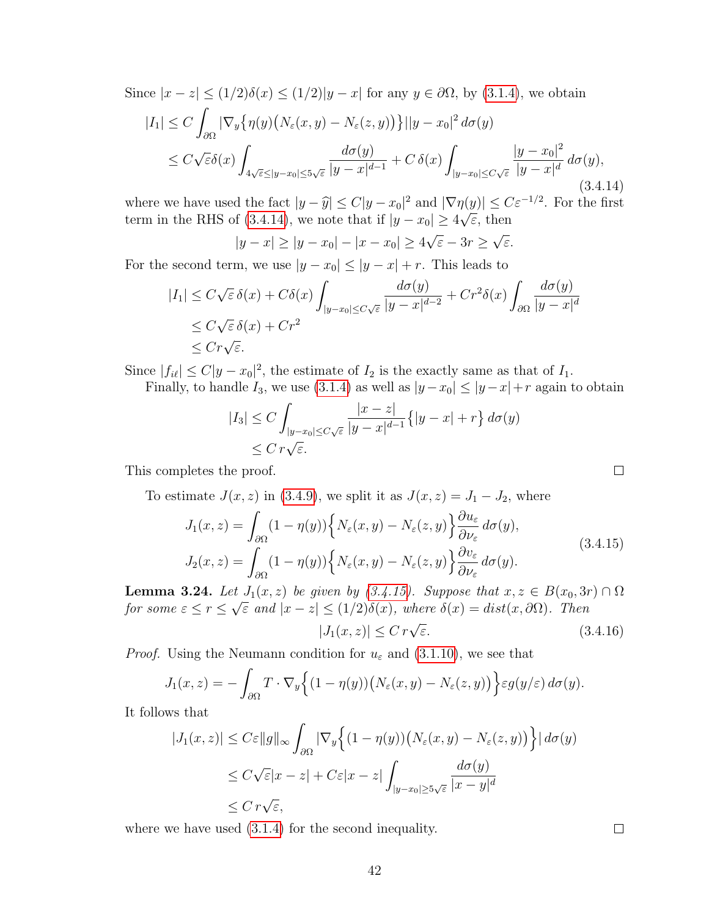Since $|x-z| \le (1/2)\delta(x) \le (1/2)|y-x|$ for any $y \in \partial\Omega$, by (3.1.4), we obtain

$$
\begin{aligned}
|I_1| &\le C \int_{\partial\Omega} |\nabla_y \big\{ \eta(y)\big(N_\varepsilon(x,y) - N_\varepsilon(z,y)\big)\big\}| |y-x_0|^2 \, d\sigma(y) \\
&\le C\sqrt{\varepsilon}\delta(x) \int_{4\sqrt{\varepsilon}\le |y-x_0|\le 5\sqrt{\varepsilon}} \frac{d\sigma(y)}{|y-x|^{d-1}} + C\,\delta(x) \int_{|y-x_0|\le C\sqrt{\varepsilon}} \frac{|y-x_0|^2}{|y-x|^d} \, d\sigma(y),
\end{aligned}
\tag{3.4.14}
$$

where we have used the fact $|y-\widehat{y}| \le C|y-x_0|^2$ and $|\nabla\eta(y)| \le C\varepsilon^{-1/2}$. For the first term in the RHS of (3.4.14), we note that if $|y-x_0| \ge 4\sqrt{\varepsilon}$, then

$$
|y-x| \ge |y-x_0| - |x-x_0| \ge 4\sqrt{\varepsilon} - 3r \ge \sqrt{\varepsilon}.
$$

For the second term, we use $|y-x_0| \le |y-x| + r$. This leads to

$$
\begin{aligned}
|I_1| &\le C\sqrt{\varepsilon}\,\delta(x) + C\delta(x) \int_{|y-x_0|\le C\sqrt{\varepsilon}} \frac{d\sigma(y)}{|y-x|^{d-2}} + Cr^2\delta(x) \int_{\partial\Omega} \frac{d\sigma(y)}{|y-x|^d} \\
&\le C\sqrt{\varepsilon}\,\delta(x) + Cr^2 \\
&\le Cr\sqrt{\varepsilon}.
\end{aligned}
$$

Since $|f_{i\ell}| \le C|y-x_0|^2$, the estimate of $I_2$ is the exactly same as that of $I_1$.

Finally, to handle $I_3$, we use (3.1.4) as well as $|y-x_0| \le |y-x| + r$ again to obtain

$$
\begin{aligned}
|I_3| &\le C \int_{|y-x_0|\le C\sqrt{\varepsilon}} \frac{|x-z|}{|y-x|^{d-1}} \big\{ |y-x| + r \big\} \, d\sigma(y) \\
&\le C\, r\sqrt{\varepsilon}.
\end{aligned}
$$

This completes the proof. ∎

To estimate $J(x,z)$ in (3.4.9), we split it as $J(x,z) = J_1 - J_2$, where

$$
\begin{aligned}
J_1(x,z) &= \int_{\partial\Omega} (1-\eta(y)) \Big\{ N_\varepsilon(x,y) - N_\varepsilon(z,y) \Big\} \frac{\partial u_\varepsilon}{\partial \nu_\varepsilon} \, d\sigma(y), \\
J_2(x,z) &= \int_{\partial\Omega} (1-\eta(y)) \Big\{ N_\varepsilon(x,y) - N_\varepsilon(z,y) \Big\} \frac{\partial v_\varepsilon}{\partial \nu_\varepsilon} \, d\sigma(y).
\end{aligned}
\tag{3.4.15}
$$

**Lemma 3.24.** *Let $J_1(x,z)$ be given by (3.4.15). Suppose that $x, z \in B(x_0, 3r) \cap \Omega$ for some $\varepsilon \le r \le \sqrt{\varepsilon}$ and $|x-z| \le (1/2)\delta(x)$, where $\delta(x) = dist(x, \partial\Omega)$. Then*

$$
|J_1(x,z)| \le C\, r\sqrt{\varepsilon}. \tag{3.4.16}
$$

*Proof.* Using the Neumann condition for $u_\varepsilon$ and (3.1.10), we see that

$$
J_1(x,z) = -\int_{\partial\Omega} T \cdot \nabla_y \Big\{ (1-\eta(y))\big(N_\varepsilon(x,y) - N_\varepsilon(z,y)\big) \Big\} \varepsilon g(y/\varepsilon) \, d\sigma(y).
$$

It follows that

$$
\begin{aligned}
|J_1(x,z)| &\le C\varepsilon \|g\|_\infty \int_{\partial\Omega} |\nabla_y \Big\{ (1-\eta(y))\big(N_\varepsilon(x,y) - N_\varepsilon(z,y)\big) \Big\}| \, d\sigma(y) \\
&\le C\sqrt{\varepsilon}|x-z| + C\varepsilon|x-z| \int_{|y-x_0|\ge 5\sqrt{\varepsilon}} \frac{d\sigma(y)}{|x-y|^d} \\
&\le C\, r\sqrt{\varepsilon},
\end{aligned}
$$

where we have used (3.1.4) for the second inequality. ∎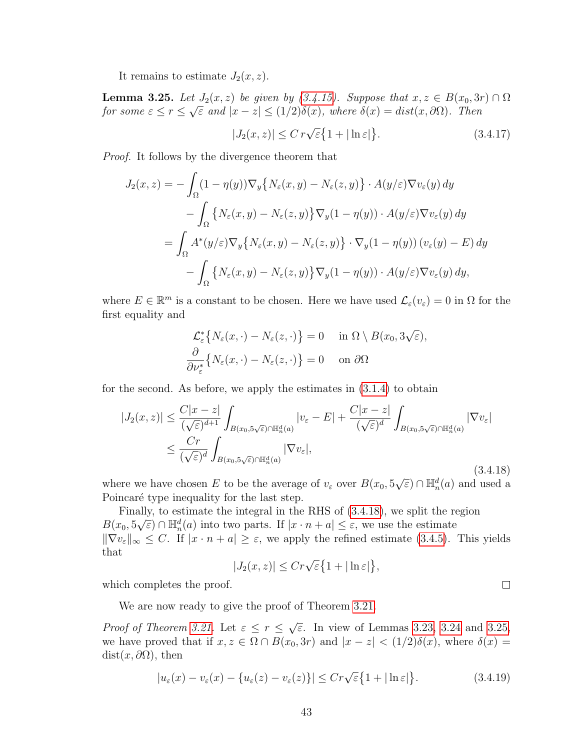It remains to estimate $J_2(x,z)$.

**Lemma 3.25.** *Let $J_2(x,z)$ be given by (3.4.15). Suppose that $x, z \in B(x_0, 3r) \cap \Omega$ for some $\varepsilon \le r \le \sqrt{\varepsilon}$ and $|x-z| \le (1/2)\delta(x)$, where $\delta(x) = dist(x, \partial\Omega)$. Then*

$$
|J_2(x,z)| \le C\, r\sqrt{\varepsilon}\big\{1 + |\ln \varepsilon|\big\}. \tag{3.4.17}
$$

*Proof.* It follows by the divergence theorem that

$$
\begin{aligned}
J_2(x,z) = & -\int_\Omega (1-\eta(y))\nabla_y \big\{ N_\varepsilon(x,y) - N_\varepsilon(z,y)\big\} \cdot A(y/\varepsilon)\nabla v_\varepsilon(y)\, dy \\
& - \int_\Omega \big\{ N_\varepsilon(x,y) - N_\varepsilon(z,y)\big\} \nabla_y (1-\eta(y)) \cdot A(y/\varepsilon)\nabla v_\varepsilon(y)\, dy \\
= & \int_\Omega A^*(y/\varepsilon)\nabla_y \big\{ N_\varepsilon(x,y) - N_\varepsilon(z,y)\big\} \cdot \nabla_y(1-\eta(y))\,(v_\varepsilon(y) - E)\, dy \\
& - \int_\Omega \big\{ N_\varepsilon(x,y) - N_\varepsilon(z,y)\big\} \nabla_y (1-\eta(y)) \cdot A(y/\varepsilon)\nabla v_\varepsilon(y)\, dy,
\end{aligned}
$$

where $E \in \mathbb{R}^m$ is a constant to be chosen. Here we have used $\mathcal{L}_\varepsilon(v_\varepsilon) = 0$ in $\Omega$ for the first equality and

$$
\begin{aligned}
\mathcal{L}^*_\varepsilon \big\{ N_\varepsilon(x,\cdot) - N_\varepsilon(z,\cdot)\big\} = 0 \quad & \text{in } \Omega \setminus B(x_0, 3\sqrt{\varepsilon}), \\
\frac{\partial}{\partial \nu^*_\varepsilon} \big\{ N_\varepsilon(x,\cdot) - N_\varepsilon(z,\cdot)\big\} = 0 \quad & \text{on } \partial\Omega
\end{aligned}
$$

for the second. As before, we apply the estimates in (3.1.4) to obtain

$$
\begin{aligned}
|J_2(x,z)| & \le \frac{C|x-z|}{(\sqrt{\varepsilon})^{d+1}} \int_{B(x_0, 5\sqrt{\varepsilon}) \cap \mathbb{H}^d_n(a)} |v_\varepsilon - E| + \frac{C|x-z|}{(\sqrt{\varepsilon})^{d}} \int_{B(x_0, 5\sqrt{\varepsilon}) \cap \mathbb{H}^d_n(a)} |\nabla v_\varepsilon| \\
& \le \frac{Cr}{(\sqrt{\varepsilon})^{d}} \int_{B(x_0, 5\sqrt{\varepsilon}) \cap \mathbb{H}^d_n(a)} |\nabla v_\varepsilon|,
\end{aligned} \tag{3.4.18}
$$

where we have chosen $E$ to be the average of $v_\varepsilon$ over $B(x_0, 5\sqrt{\varepsilon}) \cap \mathbb{H}^d_n(a)$ and used a Poincaré type inequality for the last step.

Finally, to estimate the integral in the RHS of (3.4.18), we split the region $B(x_0, 5\sqrt{\varepsilon}) \cap \mathbb{H}^d_n(a)$ into two parts. If $|x \cdot n + a| \le \varepsilon$, we use the estimate $\|\nabla v_\varepsilon\|_\infty \le C$. If $|x \cdot n + a| \ge \varepsilon$, we apply the refined estimate (3.4.5). This yields that

$$
|J_2(x,z)| \le Cr\sqrt{\varepsilon}\big\{1 + |\ln \varepsilon|\big\},
$$

which completes the proof. ∎

We are now ready to give the proof of Theorem 3.21.

*Proof of Theorem 3.21.* Let $\varepsilon \le r \le \sqrt{\varepsilon}$. In view of Lemmas 3.23, 3.24 and 3.25, we have proved that if $x, z \in \Omega \cap B(x_0, 3r)$ and $|x - z| < (1/2)\delta(x)$, where $\delta(x) = \text{dist}(x, \partial\Omega)$, then

$$
|u_\varepsilon(x) - v_\varepsilon(x) - \{u_\varepsilon(z) - v_\varepsilon(z)\}| \le Cr\sqrt{\varepsilon}\big\{1 + |\ln \varepsilon|\big\}. \tag{3.4.19}
$$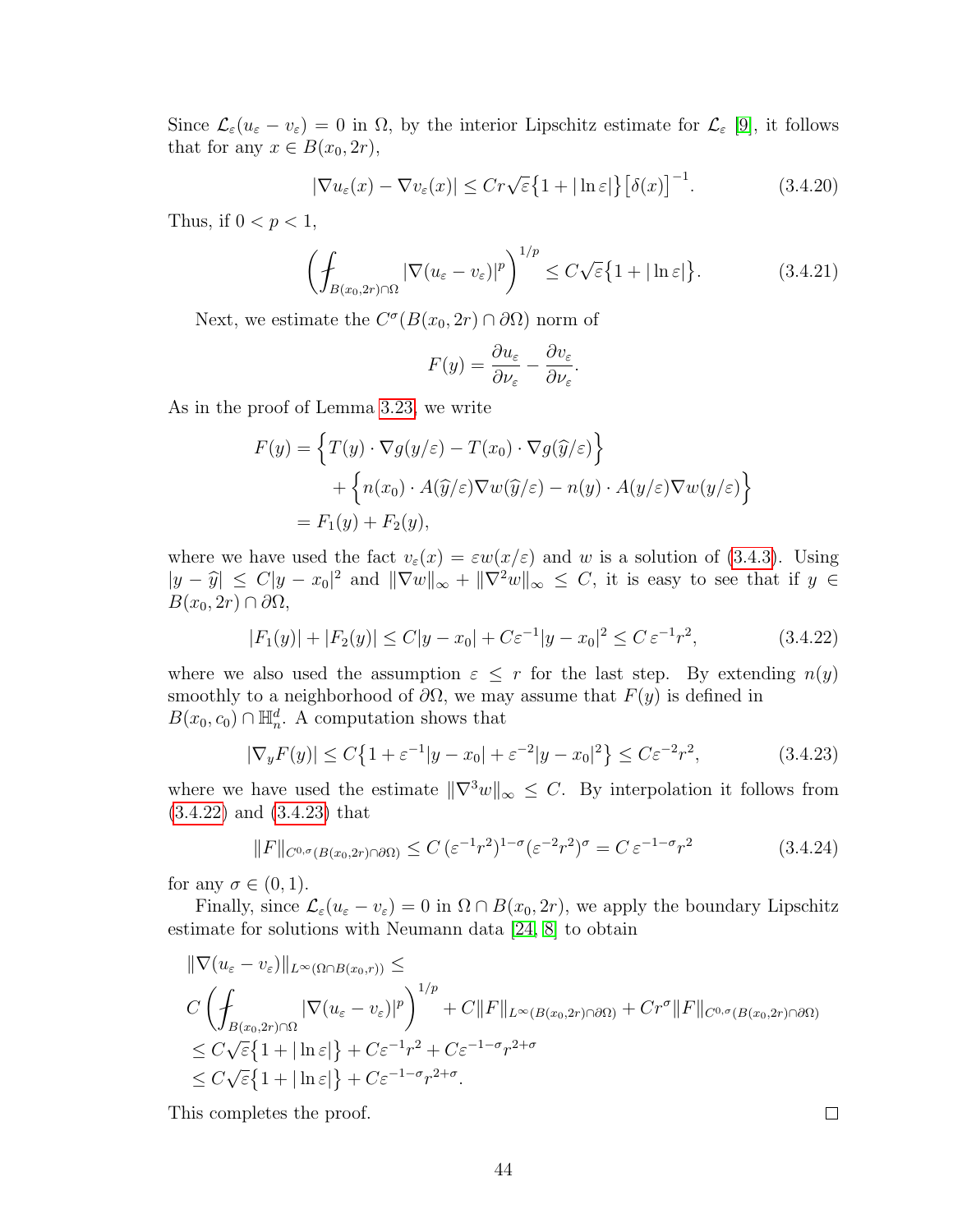Since $\mathcal{L}_\varepsilon(u_\varepsilon - v_\varepsilon) = 0$ in $\Omega$, by the interior Lipschitz estimate for $\mathcal{L}_\varepsilon$ [9], it follows that for any $x \in B(x_0, 2r)$,

$$|\nabla u_\varepsilon(x) - \nabla v_\varepsilon(x)| \le Cr\sqrt{\varepsilon}\big\{1 + |\ln \varepsilon|\big\}\big[\delta(x)\big]^{-1}. \tag{3.4.20}$$

Thus, if $0 < p < 1$,

$$\left(\fint_{B(x_0,2r)\cap\Omega} |\nabla(u_\varepsilon - v_\varepsilon)|^p\right)^{1/p} \le C\sqrt{\varepsilon}\big\{1 + |\ln \varepsilon|\big\}. \tag{3.4.21}$$

Next, we estimate the $C^\sigma(B(x_0, 2r) \cap \partial\Omega)$ norm of

$$F(y) = \frac{\partial u_\varepsilon}{\partial \nu_\varepsilon} - \frac{\partial v_\varepsilon}{\partial \nu_\varepsilon}.$$

As in the proof of Lemma 3.23, we write

$$\begin{aligned}
F(y) &= \Big\{T(y)\cdot \nabla g(y/\varepsilon) - T(x_0)\cdot \nabla g(\widehat{y}/\varepsilon)\Big\} \\
&\qquad + \Big\{n(x_0)\cdot A(\widehat{y}/\varepsilon)\nabla w(\widehat{y}/\varepsilon) - n(y)\cdot A(y/\varepsilon)\nabla w(y/\varepsilon)\Big\} \\
&= F_1(y) + F_2(y),
\end{aligned}$$

where we have used the fact $v_\varepsilon(x) = \varepsilon w(x/\varepsilon)$ and $w$ is a solution of (3.4.3). Using $|y - \widehat{y}| \le C|y - x_0|^2$ and $\|\nabla w\|_\infty + \|\nabla^2 w\|_\infty \le C$, it is easy to see that if $y \in B(x_0, 2r) \cap \partial\Omega$,

$$|F_1(y)| + |F_2(y)| \le C|y - x_0| + C\varepsilon^{-1}|y - x_0|^2 \le C\,\varepsilon^{-1} r^2, \tag{3.4.22}$$

where we also used the assumption $\varepsilon \le r$ for the last step. By extending $n(y)$ smoothly to a neighborhood of $\partial\Omega$, we may assume that $F(y)$ is defined in $B(x_0, c_0) \cap \mathbb{H}^d_n$. A computation shows that

$$|\nabla_y F(y)| \le C\big\{1 + \varepsilon^{-1}|y - x_0| + \varepsilon^{-2}|y - x_0|^2\big\} \le C\varepsilon^{-2}r^2, \tag{3.4.23}$$

where we have used the estimate $\|\nabla^3 w\|_\infty \le C$. By interpolation it follows from (3.4.22) and (3.4.23) that

$$\|F\|_{C^{0,\sigma}(B(x_0,2r)\cap\partial\Omega)} \le C\,(\varepsilon^{-1}r^2)^{1-\sigma}(\varepsilon^{-2}r^2)^\sigma = C\,\varepsilon^{-1-\sigma}r^2 \tag{3.4.24}$$

for any $\sigma \in (0, 1)$.

Finally, since $\mathcal{L}_\varepsilon(u_\varepsilon - v_\varepsilon) = 0$ in $\Omega \cap B(x_0, 2r)$, we apply the boundary Lipschitz estimate for solutions with Neumann data [24, 8] to obtain

$$\begin{aligned}
&\|\nabla(u_\varepsilon - v_\varepsilon)\|_{L^\infty(\Omega\cap B(x_0,r))} \le \\
&C\left(\fint_{B(x_0,2r)\cap\Omega} |\nabla(u_\varepsilon - v_\varepsilon)|^p\right)^{1/p} + C\|F\|_{L^\infty(B(x_0,2r)\cap\partial\Omega)} + Cr^\sigma\|F\|_{C^{0,\sigma}(B(x_0,2r)\cap\partial\Omega)} \\
&\le C\sqrt{\varepsilon}\big\{1 + |\ln \varepsilon|\big\} + C\varepsilon^{-1}r^2 + C\varepsilon^{-1-\sigma}r^{2+\sigma} \\
&\le C\sqrt{\varepsilon}\big\{1 + |\ln \varepsilon|\big\} + C\varepsilon^{-1-\sigma}r^{2+\sigma}.
\end{aligned}$$

This completes the proof. □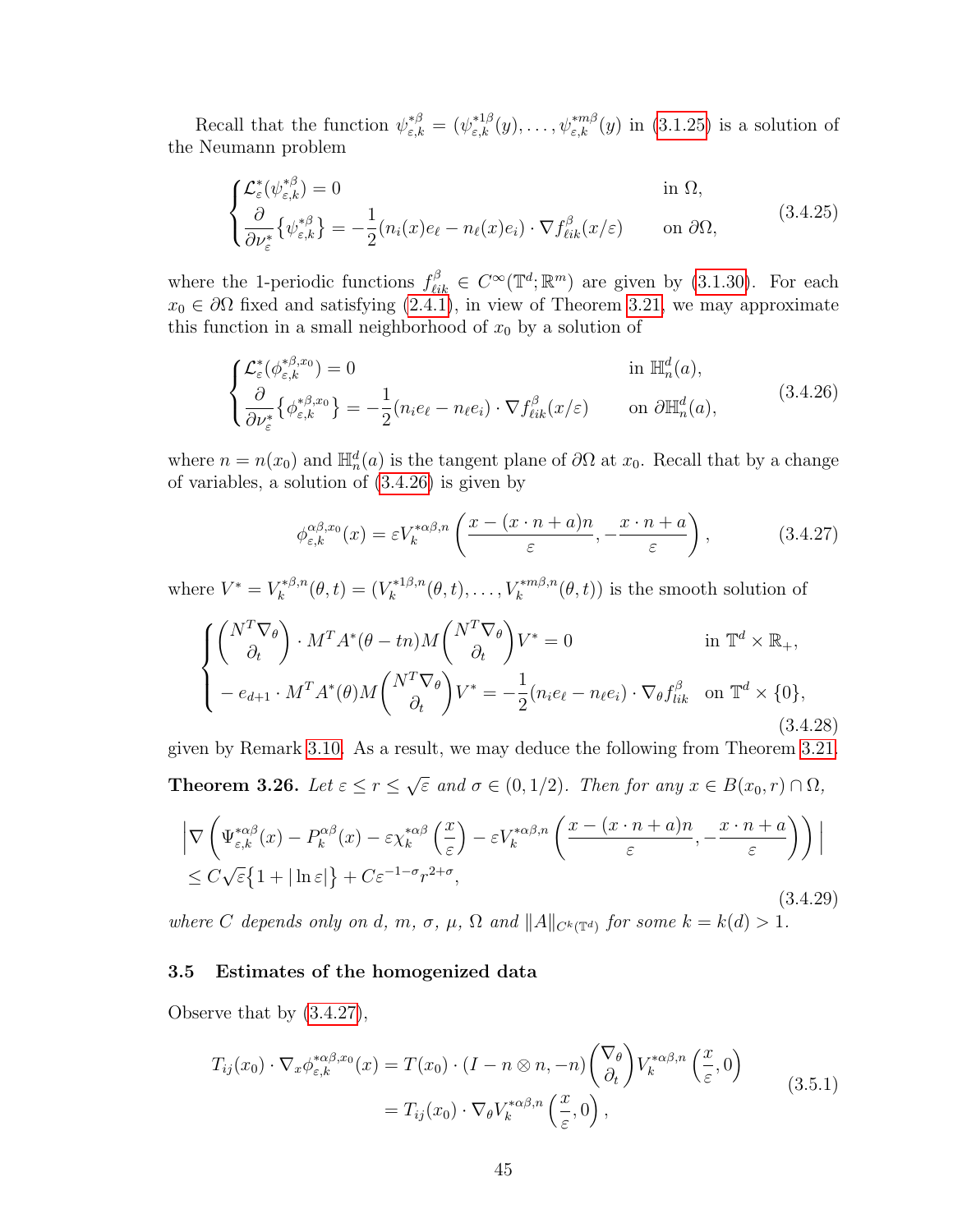Recall that the function $\psi^{*\beta}_{\varepsilon,k} = (\psi^{*1\beta}_{\varepsilon,k}(y), \dots, \psi^{*m\beta}_{\varepsilon,k}(y)$ in (3.1.25) is a solution of the Neumann problem

$$
\begin{cases}
\mathcal{L}^*_\varepsilon(\psi^{*\beta}_{\varepsilon,k}) = 0 & \text{in } \Omega, \\
\dfrac{\partial}{\partial \nu^*_\varepsilon}\{\psi^{*\beta}_{\varepsilon,k}\} = -\dfrac{1}{2}(n_i(x)e_\ell - n_\ell(x)e_i) \cdot \nabla f^\beta_{\ell ik}(x/\varepsilon) & \text{on } \partial\Omega,
\end{cases}
\tag{3.4.25}
$$

where the 1-periodic functions $f^\beta_{\ell ik} \in C^\infty(\mathbb{T}^d; \mathbb{R}^m)$ are given by (3.1.30). For each $x_0 \in \partial\Omega$ fixed and satisfying (2.4.1), in view of Theorem 3.21, we may approximate this function in a small neighborhood of $x_0$ by a solution of

$$
\begin{cases}
\mathcal{L}^*_\varepsilon(\phi^{*\beta,x_0}_{\varepsilon,k}) = 0 & \text{in } \mathbb{H}^d_n(a), \\
\dfrac{\partial}{\partial \nu^*_\varepsilon}\{\phi^{*\beta,x_0}_{\varepsilon,k}\} = -\dfrac{1}{2}(n_i e_\ell - n_\ell e_i) \cdot \nabla f^\beta_{\ell ik}(x/\varepsilon) & \text{on } \partial\mathbb{H}^d_n(a),
\end{cases}
\tag{3.4.26}
$$

where $n = n(x_0)$ and $\mathbb{H}^d_n(a)$ is the tangent plane of $\partial\Omega$ at $x_0$. Recall that by a change of variables, a solution of (3.4.26) is given by

$$
\phi^{\alpha\beta,x_0}_{\varepsilon,k}(x) = \varepsilon V^{*\alpha\beta,n}_k\left(\frac{x - (x\cdot n + a)n}{\varepsilon}, -\frac{x\cdot n + a}{\varepsilon}\right),
\tag{3.4.27}
$$

where $V^* = V^{*\beta,n}_k(\theta,t) = (V^{*1\beta,n}_k(\theta,t), \dots, V^{*m\beta,n}_k(\theta,t))$ is the smooth solution of

$$
\begin{cases}
\begin{pmatrix} N^T\nabla_\theta \\ \partial_t \end{pmatrix} \cdot M^T A^*(\theta - tn) M \begin{pmatrix} N^T\nabla_\theta \\ \partial_t \end{pmatrix} V^* = 0 & \text{in } \mathbb{T}^d \times \mathbb{R}_+, \\
-\, e_{d+1} \cdot M^T A^*(\theta) M \begin{pmatrix} N^T\nabla_\theta \\ \partial_t \end{pmatrix} V^* = -\dfrac{1}{2}(n_i e_\ell - n_\ell e_i) \cdot \nabla_\theta f^\beta_{lik} & \text{on } \mathbb{T}^d \times \{0\},
\end{cases}
\tag{3.4.28}
$$

given by Remark 3.10. As a result, we may deduce the following from Theorem 3.21.

**Theorem 3.26.** *Let $\varepsilon \le r \le \sqrt{\varepsilon}$ and $\sigma \in (0, 1/2)$. Then for any $x \in B(x_0, r) \cap \Omega$,*

$$
\begin{aligned}
&\left|\nabla\left(\Psi^{*\alpha\beta}_{\varepsilon,k}(x) - P^{\alpha\beta}_k(x) - \varepsilon\chi^{*\alpha\beta}_k\left(\frac{x}{\varepsilon}\right) - \varepsilon V^{*\alpha\beta,n}_k\left(\frac{x - (x\cdot n + a)n}{\varepsilon}, -\frac{x\cdot n + a}{\varepsilon}\right)\right)\right| \\
&\le C\sqrt{\varepsilon}\big\{1 + |\ln\varepsilon|\big\} + C\varepsilon^{-1-\sigma} r^{2+\sigma},
\end{aligned}
\tag{3.4.29}
$$

*where $C$ depends only on $d$, $m$, $\sigma$, $\mu$, $\Omega$ and $\|A\|_{C^k(\mathbb{T}^d)}$ for some $k = k(d) > 1$.*

### 3.5 Estimates of the homogenized data

Observe that by (3.4.27),

$$
\begin{aligned}
T_{ij}(x_0) \cdot \nabla_x \phi^{*\alpha\beta,x_0}_{\varepsilon,k}(x) &= T(x_0) \cdot (I - n\otimes n, -n)\begin{pmatrix} \nabla_\theta \\ \partial_t \end{pmatrix} V^{*\alpha\beta,n}_k\left(\frac{x}{\varepsilon}, 0\right) \\
&= T_{ij}(x_0) \cdot \nabla_\theta V^{*\alpha\beta,n}_k\left(\frac{x}{\varepsilon}, 0\right),
\end{aligned}
\tag{3.5.1}
$$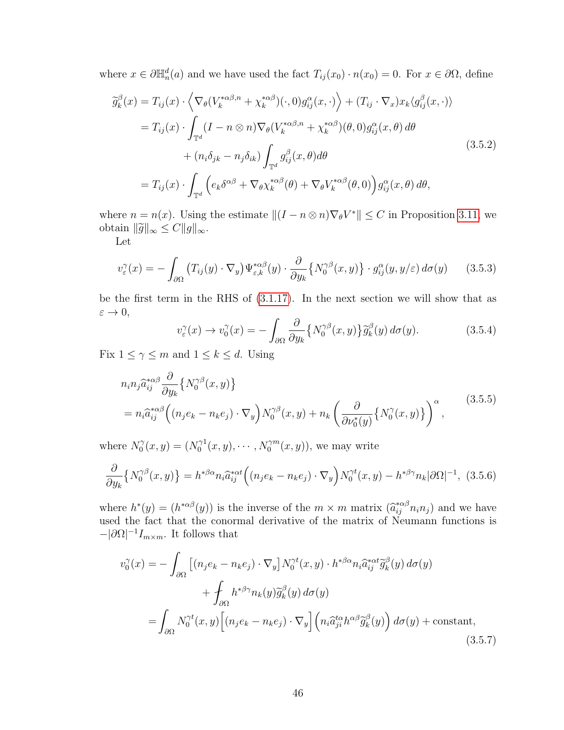where $x \in \partial \mathbb{H}^d_n(a)$ and we have used the fact $T_{ij}(x_0) \cdot n(x_0) = 0$. For $x \in \partial\Omega$, define

$$
\begin{aligned}
\widetilde{g}^\beta_k(x) &= T_{ij}(x) \cdot \Big\langle \nabla_\theta (V^{*\alpha\beta,n}_k + \chi^{*\alpha\beta}_k)(\cdot, 0) g^\alpha_{ij}(x,\cdot)\Big\rangle + (T_{ij}\cdot \nabla_x) x_k \langle g^\beta_{ij}(x,\cdot)\rangle \\
&= T_{ij}(x) \cdot \int_{\mathbb{T}^d} (I - n\otimes n)\nabla_\theta (V^{*\alpha\beta,n}_k + \chi^{*\alpha\beta}_k)(\theta,0) g^\alpha_{ij}(x,\theta)\, d\theta \\
&\qquad + (n_i\delta_{jk} - n_j \delta_{ik}) \int_{\mathbb{T}^d} g^\beta_{ij}(x,\theta) d\theta \\
&= T_{ij}(x) \cdot \int_{\mathbb{T}^d} \Big( e_k \delta^{\alpha\beta} + \nabla_\theta \chi^{*\alpha\beta}_k(\theta) + \nabla_\theta V^{*\alpha\beta}_k(\theta,0)\Big) g^\alpha_{ij}(x,\theta)\, d\theta,
\end{aligned}
\tag{3.5.2}
$$

where $n = n(x)$. Using the estimate $\|(I - n\otimes n)\nabla_\theta V^*\| \le C$ in Proposition 3.11, we obtain $\|\widetilde{g}\|_\infty \le C\|g\|_\infty$.

Let

$$
v^\gamma_\varepsilon(x) = -\int_{\partial\Omega} \big(T_{ij}(y)\cdot\nabla_y\big)\Psi^{*\alpha\beta}_{\varepsilon,k}(y)\cdot \frac{\partial}{\partial y_k}\big\{N^{\gamma\beta}_0(x,y)\big\}\cdot g^\alpha_{ij}(y, y/\varepsilon)\, d\sigma(y) \tag{3.5.3}
$$

be the first term in the RHS of (3.1.17). In the next section we will show that as $\varepsilon \to 0$,

$$
v^\gamma_\varepsilon(x) \to v^\gamma_0(x) = -\int_{\partial\Omega} \frac{\partial}{\partial y_k}\big\{N^{\gamma\beta}_0(x,y)\big\}\widetilde{g}^\beta_k(y)\, d\sigma(y). \tag{3.5.4}
$$

Fix $1\le\gamma\le m$ and $1\le k\le d$. Using

$$
\begin{aligned}
& n_i n_j \widehat{a}^{*\alpha\beta}_{ij} \frac{\partial}{\partial y_k}\big\{N^{\gamma\beta}_0(x,y)\big\} \\
&= n_i \widehat{a}^{*\alpha\beta}_{ij}\Big((n_j e_k - n_k e_j)\cdot\nabla_y\Big) N^{\gamma\beta}_0(x,y) + n_k\left(\frac{\partial}{\partial \nu^*_0(y)}\big\{N^\gamma_0(x,y)\big\}\right)^\alpha,
\end{aligned}
\tag{3.5.5}
$$

where $N^\gamma_0(x,y) = (N^{\gamma 1}_0(x,y), \cdots, N^{\gamma m}_0(x,y))$, we may write

$$
\frac{\partial}{\partial y_k}\big\{N^{\gamma\beta}_0(x,y)\big\} = h^{*\beta\alpha} n_i \widehat{a}^{*\alpha t}_{ij}\Big((n_j e_k - n_k e_j)\cdot\nabla_y\Big)N^{\gamma t}_0(x,y) - h^{*\beta\gamma} n_k |\partial\Omega|^{-1}, \tag{3.5.6}
$$

where $h^*(y) = (h^{*\alpha\beta}(y))$ is the inverse of the $m\times m$ matrix $(\widehat{a}^{*\alpha\beta}_{ij} n_i n_j)$ and we have used the fact that the conormal derivative of the matrix of Neumann functions is $-|\partial\Omega|^{-1} I_{m\times m}$. It follows that

$$
\begin{aligned}
v^\gamma_0(x) &= -\int_{\partial\Omega} \big[(n_j e_k - n_k e_j)\cdot\nabla_y\big] N^{\gamma t}_0(x,y)\cdot h^{*\beta\alpha} n_i \widehat{a}^{*\alpha t}_{ij} \widetilde{g}^\beta_k(y)\, d\sigma(y) \\
&\qquad + \fint_{\partial\Omega} h^{*\beta\gamma} n_k(y) \widetilde{g}^\beta_k(y)\, d\sigma(y) \\
&= \int_{\partial\Omega} N^{\gamma t}_0(x,y)\Big[(n_j e_k - n_k e_j)\cdot\nabla_y\Big]\Big(n_i \widehat{a}^{t\alpha}_{ji} h^{\alpha\beta}\widetilde{g}^\beta_k(y)\Big)\, d\sigma(y) + \text{constant},
\end{aligned}
\tag{3.5.7}
$$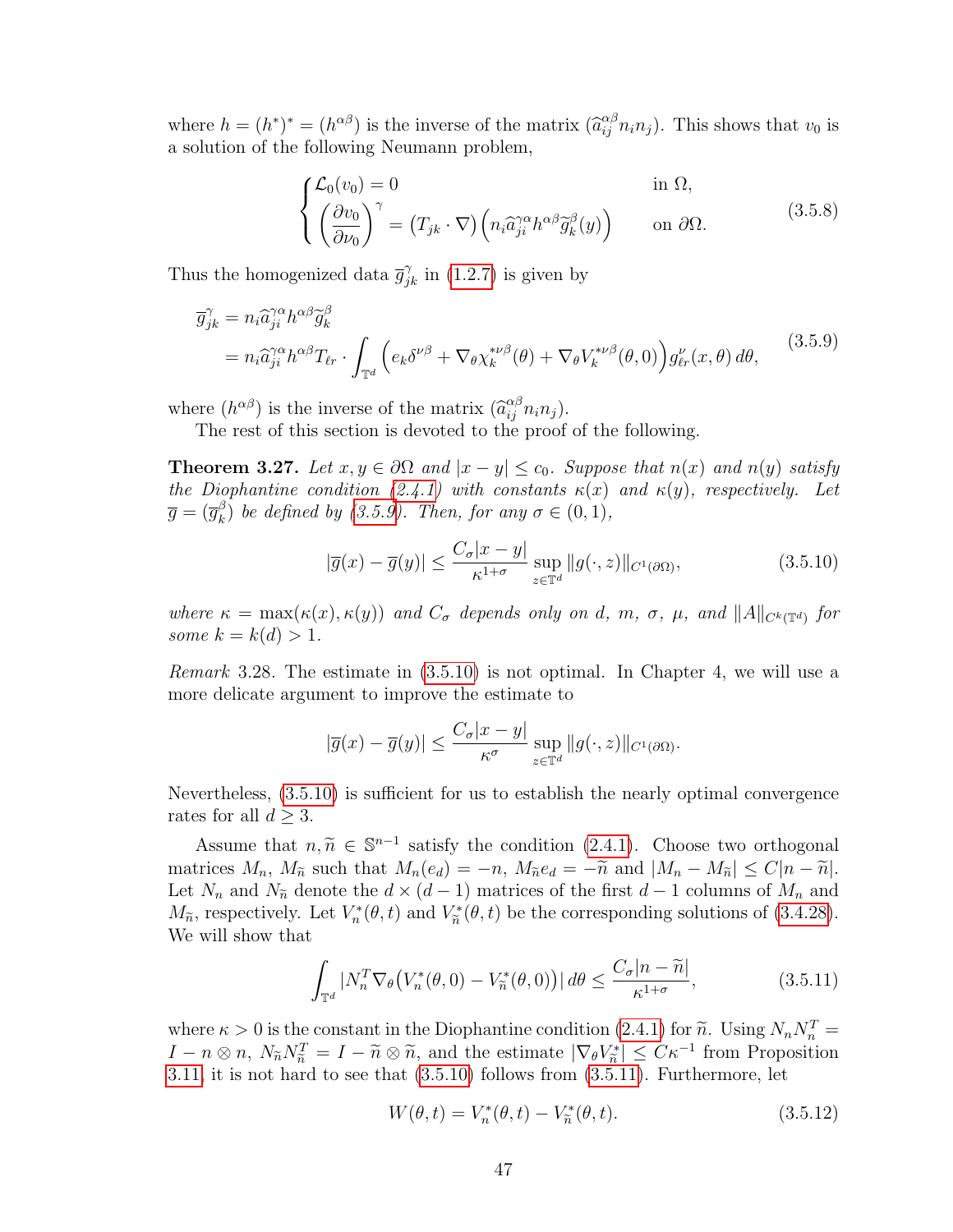where $h = (h^*)^* = (h^{\alpha\beta})$ is the inverse of the matrix $(\widehat{a}_{ij}^{\alpha\beta} n_i n_j)$. This shows that $v_0$ is a solution of the following Neumann problem,

$$
\begin{cases}
\mathcal{L}_0(v_0) = 0 & \text{in } \Omega, \\
\left(\dfrac{\partial v_0}{\partial \nu_0}\right)^\gamma = \big(T_{jk} \cdot \nabla\big)\Big(n_i \widehat{a}_{ji}^{\gamma\alpha} h^{\alpha\beta} \widetilde{g}_k^\beta(y)\Big) & \text{on } \partial\Omega.
\end{cases}
\tag{3.5.8}
$$

Thus the homogenized data $\overline{g}_{jk}^\gamma$ in (1.2.7) is given by

$$
\begin{aligned}
\overline{g}_{jk}^\gamma &= n_i \widehat{a}_{ji}^{\gamma\alpha} h^{\alpha\beta} \widetilde{g}_k^\beta \\
&= n_i \widehat{a}_{ji}^{\gamma\alpha} h^{\alpha\beta} T_{\ell r} \cdot \int_{\mathbb{T}^d} \Big(e_k \delta^{\nu\beta} + \nabla_\theta \chi_k^{*\nu\beta}(\theta) + \nabla_\theta V_k^{*\nu\beta}(\theta, 0)\Big) g_{\ell r}^\nu(x, \theta)\, d\theta,
\end{aligned}
\tag{3.5.9}
$$

where $(h^{\alpha\beta})$ is the inverse of the matrix $(\widehat{a}_{ij}^{\alpha\beta} n_i n_j)$.

The rest of this section is devoted to the proof of the following.

**Theorem 3.27.** *Let $x, y \in \partial\Omega$ and $|x - y| \le c_0$. Suppose that $n(x)$ and $n(y)$ satisfy the Diophantine condition (2.4.1) with constants $\kappa(x)$ and $\kappa(y)$, respectively. Let $\overline{g} = (\overline{g}_k^\beta)$ be defined by (3.5.9). Then, for any $\sigma \in (0, 1)$,*

$$
|\overline{g}(x) - \overline{g}(y)| \le \frac{C_\sigma |x - y|}{\kappa^{1+\sigma}} \sup_{z \in \mathbb{T}^d} \|g(\cdot, z)\|_{C^1(\partial\Omega)},
\tag{3.5.10}
$$

*where $\kappa = \max(\kappa(x), \kappa(y))$ and $C_\sigma$ depends only on $d$, $m$, $\sigma$, $\mu$, and $\|A\|_{C^k(\mathbb{T}^d)}$ for some $k = k(d) > 1$.*

*Remark* 3.28. The estimate in (3.5.10) is not optimal. In Chapter 4, we will use a more delicate argument to improve the estimate to

$$
|\overline{g}(x) - \overline{g}(y)| \le \frac{C_\sigma |x - y|}{\kappa^{\sigma}} \sup_{z \in \mathbb{T}^d} \|g(\cdot, z)\|_{C^1(\partial\Omega)}.
$$

Nevertheless, (3.5.10) is sufficient for us to establish the nearly optimal convergence rates for all $d \ge 3$.

Assume that $n, \widetilde{n} \in \mathbb{S}^{n-1}$ satisfy the condition (2.4.1). Choose two orthogonal matrices $M_n$, $M_{\widetilde{n}}$ such that $M_n(e_d) = -n$, $M_{\widetilde{n}} e_d = -\widetilde{n}$ and $|M_n - M_{\widetilde{n}}| \le C|n - \widetilde{n}|$. Let $N_n$ and $N_{\widetilde{n}}$ denote the $d \times (d-1)$ matrices of the first $d-1$ columns of $M_n$ and $M_{\widetilde{n}}$, respectively. Let $V_n^*(\theta, t)$ and $V_{\widetilde{n}}^*(\theta, t)$ be the corresponding solutions of (3.4.28). We will show that

$$
\int_{\mathbb{T}^d} |N_n^T \nabla_\theta \big(V_n^*(\theta, 0) - V_{\widetilde{n}}^*(\theta, 0)\big)|\, d\theta \le \frac{C_\sigma |n - \widetilde{n}|}{\kappa^{1+\sigma}},
\tag{3.5.11}
$$

where $\kappa > 0$ is the constant in the Diophantine condition (2.4.1) for $\widetilde{n}$. Using $N_n N_n^T = I - n \otimes n$, $N_{\widetilde{n}} N_{\widetilde{n}}^T = I - \widetilde{n} \otimes \widetilde{n}$, and the estimate $|\nabla_\theta V_{\widetilde{n}}^*| \le C\kappa^{-1}$ from Proposition 3.11, it is not hard to see that (3.5.10) follows from (3.5.11). Furthermore, let

$$
W(\theta, t) = V_n^*(\theta, t) - V_{\widetilde{n}}^*(\theta, t).
\tag{3.5.12}
$$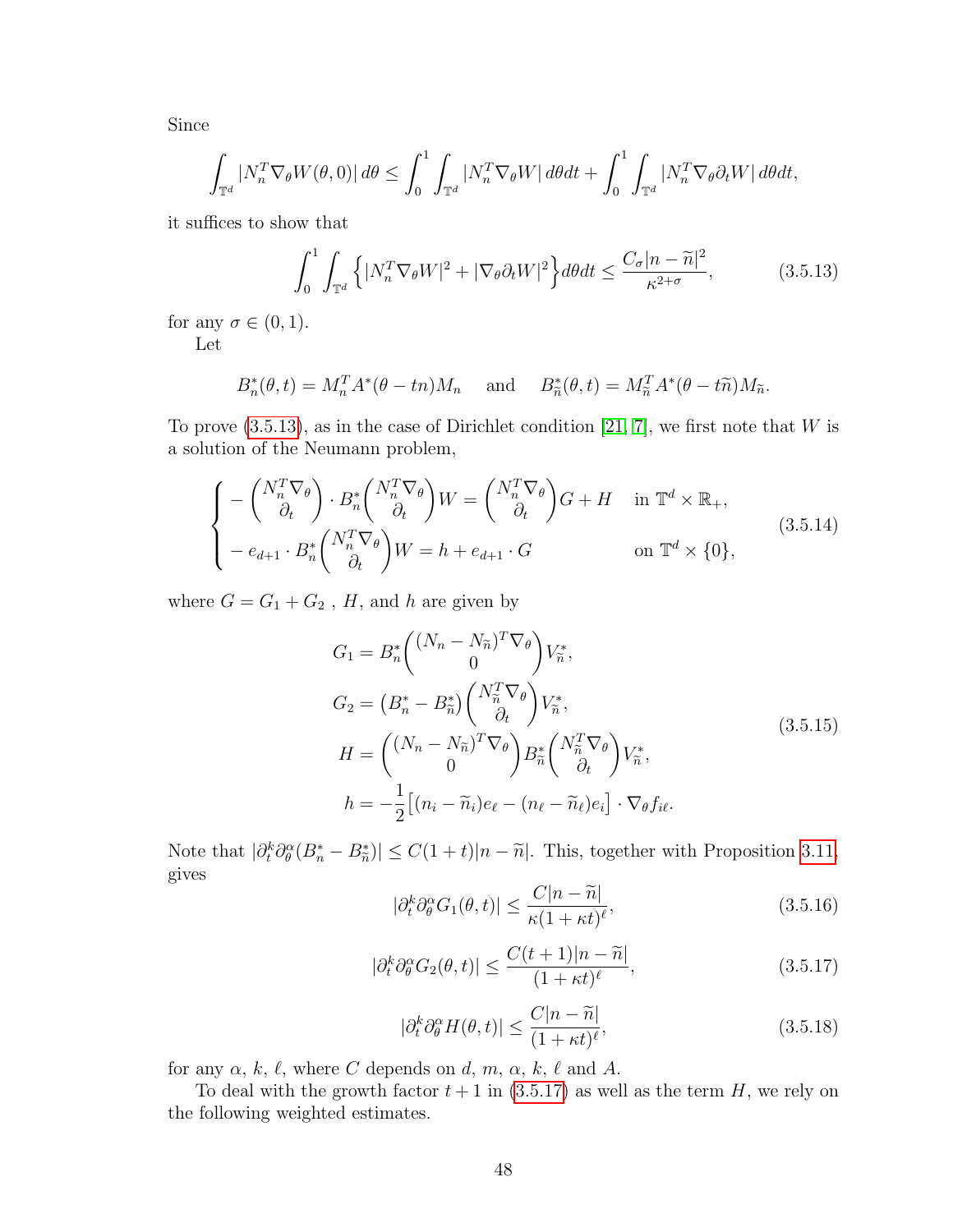Since

$$\int_{\mathbb{T}^d} |N_n^T \nabla_\theta W(\theta, 0)|\, d\theta \leq \int_0^1 \int_{\mathbb{T}^d} |N_n^T \nabla_\theta W|\, d\theta dt + \int_0^1 \int_{\mathbb{T}^d} |N_n^T \nabla_\theta \partial_t W|\, d\theta dt,$$

it suffices to show that

$$\int_0^1 \int_{\mathbb{T}^d} \Big\{ |N_n^T \nabla_\theta W|^2 + |\nabla_\theta \partial_t W|^2 \Big\} d\theta dt \leq \frac{C_\sigma |n - \widetilde{n}|^2}{\kappa^{2+\sigma}}, \tag{3.5.13}$$

for any $\sigma \in (0, 1)$.

Let

$$B_n^*(\theta, t) = M_n^T A^*(\theta - tn) M_n \quad \text{ and } \quad B_{\widetilde{n}}^*(\theta, t) = M_{\widetilde{n}}^T A^*(\theta - t\widetilde{n}) M_{\widetilde{n}}.$$

To prove (3.5.13), as in the case of Dirichlet condition [21, 7], we first note that $W$ is a solution of the Neumann problem,

$$\begin{cases} -\begin{pmatrix} N_n^T \nabla_\theta \\ \partial_t \end{pmatrix} \cdot B_n^* \begin{pmatrix} N_n^T \nabla_\theta \\ \partial_t \end{pmatrix} W = \begin{pmatrix} N_n^T \nabla_\theta \\ \partial_t \end{pmatrix} G + H & \text{in } \mathbb{T}^d \times \mathbb{R}_+, \\ -e_{d+1} \cdot B_n^* \begin{pmatrix} N_n^T \nabla_\theta \\ \partial_t \end{pmatrix} W = h + e_{d+1} \cdot G & \text{on } \mathbb{T}^d \times \{0\}, \end{cases} \tag{3.5.14}$$

where $G = G_1 + G_2$ , $H$, and $h$ are given by

$$\begin{aligned} G_1 &= B_n^* \begin{pmatrix} (N_n - N_{\widetilde{n}})^T \nabla_\theta \\ 0 \end{pmatrix} V_{\widetilde{n}}^*, \\ G_2 &= \big(B_n^* - B_{\widetilde{n}}^*\big) \begin{pmatrix} N_{\widetilde{n}}^T \nabla_\theta \\ \partial_t \end{pmatrix} V_{\widetilde{n}}^*, \\ H &= \begin{pmatrix} (N_n - N_{\widetilde{n}})^T \nabla_\theta \\ 0 \end{pmatrix} B_{\widetilde{n}}^* \begin{pmatrix} N_{\widetilde{n}}^T \nabla_\theta \\ \partial_t \end{pmatrix} V_{\widetilde{n}}^*, \\ h &= -\frac{1}{2} \big[ (n_i - \widetilde{n}_i) e_\ell - (n_\ell - \widetilde{n}_\ell) e_i \big] \cdot \nabla_\theta f_{i\ell}. \end{aligned} \tag{3.5.15}$$

Note that $|\partial_t^k \partial_\theta^\alpha (B_n^* - B_{\widetilde{n}}^*)| \leq C(1 + t)|n - \widetilde{n}|$. This, together with Proposition 3.11, gives

$$|\partial_t^k \partial_\theta^\alpha G_1(\theta, t)| \leq \frac{C|n - \widetilde{n}|}{\kappa (1 + \kappa t)^\ell}, \tag{3.5.16}$$

$$|\partial_t^k \partial_\theta^\alpha G_2(\theta, t)| \leq \frac{C(t + 1)|n - \widetilde{n}|}{(1 + \kappa t)^\ell}, \tag{3.5.17}$$

$$|\partial_t^k \partial_\theta^\alpha H(\theta, t)| \leq \frac{C|n - \widetilde{n}|}{(1 + \kappa t)^\ell}, \tag{3.5.18}$$

for any $\alpha$, $k$, $\ell$, where $C$ depends on $d$, $m$, $\alpha$, $k$, $\ell$ and $A$.

To deal with the growth factor $t + 1$ in (3.5.17) as well as the term $H$, we rely on the following weighted estimates.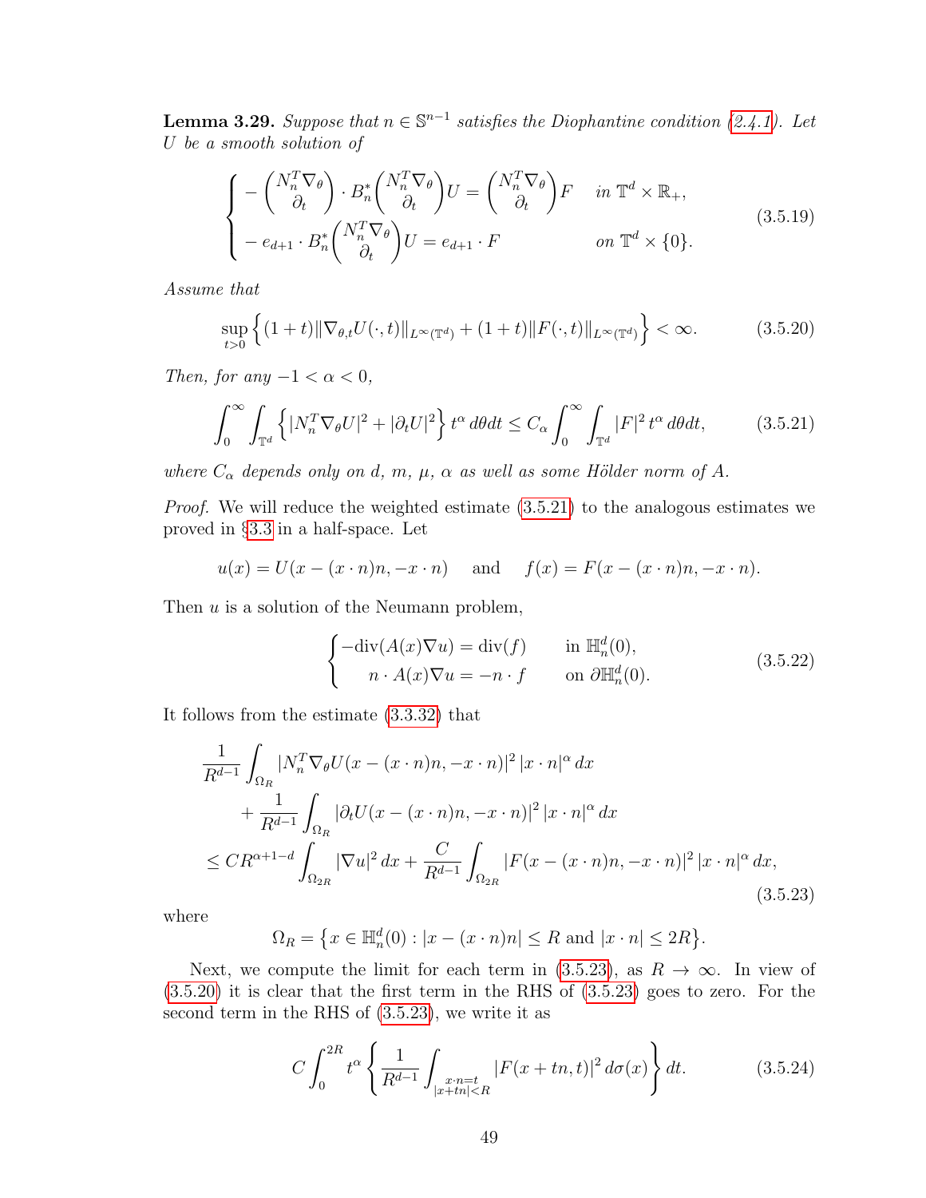**Lemma 3.29.** *Suppose that $n \in \mathbb{S}^{n-1}$ satisfies the Diophantine condition (2.4.1). Let $U$ be a smooth solution of*

$$
\begin{cases}
-\begin{pmatrix} N_n^T \nabla_\theta \\ \partial_t \end{pmatrix} \cdot B_n^* \begin{pmatrix} N_n^T \nabla_\theta \\ \partial_t \end{pmatrix} U = \begin{pmatrix} N_n^T \nabla_\theta \\ \partial_t \end{pmatrix} F & \text{in } \mathbb{T}^d \times \mathbb{R}_+, \\
-e_{d+1} \cdot B_n^* \begin{pmatrix} N_n^T \nabla_\theta \\ \partial_t \end{pmatrix} U = e_{d+1} \cdot F & \text{on } \mathbb{T}^d \times \{0\}.
\end{cases}
\tag{3.5.19}
$$

*Assume that*

$$
\sup_{t>0} \Big\{ (1+t) \|\nabla_{\theta,t} U(\cdot, t)\|_{L^\infty(\mathbb{T}^d)} + (1+t) \|F(\cdot, t)\|_{L^\infty(\mathbb{T}^d)} \Big\} < \infty. \tag{3.5.20}
$$

*Then, for any $-1 < \alpha < 0$,*

$$
\int_0^\infty \int_{\mathbb{T}^d} \Big\{ |N_n^T \nabla_\theta U|^2 + |\partial_t U|^2 \Big\}\, t^\alpha \, d\theta dt \le C_\alpha \int_0^\infty \int_{\mathbb{T}^d} |F|^2 \, t^\alpha \, d\theta dt, \tag{3.5.21}
$$

*where $C_\alpha$ depends only on $d$, $m$, $\mu$, $\alpha$ as well as some Hölder norm of $A$.*

*Proof.* We will reduce the weighted estimate (3.5.21) to the analogous estimates we proved in §3.3 in a half-space. Let

$$
u(x) = U(x - (x\cdot n)n, -x \cdot n) \quad \text{and} \quad f(x) = F(x - (x\cdot n)n, -x \cdot n).
$$

Then $u$ is a solution of the Neumann problem,

$$
\begin{cases}
-\mathrm{div}(A(x)\nabla u) = \mathrm{div}(f) & \text{in } \mathbb{H}_n^d(0), \\
\quad n \cdot A(x) \nabla u = -n \cdot f & \text{on } \partial \mathbb{H}_n^d(0).
\end{cases}
\tag{3.5.22}
$$

It follows from the estimate (3.3.32) that

$$
\begin{aligned}
&\frac{1}{R^{d-1}} \int_{\Omega_R} |N_n^T \nabla_\theta U(x - (x\cdot n)n, -x\cdot n)|^2 \, |x\cdot n|^\alpha \, dx \\
&\qquad + \frac{1}{R^{d-1}} \int_{\Omega_R} |\partial_t U(x - (x\cdot n)n, -x\cdot n)|^2 \, |x\cdot n|^\alpha \, dx \\
&\le C R^{\alpha+1-d} \int_{\Omega_{2R}} |\nabla u|^2 \, dx + \frac{C}{R^{d-1}} \int_{\Omega_{2R}} |F(x - (x\cdot n)n, -x\cdot n)|^2 \, |x\cdot n|^\alpha \, dx,
\end{aligned}
\tag{3.5.23}
$$

where

$$
\Omega_R = \big\{ x \in \mathbb{H}_n^d(0) : |x - (x\cdot n)n| \le R \text{ and } |x\cdot n| \le 2R \big\}.
$$

Next, we compute the limit for each term in (3.5.23), as $R \to \infty$. In view of (3.5.20) it is clear that the first term in the RHS of (3.5.23) goes to zero. For the second term in the RHS of (3.5.23), we write it as

$$
C \int_0^{2R} t^\alpha \left\{ \frac{1}{R^{d-1}} \int_{\substack{x\cdot n = t \\ |x+tn|<R}} |F(x+tn, t)|^2 \, d\sigma(x) \right\} dt. \tag{3.5.24}
$$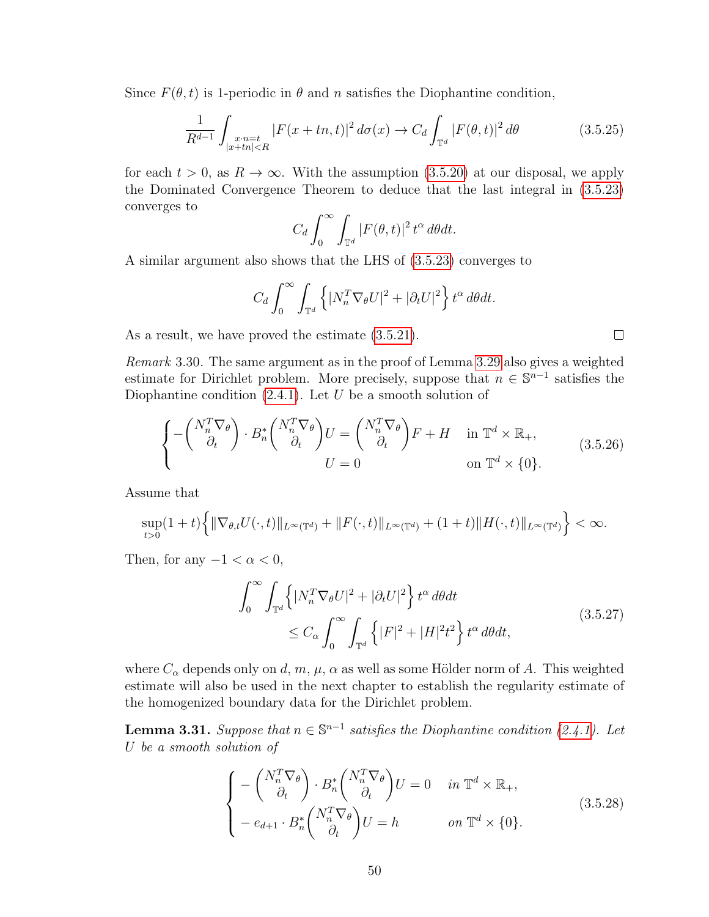Since $F(\theta, t)$ is 1-periodic in $\theta$ and $n$ satisfies the Diophantine condition,

$$\frac{1}{R^{d-1}} \int_{\substack{x \cdot n = t \\ |x+tn|<R}} |F(x+tn,t)|^2 \, d\sigma(x) \to C_d \int_{\mathbb{T}^d} |F(\theta,t)|^2 \, d\theta \tag{3.5.25}$$

for each $t > 0$, as $R \to \infty$. With the assumption (3.5.20) at our disposal, we apply the Dominated Convergence Theorem to deduce that the last integral in (3.5.23) converges to

$$C_d \int_0^\infty \int_{\mathbb{T}^d} |F(\theta,t)|^2 \, t^\alpha \, d\theta dt.$$

A similar argument also shows that the LHS of (3.5.23) converges to

$$C_d \int_0^\infty \int_{\mathbb{T}^d} \Big\{ |N_n^T \nabla_\theta U|^2 + |\partial_t U|^2 \Big\} \, t^\alpha \, d\theta dt.$$

As a result, we have proved the estimate (3.5.21). $\square$

*Remark* 3.30. The same argument as in the proof of Lemma 3.29 also gives a weighted estimate for Dirichlet problem. More precisely, suppose that $n \in \mathbb{S}^{n-1}$ satisfies the Diophantine condition (2.4.1). Let $U$ be a smooth solution of

$$\begin{cases} -\begin{pmatrix} N_n^T \nabla_\theta \\ \partial_t \end{pmatrix} \cdot B_n^* \begin{pmatrix} N_n^T \nabla_\theta \\ \partial_t \end{pmatrix} U = \begin{pmatrix} N_n^T \nabla_\theta \\ \partial_t \end{pmatrix} F + H & \text{in } \mathbb{T}^d \times \mathbb{R}_+, \\ U = 0 & \text{on } \mathbb{T}^d \times \{0\}. \end{cases} \tag{3.5.26}$$

Assume that

$$\sup_{t>0} (1+t) \Big\{ \|\nabla_{\theta,t} U(\cdot,t)\|_{L^\infty(\mathbb{T}^d)} + \|F(\cdot,t)\|_{L^\infty(\mathbb{T}^d)} + (1+t)\|H(\cdot,t)\|_{L^\infty(\mathbb{T}^d)} \Big\} < \infty.$$

Then, for any $-1 < \alpha < 0$,

$$\begin{aligned} \int_0^\infty \int_{\mathbb{T}^d} \Big\{ |N_n^T \nabla_\theta U|^2 + |\partial_t U|^2 \Big\} \, t^\alpha \, d\theta dt \\ \leq C_\alpha \int_0^\infty \int_{\mathbb{T}^d} \Big\{ |F|^2 + |H|^2 t^2 \Big\} \, t^\alpha \, d\theta dt, \end{aligned} \tag{3.5.27}$$

where $C_\alpha$ depends only on $d$, $m$, $\mu$, $\alpha$ as well as some Hölder norm of $A$. This weighted estimate will also be used in the next chapter to establish the regularity estimate of the homogenized boundary data for the Dirichlet problem.

**Lemma 3.31.** *Suppose that $n \in \mathbb{S}^{n-1}$ satisfies the Diophantine condition (2.4.1). Let $U$ be a smooth solution of*

$$\begin{cases} -\begin{pmatrix} N_n^T \nabla_\theta \\ \partial_t \end{pmatrix} \cdot B_n^* \begin{pmatrix} N_n^T \nabla_\theta \\ \partial_t \end{pmatrix} U = 0 & \text{in } \mathbb{T}^d \times \mathbb{R}_+, \\ -e_{d+1} \cdot B_n^* \begin{pmatrix} N_n^T \nabla_\theta \\ \partial_t \end{pmatrix} U = h & \text{on } \mathbb{T}^d \times \{0\}. \end{cases} \tag{3.5.28}$$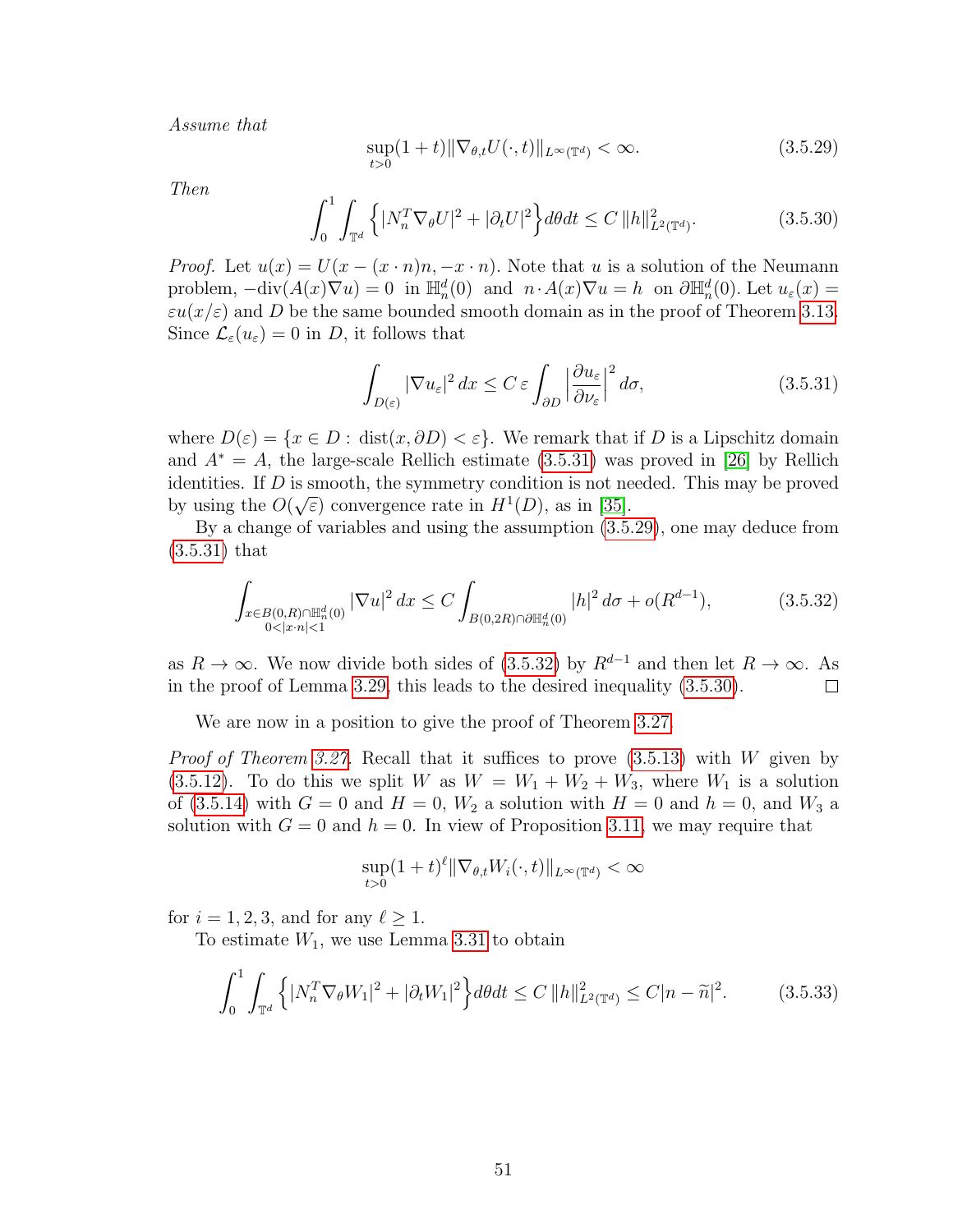*Assume that*

$$\sup_{t>0}(1+t)\|\nabla_{\theta,t}U(\cdot,t)\|_{L^\infty(\mathbb{T}^d)} < \infty. \tag{3.5.29}$$

*Then*

$$\int_0^1\int_{\mathbb{T}^d}\Big\{|N_n^T\nabla_\theta U|^2 + |\partial_t U|^2\Big\}d\theta dt \le C\,\|h\|^2_{L^2(\mathbb{T}^d)}. \tag{3.5.30}$$

*Proof.* Let $u(x) = U(x-(x\cdot n)n, -x\cdot n)$. Note that $u$ is a solution of the Neumann problem, $-\text{div}(A(x)\nabla u) = 0$ in $\mathbb{H}_n^d(0)$ and $n\cdot A(x)\nabla u = h$ on $\partial\mathbb{H}_n^d(0)$. Let $u_\varepsilon(x) = \varepsilon u(x/\varepsilon)$ and $D$ be the same bounded smooth domain as in the proof of Theorem 3.13. Since $\mathcal{L}_\varepsilon(u_\varepsilon) = 0$ in $D$, it follows that

$$\int_{D(\varepsilon)}|\nabla u_\varepsilon|^2\,dx \le C\,\varepsilon\int_{\partial D}\Big|\frac{\partial u_\varepsilon}{\partial\nu_\varepsilon}\Big|^2\,d\sigma, \tag{3.5.31}$$

where $D(\varepsilon) = \{x\in D:\, \text{dist}(x,\partial D)<\varepsilon\}$. We remark that if $D$ is a Lipschitz domain and $A^* = A$, the large-scale Rellich estimate (3.5.31) was proved in [26] by Rellich identities. If $D$ is smooth, the symmetry condition is not needed. This may be proved by using the $O(\sqrt{\varepsilon})$ convergence rate in $H^1(D)$, as in [35].

By a change of variables and using the assumption (3.5.29), one may deduce from (3.5.31) that

$$\int_{\substack{x\in B(0,R)\cap\mathbb{H}_n^d(0)\\ 0<|x\cdot n|<1}}|\nabla u|^2\,dx \le C\int_{B(0,2R)\cap\partial\mathbb{H}_n^d(0)}|h|^2\,d\sigma + o(R^{d-1}), \tag{3.5.32}$$

as $R\to\infty$. We now divide both sides of (3.5.32) by $R^{d-1}$ and then let $R\to\infty$. As in the proof of Lemma 3.29, this leads to the desired inequality (3.5.30). □

We are now in a position to give the proof of Theorem 3.27.

*Proof of Theorem 3.27.* Recall that it suffices to prove (3.5.13) with $W$ given by (3.5.12). To do this we split $W$ as $W = W_1 + W_2 + W_3$, where $W_1$ is a solution of (3.5.14) with $G=0$ and $H=0$, $W_2$ a solution with $H=0$ and $h=0$, and $W_3$ a solution with $G=0$ and $h=0$. In view of Proposition 3.11, we may require that

$$\sup_{t>0}(1+t)^\ell\|\nabla_{\theta,t}W_i(\cdot,t)\|_{L^\infty(\mathbb{T}^d)} < \infty$$

for $i=1,2,3$, and for any $\ell\ge 1$.

To estimate $W_1$, we use Lemma 3.31 to obtain

$$\int_0^1\int_{\mathbb{T}^d}\Big\{|N_n^T\nabla_\theta W_1|^2 + |\partial_t W_1|^2\Big\}d\theta dt \le C\,\|h\|^2_{L^2(\mathbb{T}^d)} \le C|n-\widetilde{n}|^2. \tag{3.5.33}$$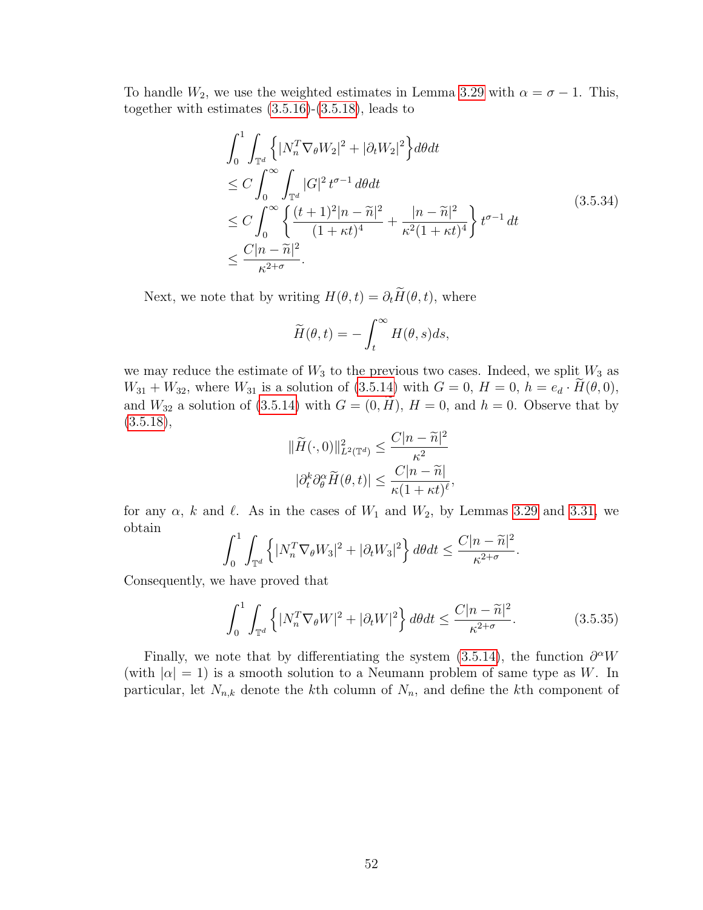To handle $W_2$, we use the weighted estimates in Lemma 3.29 with $\alpha = \sigma - 1$. This, together with estimates (3.5.16)-(3.5.18), leads to

$$
\begin{aligned}
&\int_0^1 \int_{\mathbb{T}^d} \Big\{ |N_n^T \nabla_\theta W_2|^2 + |\partial_t W_2|^2 \Big\} d\theta dt \\
&\le C \int_0^\infty \int_{\mathbb{T}^d} |G|^2 \, t^{\sigma-1} \, d\theta dt \\
&\le C \int_0^\infty \left\{ \frac{(t+1)^2 |n - \widetilde{n}|^2}{(1+\kappa t)^4} + \frac{|n-\widetilde{n}|^2}{\kappa^2 (1+\kappa t)^4} \right\} t^{\sigma - 1} \, dt \\
&\le \frac{C|n-\widetilde{n}|^2}{\kappa^{2+\sigma}}.
\end{aligned}
\tag{3.5.34}
$$

Next, we note that by writing $H(\theta, t) = \partial_t \widetilde{H}(\theta, t)$, where

$$
\widetilde{H}(\theta, t) = -\int_t^\infty H(\theta, s) ds,
$$

we may reduce the estimate of $W_3$ to the previous two cases. Indeed, we split $W_3$ as $W_{31} + W_{32}$, where $W_{31}$ is a solution of (3.5.14) with $G = 0$, $H = 0$, $h = e_d \cdot \widetilde{H}(\theta, 0)$, and $W_{32}$ a solution of (3.5.14) with $G = (0, \widetilde{H})$, $H = 0$, and $h = 0$. Observe that by (3.5.18),

$$
\begin{aligned}
\|\widetilde{H}(\cdot, 0)\|^2_{L^2(\mathbb{T}^d)} &\le \frac{C|n-\widetilde{n}|^2}{\kappa^2} \\
|\partial_t^k \partial_\theta^\alpha \widetilde{H}(\theta, t)| &\le \frac{C|n - \widetilde{n}|}{\kappa (1+\kappa t)^\ell},
\end{aligned}
$$

for any $\alpha$, $k$ and $\ell$. As in the cases of $W_1$ and $W_2$, by Lemmas 3.29 and 3.31, we obtain

$$
\int_0^1 \int_{\mathbb{T}^d} \Big\{ |N_n^T \nabla_\theta W_3|^2 + |\partial_t W_3|^2 \Big\} d\theta dt \le \frac{C|n-\widetilde{n}|^2}{\kappa^{2+\sigma}}.
$$

Consequently, we have proved that

$$
\int_0^1 \int_{\mathbb{T}^d} \Big\{ |N_n^T \nabla_\theta W|^2 + |\partial_t W|^2 \Big\} d\theta dt \le \frac{C|n-\widetilde{n}|^2}{\kappa^{2+\sigma}}.
\tag{3.5.35}
$$

Finally, we note that by differentiating the system (3.5.14), the function $\partial^\alpha W$ (with $|\alpha| = 1$) is a smooth solution to a Neumann problem of same type as $W$. In particular, let $N_{n,k}$ denote the $k$th column of $N_n$, and define the $k$th component of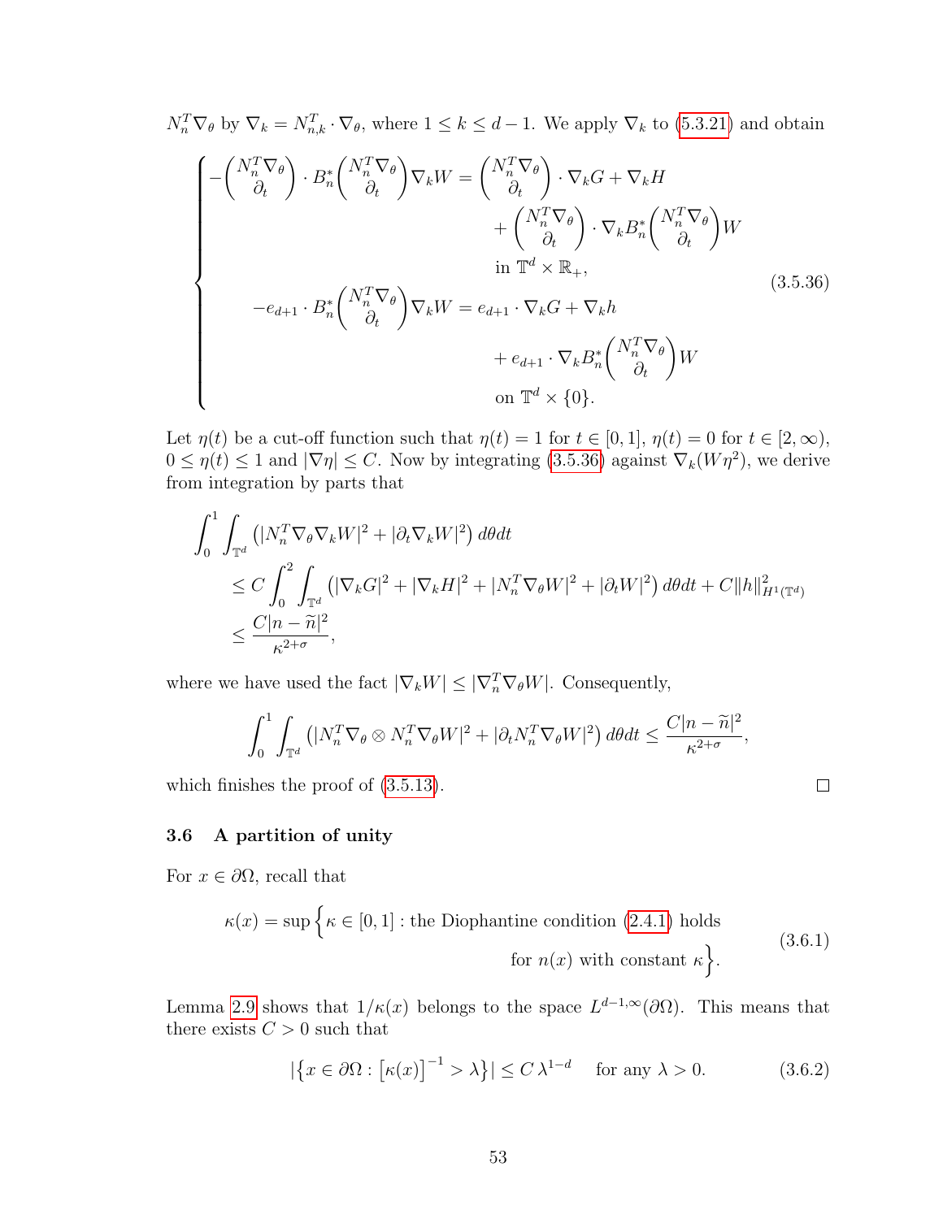$N_n^T\nabla_\theta$ by $\nabla_k = N_{n,k}^T \cdot \nabla_\theta$, where $1 \le k \le d-1$. We apply $\nabla_k$ to (5.3.21) and obtain

$$
\begin{cases}
-\begin{pmatrix} N_n^T\nabla_\theta \\ \partial_t \end{pmatrix} \cdot B_n^* \begin{pmatrix} N_n^T\nabla_\theta \\ \partial_t \end{pmatrix} \nabla_k W = \begin{pmatrix} N_n^T\nabla_\theta \\ \partial_t \end{pmatrix} \cdot \nabla_k G + \nabla_k H \\
\qquad\qquad\qquad\qquad\qquad + \begin{pmatrix} N_n^T\nabla_\theta \\ \partial_t \end{pmatrix} \cdot \nabla_k B_n^* \begin{pmatrix} N_n^T\nabla_\theta \\ \partial_t \end{pmatrix} W \\
\qquad\qquad\qquad\qquad\qquad \text{in } \mathbb{T}^d \times \mathbb{R}_+, \\
-e_{d+1} \cdot B_n^* \begin{pmatrix} N_n^T\nabla_\theta \\ \partial_t \end{pmatrix} \nabla_k W = e_{d+1} \cdot \nabla_k G + \nabla_k h \\
\qquad\qquad\qquad\qquad\qquad + e_{d+1} \cdot \nabla_k B_n^* \begin{pmatrix} N_n^T\nabla_\theta \\ \partial_t \end{pmatrix} W \\
\qquad\qquad\qquad\qquad\qquad \text{on } \mathbb{T}^d \times \{0\}.
\end{cases}
\tag{3.5.36}
$$

Let $\eta(t)$ be a cut-off function such that $\eta(t) = 1$ for $t \in [0,1]$, $\eta(t) = 0$ for $t \in [2,\infty)$, $0 \le \eta(t) \le 1$ and $|\nabla \eta| \le C$. Now by integrating (3.5.36) against $\nabla_k(W\eta^2)$, we derive from integration by parts that

$$
\begin{aligned}
\int_0^1 \int_{\mathbb{T}^d} &\left( |N_n^T\nabla_\theta \nabla_k W|^2 + |\partial_t \nabla_k W|^2 \right) d\theta dt \\
&\le C \int_0^2 \int_{\mathbb{T}^d} \left( |\nabla_k G|^2 + |\nabla_k H|^2 + |N_n^T\nabla_\theta W|^2 + |\partial_t W|^2 \right) d\theta dt + C\|h\|^2_{H^1(\mathbb{T}^d)} \\
&\le \frac{C|n - \widetilde{n}|^2}{\kappa^{2+\sigma}},
\end{aligned}
$$

where we have used the fact $|\nabla_k W| \le |\nabla_n^T \nabla_\theta W|$. Consequently,

$$
\int_0^1 \int_{\mathbb{T}^d} \left( |N_n^T\nabla_\theta \otimes N_n^T\nabla_\theta W|^2 + |\partial_t N_n^T\nabla_\theta W|^2 \right) d\theta dt \le \frac{C|n - \widetilde{n}|^2}{\kappa^{2+\sigma}},
$$

which finishes the proof of (3.5.13). $\square$

### 3.6 A partition of unity

For $x \in \partial\Omega$, recall that

$$
\kappa(x) = \sup\Big\{ \kappa \in [0,1] : \text{the Diophantine condition (2.4.1) holds for } n(x) \text{ with constant } \kappa \Big\}.
\tag{3.6.1}
$$

Lemma 2.9 shows that $1/\kappa(x)$ belongs to the space $L^{d-1,\infty}(\partial\Omega)$. This means that there exists $C > 0$ such that

$$
|\{ x \in \partial\Omega : [\kappa(x)]^{-1} > \lambda \}| \le C\,\lambda^{1-d} \quad \text{for any } \lambda > 0.
\tag{3.6.2}
$$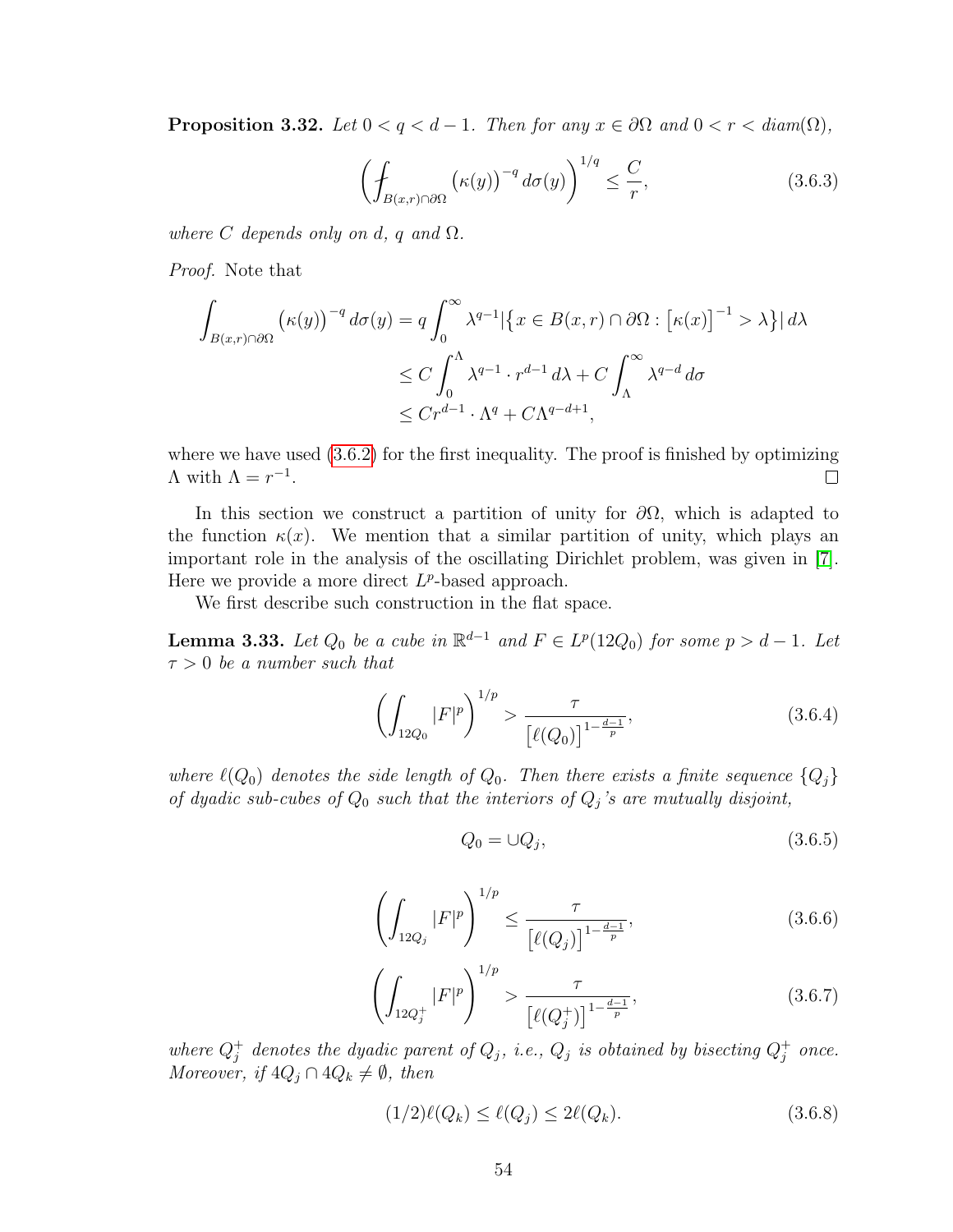**Proposition 3.32.** *Let $0 < q < d-1$. Then for any $x \in \partial\Omega$ and $0 < r < diam(\Omega)$,*

$$\left( \fint_{B(x,r)\cap\partial\Omega} \big(\kappa(y)\big)^{-q} \, d\sigma(y) \right)^{1/q} \leq \frac{C}{r}, \tag{3.6.3}$$

*where $C$ depends only on $d$, $q$ and $\Omega$.*

*Proof.* Note that

$$\begin{aligned}
\int_{B(x,r)\cap\partial\Omega} \big(\kappa(y)\big)^{-q} \, d\sigma(y) &= q \int_0^\infty \lambda^{q-1} \big|\big\{ x \in B(x,r)\cap\partial\Omega : \big[\kappa(x)\big]^{-1} > \lambda \big\}\big| \, d\lambda \\
&\leq C \int_0^\Lambda \lambda^{q-1} \cdot r^{d-1} \, d\lambda + C \int_\Lambda^\infty \lambda^{q-d} \, d\sigma \\
&\leq C r^{d-1} \cdot \Lambda^q + C \Lambda^{q-d+1},
\end{aligned}$$

where we have used (3.6.2) for the first inequality. The proof is finished by optimizing $\Lambda$ with $\Lambda = r^{-1}$. $\square$

In this section we construct a partition of unity for $\partial\Omega$, which is adapted to the function $\kappa(x)$. We mention that a similar partition of unity, which plays an important role in the analysis of the oscillating Dirichlet problem, was given in [7]. Here we provide a more direct $L^p$-based approach.

We first describe such construction in the flat space.

**Lemma 3.33.** *Let $Q_0$ be a cube in $\mathbb{R}^{d-1}$ and $F \in L^p(12Q_0)$ for some $p > d-1$. Let $\tau > 0$ be a number such that*

$$\left( \int_{12Q_0} |F|^p \right)^{1/p} > \frac{\tau}{\big[\ell(Q_0)\big]^{1-\frac{d-1}{p}}}, \tag{3.6.4}$$

*where $\ell(Q_0)$ denotes the side length of $Q_0$. Then there exists a finite sequence $\{Q_j\}$ of dyadic sub-cubes of $Q_0$ such that the interiors of $Q_j$'s are mutually disjoint,*

$$Q_0 = \cup Q_j, \tag{3.6.5}$$

$$\left( \int_{12Q_j} |F|^p \right)^{1/p} \leq \frac{\tau}{\big[\ell(Q_j)\big]^{1-\frac{d-1}{p}}}, \tag{3.6.6}$$

$$\left( \int_{12Q_j^+} |F|^p \right)^{1/p} > \frac{\tau}{\big[\ell(Q_j^+)\big]^{1-\frac{d-1}{p}}}, \tag{3.6.7}$$

*where $Q_j^+$ denotes the dyadic parent of $Q_j$, i.e., $Q_j$ is obtained by bisecting $Q_j^+$ once. Moreover, if $4Q_j \cap 4Q_k \neq \emptyset$, then*

$$(1/2)\ell(Q_k) \leq \ell(Q_j) \leq 2\ell(Q_k). \tag{3.6.8}$$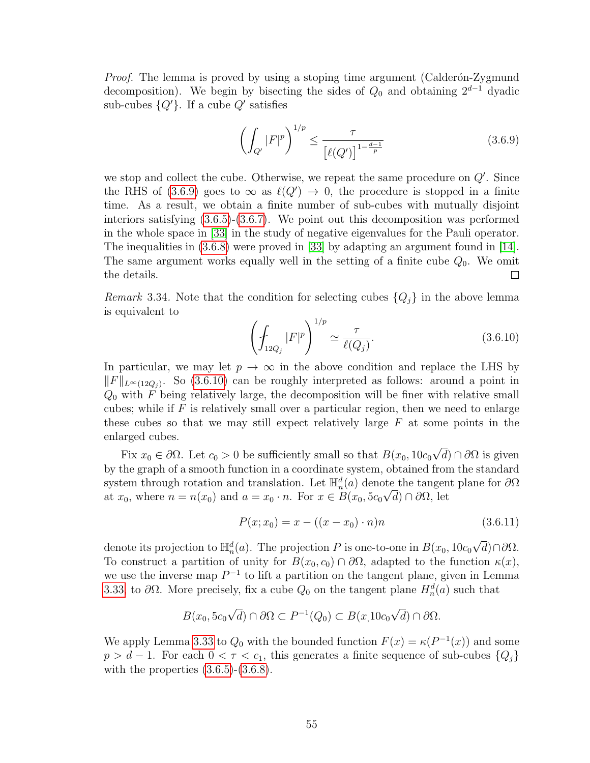*Proof.* The lemma is proved by using a stoping time argument (Calderón-Zygmund decomposition). We begin by bisecting the sides of $Q_0$ and obtaining $2^{d-1}$ dyadic sub-cubes $\{Q'\}$. If a cube $Q'$ satisfies

$$\left( \int_{Q'} |F|^p \right)^{1/p} \leq \frac{\tau}{\left[\ell(Q')\right]^{1-\frac{d-1}{p}}} \tag{3.6.9}$$

we stop and collect the cube. Otherwise, we repeat the same procedure on $Q'$. Since the RHS of (3.6.9) goes to $\infty$ as $\ell(Q') \to 0$, the procedure is stopped in a finite time. As a result, we obtain a finite number of sub-cubes with mutually disjoint interiors satisfying (3.6.5)-(3.6.7). We point out this decomposition was performed in the whole space in [33] in the study of negative eigenvalues for the Pauli operator. The inequalities in (3.6.8) were proved in [33] by adapting an argument found in [14]. The same argument works equally well in the setting of a finite cube $Q_0$. We omit the details. □

*Remark* 3.34. Note that the condition for selecting cubes $\{Q_j\}$ in the above lemma is equivalent to

$$\left( \fint_{12Q_j} |F|^p \right)^{1/p} \simeq \frac{\tau}{\ell(Q_j)}. \tag{3.6.10}$$

In particular, we may let $p \to \infty$ in the above condition and replace the LHS by $\|F\|_{L^\infty(12Q_j)}$. So (3.6.10) can be roughly interpreted as follows: around a point in $Q_0$ with $F$ being relatively large, the decomposition will be finer with relative small cubes; while if $F$ is relatively small over a particular region, then we need to enlarge these cubes so that we may still expect relatively large $F$ at some points in the enlarged cubes.

Fix $x_0 \in \partial\Omega$. Let $c_0 > 0$ be sufficiently small so that $B(x_0, 10c_0\sqrt{d}) \cap \partial\Omega$ is given by the graph of a smooth function in a coordinate system, obtained from the standard system through rotation and translation. Let $\mathbb{H}^d_n(a)$ denote the tangent plane for $\partial\Omega$ at $x_0$, where $n = n(x_0)$ and $a = x_0 \cdot n$. For $x \in B(x_0, 5c_0\sqrt{d}) \cap \partial\Omega$, let

$$P(x; x_0) = x - ((x - x_0) \cdot n)n \tag{3.6.11}$$

denote its projection to $\mathbb{H}^d_n(a)$. The projection $P$ is one-to-one in $B(x_0, 10c_0\sqrt{d}) \cap \partial\Omega$. To construct a partition of unity for $B(x_0, c_0) \cap \partial\Omega$, adapted to the function $\kappa(x)$, we use the inverse map $P^{-1}$ to lift a partition on the tangent plane, given in Lemma 3.33, to $\partial\Omega$. More precisely, fix a cube $Q_0$ on the tangent plane $H^d_n(a)$ such that

$$B(x_0, 5c_0\sqrt{d}) \cap \partial\Omega \subset P^{-1}(Q_0) \subset B(x, 10c_0\sqrt{d}) \cap \partial\Omega.$$

We apply Lemma 3.33 to $Q_0$ with the bounded function $F(x) = \kappa(P^{-1}(x))$ and some $p > d - 1$. For each $0 < \tau < c_1$, this generates a finite sequence of sub-cubes $\{Q_j\}$ with the properties (3.6.5)-(3.6.8).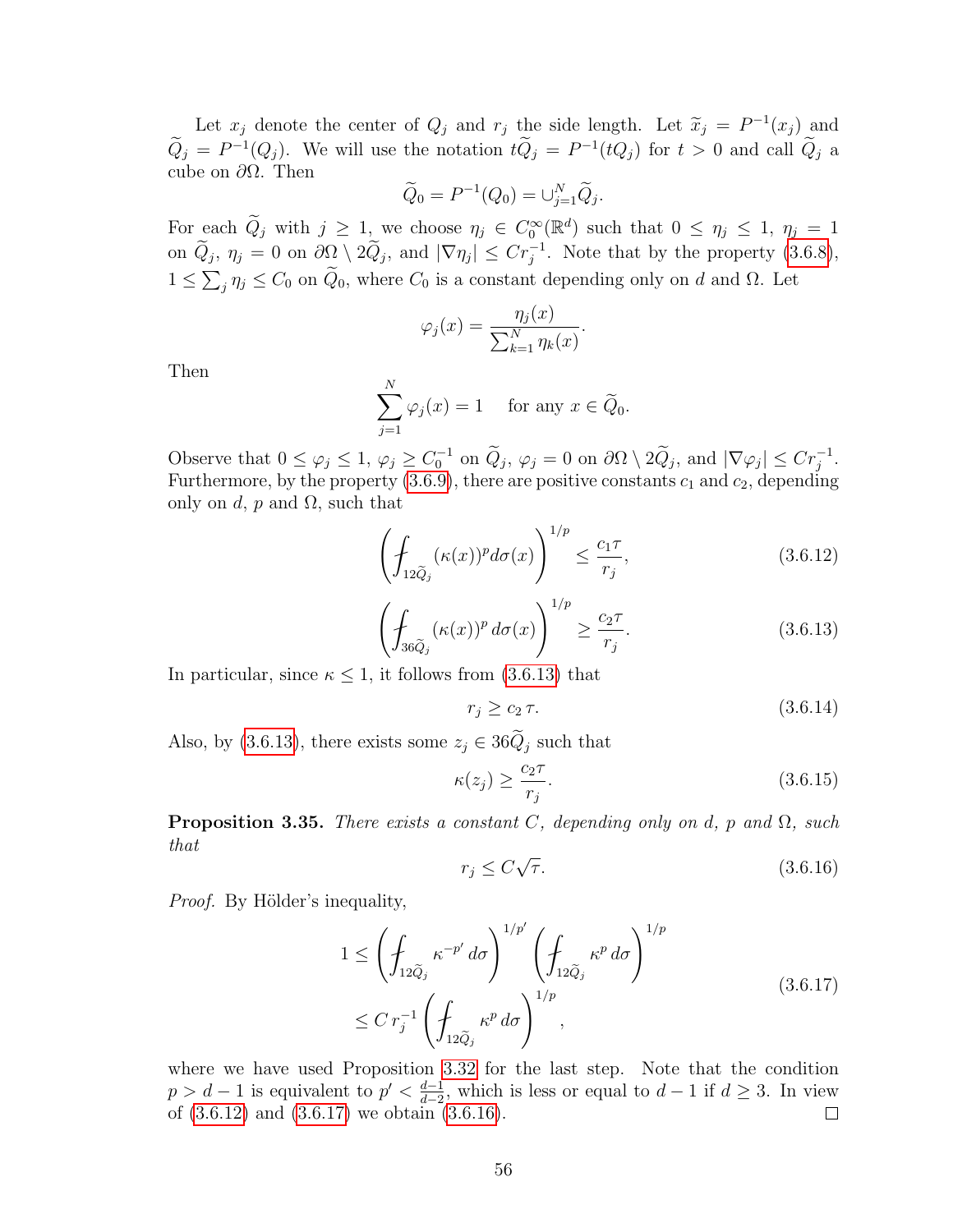Let $x_j$ denote the center of $Q_j$ and $r_j$ the side length. Let $\widetilde{x}_j = P^{-1}(x_j)$ and $\widetilde{Q}_j = P^{-1}(Q_j)$. We will use the notation $t\widetilde{Q}_j = P^{-1}(tQ_j)$ for $t > 0$ and call $\widetilde{Q}_j$ a cube on $\partial\Omega$. Then

$$\widetilde{Q}_0 = P^{-1}(Q_0) = \cup_{j=1}^N \widetilde{Q}_j.$$

For each $\widetilde{Q}_j$ with $j \geq 1$, we choose $\eta_j \in C_0^\infty(\mathbb{R}^d)$ such that $0 \leq \eta_j \leq 1$, $\eta_j = 1$ on $\widetilde{Q}_j$, $\eta_j = 0$ on $\partial\Omega \setminus 2\widetilde{Q}_j$, and $|\nabla \eta_j| \leq C r_j^{-1}$. Note that by the property (3.6.8), $1 \leq \sum_j \eta_j \leq C_0$ on $\widetilde{Q}_0$, where $C_0$ is a constant depending only on $d$ and $\Omega$. Let

$$\varphi_j(x) = \frac{\eta_j(x)}{\sum_{k=1}^N \eta_k(x)}.$$

Then

$$\sum_{j=1}^N \varphi_j(x) = 1 \quad \text{ for any } x \in \widetilde{Q}_0.$$

Observe that $0 \leq \varphi_j \leq 1$, $\varphi_j \geq C_0^{-1}$ on $\widetilde{Q}_j$, $\varphi_j = 0$ on $\partial\Omega \setminus 2\widetilde{Q}_j$, and $|\nabla \varphi_j| \leq C r_j^{-1}$. Furthermore, by the property (3.6.9), there are positive constants $c_1$ and $c_2$, depending only on $d$, $p$ and $\Omega$, such that

$$\left( \fint_{12\widetilde{Q}_j} (\kappa(x))^p d\sigma(x) \right)^{1/p} \leq \frac{c_1 \tau}{r_j}, \tag{3.6.12}$$

$$\left( \fint_{36\widetilde{Q}_j} (\kappa(x))^p \, d\sigma(x) \right)^{1/p} \geq \frac{c_2 \tau}{r_j}. \tag{3.6.13}$$

In particular, since $\kappa \leq 1$, it follows from (3.6.13) that

$$r_j \geq c_2 \, \tau. \tag{3.6.14}$$

Also, by (3.6.13), there exists some $z_j \in 36\widetilde{Q}_j$ such that

$$\kappa(z_j) \geq \frac{c_2 \tau}{r_j}. \tag{3.6.15}$$

**Proposition 3.35.** *There exists a constant $C$, depending only on $d$, $p$ and $\Omega$, such that*

$$r_j \leq C\sqrt{\tau}. \tag{3.6.16}$$

*Proof.* By Hölder's inequality,

$$\begin{aligned} 1 &\leq \left( \fint_{12\widetilde{Q}_j} \kappa^{-p'} \, d\sigma \right)^{1/p'} \left( \fint_{12\widetilde{Q}_j} \kappa^p \, d\sigma \right)^{1/p} \\ &\leq C \, r_j^{-1} \left( \fint_{12\widetilde{Q}_j} \kappa^p \, d\sigma \right)^{1/p}, \end{aligned} \tag{3.6.17}$$

where we have used Proposition 3.32 for the last step. Note that the condition $p > d - 1$ is equivalent to $p' < \frac{d-1}{d-2}$, which is less or equal to $d - 1$ if $d \geq 3$. In view of (3.6.12) and (3.6.17) we obtain (3.6.16). $\square$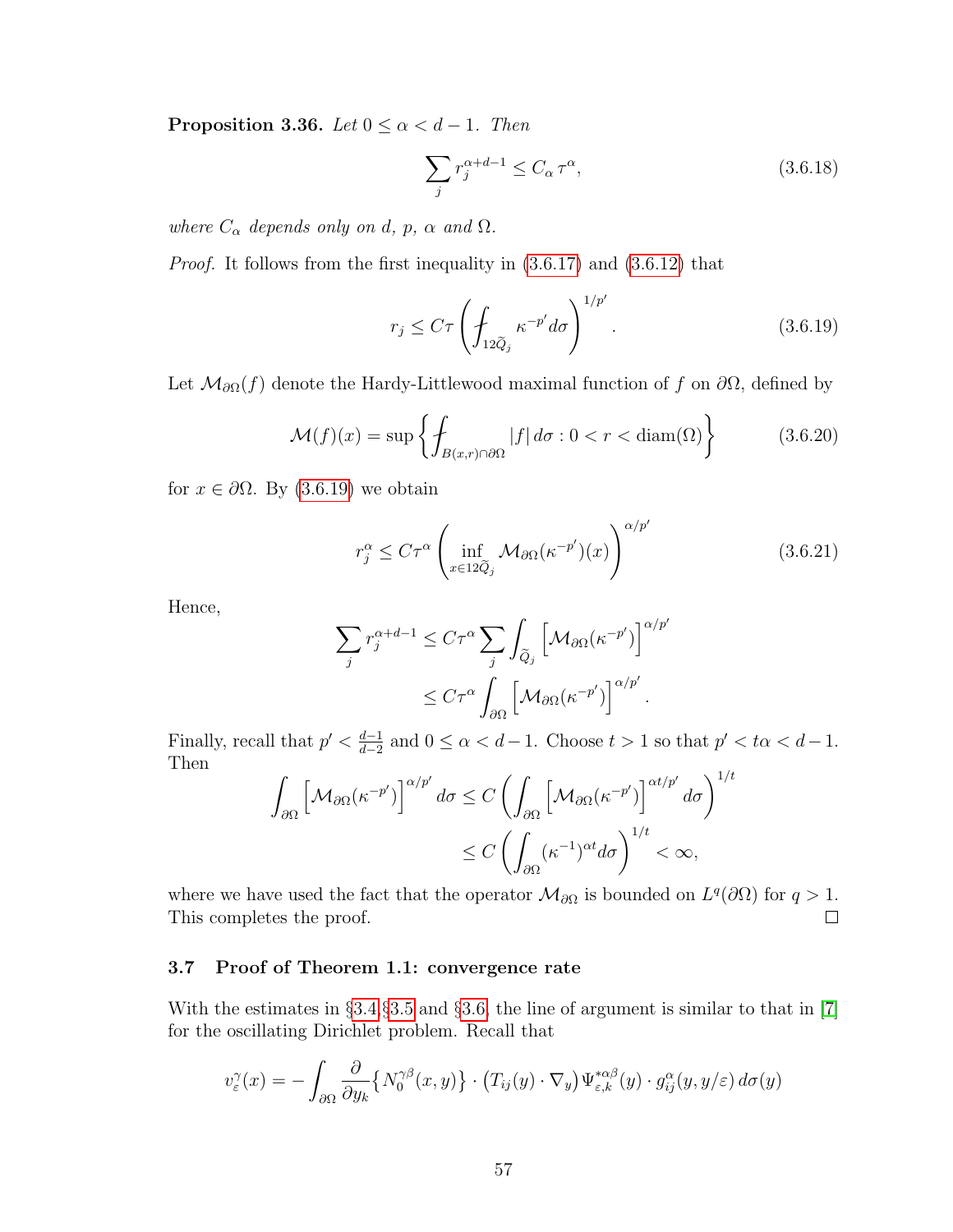**Proposition 3.36.** *Let $0 \le \alpha < d-1$. Then*

$$\sum_j r_j^{\alpha+d-1} \le C_\alpha \, \tau^\alpha, \tag{3.6.18}$$

*where $C_\alpha$ depends only on $d$, $p$, $\alpha$ and $\Omega$.*

*Proof.* It follows from the first inequality in (3.6.17) and (3.6.12) that

$$r_j \le C\tau \left( \fint_{12\widetilde{Q}_j} \kappa^{-p'} d\sigma \right)^{1/p'}. \tag{3.6.19}$$

Let $\mathcal{M}_{\partial\Omega}(f)$ denote the Hardy-Littlewood maximal function of $f$ on $\partial\Omega$, defined by

$$\mathcal{M}(f)(x) = \sup \left\{ \fint_{B(x,r)\cap\partial\Omega} |f| \, d\sigma : 0 < r < \operatorname{diam}(\Omega) \right\} \tag{3.6.20}$$

for $x \in \partial\Omega$. By (3.6.19) we obtain

$$r_j^\alpha \le C\tau^\alpha \left( \inf_{x\in 12\widetilde{Q}_j} \mathcal{M}_{\partial\Omega}(\kappa^{-p'})(x) \right)^{\alpha/p'} \tag{3.6.21}$$

Hence,

$$\begin{aligned}
\sum_j r_j^{\alpha+d-1} &\le C\tau^\alpha \sum_j \int_{\widetilde{Q}_j} \left[ \mathcal{M}_{\partial\Omega}(\kappa^{-p'}) \right]^{\alpha/p'} \\
&\le C\tau^\alpha \int_{\partial\Omega} \left[ \mathcal{M}_{\partial\Omega}(\kappa^{-p'}) \right]^{\alpha/p'}.
\end{aligned}$$

Finally, recall that $p' < \frac{d-1}{d-2}$ and $0 \le \alpha < d-1$. Choose $t > 1$ so that $p' < t\alpha < d-1$. Then

$$\begin{aligned}
\int_{\partial\Omega} \left[ \mathcal{M}_{\partial\Omega}(\kappa^{-p'}) \right]^{\alpha/p'} d\sigma &\le C \left( \int_{\partial\Omega} \left[ \mathcal{M}_{\partial\Omega}(\kappa^{-p'}) \right]^{\alpha t/p'} d\sigma \right)^{1/t} \\
&\le C \left( \int_{\partial\Omega} (\kappa^{-1})^{\alpha t} d\sigma \right)^{1/t} < \infty,
\end{aligned}$$

where we have used the fact that the operator $\mathcal{M}_{\partial\Omega}$ is bounded on $L^q(\partial\Omega)$ for $q > 1$. This completes the proof. ∎

### 3.7 Proof of Theorem 1.1: convergence rate

With the estimates in §3.4 §3.5 and §3.6, the line of argument is similar to that in [7] for the oscillating Dirichlet problem. Recall that

$$v_\varepsilon^\gamma(x) = -\int_{\partial\Omega} \frac{\partial}{\partial y_k} \left\{ N_0^{\gamma\beta}(x,y) \right\} \cdot \left( T_{ij}(y) \cdot \nabla_y \right) \Psi_{\varepsilon,k}^{*\alpha\beta}(y) \cdot g_{ij}^\alpha(y, y/\varepsilon) \, d\sigma(y)$$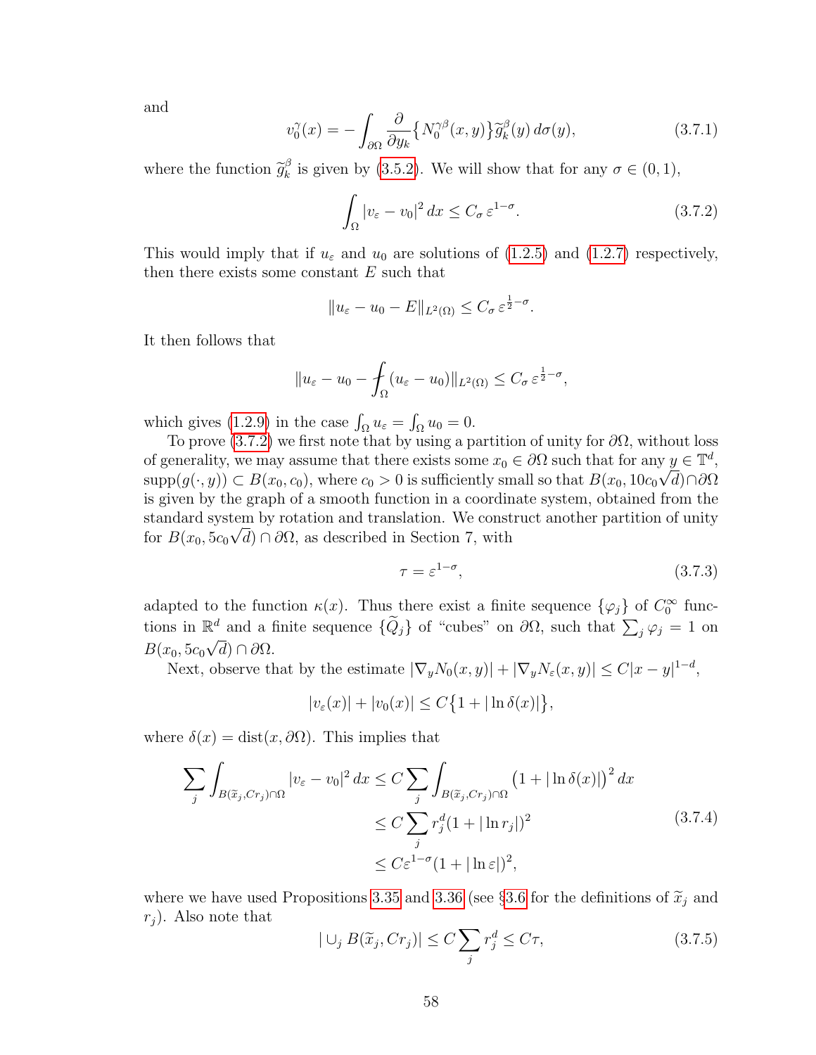and

$$v_0^\gamma(x) = -\int_{\partial\Omega} \frac{\partial}{\partial y_k}\big\{ N_0^{\gamma\beta}(x,y)\big\} \widetilde{g}_k^\beta(y)\, d\sigma(y), \tag{3.7.1}$$

where the function $\widetilde{g}_k^\beta$ is given by (3.5.2). We will show that for any $\sigma \in (0,1)$,

$$\int_\Omega |v_\varepsilon - v_0|^2\, dx \le C_\sigma\, \varepsilon^{1-\sigma}. \tag{3.7.2}$$

This would imply that if $u_\varepsilon$ and $u_0$ are solutions of (1.2.5) and (1.2.7) respectively, then there exists some constant $E$ such that

$$\|u_\varepsilon - u_0 - E\|_{L^2(\Omega)} \le C_\sigma\, \varepsilon^{\frac{1}{2}-\sigma}.$$

It then follows that

$$\|u_\varepsilon - u_0 - \fint_\Omega (u_\varepsilon - u_0)\|_{L^2(\Omega)} \le C_\sigma\, \varepsilon^{\frac{1}{2}-\sigma},$$

which gives (1.2.9) in the case $\int_\Omega u_\varepsilon = \int_\Omega u_0 = 0$.

To prove (3.7.2) we first note that by using a partition of unity for $\partial\Omega$, without loss of generality, we may assume that there exists some $x_0 \in \partial\Omega$ such that for any $y \in \mathbb{T}^d$, $\text{supp}(g(\cdot, y)) \subset B(x_0, c_0)$, where $c_0 > 0$ is sufficiently small so that $B(x_0, 10c_0\sqrt{d}) \cap \partial\Omega$ is given by the graph of a smooth function in a coordinate system, obtained from the standard system by rotation and translation. We construct another partition of unity for $B(x_0, 5c_0\sqrt{d}) \cap \partial\Omega$, as described in Section 7, with

$$\tau = \varepsilon^{1-\sigma}, \tag{3.7.3}$$

adapted to the function $\kappa(x)$. Thus there exist a finite sequence $\{\varphi_j\}$ of $C_0^\infty$ functions in $\mathbb{R}^d$ and a finite sequence $\{\widetilde{Q}_j\}$ of "cubes" on $\partial\Omega$, such that $\sum_j \varphi_j = 1$ on $B(x_0, 5c_0\sqrt{d}) \cap \partial\Omega$.

Next, observe that by the estimate $|\nabla_y N_0(x,y)| + |\nabla_y N_\varepsilon(x,y)| \le C|x-y|^{1-d}$,

$$|v_\varepsilon(x)| + |v_0(x)| \le C\big\{1 + |\ln \delta(x)|\big\},$$

where $\delta(x) = \text{dist}(x, \partial\Omega)$. This implies that

$$\begin{aligned}
\sum_j \int_{B(\widetilde{x}_j, Cr_j)\cap\Omega} |v_\varepsilon - v_0|^2\, dx &\le C \sum_j \int_{B(\widetilde{x}_j, Cr_j)\cap\Omega} \big(1 + |\ln \delta(x)|\big)^2\, dx \\
&\le C \sum_j r_j^d (1 + |\ln r_j|)^2 \\
&\le C\varepsilon^{1-\sigma}(1 + |\ln \varepsilon|)^2,
\end{aligned} \tag{3.7.4}$$

where we have used Propositions 3.35 and 3.36 (see §3.6 for the definitions of $\widetilde{x}_j$ and $r_j$). Also note that

$$|\cup_j B(\widetilde{x}_j, Cr_j)| \le C \sum_j r_j^d \le C\tau, \tag{3.7.5}$$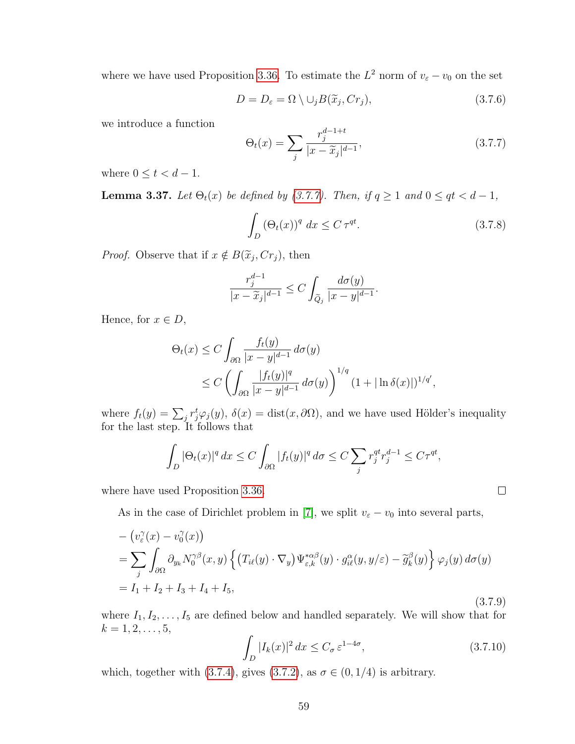where we have used Proposition 3.36. To estimate the $L^2$ norm of $v_\varepsilon - v_0$ on the set

$$D = D_\varepsilon = \Omega \setminus \cup_j B(\widetilde{x}_j, Cr_j), \tag{3.7.6}$$

we introduce a function

$$\Theta_t(x) = \sum_j \frac{r_j^{d-1+t}}{|x - \widetilde{x}_j|^{d-1}}, \tag{3.7.7}$$

where $0 \le t < d-1$.

**Lemma 3.37.** *Let $\Theta_t(x)$ be defined by (3.7.7). Then, if $q \ge 1$ and $0 \le qt < d-1$,*

$$\int_D (\Theta_t(x))^q \, dx \le C\, \tau^{qt}. \tag{3.7.8}$$

*Proof.* Observe that if $x \notin B(\widetilde{x}_j, Cr_j)$, then

$$\frac{r_j^{d-1}}{|x - \widetilde{x}_j|^{d-1}} \le C \int_{\widetilde{Q}_j} \frac{d\sigma(y)}{|x-y|^{d-1}}.$$

Hence, for $x \in D$,

$$\begin{aligned}
\Theta_t(x) &\le C \int_{\partial\Omega} \frac{f_t(y)}{|x-y|^{d-1}} \, d\sigma(y) \\
&\le C \left( \int_{\partial\Omega} \frac{|f_t(y)|^q}{|x-y|^{d-1}} \, d\sigma(y) \right)^{1/q} (1 + |\ln \delta(x)|)^{1/q'},
\end{aligned}$$

where $f_t(y) = \sum_j r_j^t \varphi_j(y)$, $\delta(x) = \operatorname{dist}(x, \partial\Omega)$, and we have used Hölder's inequality for the last step. It follows that

$$\int_D |\Theta_t(x)|^q \, dx \le C \int_{\partial\Omega} |f_t(y)|^q \, d\sigma \le C \sum_j r_j^{qt} r_j^{d-1} \le C\tau^{qt},$$

where have used Proposition 3.36. $\square$

As in the case of Dirichlet problem in [7], we split $v_\varepsilon - v_0$ into several parts,

$$\begin{aligned}
&-\left(v_\varepsilon^\gamma(x) - v_0^\gamma(x)\right) \\
&= \sum_j \int_{\partial\Omega} \partial_{y_k} N_0^{\gamma\beta}(x,y) \left\{ \left(T_{i\ell}(y) \cdot \nabla_y\right) \Psi_{\varepsilon,k}^{*\alpha\beta}(y) \cdot g_{i\ell}^\alpha(y, y/\varepsilon) - \widetilde{g}_k^\beta(y) \right\} \varphi_j(y) \, d\sigma(y) \\
&= I_1 + I_2 + I_3 + I_4 + I_5,
\end{aligned} \tag{3.7.9}$$

where $I_1, I_2, \dots, I_5$ are defined below and handled separately. We will show that for $k = 1, 2, \dots, 5$,

$$\int_D |I_k(x)|^2 \, dx \le C_\sigma \, \varepsilon^{1-4\sigma}, \tag{3.7.10}$$

which, together with (3.7.4), gives (3.7.2), as $\sigma \in (0, 1/4)$ is arbitrary.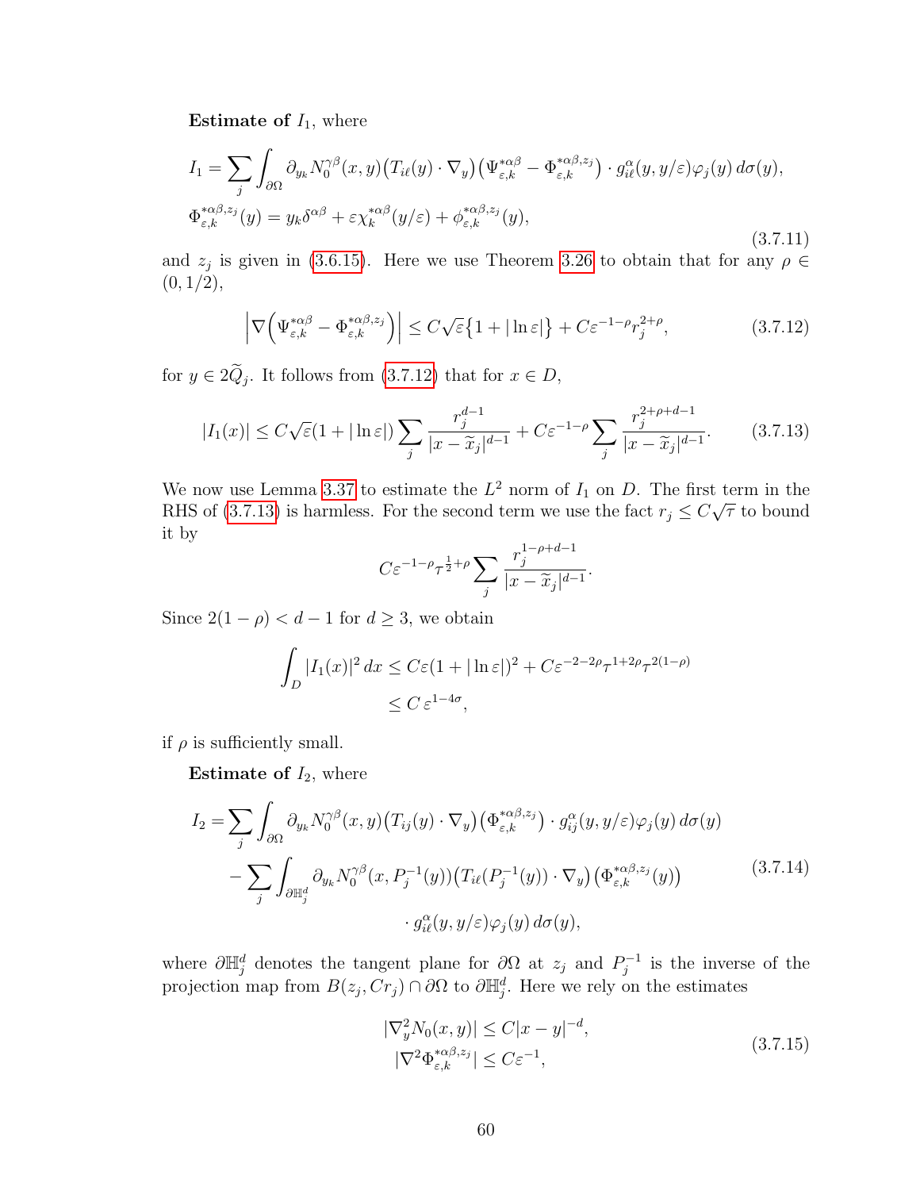**Estimate of** $I_1$, where

$$
\begin{aligned}
I_1 &= \sum_j \int_{\partial\Omega} \partial_{y_k} N_0^{\gamma\beta}(x,y)\big(T_{i\ell}(y)\cdot\nabla_y\big)\big(\Psi^{*\alpha\beta}_{\varepsilon,k} - \Phi^{*\alpha\beta,z_j}_{\varepsilon,k}\big)\cdot g^\alpha_{i\ell}(y,y/\varepsilon)\varphi_j(y)\,d\sigma(y),\\
\Phi^{*\alpha\beta,z_j}_{\varepsilon,k}(y) &= y_k\delta^{\alpha\beta} + \varepsilon\chi^{*\alpha\beta}_k(y/\varepsilon) + \phi^{*\alpha\beta,z_j}_{\varepsilon,k}(y),
\end{aligned}
\tag{3.7.11}
$$

and $z_j$ is given in (3.6.15). Here we use Theorem 3.26 to obtain that for any $\rho \in (0,1/2)$,

$$
\Big|\nabla\Big(\Psi^{*\alpha\beta}_{\varepsilon,k} - \Phi^{*\alpha\beta,z_j}_{\varepsilon,k}\Big)\Big| \le C\sqrt{\varepsilon}\big\{1+|\ln\varepsilon|\big\} + C\varepsilon^{-1-\rho}r_j^{2+\rho}, \tag{3.7.12}
$$

for $y\in 2\widetilde{Q}_j$. It follows from (3.7.12) that for $x\in D$,

$$
|I_1(x)| \le C\sqrt{\varepsilon}(1+|\ln\varepsilon|)\sum_j \frac{r_j^{d-1}}{|x-\widetilde{x}_j|^{d-1}} + C\varepsilon^{-1-\rho}\sum_j \frac{r_j^{2+\rho+d-1}}{|x-\widetilde{x}_j|^{d-1}}. \tag{3.7.13}
$$

We now use Lemma 3.37 to estimate the $L^2$ norm of $I_1$ on $D$. The first term in the RHS of (3.7.13) is harmless. For the second term we use the fact $r_j \le C\sqrt{\tau}$ to bound it by

$$
C\varepsilon^{-1-\rho}\tau^{\frac{1}{2}+\rho}\sum_j \frac{r_j^{1-\rho+d-1}}{|x-\widetilde{x}_j|^{d-1}}.
$$

Since $2(1-\rho) < d-1$ for $d\ge 3$, we obtain

$$
\begin{aligned}
\int_D |I_1(x)|^2\,dx &\le C\varepsilon(1+|\ln\varepsilon|)^2 + C\varepsilon^{-2-2\rho}\tau^{1+2\rho}\tau^{2(1-\rho)}\\
&\le C\,\varepsilon^{1-4\sigma},
\end{aligned}
$$

if $\rho$ is sufficiently small.

**Estimate of** $I_2$, where

$$
\begin{aligned}
I_2 &= \sum_j \int_{\partial\Omega} \partial_{y_k} N_0^{\gamma\beta}(x,y)\big(T_{ij}(y)\cdot\nabla_y\big)\big(\Phi^{*\alpha\beta,z_j}_{\varepsilon,k}\big)\cdot g^\alpha_{ij}(y,y/\varepsilon)\varphi_j(y)\,d\sigma(y)\\
&\quad - \sum_j \int_{\partial\mathbb{H}^d_j} \partial_{y_k} N_0^{\gamma\beta}(x,P_j^{-1}(y))\big(T_{i\ell}(P_j^{-1}(y))\cdot\nabla_y\big)\big(\Phi^{*\alpha\beta,z_j}_{\varepsilon,k}(y)\big)\\
&\qquad\qquad\qquad \cdot g^\alpha_{i\ell}(y,y/\varepsilon)\varphi_j(y)\,d\sigma(y),
\end{aligned}
\tag{3.7.14}
$$

where $\partial\mathbb{H}^d_j$ denotes the tangent plane for $\partial\Omega$ at $z_j$ and $P_j^{-1}$ is the inverse of the projection map from $B(z_j,Cr_j)\cap\partial\Omega$ to $\partial\mathbb{H}^d_j$. Here we rely on the estimates

$$
\begin{aligned}
|\nabla^2_y N_0(x,y)| &\le C|x-y|^{-d},\\
|\nabla^2\Phi^{*\alpha\beta,z_j}_{\varepsilon,k}| &\le C\varepsilon^{-1},
\end{aligned}
\tag{3.7.15}
$$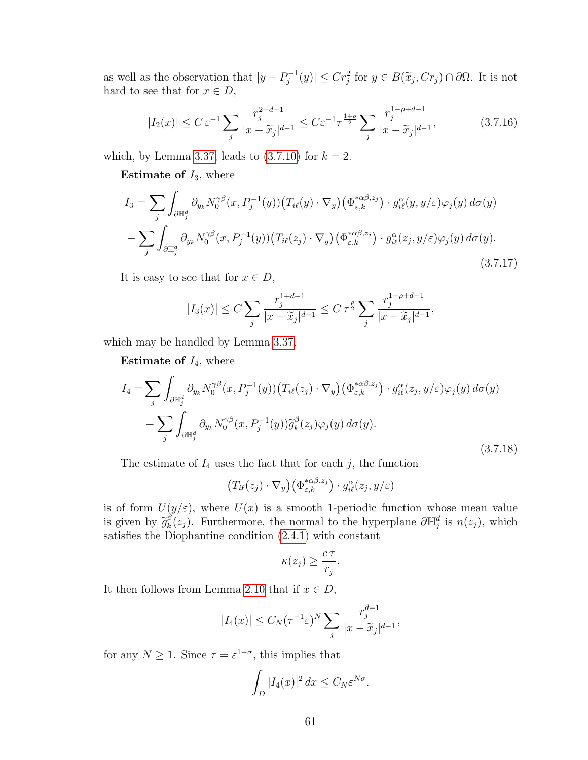as well as the observation that $|y - P_j^{-1}(y)| \le C r_j^2$ for $y \in B(\widetilde{x}_j, C r_j) \cap \partial\Omega$. It is not hard to see that for $x \in D$,

$$|I_2(x)| \le C\, \varepsilon^{-1} \sum_j \frac{r_j^{2+d-1}}{|x - \widetilde{x}_j|^{d-1}} \le C \varepsilon^{-1} \tau^{\frac{1+\rho}{2}} \sum_j \frac{r_j^{1-\rho+d-1}}{|x - \widetilde{x}_j|^{d-1}}, \tag{3.7.16}$$

which, by Lemma 3.37, leads to (3.7.10) for $k = 2$.

**Estimate of** $I_3$, where

$$\begin{aligned}
I_3 = &\sum_j \int_{\partial \mathbb{H}_j^d} \partial_{y_k} N_0^{\gamma\beta}(x, P_j^{-1}(y)) \big(T_{i\ell}(y) \cdot \nabla_y\big) \big(\Phi_{\varepsilon,k}^{*\alpha\beta, z_j}\big) \cdot g_{i\ell}^{\alpha}(y, y/\varepsilon) \varphi_j(y)\, d\sigma(y) \\
&- \sum_j \int_{\partial \mathbb{H}_j^d} \partial_{y_k} N_0^{\gamma\beta}(x, P_j^{-1}(y)) \big(T_{i\ell}(z_j) \cdot \nabla_y\big) \big(\Phi_{\varepsilon,k}^{*\alpha\beta, z_j}\big) \cdot g_{i\ell}^{\alpha}(z_j, y/\varepsilon) \varphi_j(y)\, d\sigma(y).
\end{aligned} \tag{3.7.17}$$

It is easy to see that for $x \in D$,

$$|I_3(x)| \le C \sum_j \frac{r_j^{1+d-1}}{|x - \widetilde{x}_j|^{d-1}} \le C\, \tau^{\frac{\rho}{2}} \sum_j \frac{r_j^{1-\rho+d-1}}{|x - \widetilde{x}_j|^{d-1}},$$

which may be handled by Lemma 3.37.

**Estimate of** $I_4$, where

$$\begin{aligned}
I_4 = &\sum_j \int_{\partial \mathbb{H}_j^d} \partial_{y_k} N_0^{\gamma\beta}(x, P_j^{-1}(y)) \big(T_{i\ell}(z_j) \cdot \nabla_y\big) \big(\Phi_{\varepsilon,k}^{*\alpha\beta, z_j}\big) \cdot g_{i\ell}^{\alpha}(z_j, y/\varepsilon) \varphi_j(y)\, d\sigma(y) \\
&- \sum_j \int_{\partial \mathbb{H}_j^d} \partial_{y_k} N_0^{\gamma\beta}(x, P_j^{-1}(y)) \widetilde{g}_k^{\beta}(z_j) \varphi_j(y)\, d\sigma(y).
\end{aligned} \tag{3.7.18}$$

The estimate of $I_4$ uses the fact that for each $j$, the function

$$\big(T_{i\ell}(z_j) \cdot \nabla_y\big) \big(\Phi_{\varepsilon,k}^{*\alpha\beta, z_j}\big) \cdot g_{i\ell}^{\alpha}(z_j, y/\varepsilon)$$

is of form $U(y/\varepsilon)$, where $U(x)$ is a smooth 1-periodic function whose mean value is given by $\widetilde{g}_k^{\beta}(z_j)$. Furthermore, the normal to the hyperplane $\partial \mathbb{H}_j^d$ is $n(z_j)$, which satisfies the Diophantine condition (2.4.1) with constant

$$\kappa(z_j) \ge \frac{c\, \tau}{r_j}.$$

It then follows from Lemma 2.10 that if $x \in D$,

$$|I_4(x)| \le C_N (\tau^{-1} \varepsilon)^N \sum_j \frac{r_j^{d-1}}{|x - \widetilde{x}_j|^{d-1}},$$

for any $N \ge 1$. Since $\tau = \varepsilon^{1-\sigma}$, this implies that

$$\int_D |I_4(x)|^2\, dx \le C_N \varepsilon^{N\sigma}.$$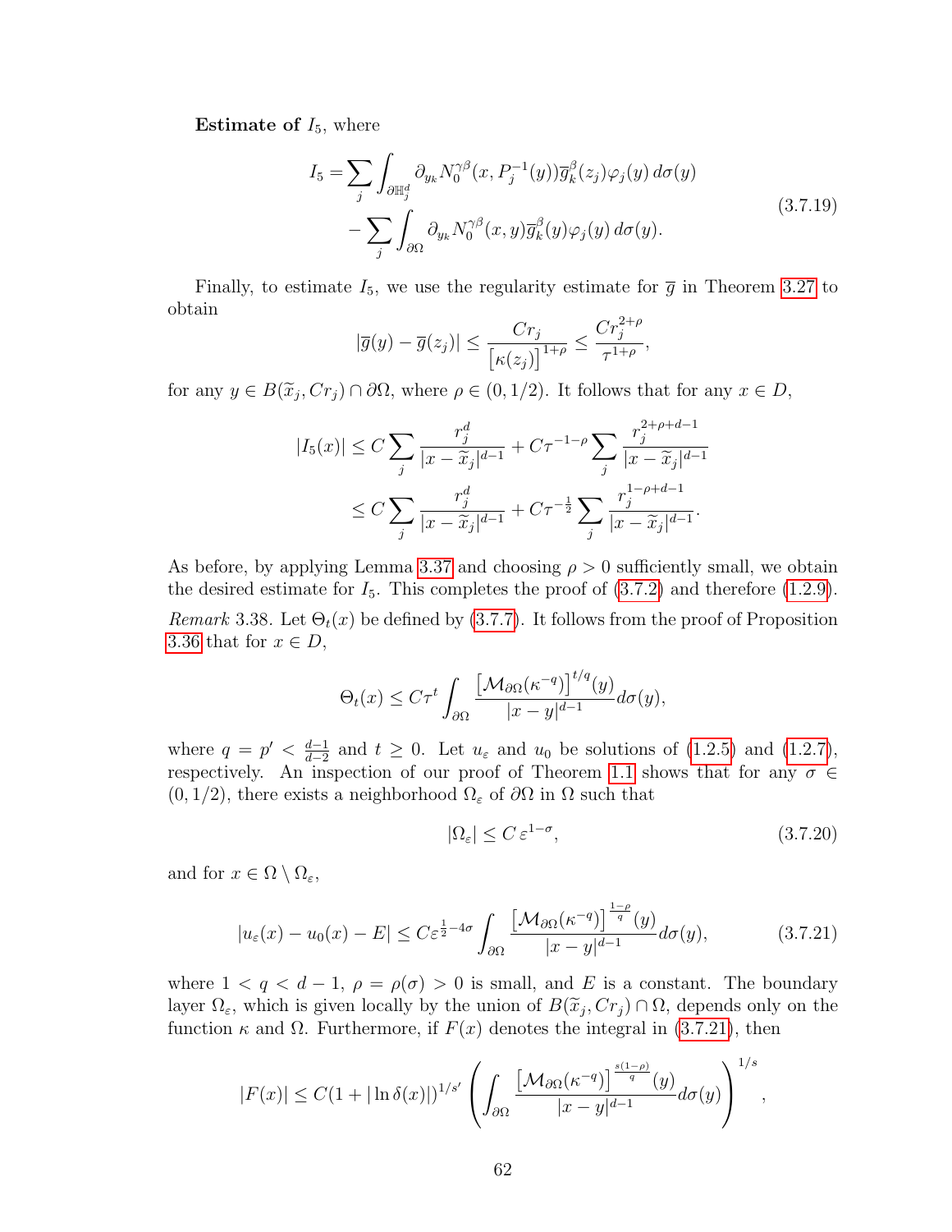**Estimate of $I_5$**, where

$$
\begin{aligned}
I_5 = &\sum_j \int_{\partial \mathbb{H}^d_j} \partial_{y_k} N_0^{\gamma\beta}(x, P_j^{-1}(y)) \overline{g}_k^\beta(z_j) \varphi_j(y)\, d\sigma(y) \\
&- \sum_j \int_{\partial\Omega} \partial_{y_k} N_0^{\gamma\beta}(x,y) \overline{g}_k^\beta(y) \varphi_j(y)\, d\sigma(y).
\end{aligned}
\tag{3.7.19}
$$

Finally, to estimate $I_5$, we use the regularity estimate for $\overline{g}$ in Theorem 3.27 to obtain

$$
|\overline{g}(y) - \overline{g}(z_j)| \le \frac{C r_j}{\big[\kappa(z_j)\big]^{1+\rho}} \le \frac{C r_j^{2+\rho}}{\tau^{1+\rho}},
$$

for any $y \in B(\widetilde{x}_j, Cr_j) \cap \partial\Omega$, where $\rho \in (0, 1/2)$. It follows that for any $x \in D$,

$$
\begin{aligned}
|I_5(x)| &\le C \sum_j \frac{r_j^d}{|x - \widetilde{x}_j|^{d-1}} + C\tau^{-1-\rho} \sum_j \frac{r_j^{2+\rho+d-1}}{|x-\widetilde{x}_j|^{d-1}} \\
&\le C \sum_j \frac{r_j^d}{|x - \widetilde{x}_j|^{d-1}} + C\tau^{-\frac{1}{2}} \sum_j \frac{r_j^{1-\rho+d-1}}{|x-\widetilde{x}_j|^{d-1}}.
\end{aligned}
$$

As before, by applying Lemma 3.37 and choosing $\rho > 0$ sufficiently small, we obtain the desired estimate for $I_5$. This completes the proof of (3.7.2) and therefore (1.2.9).

*Remark* 3.38. Let $\Theta_t(x)$ be defined by (3.7.7). It follows from the proof of Proposition 3.36 that for $x \in D$,

$$
\Theta_t(x) \le C\tau^t \int_{\partial\Omega} \frac{\big[\mathcal{M}_{\partial\Omega}(\kappa^{-q})\big]^{t/q}(y)}{|x-y|^{d-1}} d\sigma(y),
$$

where $q = p' < \frac{d-1}{d-2}$ and $t \ge 0$. Let $u_\varepsilon$ and $u_0$ be solutions of (1.2.5) and (1.2.7), respectively. An inspection of our proof of Theorem 1.1 shows that for any $\sigma \in (0, 1/2)$, there exists a neighborhood $\Omega_\varepsilon$ of $\partial\Omega$ in $\Omega$ such that

$$
|\Omega_\varepsilon| \le C\, \varepsilon^{1-\sigma},
\tag{3.7.20}
$$

and for $x \in \Omega \setminus \Omega_\varepsilon$,

$$
|u_\varepsilon(x) - u_0(x) - E| \le C\varepsilon^{\frac{1}{2} - 4\sigma} \int_{\partial\Omega} \frac{\big[\mathcal{M}_{\partial\Omega}(\kappa^{-q})\big]^{\frac{1-\rho}{q}}(y)}{|x-y|^{d-1}} d\sigma(y),
\tag{3.7.21}
$$

where $1 < q < d-1$, $\rho = \rho(\sigma) > 0$ is small, and $E$ is a constant. The boundary layer $\Omega_\varepsilon$, which is given locally by the union of $B(\widetilde{x}_j, Cr_j) \cap \Omega$, depends only on the function $\kappa$ and $\Omega$. Furthermore, if $F(x)$ denotes the integral in (3.7.21), then

$$
|F(x)| \le C(1 + |\ln \delta(x)|)^{1/s'} \left( \int_{\partial\Omega} \frac{\big[\mathcal{M}_{\partial\Omega}(\kappa^{-q})\big]^{\frac{s(1-\rho)}{q}}(y)}{|x-y|^{d-1}} d\sigma(y) \right)^{1/s},
$$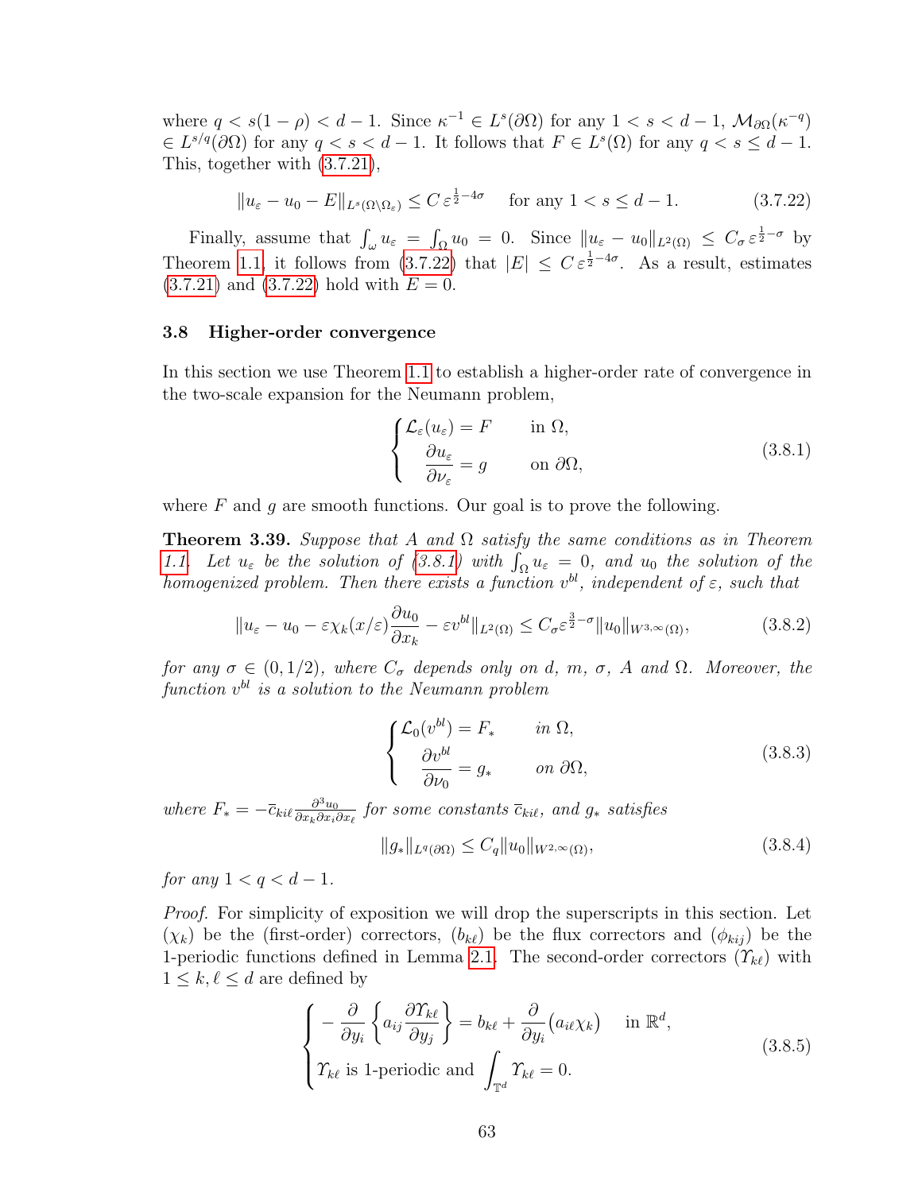where $q < s(1-\rho) < d-1$. Since $\kappa^{-1} \in L^s(\partial\Omega)$ for any $1 < s < d-1$, $\mathcal{M}_{\partial\Omega}(\kappa^{-q}) \in L^{s/q}(\partial\Omega)$ for any $q < s < d-1$. It follows that $F \in L^s(\Omega)$ for any $q < s \le d-1$. This, together with (3.7.21),

$$\|u_\varepsilon - u_0 - E\|_{L^s(\Omega\setminus\Omega_\varepsilon)} \le C\,\varepsilon^{\frac{1}{2}-4\sigma} \quad \text{for any } 1 < s \le d-1. \tag{3.7.22}$$

Finally, assume that $\int_\omega u_\varepsilon = \int_\Omega u_0 = 0$. Since $\|u_\varepsilon - u_0\|_{L^2(\Omega)} \le C_\sigma\,\varepsilon^{\frac{1}{2}-\sigma}$ by Theorem 1.1, it follows from (3.7.22) that $|E| \le C\,\varepsilon^{\frac{1}{2}-4\sigma}$. As a result, estimates (3.7.21) and (3.7.22) hold with $E = 0$.

### 3.8 Higher-order convergence

In this section we use Theorem 1.1 to establish a higher-order rate of convergence in the two-scale expansion for the Neumann problem,

$$\begin{cases} \mathcal{L}_\varepsilon(u_\varepsilon) = F & \text{in } \Omega, \\ \dfrac{\partial u_\varepsilon}{\partial \nu_\varepsilon} = g & \text{on } \partial\Omega, \end{cases} \tag{3.8.1}$$

where $F$ and $g$ are smooth functions. Our goal is to prove the following.

**Theorem 3.39.** *Suppose that $A$ and $\Omega$ satisfy the same conditions as in Theorem 1.1. Let $u_\varepsilon$ be the solution of (3.8.1) with $\int_\Omega u_\varepsilon = 0$, and $u_0$ the solution of the homogenized problem. Then there exists a function $v^{bl}$, independent of $\varepsilon$, such that*

$$\|u_\varepsilon - u_0 - \varepsilon\chi_k(x/\varepsilon)\frac{\partial u_0}{\partial x_k} - \varepsilon v^{bl}\|_{L^2(\Omega)} \le C_\sigma \varepsilon^{\frac{3}{2}-\sigma}\|u_0\|_{W^{3,\infty}(\Omega)}, \tag{3.8.2}$$

*for any $\sigma \in (0,1/2)$, where $C_\sigma$ depends only on $d$, $m$, $\sigma$, $A$ and $\Omega$. Moreover, the function $v^{bl}$ is a solution to the Neumann problem*

$$\begin{cases} \mathcal{L}_0(v^{bl}) = F_* & \text{in } \Omega, \\ \dfrac{\partial v^{bl}}{\partial \nu_0} = g_* & \text{on } \partial\Omega, \end{cases} \tag{3.8.3}$$

*where $F_* = -\bar{c}_{ki\ell}\frac{\partial^3 u_0}{\partial x_k \partial x_i \partial x_\ell}$ for some constants $\bar{c}_{ki\ell}$, and $g_*$ satisfies*

$$\|g_*\|_{L^q(\partial\Omega)} \le C_q \|u_0\|_{W^{2,\infty}(\Omega)}, \tag{3.8.4}$$

*for any $1 < q < d-1$.*

*Proof.* For simplicity of exposition we will drop the superscripts in this section. Let $(\chi_k)$ be the (first-order) correctors, $(b_{k\ell})$ be the flux correctors and $(\phi_{kij})$ be the 1-periodic functions defined in Lemma 2.1. The second-order correctors $(\varUpsilon_{k\ell})$ with $1 \le k, \ell \le d$ are defined by

$$\begin{cases} -\dfrac{\partial}{\partial y_i}\left\{a_{ij}\dfrac{\partial \varUpsilon_{k\ell}}{\partial y_j}\right\} = b_{k\ell} + \dfrac{\partial}{\partial y_i}\big(a_{i\ell}\chi_k\big) & \text{in } \mathbb{R}^d, \\ \varUpsilon_{k\ell} \text{ is 1-periodic and } \displaystyle\int_{\mathbb{T}^d} \varUpsilon_{k\ell} = 0. \end{cases} \tag{3.8.5}$$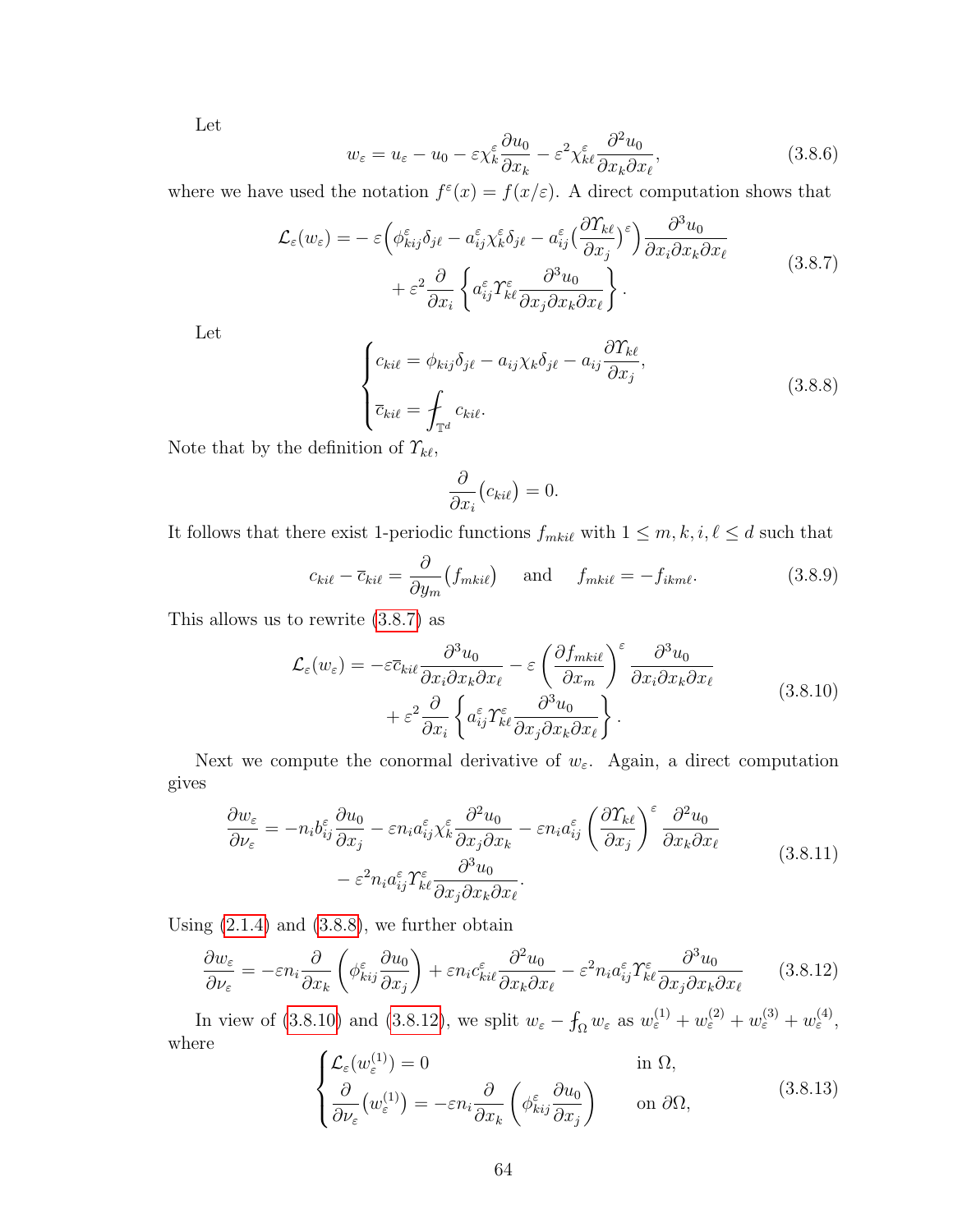Let

$$w_\varepsilon = u_\varepsilon - u_0 - \varepsilon \chi_k^\varepsilon \frac{\partial u_0}{\partial x_k} - \varepsilon^2 \chi_{k\ell}^\varepsilon \frac{\partial^2 u_0}{\partial x_k \partial x_\ell}, \tag{3.8.6}$$

where we have used the notation $f^\varepsilon(x) = f(x/\varepsilon)$. A direct computation shows that

$$\begin{aligned}
\mathcal{L}_\varepsilon(w_\varepsilon) = &- \varepsilon \Big( \phi_{kij}^\varepsilon \delta_{j\ell} - a_{ij}^\varepsilon \chi_k^\varepsilon \delta_{j\ell} - a_{ij}^\varepsilon \big( \frac{\partial \Upsilon_{k\ell}}{\partial x_j} \big)^\varepsilon \Big) \frac{\partial^3 u_0}{\partial x_i \partial x_k \partial x_\ell} \\
&+ \varepsilon^2 \frac{\partial}{\partial x_i} \left\{ a_{ij}^\varepsilon \Upsilon_{k\ell}^\varepsilon \frac{\partial^3 u_0}{\partial x_j \partial x_k \partial x_\ell} \right\}.
\end{aligned} \tag{3.8.7}$$

Let

$$\begin{cases}
c_{ki\ell} = \phi_{kij} \delta_{j\ell} - a_{ij} \chi_k \delta_{j\ell} - a_{ij} \dfrac{\partial \Upsilon_{k\ell}}{\partial x_j}, \\
\overline{c}_{ki\ell} = \displaystyle\fint_{\mathbb{T}^d} c_{ki\ell}.
\end{cases} \tag{3.8.8}$$

Note that by the definition of $\Upsilon_{k\ell}$,

$$\frac{\partial}{\partial x_i} \big( c_{ki\ell} \big) = 0.$$

It follows that there exist 1-periodic functions $f_{mki\ell}$ with $1 \le m, k, i, \ell \le d$ such that

$$c_{ki\ell} - \overline{c}_{ki\ell} = \frac{\partial}{\partial y_m} \big( f_{mki\ell} \big) \quad \text{and} \quad f_{mki\ell} = -f_{ikm\ell}. \tag{3.8.9}$$

This allows us to rewrite (3.8.7) as

$$\begin{aligned}
\mathcal{L}_\varepsilon(w_\varepsilon) = -\varepsilon \overline{c}_{ki\ell} \frac{\partial^3 u_0}{\partial x_i \partial x_k \partial x_\ell} &- \varepsilon \left( \frac{\partial f_{mki\ell}}{\partial x_m} \right)^\varepsilon \frac{\partial^3 u_0}{\partial x_i \partial x_k \partial x_\ell} \\
&+ \varepsilon^2 \frac{\partial}{\partial x_i} \left\{ a_{ij}^\varepsilon \Upsilon_{k\ell}^\varepsilon \frac{\partial^3 u_0}{\partial x_j \partial x_k \partial x_\ell} \right\}.
\end{aligned} \tag{3.8.10}$$

Next we compute the conormal derivative of $w_\varepsilon$. Again, a direct computation gives

$$\begin{aligned}
\frac{\partial w_\varepsilon}{\partial \nu_\varepsilon} = -n_i b_{ij}^\varepsilon \frac{\partial u_0}{\partial x_j} &- \varepsilon n_i a_{ij}^\varepsilon \chi_k^\varepsilon \frac{\partial^2 u_0}{\partial x_j \partial x_k} - \varepsilon n_i a_{ij}^\varepsilon \left( \frac{\partial \Upsilon_{k\ell}}{\partial x_j} \right)^\varepsilon \frac{\partial^2 u_0}{\partial x_k \partial x_\ell} \\
&- \varepsilon^2 n_i a_{ij}^\varepsilon \Upsilon_{k\ell}^\varepsilon \frac{\partial^3 u_0}{\partial x_j \partial x_k \partial x_\ell}.
\end{aligned} \tag{3.8.11}$$

Using (2.1.4) and (3.8.8), we further obtain

$$\frac{\partial w_\varepsilon}{\partial \nu_\varepsilon} = -\varepsilon n_i \frac{\partial}{\partial x_k} \left( \phi_{kij}^\varepsilon \frac{\partial u_0}{\partial x_j} \right) + \varepsilon n_i c_{ki\ell}^\varepsilon \frac{\partial^2 u_0}{\partial x_k \partial x_\ell} - \varepsilon^2 n_i a_{ij}^\varepsilon \Upsilon_{k\ell}^\varepsilon \frac{\partial^3 u_0}{\partial x_j \partial x_k \partial x_\ell} \tag{3.8.12}$$

In view of (3.8.10) and (3.8.12), we split $w_\varepsilon - \fint_\Omega w_\varepsilon$ as $w_\varepsilon^{(1)} + w_\varepsilon^{(2)} + w_\varepsilon^{(3)} + w_\varepsilon^{(4)}$, where

$$\begin{cases}
\mathcal{L}_\varepsilon(w_\varepsilon^{(1)}) = 0 & \text{in } \Omega, \\
\dfrac{\partial}{\partial \nu_\varepsilon} \big( w_\varepsilon^{(1)} \big) = -\varepsilon n_i \dfrac{\partial}{\partial x_k} \left( \phi_{kij}^\varepsilon \dfrac{\partial u_0}{\partial x_j} \right) & \text{on } \partial\Omega,
\end{cases} \tag{3.8.13}$$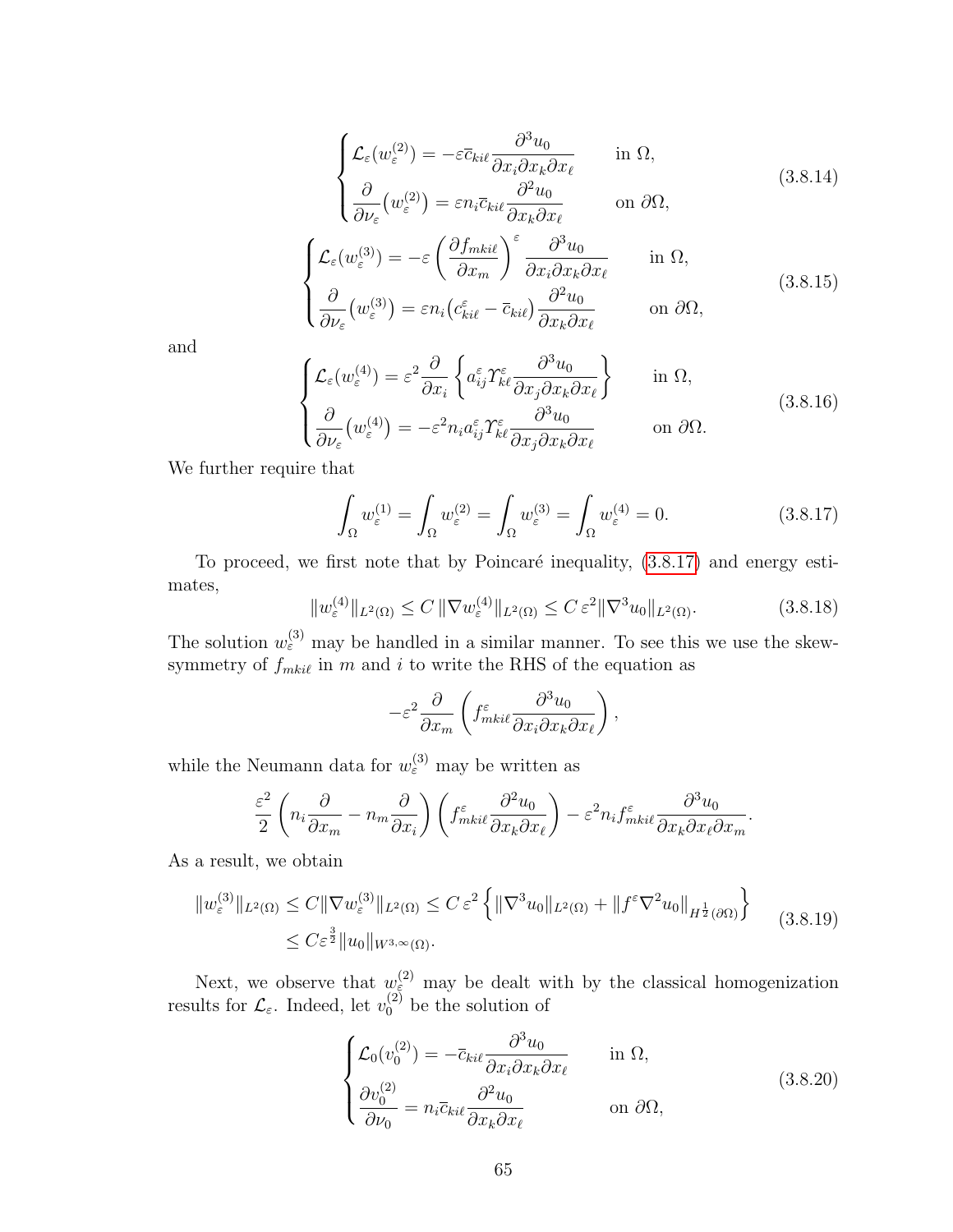$$
\begin{cases}
\mathcal{L}_\varepsilon(w_\varepsilon^{(2)}) = -\varepsilon \overline{c}_{ki\ell} \dfrac{\partial^3 u_0}{\partial x_i \partial x_k \partial x_\ell} & \text{in } \Omega, \\[2ex]
\dfrac{\partial}{\partial \nu_\varepsilon}\big(w_\varepsilon^{(2)}\big) = \varepsilon n_i \overline{c}_{ki\ell} \dfrac{\partial^2 u_0}{\partial x_k \partial x_\ell} & \text{on } \partial\Omega,
\end{cases} \tag{3.8.14}
$$

$$
\begin{cases}
\mathcal{L}_\varepsilon(w_\varepsilon^{(3)}) = -\varepsilon \left(\dfrac{\partial f_{mki\ell}}{\partial x_m}\right)^\varepsilon \dfrac{\partial^3 u_0}{\partial x_i \partial x_k \partial x_\ell} & \text{in } \Omega, \\[2ex]
\dfrac{\partial}{\partial \nu_\varepsilon}\big(w_\varepsilon^{(3)}\big) = \varepsilon n_i \big(c_{ki\ell}^\varepsilon - \overline{c}_{ki\ell}\big) \dfrac{\partial^2 u_0}{\partial x_k \partial x_\ell} & \text{on } \partial\Omega,
\end{cases} \tag{3.8.15}
$$

and

$$
\begin{cases}
\mathcal{L}_\varepsilon(w_\varepsilon^{(4)}) = \varepsilon^2 \dfrac{\partial}{\partial x_i} \left\{ a_{ij}^\varepsilon \Upsilon_{k\ell}^\varepsilon \dfrac{\partial^3 u_0}{\partial x_j \partial x_k \partial x_\ell} \right\} & \text{in } \Omega, \\[2ex]
\dfrac{\partial}{\partial \nu_\varepsilon}\big(w_\varepsilon^{(4)}\big) = -\varepsilon^2 n_i a_{ij}^\varepsilon \Upsilon_{k\ell}^\varepsilon \dfrac{\partial^3 u_0}{\partial x_j \partial x_k \partial x_\ell} & \text{on } \partial\Omega.
\end{cases} \tag{3.8.16}
$$

We further require that

$$
\int_\Omega w_\varepsilon^{(1)} = \int_\Omega w_\varepsilon^{(2)} = \int_\Omega w_\varepsilon^{(3)} = \int_\Omega w_\varepsilon^{(4)} = 0. \tag{3.8.17}
$$

To proceed, we first note that by Poincaré inequality, (3.8.17) and energy estimates,

$$
\|w_\varepsilon^{(4)}\|_{L^2(\Omega)} \le C\, \|\nabla w_\varepsilon^{(4)}\|_{L^2(\Omega)} \le C\, \varepsilon^2 \|\nabla^3 u_0\|_{L^2(\Omega)}. \tag{3.8.18}
$$

The solution $w_\varepsilon^{(3)}$ may be handled in a similar manner. To see this we use the skew-symmetry of $f_{mki\ell}$ in $m$ and $i$ to write the RHS of the equation as

$$
-\varepsilon^2 \frac{\partial}{\partial x_m} \left( f_{mki\ell}^\varepsilon \frac{\partial^3 u_0}{\partial x_i \partial x_k \partial x_\ell} \right),
$$

while the Neumann data for $w_\varepsilon^{(3)}$ may be written as

$$
\frac{\varepsilon^2}{2} \left( n_i \frac{\partial}{\partial x_m} - n_m \frac{\partial}{\partial x_i} \right) \left( f_{mki\ell}^\varepsilon \frac{\partial^2 u_0}{\partial x_k \partial x_\ell} \right) - \varepsilon^2 n_i f_{mki\ell}^\varepsilon \frac{\partial^3 u_0}{\partial x_k \partial x_\ell \partial x_m}.
$$

As a result, we obtain

$$
\begin{aligned}
\|w_\varepsilon^{(3)}\|_{L^2(\Omega)} &\le C \|\nabla w_\varepsilon^{(3)}\|_{L^2(\Omega)} \le C\, \varepsilon^2 \left\{ \|\nabla^3 u_0\|_{L^2(\Omega)} + \|f^\varepsilon \nabla^2 u_0\|_{H^{\frac{1}{2}}(\partial\Omega)} \right\} \\
&\le C \varepsilon^{\frac{3}{2}} \|u_0\|_{W^{3,\infty}(\Omega)}.
\end{aligned} \tag{3.8.19}
$$

Next, we observe that $w_\varepsilon^{(2)}$ may be dealt with by the classical homogenization results for $\mathcal{L}_\varepsilon$. Indeed, let $v_0^{(2)}$ be the solution of

$$
\begin{cases}
\mathcal{L}_0(v_0^{(2)}) = -\overline{c}_{ki\ell} \dfrac{\partial^3 u_0}{\partial x_i \partial x_k \partial x_\ell} & \text{in } \Omega, \\[2ex]
\dfrac{\partial v_0^{(2)}}{\partial \nu_0} = n_i \overline{c}_{ki\ell} \dfrac{\partial^2 u_0}{\partial x_k \partial x_\ell} & \text{on } \partial\Omega,
\end{cases} \tag{3.8.20}
$$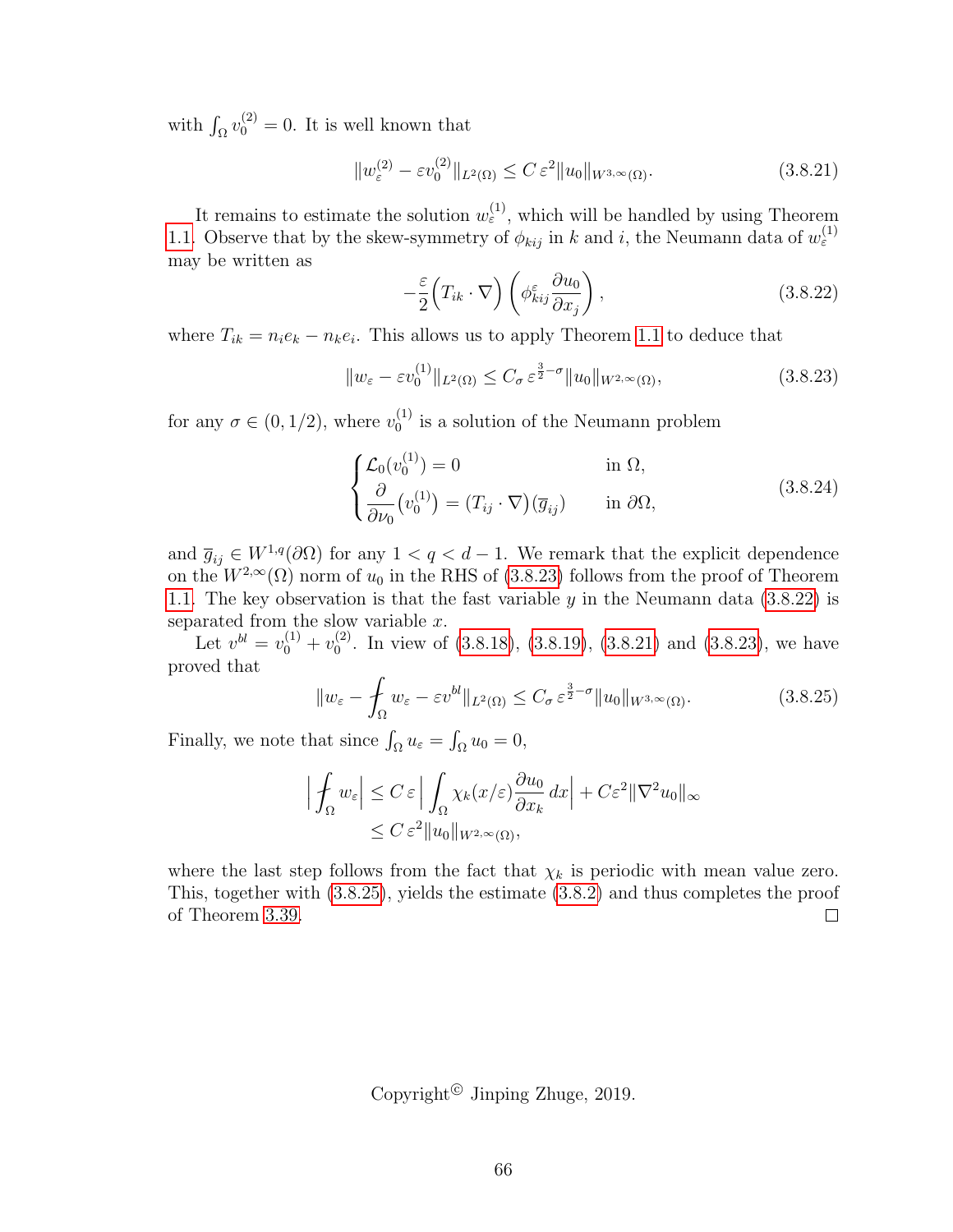with $\int_\Omega v_0^{(2)} = 0$. It is well known that

$$\|w_\varepsilon^{(2)} - \varepsilon v_0^{(2)}\|_{L^2(\Omega)} \le C\,\varepsilon^2 \|u_0\|_{W^{3,\infty}(\Omega)}. \tag{3.8.21}$$

It remains to estimate the solution $w_\varepsilon^{(1)}$, which will be handled by using Theorem 1.1. Observe that by the skew-symmetry of $\phi_{kij}$ in $k$ and $i$, the Neumann data of $w_\varepsilon^{(1)}$ may be written as

$$-\frac{\varepsilon}{2}\Big(T_{ik}\cdot\nabla\Big)\left(\phi_{kij}^\varepsilon \frac{\partial u_0}{\partial x_j}\right), \tag{3.8.22}$$

where $T_{ik} = n_i e_k - n_k e_i$. This allows us to apply Theorem 1.1 to deduce that

$$\|w_\varepsilon - \varepsilon v_0^{(1)}\|_{L^2(\Omega)} \le C_\sigma\, \varepsilon^{\frac{3}{2}-\sigma} \|u_0\|_{W^{2,\infty}(\Omega)}, \tag{3.8.23}$$

for any $\sigma \in (0, 1/2)$, where $v_0^{(1)}$ is a solution of the Neumann problem

$$\begin{cases} \mathcal{L}_0(v_0^{(1)}) = 0 & \text{in } \Omega, \\ \dfrac{\partial}{\partial \nu_0}\big(v_0^{(1)}\big) = \big(T_{ij}\cdot\nabla\big)(\overline{g}_{ij}) & \text{in } \partial\Omega, \end{cases} \tag{3.8.24}$$

and $\overline{g}_{ij} \in W^{1,q}(\partial\Omega)$ for any $1 < q < d-1$. We remark that the explicit dependence on the $W^{2,\infty}(\Omega)$ norm of $u_0$ in the RHS of (3.8.23) follows from the proof of Theorem 1.1. The key observation is that the fast variable $y$ in the Neumann data (3.8.22) is separated from the slow variable $x$.

Let $v^{bl} = v_0^{(1)} + v_0^{(2)}$. In view of (3.8.18), (3.8.19), (3.8.21) and (3.8.23), we have proved that

$$\|w_\varepsilon - \fint_\Omega w_\varepsilon - \varepsilon v^{bl}\|_{L^2(\Omega)} \le C_\sigma\, \varepsilon^{\frac{3}{2}-\sigma} \|u_0\|_{W^{3,\infty}(\Omega)}. \tag{3.8.25}$$

Finally, we note that since $\int_\Omega u_\varepsilon = \int_\Omega u_0 = 0$,

$$\begin{aligned} \Big|\fint_\Omega w_\varepsilon\Big| &\le C\,\varepsilon \Big|\int_\Omega \chi_k(x/\varepsilon)\frac{\partial u_0}{\partial x_k}\,dx\Big| + C\varepsilon^2 \|\nabla^2 u_0\|_\infty \\ &\le C\,\varepsilon^2 \|u_0\|_{W^{2,\infty}(\Omega)}, \end{aligned}$$

where the last step follows from the fact that $\chi_k$ is periodic with mean value zero. This, together with (3.8.25), yields the estimate (3.8.2) and thus completes the proof of Theorem 3.39. □

Copyright© Jinping Zhuge, 2019.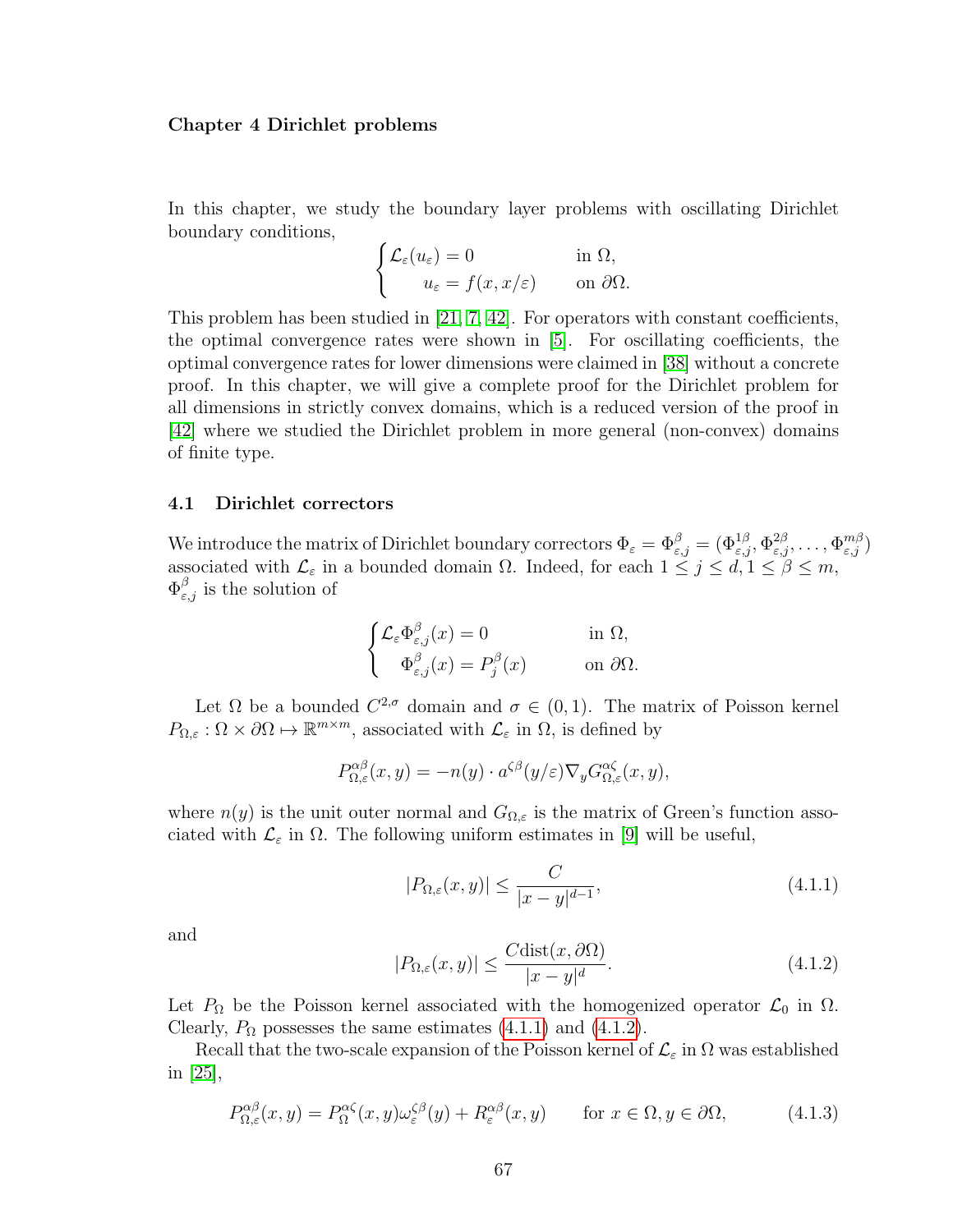# Chapter 4 Dirichlet problems

In this chapter, we study the boundary layer problems with oscillating Dirichlet boundary conditions,

$$\begin{cases} \mathcal{L}_\varepsilon(u_\varepsilon) = 0 & \text{in } \Omega, \\ \quad u_\varepsilon = f(x, x/\varepsilon) & \text{on } \partial\Omega. \end{cases}$$

This problem has been studied in [21, 7, 42]. For operators with constant coefficients, the optimal convergence rates were shown in [5]. For oscillating coefficients, the optimal convergence rates for lower dimensions were claimed in [38] without a concrete proof. In this chapter, we will give a complete proof for the Dirichlet problem for all dimensions in strictly convex domains, which is a reduced version of the proof in [42] where we studied the Dirichlet problem in more general (non-convex) domains of finite type.

## 4.1 Dirichlet correctors

We introduce the matrix of Dirichlet boundary correctors $\Phi_\varepsilon = \Phi^\beta_{\varepsilon,j} = (\Phi^{1\beta}_{\varepsilon,j}, \Phi^{2\beta}_{\varepsilon,j}, \ldots, \Phi^{m\beta}_{\varepsilon,j})$ associated with $\mathcal{L}_\varepsilon$ in a bounded domain $\Omega$. Indeed, for each $1 \leq j \leq d, 1 \leq \beta \leq m$, $\Phi^\beta_{\varepsilon,j}$ is the solution of

$$\begin{cases} \mathcal{L}_\varepsilon \Phi^\beta_{\varepsilon,j}(x) = 0 & \text{in } \Omega, \\ \quad \Phi^\beta_{\varepsilon,j}(x) = P^\beta_j(x) & \text{on } \partial\Omega. \end{cases}$$

Let $\Omega$ be a bounded $C^{2,\sigma}$ domain and $\sigma \in (0,1)$. The matrix of Poisson kernel $P_{\Omega,\varepsilon} : \Omega \times \partial\Omega \mapsto \mathbb{R}^{m\times m}$, associated with $\mathcal{L}_\varepsilon$ in $\Omega$, is defined by

$$P^{\alpha\beta}_{\Omega,\varepsilon}(x,y) = -n(y) \cdot a^{\zeta\beta}(y/\varepsilon) \nabla_y G^{\alpha\zeta}_{\Omega,\varepsilon}(x,y),$$

where $n(y)$ is the unit outer normal and $G_{\Omega,\varepsilon}$ is the matrix of Green's function associated with $\mathcal{L}_\varepsilon$ in $\Omega$. The following uniform estimates in [9] will be useful,

$$|P_{\Omega,\varepsilon}(x,y)| \leq \frac{C}{|x-y|^{d-1}}, \tag{4.1.1}$$

and

$$|P_{\Omega,\varepsilon}(x,y)| \leq \frac{C\operatorname{dist}(x,\partial\Omega)}{|x-y|^{d}}. \tag{4.1.2}$$

Let $P_\Omega$ be the Poisson kernel associated with the homogenized operator $\mathcal{L}_0$ in $\Omega$. Clearly, $P_\Omega$ possesses the same estimates (4.1.1) and (4.1.2).

Recall that the two-scale expansion of the Poisson kernel of $\mathcal{L}_\varepsilon$ in $\Omega$ was established in [25],

$$P^{\alpha\beta}_{\Omega,\varepsilon}(x,y) = P^{\alpha\zeta}_{\Omega}(x,y)\omega^{\zeta\beta}_\varepsilon(y) + R^{\alpha\beta}_\varepsilon(x,y) \qquad \text{for } x \in \Omega, y \in \partial\Omega, \tag{4.1.3}$$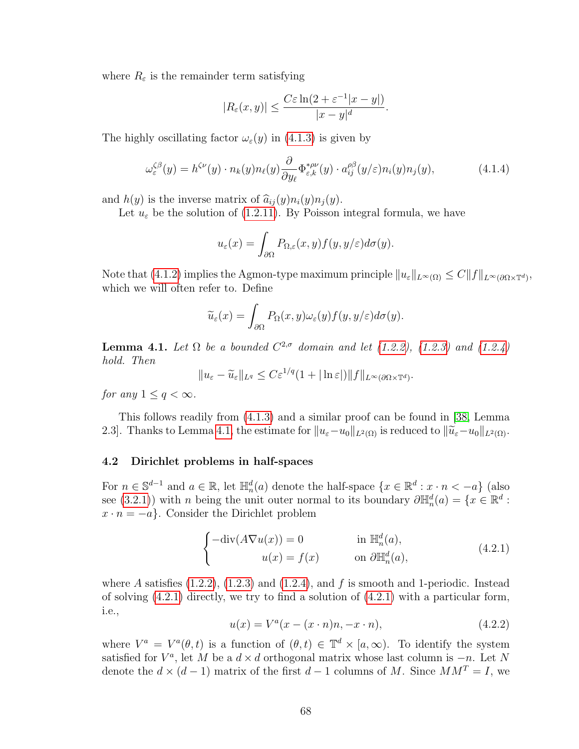where $R_\varepsilon$ is the remainder term satisfying

$$|R_\varepsilon(x,y)| \le \frac{C\varepsilon \ln(2+\varepsilon^{-1}|x-y|)}{|x-y|^d}.$$

The highly oscillating factor $\omega_\varepsilon(y)$ in (4.1.3) is given by

$$\omega_\varepsilon^{\zeta\beta}(y) = h^{\zeta\nu}(y)\cdot n_k(y) n_\ell(y) \frac{\partial}{\partial y_\ell} \Phi_{\varepsilon,k}^{*\rho\nu}(y) \cdot a_{ij}^{\rho\beta}(y/\varepsilon) n_i(y) n_j(y), \tag{4.1.4}$$

and $h(y)$ is the inverse matrix of $\widehat{a}_{ij}(y)n_i(y)n_j(y)$.

Let $u_\varepsilon$ be the solution of (1.2.11). By Poisson integral formula, we have

$$u_\varepsilon(x) = \int_{\partial\Omega} P_{\Omega,\varepsilon}(x,y) f(y,y/\varepsilon) d\sigma(y).$$

Note that (4.1.2) implies the Agmon-type maximum principle $\|u_\varepsilon\|_{L^\infty(\Omega)} \le C\|f\|_{L^\infty(\partial\Omega\times\mathbb{T}^d)}$, which we will often refer to. Define

$$\widetilde{u}_\varepsilon(x) = \int_{\partial\Omega} P_\Omega(x,y)\omega_\varepsilon(y) f(y,y/\varepsilon) d\sigma(y).$$

**Lemma 4.1.** *Let $\Omega$ be a bounded $C^{2,\sigma}$ domain and let (1.2.2), (1.2.3) and (1.2.4) hold. Then*

$$\|u_\varepsilon - \widetilde{u}_\varepsilon\|_{L^q} \le C\varepsilon^{1/q}(1+|\ln\varepsilon|)\|f\|_{L^\infty(\partial\Omega\times\mathbb{T}^d)}.$$

*for any $1 \le q < \infty$.*

This follows readily from (4.1.3) and a similar proof can be found in [38, Lemma 2.3]. Thanks to Lemma 4.1, the estimate for $\|u_\varepsilon - u_0\|_{L^2(\Omega)}$ is reduced to $\|\widetilde{u}_\varepsilon - u_0\|_{L^2(\Omega)}$.

## 4.2 Dirichlet problems in half-spaces

For $n \in \mathbb{S}^{d-1}$ and $a \in \mathbb{R}$, let $\mathbb{H}_n^d(a)$ denote the half-space $\{x \in \mathbb{R}^d : x\cdot n < -a\}$ (also see (3.2.1)) with $n$ being the unit outer normal to its boundary $\partial\mathbb{H}_n^d(a) = \{x \in \mathbb{R}^d : x\cdot n = -a\}$. Consider the Dirichlet problem

$$\begin{cases} -\mathrm{div}(A\nabla u(x)) = 0 & \text{in } \mathbb{H}_n^d(a), \\ \qquad\qquad u(x) = f(x) & \text{on } \partial\mathbb{H}_n^d(a), \end{cases} \tag{4.2.1}$$

where $A$ satisfies (1.2.2), (1.2.3) and (1.2.4), and $f$ is smooth and 1-periodic. Instead of solving (4.2.1) directly, we try to find a solution of (4.2.1) with a particular form, i.e.,

$$u(x) = V^a(x-(x\cdot n)n, -x\cdot n), \tag{4.2.2}$$

where $V^a = V^a(\theta,t)$ is a function of $(\theta,t) \in \mathbb{T}^d \times [a,\infty)$. To identify the system satisfied for $V^a$, let $M$ be a $d\times d$ orthogonal matrix whose last column is $-n$. Let $N$ denote the $d\times(d-1)$ matrix of the first $d-1$ columns of $M$. Since $MM^T = I$, we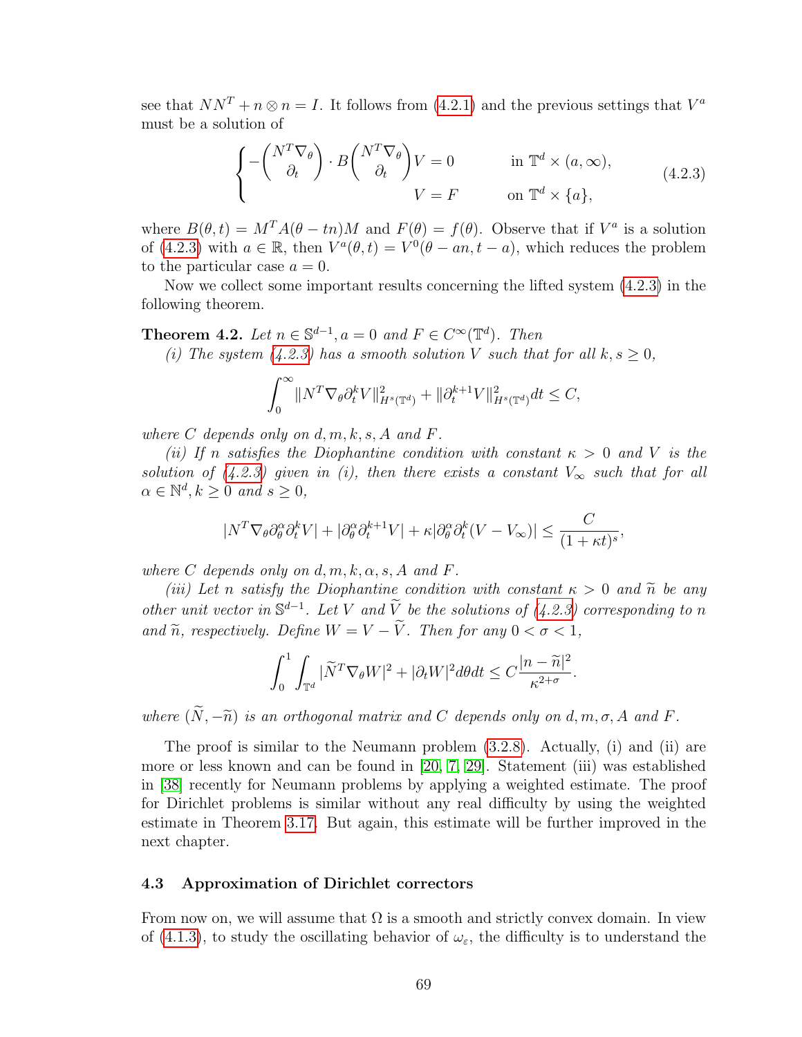see that $NN^T + n \otimes n = I$. It follows from (4.2.1) and the previous settings that $V^a$ must be a solution of

$$\begin{cases} -\begin{pmatrix} N^T\nabla_\theta \\ \partial_t \end{pmatrix} \cdot B \begin{pmatrix} N^T\nabla_\theta \\ \partial_t \end{pmatrix} V = 0 & \text{in } \mathbb{T}^d \times (a, \infty), \\ V = F & \text{on } \mathbb{T}^d \times \{a\}, \end{cases} \tag{4.2.3}$$

where $B(\theta, t) = M^T A(\theta - tn)M$ and $F(\theta) = f(\theta)$. Observe that if $V^a$ is a solution of (4.2.3) with $a \in \mathbb{R}$, then $V^a(\theta, t) = V^0(\theta - an, t - a)$, which reduces the problem to the particular case $a = 0$.

Now we collect some important results concerning the lifted system (4.2.3) in the following theorem.

**Theorem 4.2.** *Let $n \in \mathbb{S}^{d-1}, a = 0$ and $F \in C^\infty(\mathbb{T}^d)$. Then*

*(i) The system (4.2.3) has a smooth solution $V$ such that for all $k, s \geq 0$,*

$$\int_0^\infty \|N^T\nabla_\theta \partial_t^k V\|_{H^s(\mathbb{T}^d)}^2 + \|\partial_t^{k+1} V\|_{H^s(\mathbb{T}^d)}^2 dt \leq C,$$

*where $C$ depends only on $d, m, k, s, A$ and $F$.*

*(ii) If $n$ satisfies the Diophantine condition with constant $\kappa > 0$ and $V$ is the solution of (4.2.3) given in (i), then there exists a constant $V_\infty$ such that for all $\alpha \in \mathbb{N}^d, k \geq 0$ and $s \geq 0$,*

$$|N^T\nabla_\theta \partial_\theta^\alpha \partial_t^k V| + |\partial_\theta^\alpha \partial_t^{k+1} V| + \kappa |\partial_\theta^\alpha \partial_t^k (V - V_\infty)| \leq \frac{C}{(1 + \kappa t)^s},$$

*where $C$ depends only on $d, m, k, \alpha, s, A$ and $F$.*

*(iii) Let $n$ satisfy the Diophantine condition with constant $\kappa > 0$ and $\widetilde{n}$ be any other unit vector in $\mathbb{S}^{d-1}$. Let $V$ and $\widetilde{V}$ be the solutions of (4.2.3) corresponding to $n$ and $\widetilde{n}$, respectively. Define $W = V - \widetilde{V}$. Then for any $0 < \sigma < 1$,*

$$\int_0^1 \int_{\mathbb{T}^d} |\widetilde{N}^T \nabla_\theta W|^2 + |\partial_t W|^2 d\theta dt \leq C \frac{|n - \widetilde{n}|^2}{\kappa^{2+\sigma}}.$$

*where $(\widetilde{N}, -\widetilde{n})$ is an orthogonal matrix and $C$ depends only on $d, m, \sigma, A$ and $F$.*

The proof is similar to the Neumann problem (3.2.8). Actually, (i) and (ii) are more or less known and can be found in [20, 7, 29]. Statement (iii) was established in [38] recently for Neumann problems by applying a weighted estimate. The proof for Dirichlet problems is similar without any real difficulty by using the weighted estimate in Theorem 3.17. But again, this estimate will be further improved in the next chapter.

### 4.3 Approximation of Dirichlet correctors

From now on, we will assume that $\Omega$ is a smooth and strictly convex domain. In view of (4.1.3), to study the oscillating behavior of $\omega_\varepsilon$, the difficulty is to understand the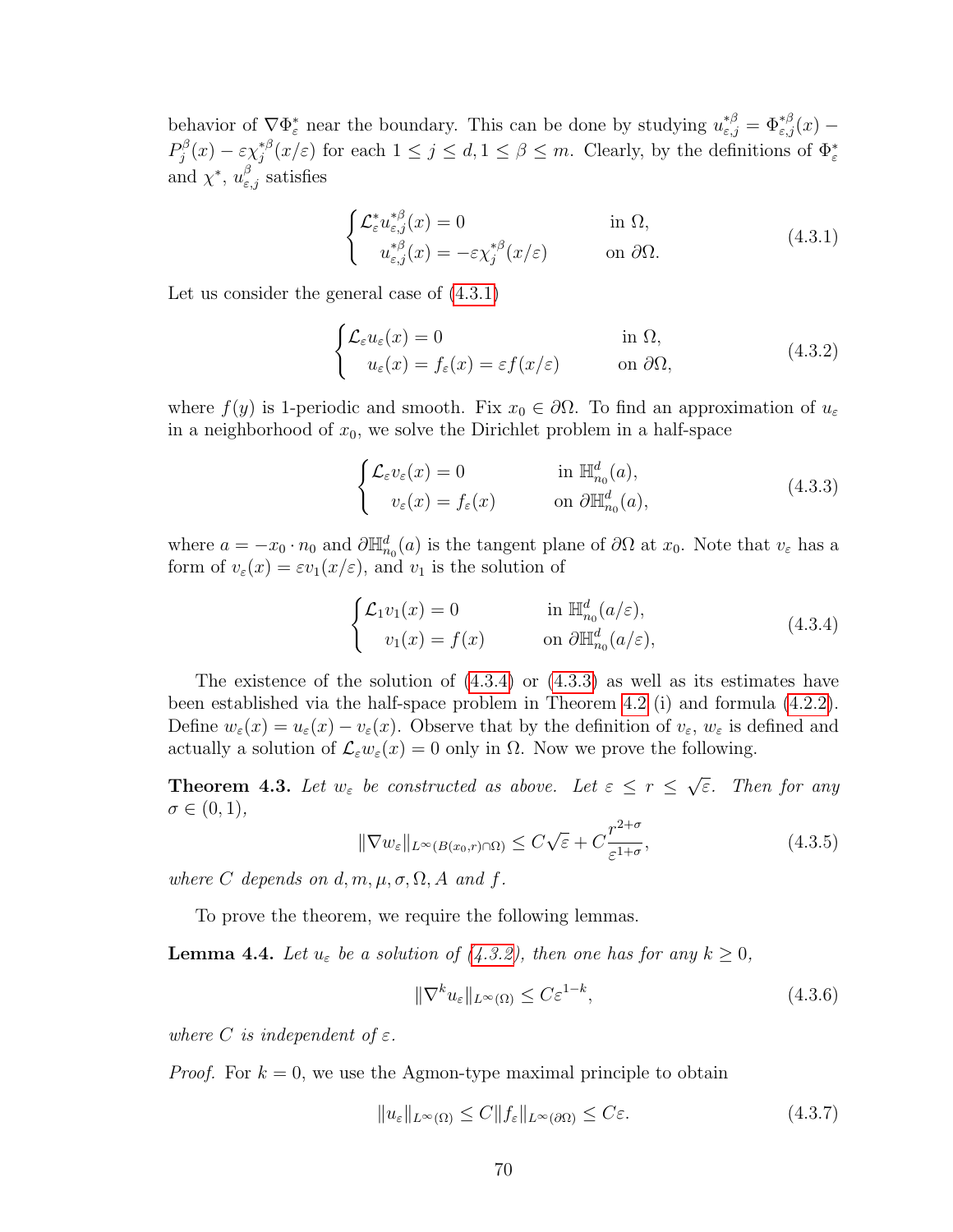behavior of $\nabla \Phi_\varepsilon^*$ near the boundary. This can be done by studying $u_{\varepsilon,j}^{*\beta} = \Phi_{\varepsilon,j}^{*\beta}(x) - P_j^\beta(x) - \varepsilon \chi_j^{*\beta}(x/\varepsilon)$ for each $1 \le j \le d, 1 \le \beta \le m$. Clearly, by the definitions of $\Phi_\varepsilon^*$ and $\chi^*$, $u_{\varepsilon,j}^\beta$ satisfies

$$
\begin{cases} \mathcal{L}_\varepsilon^* u_{\varepsilon,j}^{*\beta}(x) = 0 & \text{in } \Omega, \\ \quad u_{\varepsilon,j}^{*\beta}(x) = -\varepsilon \chi_j^{*\beta}(x/\varepsilon) & \text{on } \partial\Omega. \end{cases} \tag{4.3.1}
$$

Let us consider the general case of (4.3.1)

$$
\begin{cases} \mathcal{L}_\varepsilon u_\varepsilon(x) = 0 & \text{in } \Omega, \\ \quad u_\varepsilon(x) = f_\varepsilon(x) = \varepsilon f(x/\varepsilon) & \text{on } \partial\Omega, \end{cases} \tag{4.3.2}
$$

where $f(y)$ is 1-periodic and smooth. Fix $x_0 \in \partial\Omega$. To find an approximation of $u_\varepsilon$ in a neighborhood of $x_0$, we solve the Dirichlet problem in a half-space

$$
\begin{cases} \mathcal{L}_\varepsilon v_\varepsilon(x) = 0 & \text{in } \mathbb{H}_{n_0}^d(a), \\ \quad v_\varepsilon(x) = f_\varepsilon(x) & \text{on } \partial\mathbb{H}_{n_0}^d(a), \end{cases} \tag{4.3.3}
$$

where $a = -x_0 \cdot n_0$ and $\partial\mathbb{H}_{n_0}^d(a)$ is the tangent plane of $\partial\Omega$ at $x_0$. Note that $v_\varepsilon$ has a form of $v_\varepsilon(x) = \varepsilon v_1(x/\varepsilon)$, and $v_1$ is the solution of

$$
\begin{cases} \mathcal{L}_1 v_1(x) = 0 & \text{in } \mathbb{H}_{n_0}^d(a/\varepsilon), \\ \quad v_1(x) = f(x) & \text{on } \partial\mathbb{H}_{n_0}^d(a/\varepsilon), \end{cases} \tag{4.3.4}
$$

The existence of the solution of (4.3.4) or (4.3.3) as well as its estimates have been established via the half-space problem in Theorem 4.2 (i) and formula (4.2.2). Define $w_\varepsilon(x) = u_\varepsilon(x) - v_\varepsilon(x)$. Observe that by the definition of $v_\varepsilon$, $w_\varepsilon$ is defined and actually a solution of $\mathcal{L}_\varepsilon w_\varepsilon(x) = 0$ only in $\Omega$. Now we prove the following.

**Theorem 4.3.** *Let $w_\varepsilon$ be constructed as above. Let $\varepsilon \le r \le \sqrt{\varepsilon}$. Then for any $\sigma \in (0,1)$,*

$$
\|\nabla w_\varepsilon\|_{L^\infty(B(x_0,r)\cap\Omega)} \le C\sqrt{\varepsilon} + C\frac{r^{2+\sigma}}{\varepsilon^{1+\sigma}}, \tag{4.3.5}
$$

*where $C$ depends on $d, m, \mu, \sigma, \Omega, A$ and $f$.*

To prove the theorem, we require the following lemmas.

**Lemma 4.4.** *Let $u_\varepsilon$ be a solution of (4.3.2), then one has for any $k \ge 0$,*

$$
\|\nabla^k u_\varepsilon\|_{L^\infty(\Omega)} \le C\varepsilon^{1-k}, \tag{4.3.6}
$$

*where $C$ is independent of $\varepsilon$.*

*Proof.* For $k = 0$, we use the Agmon-type maximal principle to obtain

$$
\|u_\varepsilon\|_{L^\infty(\Omega)} \le C\|f_\varepsilon\|_{L^\infty(\partial\Omega)} \le C\varepsilon. \tag{4.3.7}
$$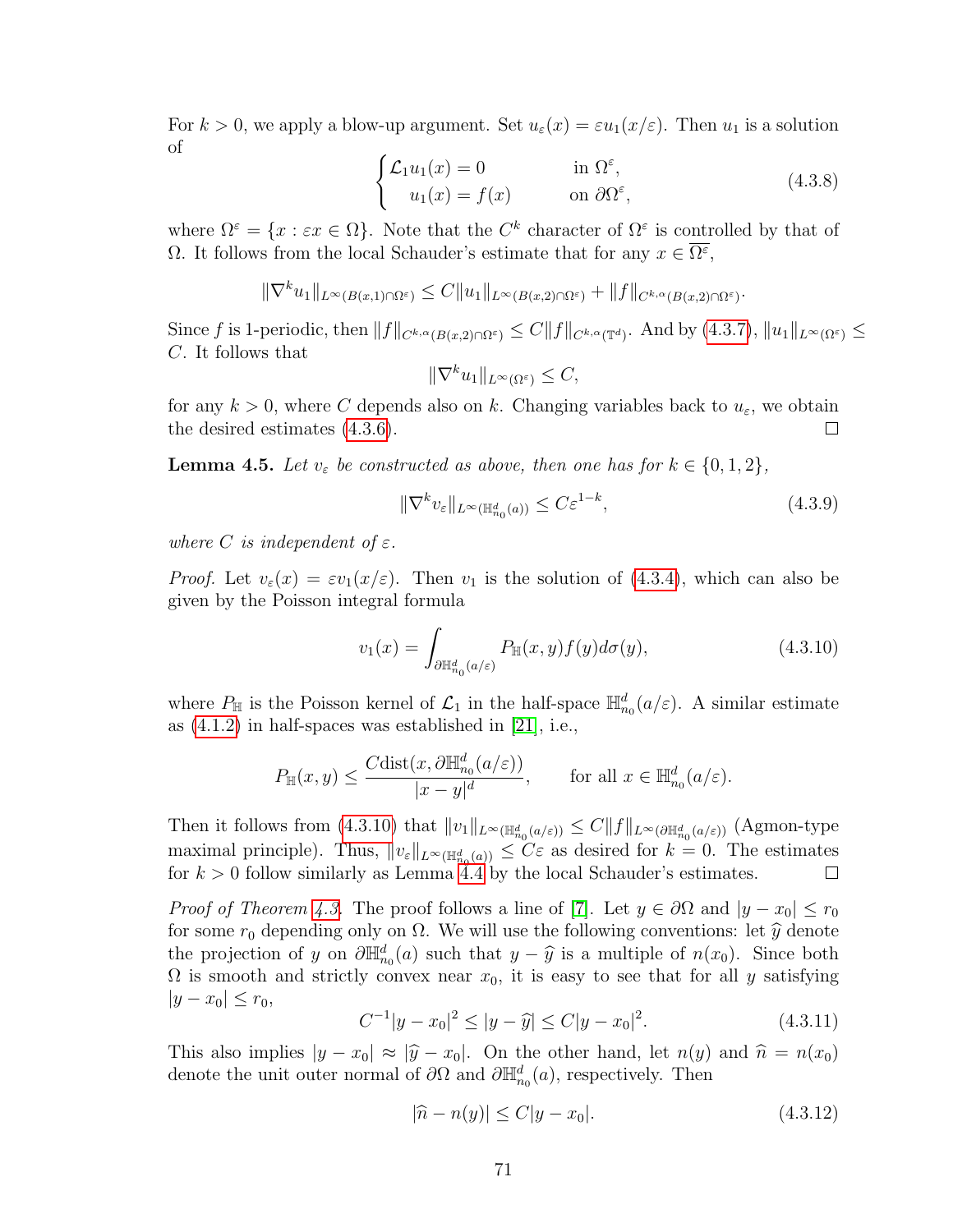For $k > 0$, we apply a blow-up argument. Set $u_\varepsilon(x) = \varepsilon u_1(x/\varepsilon)$. Then $u_1$ is a solution of

$$\begin{cases} \mathcal{L}_1 u_1(x) = 0 & \text{in } \Omega^\varepsilon, \\ \quad u_1(x) = f(x) & \text{on } \partial\Omega^\varepsilon, \end{cases} \tag{4.3.8}$$

where $\Omega^\varepsilon = \{x : \varepsilon x \in \Omega\}$. Note that the $C^k$ character of $\Omega^\varepsilon$ is controlled by that of $\Omega$. It follows from the local Schauder's estimate that for any $x \in \overline{\Omega^\varepsilon}$,

$$\|\nabla^k u_1\|_{L^\infty(B(x,1)\cap\Omega^\varepsilon)} \le C\|u_1\|_{L^\infty(B(x,2)\cap\Omega^\varepsilon)} + \|f\|_{C^{k,\alpha}(B(x,2)\cap\Omega^\varepsilon)}.$$

Since $f$ is 1-periodic, then $\|f\|_{C^{k,\alpha}(B(x,2)\cap\Omega^\varepsilon)} \le C\|f\|_{C^{k,\alpha}(\mathbb{T}^d)}$. And by (4.3.7), $\|u_1\|_{L^\infty(\Omega^\varepsilon)} \le C$. It follows that

$$\|\nabla^k u_1\|_{L^\infty(\Omega^\varepsilon)} \le C,$$

for any $k > 0$, where $C$ depends also on $k$. Changing variables back to $u_\varepsilon$, we obtain the desired estimates (4.3.6). $\square$

**Lemma 4.5.** *Let $v_\varepsilon$ be constructed as above, then one has for $k \in \{0, 1, 2\}$,*

$$\|\nabla^k v_\varepsilon\|_{L^\infty(\mathbb{H}^d_{n_0}(a))} \le C\varepsilon^{1-k}, \tag{4.3.9}$$

*where $C$ is independent of $\varepsilon$.*

*Proof.* Let $v_\varepsilon(x) = \varepsilon v_1(x/\varepsilon)$. Then $v_1$ is the solution of (4.3.4), which can also be given by the Poisson integral formula

$$v_1(x) = \int_{\partial\mathbb{H}^d_{n_0}(a/\varepsilon)} P_{\mathbb{H}}(x, y) f(y) d\sigma(y), \tag{4.3.10}$$

where $P_{\mathbb{H}}$ is the Poisson kernel of $\mathcal{L}_1$ in the half-space $\mathbb{H}^d_{n_0}(a/\varepsilon)$. A similar estimate as (4.1.2) in half-spaces was established in [21], i.e.,

$$P_{\mathbb{H}}(x, y) \le \frac{C\text{dist}(x, \partial\mathbb{H}^d_{n_0}(a/\varepsilon))}{|x - y|^d}, \qquad \text{for all } x \in \mathbb{H}^d_{n_0}(a/\varepsilon).$$

Then it follows from (4.3.10) that $\|v_1\|_{L^\infty(\mathbb{H}^d_{n_0}(a/\varepsilon))} \le C\|f\|_{L^\infty(\partial\mathbb{H}^d_{n_0}(a/\varepsilon))}$ (Agmon-type maximal principle). Thus, $\|v_\varepsilon\|_{L^\infty(\mathbb{H}^d_{n_0}(a))} \le C\varepsilon$ as desired for $k = 0$. The estimates for $k > 0$ follow similarly as Lemma 4.4 by the local Schauder's estimates. $\square$

*Proof of Theorem 4.3.* The proof follows a line of [7]. Let $y \in \partial\Omega$ and $|y - x_0| \le r_0$ for some $r_0$ depending only on $\Omega$. We will use the following conventions: let $\widehat{y}$ denote the projection of $y$ on $\partial\mathbb{H}^d_{n_0}(a)$ such that $y - \widehat{y}$ is a multiple of $n(x_0)$. Since both $\Omega$ is smooth and strictly convex near $x_0$, it is easy to see that for all $y$ satisfying $|y - x_0| \le r_0$,

$$C^{-1}|y - x_0|^2 \le |y - \widehat{y}| \le C|y - x_0|^2. \tag{4.3.11}$$

This also implies $|y - x_0| \approx |\widehat{y} - x_0|$. On the other hand, let $n(y)$ and $\widehat{n} = n(x_0)$ denote the unit outer normal of $\partial\Omega$ and $\partial\mathbb{H}^d_{n_0}(a)$, respectively. Then

$$|\widehat{n} - n(y)| \le C|y - x_0|. \tag{4.3.12}$$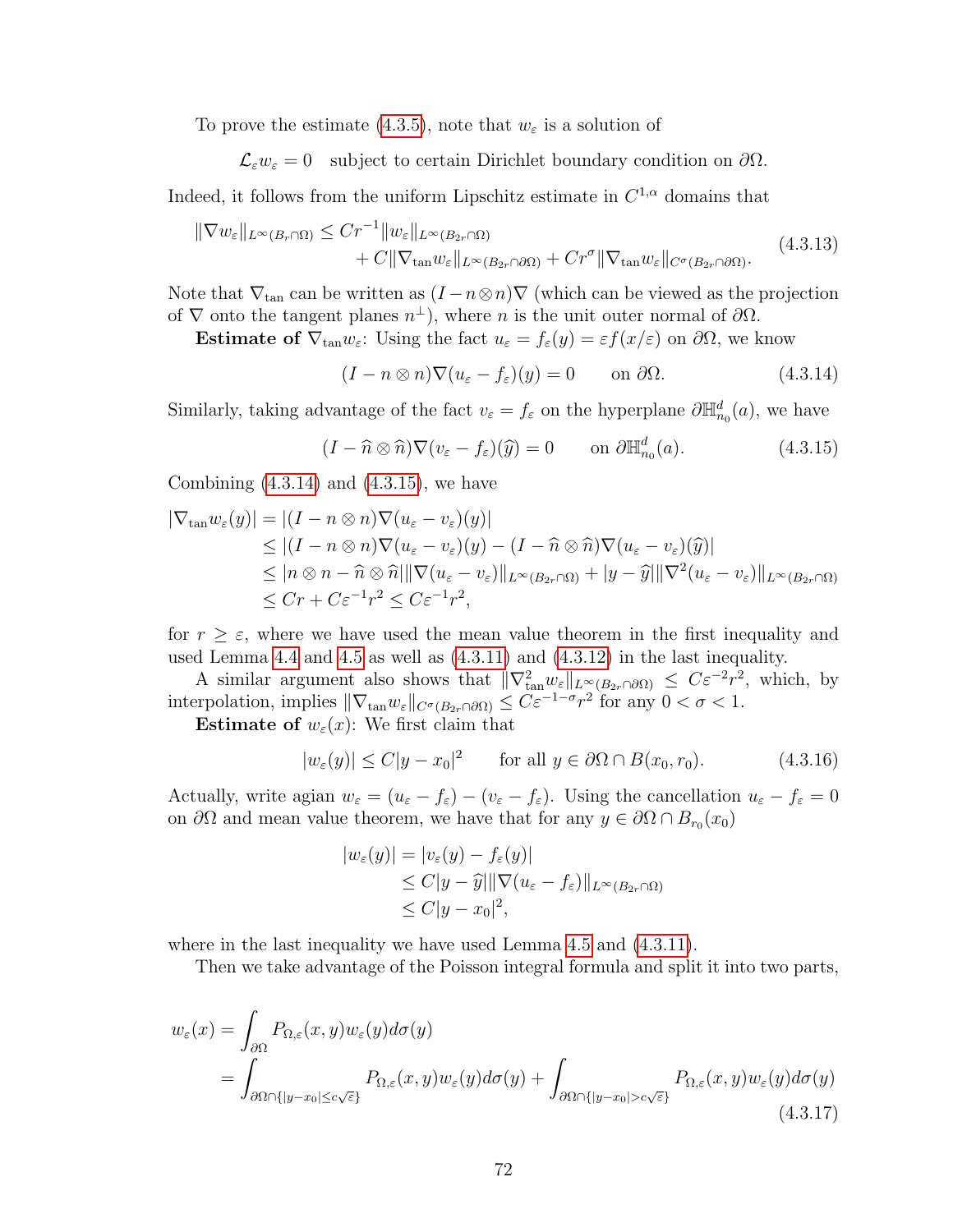To prove the estimate (4.3.5), note that $w_\varepsilon$ is a solution of

$$\mathcal{L}_\varepsilon w_\varepsilon = 0 \quad \text{subject to certain Dirichlet boundary condition on } \partial\Omega.$$

Indeed, it follows from the uniform Lipschitz estimate in $C^{1,\alpha}$ domains that

$$\begin{aligned} \|\nabla w_\varepsilon\|_{L^\infty(B_r\cap\Omega)} \le C r^{-1} \|w_\varepsilon\|_{L^\infty(B_{2r}\cap\Omega)} \\ + C\|\nabla_{\tan} w_\varepsilon\|_{L^\infty(B_{2r}\cap\partial\Omega)} + C r^\sigma \|\nabla_{\tan} w_\varepsilon\|_{C^\sigma(B_{2r}\cap\partial\Omega)}. \end{aligned} \tag{4.3.13}$$

Note that $\nabla_{\tan}$ can be written as $(I - n\otimes n)\nabla$ (which can be viewed as the projection of $\nabla$ onto the tangent planes $n^\perp$), where $n$ is the unit outer normal of $\partial\Omega$.

**Estimate of $\nabla_{\tan} w_\varepsilon$:** Using the fact $u_\varepsilon = f_\varepsilon(y) = \varepsilon f(x/\varepsilon)$ on $\partial\Omega$, we know

$$(I - n\otimes n)\nabla(u_\varepsilon - f_\varepsilon)(y) = 0 \qquad \text{on } \partial\Omega. \tag{4.3.14}$$

Similarly, taking advantage of the fact $v_\varepsilon = f_\varepsilon$ on the hyperplane $\partial\mathbb{H}^d_{n_0}(a)$, we have

$$(I - \widehat{n}\otimes\widehat{n})\nabla(v_\varepsilon - f_\varepsilon)(\widehat{y}) = 0 \qquad \text{on } \partial\mathbb{H}^d_{n_0}(a). \tag{4.3.15}$$

Combining (4.3.14) and (4.3.15), we have

$$\begin{aligned} |\nabla_{\tan} w_\varepsilon(y)| &= |(I - n\otimes n)\nabla(u_\varepsilon - v_\varepsilon)(y)| \\ &\le |(I - n\otimes n)\nabla(u_\varepsilon - v_\varepsilon)(y) - (I - \widehat{n}\otimes\widehat{n})\nabla(u_\varepsilon - v_\varepsilon)(\widehat{y})| \\ &\le |n\otimes n - \widehat{n}\otimes\widehat{n}| \|\nabla(u_\varepsilon - v_\varepsilon)\|_{L^\infty(B_{2r}\cap\Omega)} + |y - \widehat{y}| \|\nabla^2(u_\varepsilon - v_\varepsilon)\|_{L^\infty(B_{2r}\cap\Omega)} \\ &\le Cr + C\varepsilon^{-1}r^2 \le C\varepsilon^{-1}r^2, \end{aligned}$$

for $r \ge \varepsilon$, where we have used the mean value theorem in the first inequality and used Lemma 4.4 and 4.5 as well as (4.3.11) and (4.3.12) in the last inequality.

A similar argument also shows that $\|\nabla^2_{\tan} w_\varepsilon\|_{L^\infty(B_{2r}\cap\partial\Omega)} \le C\varepsilon^{-2}r^2$, which, by interpolation, implies $\|\nabla_{\tan} w_\varepsilon\|_{C^\sigma(B_{2r}\cap\partial\Omega)} \le C\varepsilon^{-1-\sigma}r^2$ for any $0 < \sigma < 1$.

**Estimate of $w_\varepsilon(x)$:** We first claim that

$$|w_\varepsilon(y)| \le C|y - x_0|^2 \qquad \text{for all } y \in \partial\Omega \cap B(x_0, r_0). \tag{4.3.16}$$

Actually, write agian $w_\varepsilon = (u_\varepsilon - f_\varepsilon) - (v_\varepsilon - f_\varepsilon)$. Using the cancellation $u_\varepsilon - f_\varepsilon = 0$ on $\partial\Omega$ and mean value theorem, we have that for any $y \in \partial\Omega \cap B_{r_0}(x_0)$

$$\begin{aligned} |w_\varepsilon(y)| &= |v_\varepsilon(y) - f_\varepsilon(y)| \\ &\le C|y - \widehat{y}| \|\nabla(u_\varepsilon - f_\varepsilon)\|_{L^\infty(B_{2r}\cap\Omega)} \\ &\le C|y - x_0|^2, \end{aligned}$$

where in the last inequality we have used Lemma 4.5 and (4.3.11).

Then we take advantage of the Poisson integral formula and split it into two parts,

$$\begin{aligned} w_\varepsilon(x) &= \int_{\partial\Omega} P_{\Omega,\varepsilon}(x,y) w_\varepsilon(y) d\sigma(y) \\ &= \int_{\partial\Omega\cap\{|y-x_0|\le c\sqrt{\varepsilon}\}} P_{\Omega,\varepsilon}(x,y) w_\varepsilon(y) d\sigma(y) + \int_{\partial\Omega\cap\{|y-x_0|> c\sqrt{\varepsilon}\}} P_{\Omega,\varepsilon}(x,y) w_\varepsilon(y) d\sigma(y) \end{aligned} \tag{4.3.17}$$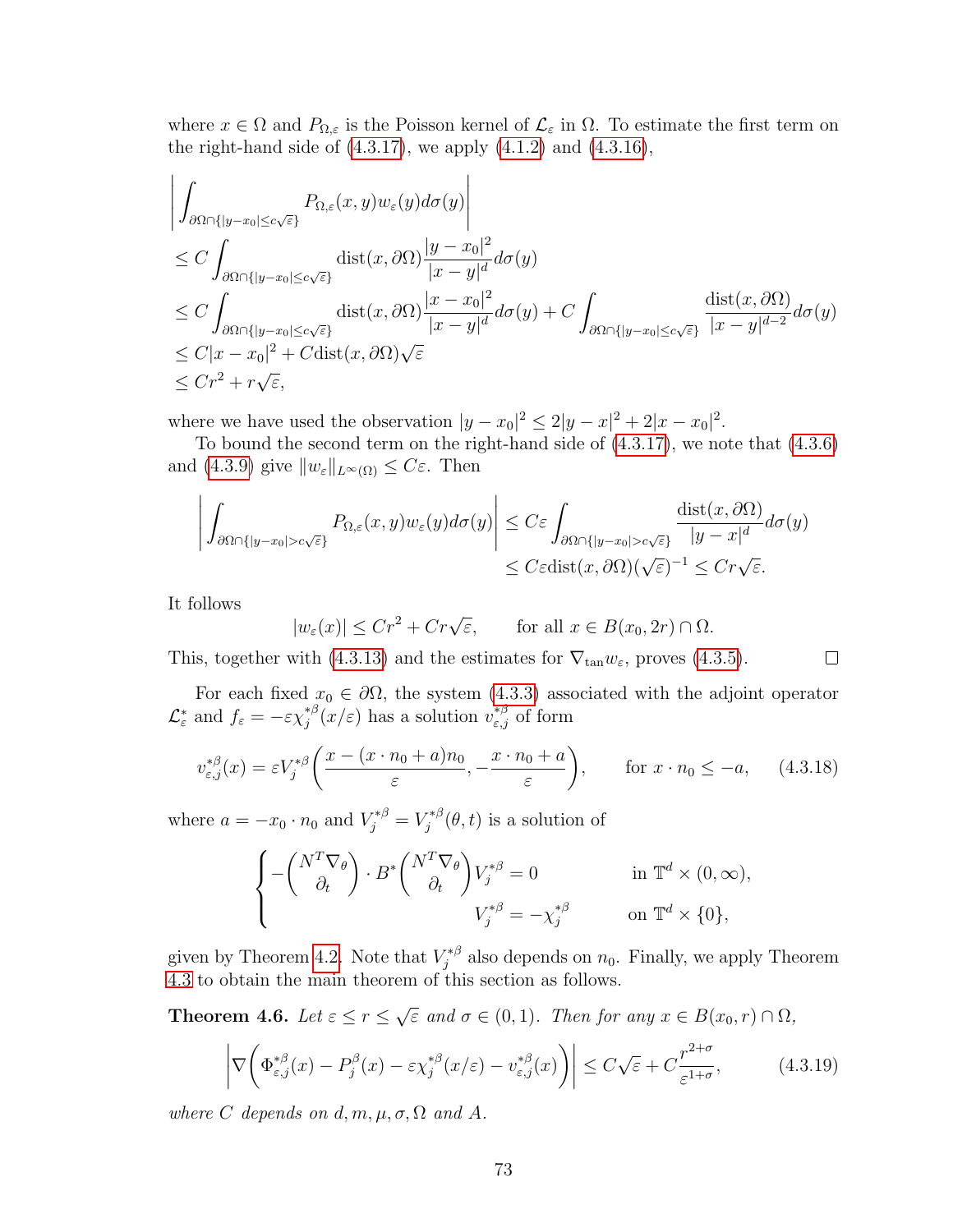where $x \in \Omega$ and $P_{\Omega,\varepsilon}$ is the Poisson kernel of $\mathcal{L}_\varepsilon$ in $\Omega$. To estimate the first term on the right-hand side of (4.3.17), we apply (4.1.2) and (4.3.16),

$$
\begin{aligned}
&\left| \int_{\partial\Omega \cap \{|y-x_0| \le c\sqrt{\varepsilon}\}} P_{\Omega,\varepsilon}(x,y) w_\varepsilon(y) d\sigma(y) \right| \\
&\le C \int_{\partial\Omega \cap \{|y-x_0| \le c\sqrt{\varepsilon}\}} \operatorname{dist}(x,\partial\Omega) \frac{|y-x_0|^2}{|x-y|^d} d\sigma(y) \\
&\le C \int_{\partial\Omega \cap \{|y-x_0| \le c\sqrt{\varepsilon}\}} \operatorname{dist}(x,\partial\Omega) \frac{|x-x_0|^2}{|x-y|^d} d\sigma(y) + C \int_{\partial\Omega \cap \{|y-x_0| \le c\sqrt{\varepsilon}\}} \frac{\operatorname{dist}(x,\partial\Omega)}{|x-y|^{d-2}} d\sigma(y) \\
&\le C|x-x_0|^2 + C\operatorname{dist}(x,\partial\Omega)\sqrt{\varepsilon} \\
&\le Cr^2 + r\sqrt{\varepsilon},
\end{aligned}
$$

where we have used the observation $|y-x_0|^2 \le 2|y-x|^2 + 2|x-x_0|^2$.

To bound the second term on the right-hand side of (4.3.17), we note that (4.3.6) and (4.3.9) give $\|w_\varepsilon\|_{L^\infty(\Omega)} \le C\varepsilon$. Then

$$
\begin{aligned}
\left| \int_{\partial\Omega \cap \{|y-x_0| > c\sqrt{\varepsilon}\}} P_{\Omega,\varepsilon}(x,y) w_\varepsilon(y) d\sigma(y) \right| &\le C\varepsilon \int_{\partial\Omega \cap \{|y-x_0| > c\sqrt{\varepsilon}\}} \frac{\operatorname{dist}(x,\partial\Omega)}{|y-x|^d} d\sigma(y) \\
&\le C\varepsilon \operatorname{dist}(x,\partial\Omega)(\sqrt{\varepsilon})^{-1} \le Cr\sqrt{\varepsilon}.
\end{aligned}
$$

It follows

$$
|w_\varepsilon(x)| \le Cr^2 + Cr\sqrt{\varepsilon}, \qquad \text{for all } x \in B(x_0, 2r) \cap \Omega.
$$

This, together with (4.3.13) and the estimates for $\nabla_{\tan} w_\varepsilon$, proves (4.3.5). □

For each fixed $x_0 \in \partial\Omega$, the system (4.3.3) associated with the adjoint operator $\mathcal{L}_\varepsilon^*$ and $f_\varepsilon = -\varepsilon\chi_j^{*\beta}(x/\varepsilon)$ has a solution $v_{\varepsilon,j}^{*\beta}$ of form

$$
v_{\varepsilon,j}^{*\beta}(x) = \varepsilon V_j^{*\beta}\left( \frac{x - (x\cdot n_0 + a)n_0}{\varepsilon}, -\frac{x\cdot n_0 + a}{\varepsilon} \right), \qquad \text{for } x\cdot n_0 \le -a, \tag{4.3.18}
$$

where $a = -x_0 \cdot n_0$ and $V_j^{*\beta} = V_j^{*\beta}(\theta, t)$ is a solution of

$$
\begin{cases}
-\begin{pmatrix} N^T\nabla_\theta \\ \partial_t \end{pmatrix} \cdot B^* \begin{pmatrix} N^T\nabla_\theta \\ \partial_t \end{pmatrix} V_j^{*\beta} = 0 & \text{in } \mathbb{T}^d \times (0,\infty), \\
\qquad\qquad\qquad\qquad\qquad V_j^{*\beta} = -\chi_j^{*\beta} & \text{on } \mathbb{T}^d \times \{0\},
\end{cases}
$$

given by Theorem 4.2. Note that $V_j^{*\beta}$ also depends on $n_0$. Finally, we apply Theorem 4.3 to obtain the main theorem of this section as follows.

**Theorem 4.6.** *Let $\varepsilon \le r \le \sqrt{\varepsilon}$ and $\sigma \in (0,1)$. Then for any $x \in B(x_0, r) \cap \Omega$,*

$$
\left| \nabla\left( \Phi_{\varepsilon,j}^{*\beta}(x) - P_j^\beta(x) - \varepsilon\chi_j^{*\beta}(x/\varepsilon) - v_{\varepsilon,j}^{*\beta}(x) \right) \right| \le C\sqrt{\varepsilon} + C\frac{r^{2+\sigma}}{\varepsilon^{1+\sigma}}, \tag{4.3.19}
$$

*where $C$ depends on $d, m, \mu, \sigma, \Omega$ and $A$.*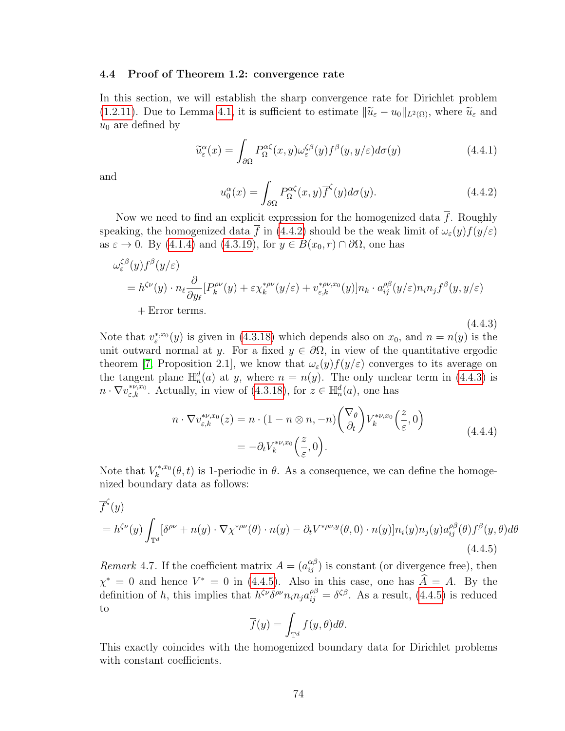### 4.4 Proof of Theorem 1.2: convergence rate

In this section, we will establish the sharp convergence rate for Dirichlet problem (1.2.11). Due to Lemma 4.1, it is sufficient to estimate $\|\widetilde{u}_\varepsilon - u_0\|_{L^2(\Omega)}$, where $\widetilde{u}_\varepsilon$ and $u_0$ are defined by

$$\widetilde{u}_\varepsilon^\alpha(x) = \int_{\partial\Omega} P_\Omega^{\alpha\zeta}(x,y)\omega_\varepsilon^{\zeta\beta}(y) f^\beta(y, y/\varepsilon) d\sigma(y) \tag{4.4.1}$$

and

$$u_0^\alpha(x) = \int_{\partial\Omega} P_\Omega^{\alpha\zeta}(x,y)\overline{f}^\zeta(y) d\sigma(y). \tag{4.4.2}$$

Now we need to find an explicit expression for the homogenized data $\overline{f}$. Roughly speaking, the homogenized data $\overline{f}$ in (4.4.2) should be the weak limit of $\omega_\varepsilon(y) f(y/\varepsilon)$ as $\varepsilon \to 0$. By (4.1.4) and (4.3.19), for $y \in B(x_0, r)\cap\partial\Omega$, one has

$$\begin{aligned}
&\omega_\varepsilon^{\zeta\beta}(y) f^\beta(y/\varepsilon) \\
&= h^{\zeta\nu}(y)\cdot n_\ell \frac{\partial}{\partial y_\ell}[P_k^{\rho\nu}(y) + \varepsilon\chi_k^{*\rho\nu}(y/\varepsilon) + v_{\varepsilon,k}^{*\rho\nu,x_0}(y)] n_k \cdot a_{ij}^{\rho\beta}(y/\varepsilon) n_i n_j f^\beta(y, y/\varepsilon) \\
&\quad + \text{Error terms.}
\end{aligned} \tag{4.4.3}$$

Note that $v_\varepsilon^{*,x_0}(y)$ is given in (4.3.18) which depends also on $x_0$, and $n = n(y)$ is the unit outward normal at $y$. For a fixed $y \in \partial\Omega$, in view of the quantitative ergodic theorem [7, Proposition 2.1], we know that $\omega_\varepsilon(y) f(y/\varepsilon)$ converges to its average on the tangent plane $\mathbb{H}_n^d(a)$ at $y$, where $n = n(y)$. The only unclear term in (4.4.3) is $n\cdot\nabla v_{\varepsilon,k}^{*\nu,x_0}$. Actually, in view of (4.3.18), for $z \in \mathbb{H}_n^d(a)$, one has

$$\begin{aligned}
n\cdot\nabla v_{\varepsilon,k}^{*\nu,x_0}(z) &= n\cdot(1 - n\otimes n, -n)\begin{pmatrix}\nabla_\theta \\ \partial_t\end{pmatrix} V_k^{*\nu,x_0}\Big(\frac{z}{\varepsilon}, 0\Big) \\
&= -\partial_t V_k^{*\nu,x_0}\Big(\frac{z}{\varepsilon}, 0\Big).
\end{aligned} \tag{4.4.4}$$

Note that $V_k^{*,x_0}(\theta, t)$ is 1-periodic in $\theta$. As a consequence, we can define the homogenized boundary data as follows:

$$\begin{aligned}
&\overline{f}^\zeta(y) \\
&= h^{\zeta\nu}(y)\int_{\mathbb{T}^d}[\delta^{\rho\nu} + n(y)\cdot\nabla\chi^{*\rho\nu}(\theta)\cdot n(y) - \partial_t V^{*\rho\nu,y}(\theta,0)\cdot n(y)] n_i(y) n_j(y) a_{ij}^{\rho\beta}(\theta) f^\beta(y,\theta) d\theta
\end{aligned} \tag{4.4.5}$$

*Remark* 4.7. If the coefficient matrix $A = (a_{ij}^{\alpha\beta})$ is constant (or divergence free), then $\chi^* = 0$ and hence $V^* = 0$ in (4.4.5). Also in this case, one has $\widehat{A} = A$. By the definition of $h$, this implies that $h^{\zeta\nu}\delta^{\rho\nu} n_i n_j a_{ij}^{\rho\beta} = \delta^{\zeta\beta}$. As a result, (4.4.5) is reduced to

$$\overline{f}(y) = \int_{\mathbb{T}^d} f(y,\theta) d\theta.$$

This exactly coincides with the homogenized boundary data for Dirichlet problems with constant coefficients.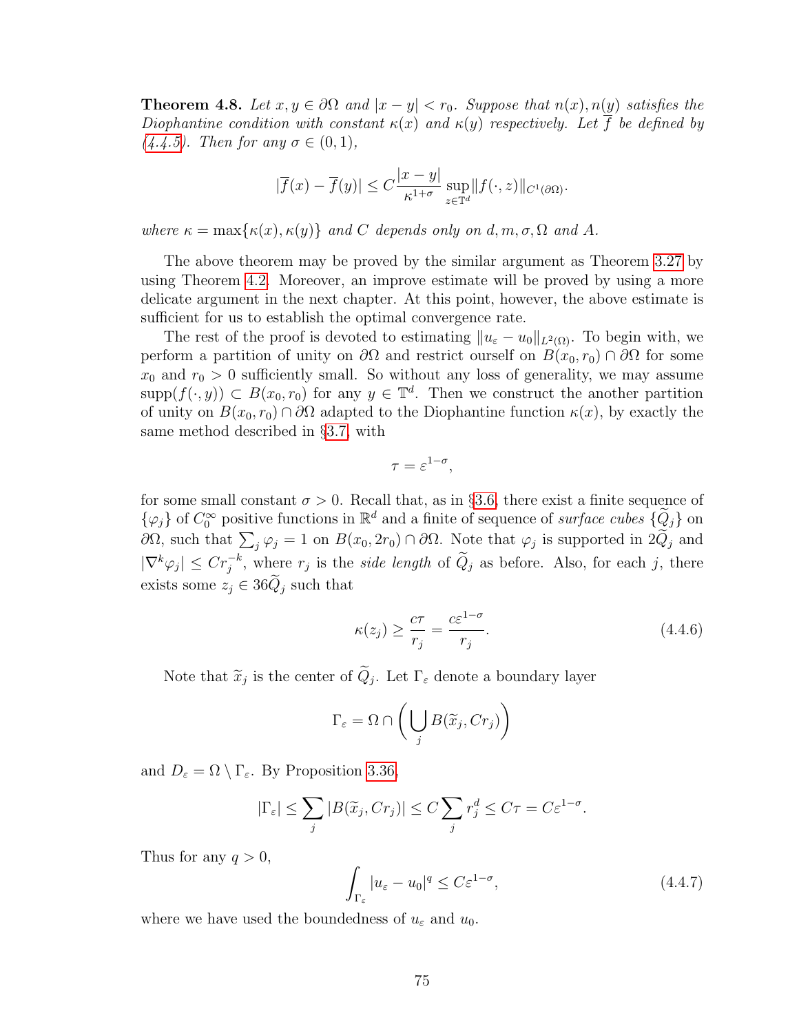**Theorem 4.8.** *Let $x, y \in \partial\Omega$ and $|x-y| < r_0$. Suppose that $n(x), n(y)$ satisfies the Diophantine condition with constant $\kappa(x)$ and $\kappa(y)$ respectively. Let $\overline{f}$ be defined by (4.4.5). Then for any $\sigma \in (0,1)$,*

$$|\overline{f}(x) - \overline{f}(y)| \le C \frac{|x-y|}{\kappa^{1+\sigma}} \sup_{z\in\mathbb{T}^d} \|f(\cdot, z)\|_{C^1(\partial\Omega)}.$$

*where $\kappa = \max\{\kappa(x), \kappa(y)\}$ and $C$ depends only on $d, m, \sigma, \Omega$ and $A$.*

The above theorem may be proved by the similar argument as Theorem 3.27 by using Theorem 4.2. Moreover, an improve estimate will be proved by using a more delicate argument in the next chapter. At this point, however, the above estimate is sufficient for us to establish the optimal convergence rate.

The rest of the proof is devoted to estimating $\|u_\varepsilon - u_0\|_{L^2(\Omega)}$. To begin with, we perform a partition of unity on $\partial\Omega$ and restrict ourself on $B(x_0, r_0) \cap \partial\Omega$ for some $x_0$ and $r_0 > 0$ sufficiently small. So without any loss of generality, we may assume $\text{supp}(f(\cdot, y)) \subset B(x_0, r_0)$ for any $y \in \mathbb{T}^d$. Then we construct the another partition of unity on $B(x_0, r_0) \cap \partial\Omega$ adapted to the Diophantine function $\kappa(x)$, by exactly the same method described in §3.7, with

$$\tau = \varepsilon^{1-\sigma},$$

for some small constant $\sigma > 0$. Recall that, as in §3.6, there exist a finite sequence of $\{\varphi_j\}$ of $C_0^\infty$ positive functions in $\mathbb{R}^d$ and a finite of sequence of *surface cubes* $\{\widetilde{Q}_j\}$ on $\partial\Omega$, such that $\sum_j \varphi_j = 1$ on $B(x_0, 2r_0) \cap \partial\Omega$. Note that $\varphi_j$ is supported in $2\widetilde{Q}_j$ and $|\nabla^k \varphi_j| \le C r_j^{-k}$, where $r_j$ is the *side length* of $\widetilde{Q}_j$ as before. Also, for each $j$, there exists some $z_j \in 36\widetilde{Q}_j$ such that

$$\kappa(z_j) \ge \frac{c\tau}{r_j} = \frac{c\varepsilon^{1-\sigma}}{r_j}. \tag{4.4.6}$$

Note that $\widetilde{x}_j$ is the center of $\widetilde{Q}_j$. Let $\Gamma_\varepsilon$ denote a boundary layer

$$\Gamma_\varepsilon = \Omega \cap \left( \bigcup_j B(\widetilde{x}_j, Cr_j) \right)$$

and $D_\varepsilon = \Omega \setminus \Gamma_\varepsilon$. By Proposition 3.36,

$$|\Gamma_\varepsilon| \le \sum_j |B(\widetilde{x}_j, Cr_j)| \le C \sum_j r_j^d \le C\tau = C\varepsilon^{1-\sigma}.$$

Thus for any $q > 0$,

$$\int_{\Gamma_\varepsilon} |u_\varepsilon - u_0|^q \le C\varepsilon^{1-\sigma}, \tag{4.4.7}$$

where we have used the boundedness of $u_\varepsilon$ and $u_0$.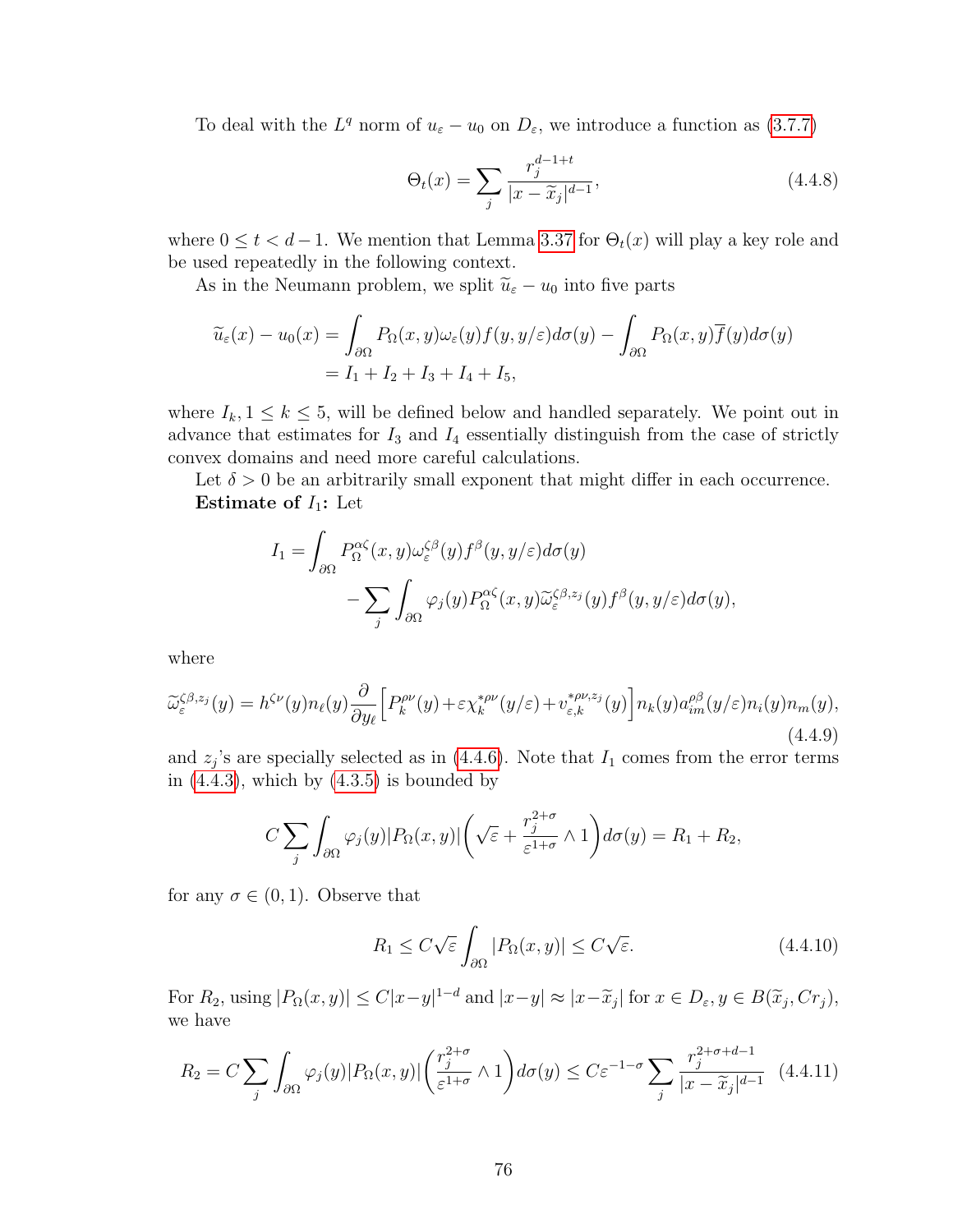To deal with the $L^q$ norm of $u_\varepsilon - u_0$ on $D_\varepsilon$, we introduce a function as (3.7.7)

$$\Theta_t(x) = \sum_j \frac{r_j^{d-1+t}}{|x - \widetilde{x}_j|^{d-1}}, \tag{4.4.8}$$

where $0 \le t < d-1$. We mention that Lemma 3.37 for $\Theta_t(x)$ will play a key role and be used repeatedly in the following context.

As in the Neumann problem, we split $\widetilde{u}_\varepsilon - u_0$ into five parts

$$\begin{aligned}
\widetilde{u}_\varepsilon(x) - u_0(x) &= \int_{\partial\Omega} P_\Omega(x,y)\omega_\varepsilon(y) f(y, y/\varepsilon) d\sigma(y) - \int_{\partial\Omega} P_\Omega(x,y)\overline{f}(y) d\sigma(y) \\
&= I_1 + I_2 + I_3 + I_4 + I_5,
\end{aligned}$$

where $I_k, 1 \le k \le 5$, will be defined below and handled separately. We point out in advance that estimates for $I_3$ and $I_4$ essentially distinguish from the case of strictly convex domains and need more careful calculations.

Let $\delta > 0$ be an arbitrarily small exponent that might differ in each occurrence.

**Estimate of $I_1$:** Let

$$\begin{aligned}
I_1 = &\int_{\partial\Omega} P_\Omega^{\alpha\zeta}(x,y)\omega_\varepsilon^{\zeta\beta}(y) f^\beta(y, y/\varepsilon) d\sigma(y) \\
&\qquad - \sum_j \int_{\partial\Omega} \varphi_j(y) P_\Omega^{\alpha\zeta}(x,y)\widetilde{\omega}_\varepsilon^{\zeta\beta, z_j}(y) f^\beta(y, y/\varepsilon) d\sigma(y),
\end{aligned}$$

where

$$\widetilde{\omega}_\varepsilon^{\zeta\beta,z_j}(y) = h^{\zeta\nu}(y) n_\ell(y) \frac{\partial}{\partial y_\ell}\Big[P_k^{\rho\nu}(y) + \varepsilon\chi_k^{*\rho\nu}(y/\varepsilon) + v_{\varepsilon,k}^{*\rho\nu,z_j}(y)\Big] n_k(y) a_{im}^{\rho\beta}(y/\varepsilon) n_i(y) n_m(y), \tag{4.4.9}$$

and $z_j$'s are specially selected as in (4.4.6). Note that $I_1$ comes from the error terms in (4.4.3), which by (4.3.5) is bounded by

$$C \sum_j \int_{\partial\Omega} \varphi_j(y) |P_\Omega(x,y)| \bigg(\sqrt{\varepsilon} + \frac{r_j^{2+\sigma}}{\varepsilon^{1+\sigma}} \wedge 1\bigg) d\sigma(y) = R_1 + R_2,$$

for any $\sigma \in (0,1)$. Observe that

$$R_1 \le C\sqrt{\varepsilon} \int_{\partial\Omega} |P_\Omega(x,y)| \le C\sqrt{\varepsilon}. \tag{4.4.10}$$

For $R_2$, using $|P_\Omega(x,y)| \le C|x-y|^{1-d}$ and $|x-y| \approx |x - \widetilde{x}_j|$ for $x \in D_\varepsilon, y \in B(\widetilde{x}_j, Cr_j)$, we have

$$R_2 = C\sum_j \int_{\partial\Omega} \varphi_j(y) |P_\Omega(x,y)| \bigg(\frac{r_j^{2+\sigma}}{\varepsilon^{1+\sigma}} \wedge 1\bigg) d\sigma(y) \le C\varepsilon^{-1-\sigma} \sum_j \frac{r_j^{2+\sigma+d-1}}{|x - \widetilde{x}_j|^{d-1}} \tag{4.4.11}$$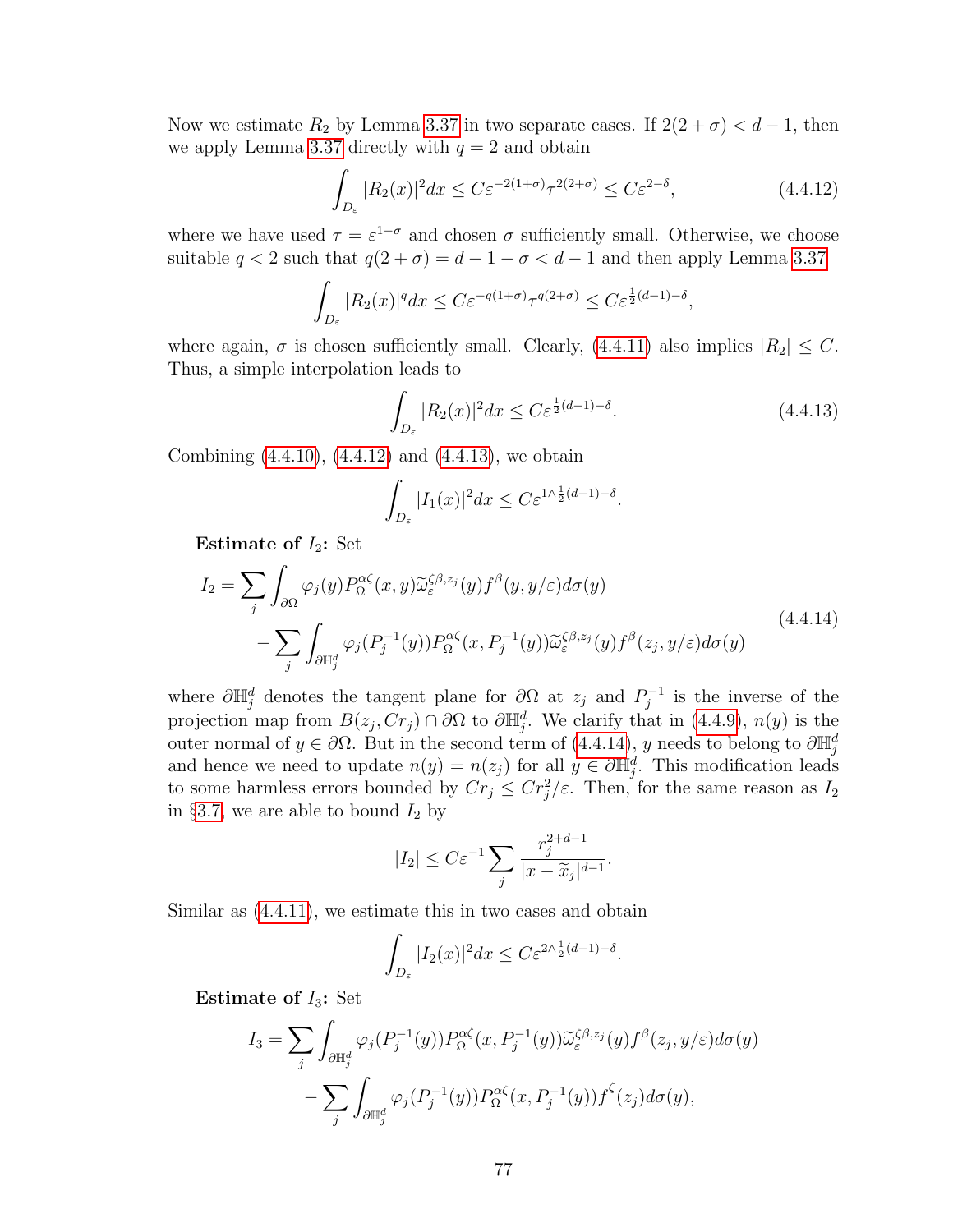Now we estimate $R_2$ by Lemma 3.37 in two separate cases. If $2(2+\sigma) < d-1$, then we apply Lemma 3.37 directly with $q=2$ and obtain

$$\int_{D_\varepsilon} |R_2(x)|^2 dx \le C\varepsilon^{-2(1+\sigma)}\tau^{2(2+\sigma)} \le C\varepsilon^{2-\delta}, \tag{4.4.12}$$

where we have used $\tau = \varepsilon^{1-\sigma}$ and chosen $\sigma$ sufficiently small. Otherwise, we choose suitable $q<2$ such that $q(2+\sigma) = d-1-\sigma < d-1$ and then apply Lemma 3.37

$$\int_{D_\varepsilon} |R_2(x)|^q dx \le C\varepsilon^{-q(1+\sigma)}\tau^{q(2+\sigma)} \le C\varepsilon^{\frac{1}{2}(d-1)-\delta},$$

where again, $\sigma$ is chosen sufficiently small. Clearly, (4.4.11) also implies $|R_2| \le C$. Thus, a simple interpolation leads to

$$\int_{D_\varepsilon} |R_2(x)|^2 dx \le C\varepsilon^{\frac{1}{2}(d-1)-\delta}. \tag{4.4.13}$$

Combining (4.4.10), (4.4.12) and (4.4.13), we obtain

$$\int_{D_\varepsilon} |I_1(x)|^2 dx \le C\varepsilon^{1\wedge \frac{1}{2}(d-1)-\delta}.$$

**Estimate of $I_2$:** Set

$$\begin{aligned} I_2 &= \sum_j \int_{\partial\Omega} \varphi_j(y) P_\Omega^{\alpha\zeta}(x,y)\widetilde{\omega}_\varepsilon^{\zeta\beta,z_j}(y) f^\beta(y,y/\varepsilon)d\sigma(y) \\ &\quad - \sum_j \int_{\partial\mathbb{H}_j^d} \varphi_j(P_j^{-1}(y)) P_\Omega^{\alpha\zeta}(x,P_j^{-1}(y))\widetilde{\omega}_\varepsilon^{\zeta\beta,z_j}(y) f^\beta(z_j,y/\varepsilon)d\sigma(y) \end{aligned} \tag{4.4.14}$$

where $\partial\mathbb{H}_j^d$ denotes the tangent plane for $\partial\Omega$ at $z_j$ and $P_j^{-1}$ is the inverse of the projection map from $B(z_j, Cr_j)\cap\partial\Omega$ to $\partial\mathbb{H}_j^d$. We clarify that in (4.4.9), $n(y)$ is the outer normal of $y\in\partial\Omega$. But in the second term of (4.4.14), $y$ needs to belong to $\partial\mathbb{H}_j^d$ and hence we need to update $n(y) = n(z_j)$ for all $y\in\partial\mathbb{H}_j^d$. This modification leads to some harmless errors bounded by $Cr_j \le Cr_j^2/\varepsilon$. Then, for the same reason as $I_2$ in §3.7, we are able to bound $I_2$ by

$$|I_2| \le C\varepsilon^{-1}\sum_j \frac{r_j^{2+d-1}}{|x-\widetilde{x}_j|^{d-1}}.$$

Similar as (4.4.11), we estimate this in two cases and obtain

$$\int_{D_\varepsilon} |I_2(x)|^2 dx \le C\varepsilon^{2\wedge\frac{1}{2}(d-1)-\delta}.$$

**Estimate of $I_3$:** Set

$$\begin{aligned} I_3 &= \sum_j \int_{\partial\mathbb{H}_j^d} \varphi_j(P_j^{-1}(y)) P_\Omega^{\alpha\zeta}(x,P_j^{-1}(y))\widetilde{\omega}_\varepsilon^{\zeta\beta,z_j}(y) f^\beta(z_j,y/\varepsilon)d\sigma(y) \\ &\quad - \sum_j \int_{\partial\mathbb{H}_j^d} \varphi_j(P_j^{-1}(y)) P_\Omega^{\alpha\zeta}(x,P_j^{-1}(y))\overline{f}^\zeta(z_j)d\sigma(y), \end{aligned}$$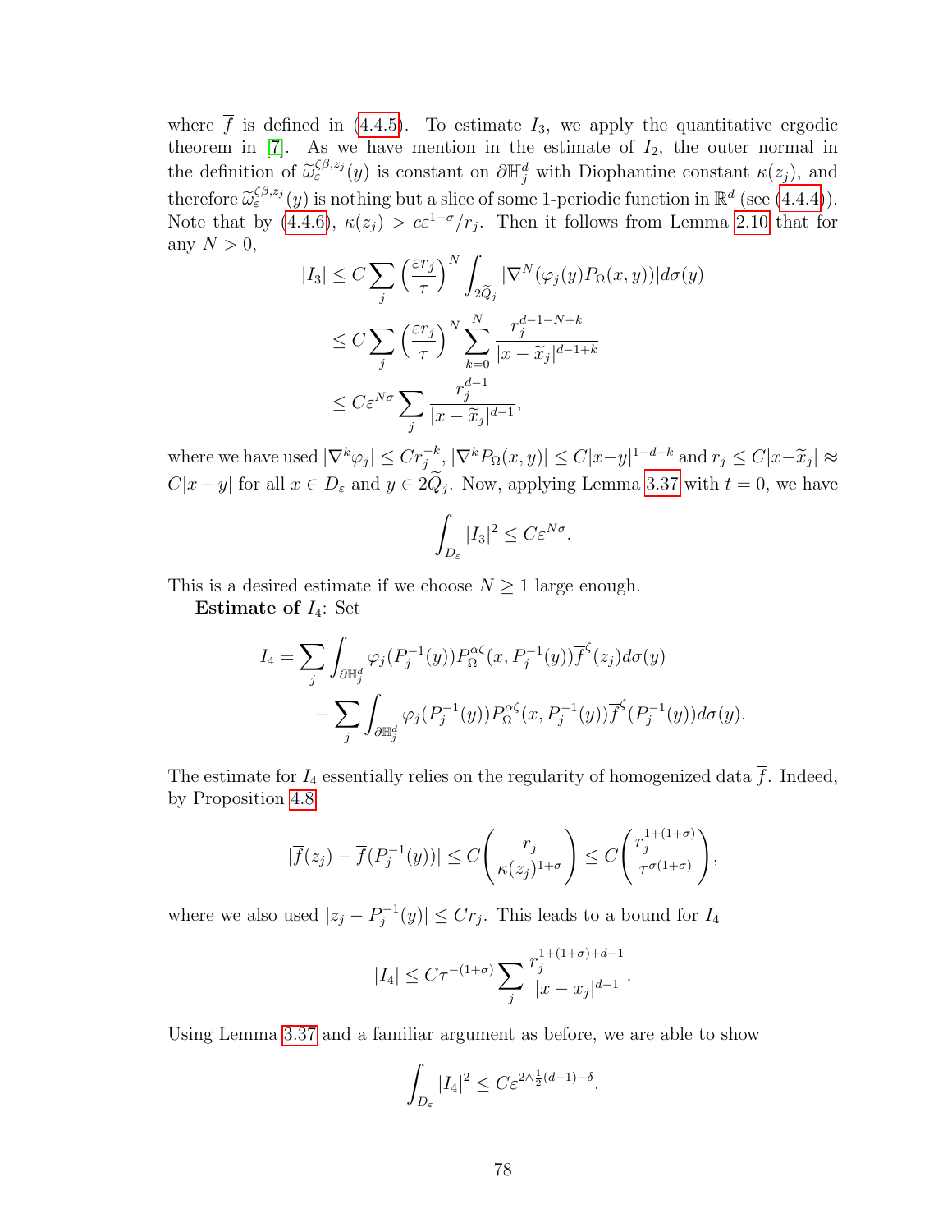where $\overline{f}$ is defined in (4.4.5). To estimate $I_3$, we apply the quantitative ergodic theorem in [7]. As we have mention in the estimate of $I_2$, the outer normal in the definition of $\widetilde{\omega}_\varepsilon^{\zeta\beta,z_j}(y)$ is constant on $\partial\mathbb{H}_j^d$ with Diophantine constant $\kappa(z_j)$, and therefore $\widetilde{\omega}_\varepsilon^{\zeta\beta,z_j}(y)$ is nothing but a slice of some 1-periodic function in $\mathbb{R}^d$ (see (4.4.4)). Note that by (4.4.6), $\kappa(z_j) > c\varepsilon^{1-\sigma}/r_j$. Then it follows from Lemma 2.10 that for any $N > 0$,

$$
\begin{aligned}
|I_3| &\le C\sum_j \left(\frac{\varepsilon r_j}{\tau}\right)^N \int_{2\widetilde{Q}_j} |\nabla^N(\varphi_j(y)P_\Omega(x,y))| d\sigma(y) \\
&\le C\sum_j \left(\frac{\varepsilon r_j}{\tau}\right)^N \sum_{k=0}^N \frac{r_j^{d-1-N+k}}{|x-\widetilde{x}_j|^{d-1+k}} \\
&\le C\varepsilon^{N\sigma} \sum_j \frac{r_j^{d-1}}{|x-\widetilde{x}_j|^{d-1}},
\end{aligned}
$$

where we have used $|\nabla^k\varphi_j| \le Cr_j^{-k}$, $|\nabla^k P_\Omega(x,y)| \le C|x-y|^{1-d-k}$ and $r_j \le C|x-\widetilde{x}_j| \approx C|x-y|$ for all $x \in D_\varepsilon$ and $y \in 2\widetilde{Q}_j$. Now, applying Lemma 3.37 with $t = 0$, we have

$$
\int_{D_\varepsilon} |I_3|^2 \le C\varepsilon^{N\sigma}.
$$

This is a desired estimate if we choose $N \ge 1$ large enough.

**Estimate of** $I_4$: Set

$$
\begin{aligned}
I_4 = &\sum_j \int_{\partial\mathbb{H}_j^d} \varphi_j(P_j^{-1}(y)) P_\Omega^{\alpha\zeta}(x, P_j^{-1}(y)) \overline{f}^\zeta(z_j) d\sigma(y) \\
&- \sum_j \int_{\partial\mathbb{H}_j^d} \varphi_j(P_j^{-1}(y)) P_\Omega^{\alpha\zeta}(x, P_j^{-1}(y)) \overline{f}^\zeta(P_j^{-1}(y)) d\sigma(y).
\end{aligned}
$$

The estimate for $I_4$ essentially relies on the regularity of homogenized data $\overline{f}$. Indeed, by Proposition 4.8

$$
|\overline{f}(z_j) - \overline{f}(P_j^{-1}(y))| \le C\left(\frac{r_j}{\kappa(z_j)^{1+\sigma}}\right) \le C\left(\frac{r_j^{1+(1+\sigma)}}{\tau^{\sigma(1+\sigma)}}\right),
$$

where we also used $|z_j - P_j^{-1}(y)| \le Cr_j$. This leads to a bound for $I_4$

$$
|I_4| \le C\tau^{-(1+\sigma)} \sum_j \frac{r_j^{1+(1+\sigma)+d-1}}{|x-x_j|^{d-1}}.
$$

Using Lemma 3.37 and a familiar argument as before, we are able to show

$$
\int_{D_\varepsilon} |I_4|^2 \le C\varepsilon^{2\wedge\frac{1}{2}(d-1)-\delta}.
$$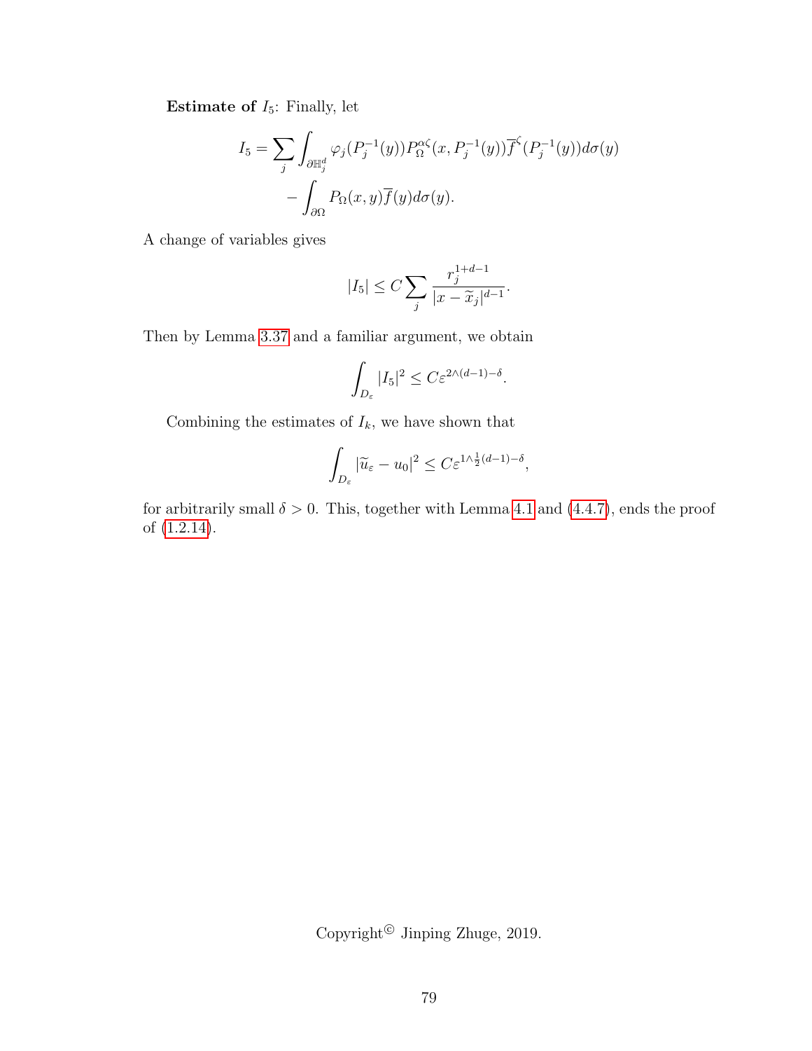**Estimate of $I_5$:** Finally, let

$$
\begin{aligned}
I_5 = \sum_j \int_{\partial \mathbb{H}_j^d} & \varphi_j(P_j^{-1}(y)) P_\Omega^{\alpha\zeta}(x, P_j^{-1}(y)) \overline{f}^\zeta (P_j^{-1}(y)) d\sigma(y) \\
& - \int_{\partial\Omega} P_\Omega(x,y) \overline{f}(y) d\sigma(y).
\end{aligned}
$$

A change of variables gives

$$
|I_5| \le C \sum_j \frac{r_j^{1+d-1}}{|x - \widetilde{x}_j|^{d-1}}.
$$

Then by Lemma 3.37 and a familiar argument, we obtain

$$
\int_{D_\varepsilon} |I_5|^2 \le C \varepsilon^{2\wedge(d-1)-\delta}.
$$

Combining the estimates of $I_k$, we have shown that

$$
\int_{D_\varepsilon} |\widetilde{u}_\varepsilon - u_0|^2 \le C \varepsilon^{1\wedge \frac{1}{2}(d-1)-\delta},
$$

for arbitrarily small $\delta > 0$. This, together with Lemma 4.1 and (4.4.7), ends the proof of (1.2.14).

Copyright© Jinping Zhuge, 2019.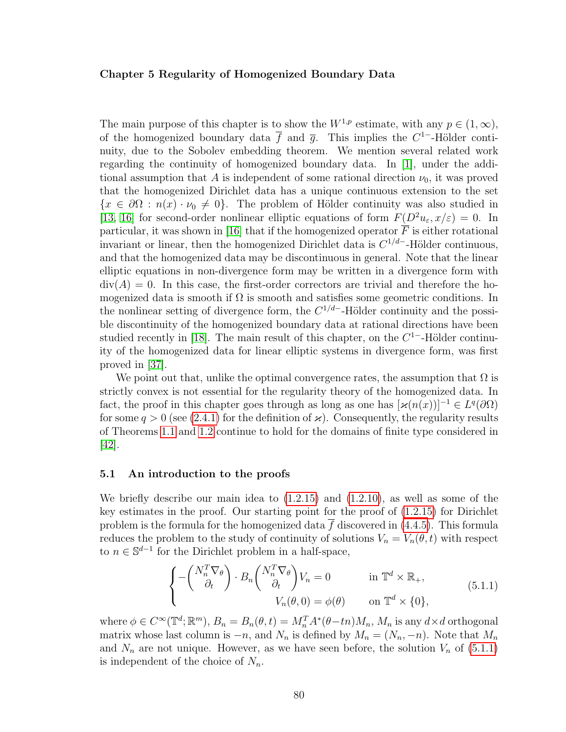# Chapter 5 Regularity of Homogenized Boundary Data

The main purpose of this chapter is to show the $W^{1,p}$ estimate, with any $p \in (1, \infty)$, of the homogenized boundary data $\overline{f}$ and $\overline{g}$. This implies the $C^{1-}$-Hölder continuity, due to the Sobolev embedding theorem. We mention several related work regarding the continuity of homogenized boundary data. In [1], under the additional assumption that $A$ is independent of some rational direction $\nu_0$, it was proved that the homogenized Dirichlet data has a unique continuous extension to the set $\{x \in \partial\Omega : n(x) \cdot \nu_0 \neq 0\}$. The problem of Hölder continuity was also studied in [13, 16] for second-order nonlinear elliptic equations of form $F(D^2 u_\varepsilon, x/\varepsilon) = 0$. In particular, it was shown in [16] that if the homogenized operator $\overline{F}$ is either rotational invariant or linear, then the homogenized Dirichlet data is $C^{1/d-}$-Hölder continuous, and that the homogenized data may be discontinuous in general. Note that the linear elliptic equations in non-divergence form may be written in a divergence form with $\mathrm{div}(A) = 0$. In this case, the first-order correctors are trivial and therefore the homogenized data is smooth if $\Omega$ is smooth and satisfies some geometric conditions. In the nonlinear setting of divergence form, the $C^{1/d-}$-Hölder continuity and the possible discontinuity of the homogenized boundary data at rational directions have been studied recently in [18]. The main result of this chapter, on the $C^{1-}$-Hölder continuity of the homogenized data for linear elliptic systems in divergence form, was first proved in [37].

We point out that, unlike the optimal convergence rates, the assumption that $\Omega$ is strictly convex is not essential for the regularity theory of the homogenized data. In fact, the proof in this chapter goes through as long as one has $[\varkappa(n(x))]^{-1} \in L^q(\partial\Omega)$ for some $q > 0$ (see (2.4.1) for the definition of $\varkappa$). Consequently, the regularity results of Theorems 1.1 and 1.2 continue to hold for the domains of finite type considered in [42].

## 5.1 An introduction to the proofs

We briefly describe our main idea to (1.2.15) and (1.2.10), as well as some of the key estimates in the proof. Our starting point for the proof of (1.2.15) for Dirichlet problem is the formula for the homogenized data $\overline{f}$ discovered in (4.4.5). This formula reduces the problem to the study of continuity of solutions $V_n = V_n(\theta, t)$ with respect to $n \in \mathbb{S}^{d-1}$ for the Dirichlet problem in a half-space,

$$
\begin{cases}
-\begin{pmatrix} N_n^T \nabla_\theta \\ \partial_t \end{pmatrix} \cdot B_n \begin{pmatrix} N_n^T \nabla_\theta \\ \partial_t \end{pmatrix} V_n = 0 & \text{in } \mathbb{T}^d \times \mathbb{R}_+, \\
V_n(\theta, 0) = \phi(\theta) & \text{on } \mathbb{T}^d \times \{0\},
\end{cases}
\tag{5.1.1}
$$

where $\phi \in C^\infty(\mathbb{T}^d; \mathbb{R}^m)$, $B_n = B_n(\theta, t) = M_n^T A^*(\theta - tn) M_n$, $M_n$ is any $d \times d$ orthogonal matrix whose last column is $-n$, and $N_n$ is defined by $M_n = (N_n, -n)$. Note that $M_n$ and $N_n$ are not unique. However, as we have seen before, the solution $V_n$ of (5.1.1) is independent of the choice of $N_n$.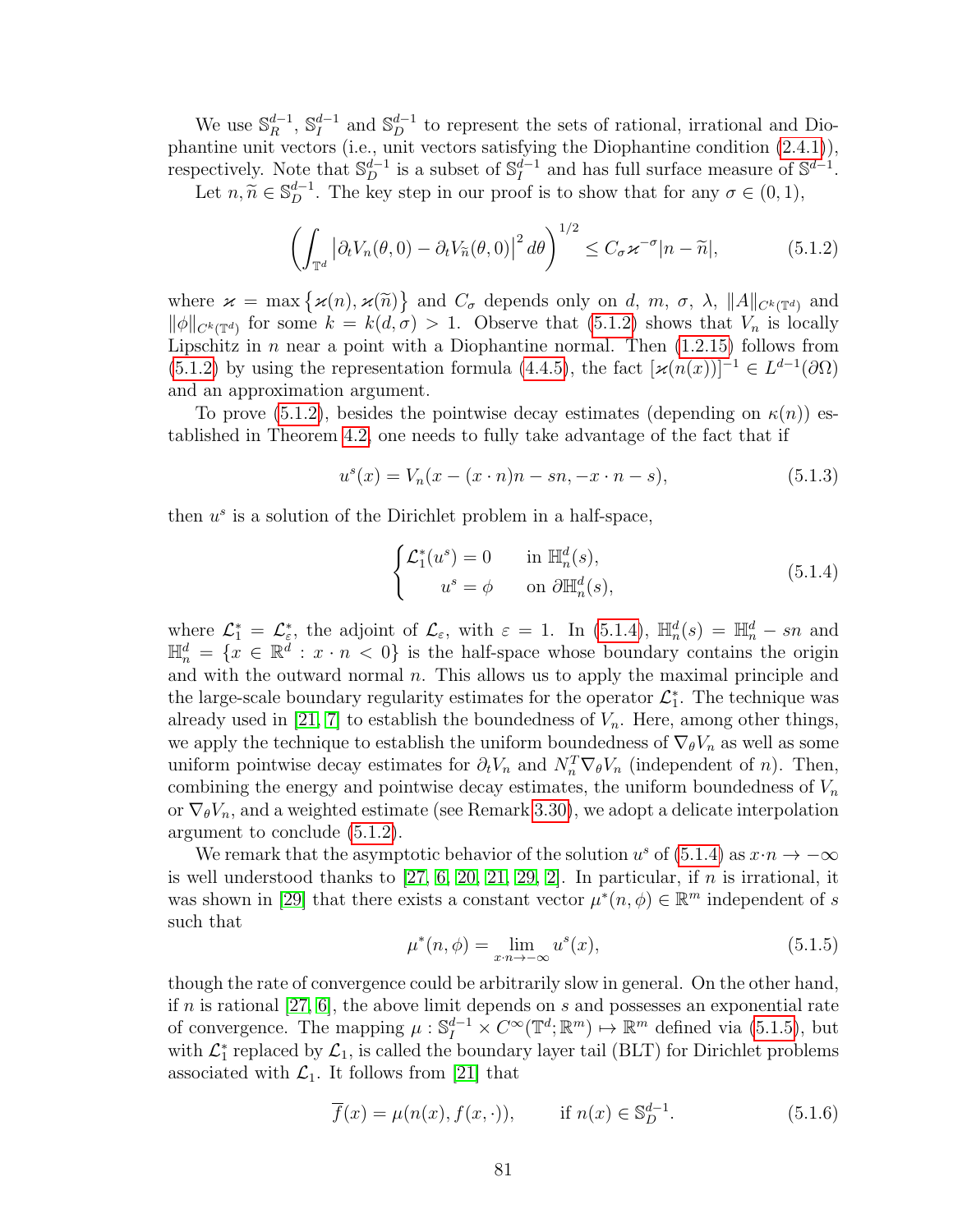We use $\mathbb{S}_R^{d-1}$, $\mathbb{S}_I^{d-1}$ and $\mathbb{S}_D^{d-1}$ to represent the sets of rational, irrational and Diophantine unit vectors (i.e., unit vectors satisfying the Diophantine condition (2.4.1)), respectively. Note that $\mathbb{S}_D^{d-1}$ is a subset of $\mathbb{S}_I^{d-1}$ and has full surface measure of $\mathbb{S}^{d-1}$.

Let $n, \widetilde{n} \in \mathbb{S}_D^{d-1}$. The key step in our proof is to show that for any $\sigma \in (0,1)$,

$$\left( \int_{\mathbb{T}^d} \left| \partial_t V_n(\theta, 0) - \partial_t V_{\widetilde{n}}(\theta, 0) \right|^2 d\theta \right)^{1/2} \leq C_\sigma \varkappa^{-\sigma} |n - \widetilde{n}|, \tag{5.1.2}$$

where $\varkappa = \max\left\{\varkappa(n), \varkappa(\widetilde{n})\right\}$ and $C_\sigma$ depends only on $d$, $m$, $\sigma$, $\lambda$, $\|A\|_{C^k(\mathbb{T}^d)}$ and $\|\phi\|_{C^k(\mathbb{T}^d)}$ for some $k = k(d, \sigma) > 1$. Observe that (5.1.2) shows that $V_n$ is locally Lipschitz in $n$ near a point with a Diophantine normal. Then (1.2.15) follows from (5.1.2) by using the representation formula (4.4.5), the fact $[\varkappa(n(x))]^{-1} \in L^{d-1}(\partial\Omega)$ and an approximation argument.

To prove (5.1.2), besides the pointwise decay estimates (depending on $\kappa(n)$) established in Theorem 4.2, one needs to fully take advantage of the fact that if

$$u^s(x) = V_n(x - (x \cdot n)n - sn, -x \cdot n - s), \tag{5.1.3}$$

then $u^s$ is a solution of the Dirichlet problem in a half-space,

$$\begin{cases} \mathcal{L}_1^*(u^s) = 0 & \text{in } \mathbb{H}_n^d(s), \\ \quad\;\; u^s = \phi & \text{on } \partial\mathbb{H}_n^d(s), \end{cases} \tag{5.1.4}$$

where $\mathcal{L}_1^* = \mathcal{L}_\varepsilon^*$, the adjoint of $\mathcal{L}_\varepsilon$, with $\varepsilon = 1$. In (5.1.4), $\mathbb{H}_n^d(s) = \mathbb{H}_n^d - sn$ and $\mathbb{H}_n^d = \{x \in \mathbb{R}^d : x \cdot n < 0\}$ is the half-space whose boundary contains the origin and with the outward normal $n$. This allows us to apply the maximal principle and the large-scale boundary regularity estimates for the operator $\mathcal{L}_1^*$. The technique was already used in [21, 7] to establish the boundedness of $V_n$. Here, among other things, we apply the technique to establish the uniform boundedness of $\nabla_\theta V_n$ as well as some uniform pointwise decay estimates for $\partial_t V_n$ and $N_n^T \nabla_\theta V_n$ (independent of $n$). Then, combining the energy and pointwise decay estimates, the uniform boundedness of $V_n$ or $\nabla_\theta V_n$, and a weighted estimate (see Remark 3.30), we adopt a delicate interpolation argument to conclude (5.1.2).

We remark that the asymptotic behavior of the solution $u^s$ of (5.1.4) as $x \cdot n \to -\infty$ is well understood thanks to [27, 6, 20, 21, 29, 2]. In particular, if $n$ is irrational, it was shown in [29] that there exists a constant vector $\mu^*(n, \phi) \in \mathbb{R}^m$ independent of $s$ such that

$$\mu^*(n, \phi) = \lim_{x \cdot n \to -\infty} u^s(x), \tag{5.1.5}$$

though the rate of convergence could be arbitrarily slow in general. On the other hand, if $n$ is rational [27, 6], the above limit depends on $s$ and possesses an exponential rate of convergence. The mapping $\mu : \mathbb{S}_I^{d-1} \times C^\infty(\mathbb{T}^d; \mathbb{R}^m) \mapsto \mathbb{R}^m$ defined via (5.1.5), but with $\mathcal{L}_1^*$ replaced by $\mathcal{L}_1$, is called the boundary layer tail (BLT) for Dirichlet problems associated with $\mathcal{L}_1$. It follows from [21] that

$$\overline{f}(x) = \mu(n(x), f(x, \cdot)), \qquad \text{if } n(x) \in \mathbb{S}_D^{d-1}. \tag{5.1.6}$$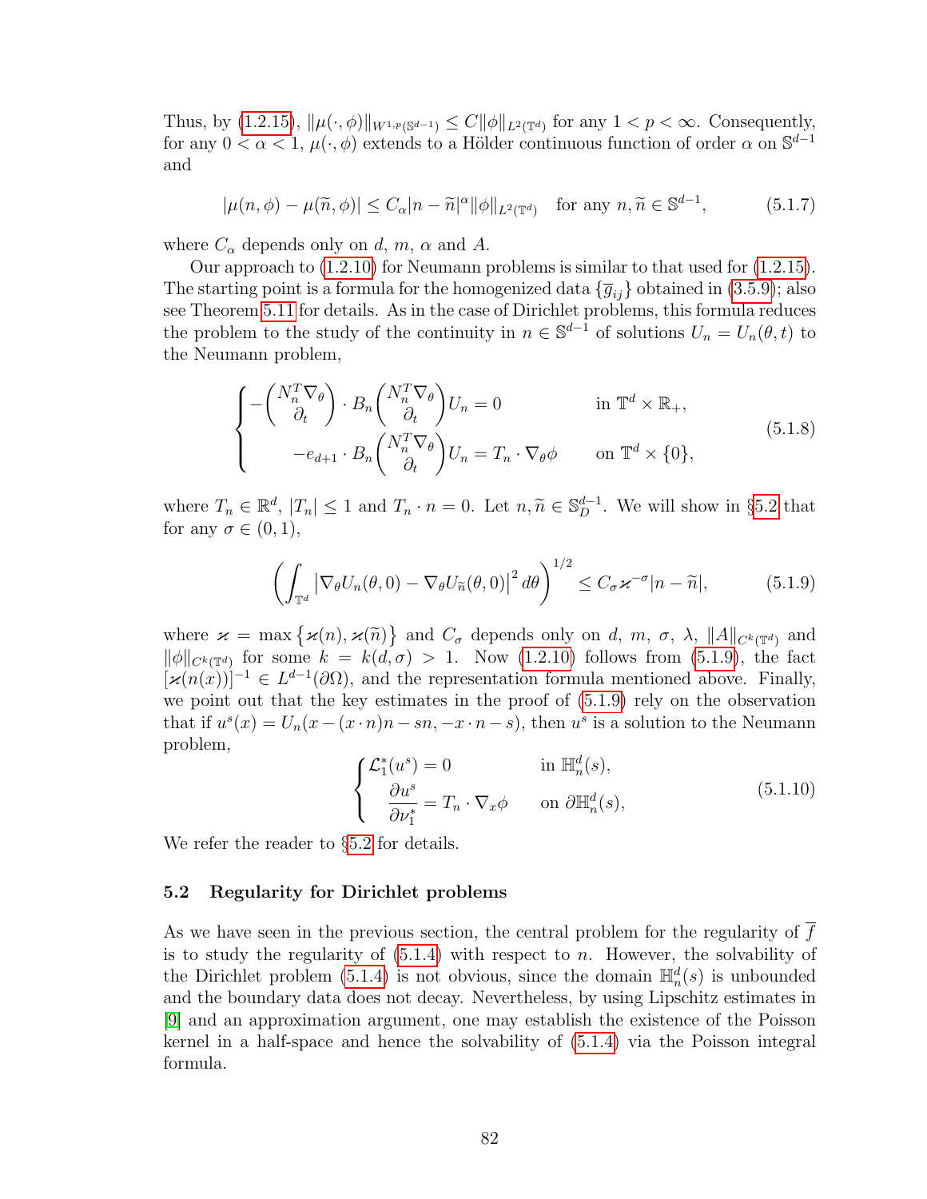Thus, by (1.2.15), $\|\mu(\cdot,\phi)\|_{W^{1,p}(\mathbb{S}^{d-1})} \le C\|\phi\|_{L^2(\mathbb{T}^d)}$ for any $1<p<\infty$. Consequently, for any $0<\alpha<1$, $\mu(\cdot,\phi)$ extends to a Hölder continuous function of order $\alpha$ on $\mathbb{S}^{d-1}$ and

$$|\mu(n,\phi)-\mu(\widetilde{n},\phi)| \le C_\alpha |n-\widetilde{n}|^\alpha \|\phi\|_{L^2(\mathbb{T}^d)} \quad \text{for any } n,\widetilde{n}\in\mathbb{S}^{d-1}, \tag{5.1.7}$$

where $C_\alpha$ depends only on $d$, $m$, $\alpha$ and $A$.

Our approach to (1.2.10) for Neumann problems is similar to that used for (1.2.15). The starting point is a formula for the homogenized data $\{\overline{g}_{ij}\}$ obtained in (3.5.9); also see Theorem 5.11 for details. As in the case of Dirichlet problems, this formula reduces the problem to the study of the continuity in $n\in\mathbb{S}^{d-1}$ of solutions $U_n=U_n(\theta,t)$ to the Neumann problem,

$$\begin{cases} -\begin{pmatrix} N_n^T\nabla_\theta \\ \partial_t \end{pmatrix}\cdot B_n \begin{pmatrix} N_n^T\nabla_\theta \\ \partial_t \end{pmatrix} U_n = 0 & \text{in } \mathbb{T}^d\times\mathbb{R}_+, \\ -e_{d+1}\cdot B_n \begin{pmatrix} N_n^T\nabla_\theta \\ \partial_t \end{pmatrix} U_n = T_n\cdot\nabla_\theta\phi & \text{on } \mathbb{T}^d\times\{0\}, \end{cases} \tag{5.1.8}$$

where $T_n\in\mathbb{R}^d$, $|T_n|\le 1$ and $T_n\cdot n=0$. Let $n,\widetilde{n}\in\mathbb{S}^{d-1}_D$. We will show in §5.2 that for any $\sigma\in(0,1)$,

$$\left(\int_{\mathbb{T}^d}\left|\nabla_\theta U_n(\theta,0)-\nabla_\theta U_{\widetilde{n}}(\theta,0)\right|^2 d\theta\right)^{1/2} \le C_\sigma \varkappa^{-\sigma}|n-\widetilde{n}|, \tag{5.1.9}$$

where $\varkappa=\max\{\varkappa(n),\varkappa(\widetilde{n})\}$ and $C_\sigma$ depends only on $d$, $m$, $\sigma$, $\lambda$, $\|A\|_{C^k(\mathbb{T}^d)}$ and $\|\phi\|_{C^k(\mathbb{T}^d)}$ for some $k=k(d,\sigma)>1$. Now (1.2.10) follows from (5.1.9), the fact $[\varkappa(n(x))]^{-1}\in L^{d-1}(\partial\Omega)$, and the representation formula mentioned above. Finally, we point out that the key estimates in the proof of (5.1.9) rely on the observation that if $u^s(x)=U_n(x-(x\cdot n)n-sn,-x\cdot n-s)$, then $u^s$ is a solution to the Neumann problem,

$$\begin{cases} \mathcal{L}_1^*(u^s)=0 & \text{in } \mathbb{H}^d_n(s), \\ \dfrac{\partial u^s}{\partial\nu_1^*}=T_n\cdot\nabla_x\phi & \text{on } \partial\mathbb{H}^d_n(s), \end{cases} \tag{5.1.10}$$

We refer the reader to §5.2 for details.

### 5.2 Regularity for Dirichlet problems

As we have seen in the previous section, the central problem for the regularity of $\overline{f}$ is to study the regularity of (5.1.4) with respect to $n$. However, the solvability of the Dirichlet problem (5.1.4) is not obvious, since the domain $\mathbb{H}^d_n(s)$ is unbounded and the boundary data does not decay. Nevertheless, by using Lipschitz estimates in [9] and an approximation argument, one may establish the existence of the Poisson kernel in a half-space and hence the solvability of (5.1.4) via the Poisson integral formula.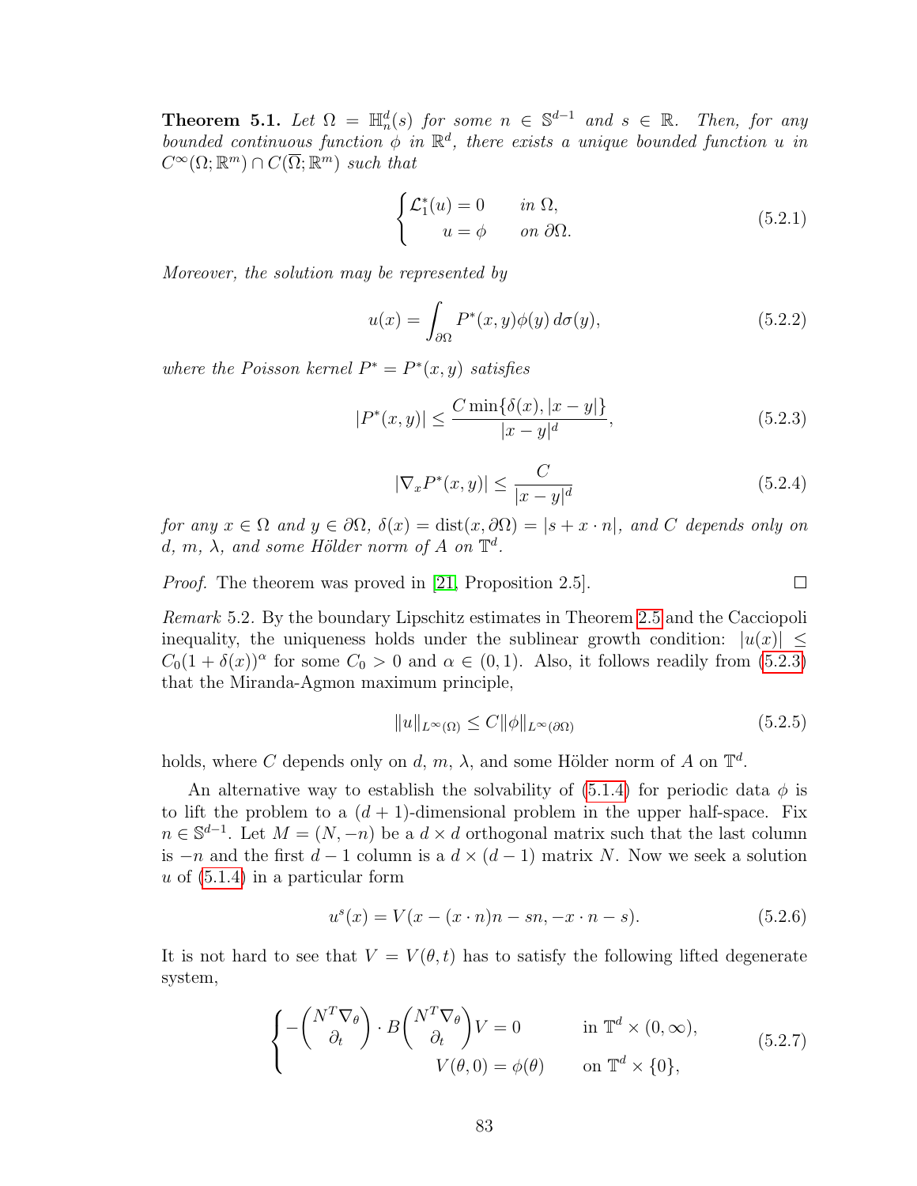**Theorem 5.1.** *Let $\Omega = \mathbb{H}^d_n(s)$ for some $n \in \mathbb{S}^{d-1}$ and $s \in \mathbb{R}$. Then, for any bounded continuous function $\phi$ in $\mathbb{R}^d$, there exists a unique bounded function $u$ in $C^\infty(\Omega; \mathbb{R}^m) \cap C(\overline{\Omega}; \mathbb{R}^m)$ such that*

$$\begin{cases} \mathcal{L}_1^*(u) = 0 & \text{in } \Omega, \\ \qquad u = \phi & \text{on } \partial\Omega. \end{cases} \tag{5.2.1}$$

*Moreover, the solution may be represented by*

$$u(x) = \int_{\partial\Omega} P^*(x,y)\phi(y)\, d\sigma(y), \tag{5.2.2}$$

*where the Poisson kernel $P^* = P^*(x,y)$ satisfies*

$$|P^*(x,y)| \le \frac{C \min\{\delta(x), |x-y|\}}{|x-y|^d}, \tag{5.2.3}$$

$$|\nabla_x P^*(x,y)| \le \frac{C}{|x-y|^d} \tag{5.2.4}$$

*for any $x \in \Omega$ and $y \in \partial\Omega$, $\delta(x) = \operatorname{dist}(x, \partial\Omega) = |s + x \cdot n|$, and $C$ depends only on $d$, $m$, $\lambda$, and some Hölder norm of $A$ on $\mathbb{T}^d$.*

*Proof.* The theorem was proved in [21, Proposition 2.5]. □

*Remark* 5.2. By the boundary Lipschitz estimates in Theorem 2.5 and the Cacciopoli inequality, the uniqueness holds under the sublinear growth condition: $|u(x)| \le C_0(1 + \delta(x))^\alpha$ for some $C_0 > 0$ and $\alpha \in (0,1)$. Also, it follows readily from (5.2.3) that the Miranda-Agmon maximum principle,

$$\|u\|_{L^\infty(\Omega)} \le C \|\phi\|_{L^\infty(\partial\Omega)} \tag{5.2.5}$$

holds, where $C$ depends only on $d$, $m$, $\lambda$, and some Hölder norm of $A$ on $\mathbb{T}^d$.

An alternative way to establish the solvability of (5.1.4) for periodic data $\phi$ is to lift the problem to a $(d+1)$-dimensional problem in the upper half-space. Fix $n \in \mathbb{S}^{d-1}$. Let $M = (N, -n)$ be a $d \times d$ orthogonal matrix such that the last column is $-n$ and the first $d-1$ column is a $d \times (d-1)$ matrix $N$. Now we seek a solution $u$ of (5.1.4) in a particular form

$$u^s(x) = V(x - (x \cdot n)n - sn, -x \cdot n - s). \tag{5.2.6}$$

It is not hard to see that $V = V(\theta, t)$ has to satisfy the following lifted degenerate system,

$$\begin{cases} -\begin{pmatrix} N^T \nabla_\theta \\ \partial_t \end{pmatrix} \cdot B \begin{pmatrix} N^T \nabla_\theta \\ \partial_t \end{pmatrix} V = 0 & \text{in } \mathbb{T}^d \times (0, \infty), \\ \qquad\qquad\qquad V(\theta, 0) = \phi(\theta) & \text{on } \mathbb{T}^d \times \{0\}, \end{cases} \tag{5.2.7}$$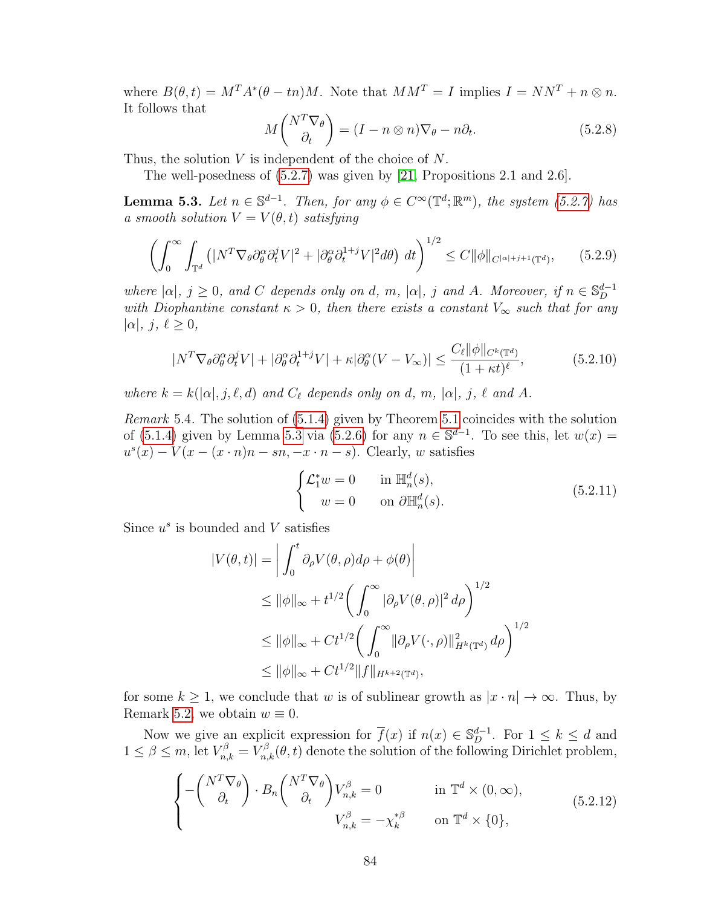where $B(\theta, t) = M^T A^*(\theta - tn)M$. Note that $MM^T = I$ implies $I = NN^T + n \otimes n$. It follows that

$$M \begin{pmatrix} N^T \nabla_\theta \\ \partial_t \end{pmatrix} = (I - n \otimes n)\nabla_\theta - n\partial_t. \tag{5.2.8}$$

Thus, the solution $V$ is independent of the choice of $N$.

The well-posedness of (5.2.7) was given by [21, Propositions 2.1 and 2.6].

**Lemma 5.3.** *Let $n \in \mathbb{S}^{d-1}$. Then, for any $\phi \in C^\infty(\mathbb{T}^d; \mathbb{R}^m)$, the system (5.2.7) has a smooth solution $V = V(\theta, t)$ satisfying*

$$\left( \int_0^\infty \int_{\mathbb{T}^d} \left( |N^T \nabla_\theta \partial_\theta^\alpha \partial_t^j V|^2 + |\partial_\theta^\alpha \partial_t^{1+j} V|^2 d\theta \right) dt \right)^{1/2} \leq C \|\phi\|_{C^{|\alpha|+j+1}(\mathbb{T}^d)}, \tag{5.2.9}$$

*where $|\alpha|$, $j \geq 0$, and $C$ depends only on $d$, $m$, $|\alpha|$, $j$ and $A$. Moreover, if $n \in \mathbb{S}_D^{d-1}$ with Diophantine constant $\kappa > 0$, then there exists a constant $V_\infty$ such that for any $|\alpha|$, $j$, $\ell \geq 0$,*

$$|N^T \nabla_\theta \partial_\theta^\alpha \partial_t^j V| + |\partial_\theta^\alpha \partial_t^{1+j} V| + \kappa |\partial_\theta^\alpha (V - V_\infty)| \leq \frac{C_\ell \|\phi\|_{C^k(\mathbb{T}^d)}}{(1 + \kappa t)^\ell}, \tag{5.2.10}$$

*where $k = k(|\alpha|, j, \ell, d)$ and $C_\ell$ depends only on $d$, $m$, $|\alpha|$, $j$, $\ell$ and $A$.*

*Remark* 5.4. The solution of (5.1.4) given by Theorem 5.1 coincides with the solution of (5.1.4) given by Lemma 5.3 via (5.2.6) for any $n \in \mathbb{S}^{d-1}$. To see this, let $w(x) = u^s(x) - V(x - (x \cdot n)n - sn, -x \cdot n - s)$. Clearly, $w$ satisfies

$$\begin{cases} \mathcal{L}_1^* w = 0 & \text{in } \mathbb{H}_n^d(s), \\ \quad w = 0 & \text{on } \partial \mathbb{H}_n^d(s). \end{cases} \tag{5.2.11}$$

Since $u^s$ is bounded and $V$ satisfies

$$\begin{aligned} |V(\theta, t)| &= \left| \int_0^t \partial_\rho V(\theta, \rho) d\rho + \phi(\theta) \right| \\ &\leq \|\phi\|_\infty + t^{1/2} \left( \int_0^\infty |\partial_\rho V(\theta, \rho)|^2 \, d\rho \right)^{1/2} \\ &\leq \|\phi\|_\infty + C t^{1/2} \left( \int_0^\infty \|\partial_\rho V(\cdot, \rho)\|_{H^k(\mathbb{T}^d)}^2 \, d\rho \right)^{1/2} \\ &\leq \|\phi\|_\infty + C t^{1/2} \|f\|_{H^{k+2}(\mathbb{T}^d)}, \end{aligned}$$

for some $k \geq 1$, we conclude that $w$ is of sublinear growth as $|x \cdot n| \to \infty$. Thus, by Remark 5.2, we obtain $w \equiv 0$.

Now we give an explicit expression for $\overline{f}(x)$ if $n(x) \in \mathbb{S}_D^{d-1}$. For $1 \leq k \leq d$ and $1 \leq \beta \leq m$, let $V_{n,k}^\beta = V_{n,k}^\beta(\theta, t)$ denote the solution of the following Dirichlet problem,

$$\begin{cases} -\begin{pmatrix} N^T \nabla_\theta \\ \partial_t \end{pmatrix} \cdot B_n \begin{pmatrix} N^T \nabla_\theta \\ \partial_t \end{pmatrix} V_{n,k}^\beta = 0 & \text{in } \mathbb{T}^d \times (0, \infty), \\ \qquad\qquad\qquad\qquad\quad V_{n,k}^\beta = -\chi_k^{*\beta} & \text{on } \mathbb{T}^d \times \{0\}, \end{cases} \tag{5.2.12}$$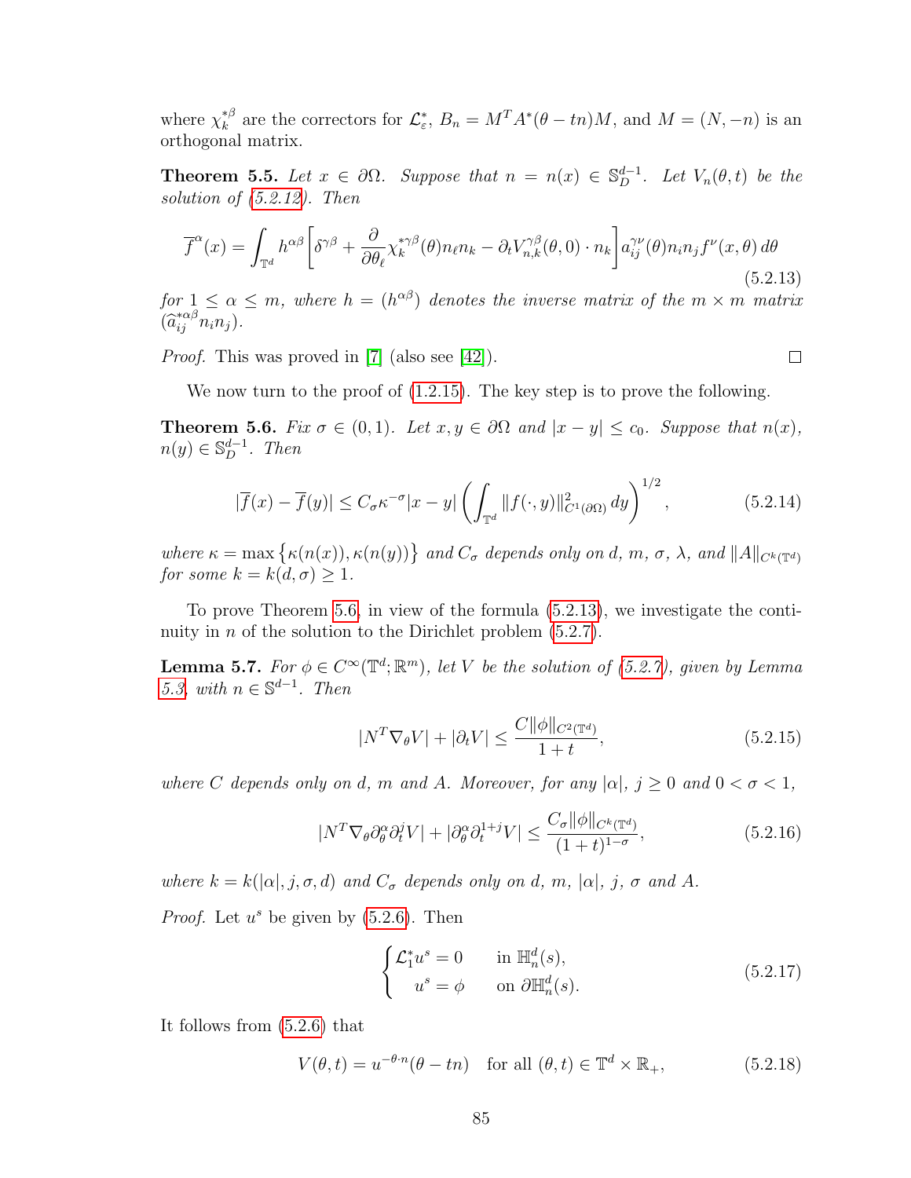where $\chi_k^{*\beta}$ are the correctors for $\mathcal{L}_\varepsilon^*$, $B_n = M^T A^*(\theta - tn)M$, and $M = (N, -n)$ is an orthogonal matrix.

**Theorem 5.5.** *Let $x \in \partial\Omega$. Suppose that $n = n(x) \in \mathbb{S}_D^{d-1}$. Let $V_n(\theta, t)$ be the solution of (5.2.12). Then*

$$\overline{f}^\alpha(x) = \int_{\mathbb{T}^d} h^{\alpha\beta}\left[\delta^{\gamma\beta} + \frac{\partial}{\partial\theta_\ell}\chi_k^{*\gamma\beta}(\theta)n_\ell n_k - \partial_t V_{n,k}^{\gamma\beta}(\theta, 0)\cdot n_k\right] a_{ij}^{\gamma\nu}(\theta)n_i n_j f^\nu(x,\theta)\, d\theta \tag{5.2.13}$$

*for $1 \le \alpha \le m$, where $h = (h^{\alpha\beta})$ denotes the inverse matrix of the $m \times m$ matrix $(\widehat{a}_{ij}^{*\alpha\beta} n_i n_j)$.*

*Proof.* This was proved in [7] (also see [42]). □

We now turn to the proof of (1.2.15). The key step is to prove the following.

**Theorem 5.6.** *Fix $\sigma \in (0, 1)$. Let $x, y \in \partial\Omega$ and $|x - y| \le c_0$. Suppose that $n(x)$, $n(y) \in \mathbb{S}_D^{d-1}$. Then*

$$|\overline{f}(x) - \overline{f}(y)| \le C_\sigma \kappa^{-\sigma}|x - y|\left(\int_{\mathbb{T}^d}\|f(\cdot, y)\|^2_{C^1(\partial\Omega)}\, dy\right)^{1/2}, \tag{5.2.14}$$

*where $\kappa = \max\{\kappa(n(x)), \kappa(n(y))\}$ and $C_\sigma$ depends only on $d$, $m$, $\sigma$, $\lambda$, and $\|A\|_{C^k(\mathbb{T}^d)}$ for some $k = k(d, \sigma) \ge 1$.*

To prove Theorem 5.6, in view of the formula (5.2.13), we investigate the continuity in $n$ of the solution to the Dirichlet problem (5.2.7).

**Lemma 5.7.** *For $\phi \in C^\infty(\mathbb{T}^d; \mathbb{R}^m)$, let $V$ be the solution of (5.2.7), given by Lemma 5.3, with $n \in \mathbb{S}^{d-1}$. Then*

$$|N^T\nabla_\theta V| + |\partial_t V| \le \frac{C\|\phi\|_{C^2(\mathbb{T}^d)}}{1 + t}, \tag{5.2.15}$$

*where $C$ depends only on $d$, $m$ and $A$. Moreover, for any $|\alpha|$, $j \ge 0$ and $0 < \sigma < 1$,*

$$|N^T\nabla_\theta \partial_\theta^\alpha \partial_t^j V| + |\partial_\theta^\alpha \partial_t^{1+j} V| \le \frac{C_\sigma\|\phi\|_{C^k(\mathbb{T}^d)}}{(1 + t)^{1-\sigma}}, \tag{5.2.16}$$

*where $k = k(|\alpha|, j, \sigma, d)$ and $C_\sigma$ depends only on $d$, $m$, $|\alpha|$, $j$, $\sigma$ and $A$.*

*Proof.* Let $u^s$ be given by (5.2.6). Then

$$\begin{cases} \mathcal{L}_1^* u^s = 0 & \text{in } \mathbb{H}_n^d(s), \\ u^s = \phi & \text{on } \partial\mathbb{H}_n^d(s). \end{cases} \tag{5.2.17}$$

It follows from (5.2.6) that

$$V(\theta, t) = u^{-\theta\cdot n}(\theta - tn) \quad \text{for all } (\theta, t) \in \mathbb{T}^d \times \mathbb{R}_+, \tag{5.2.18}$$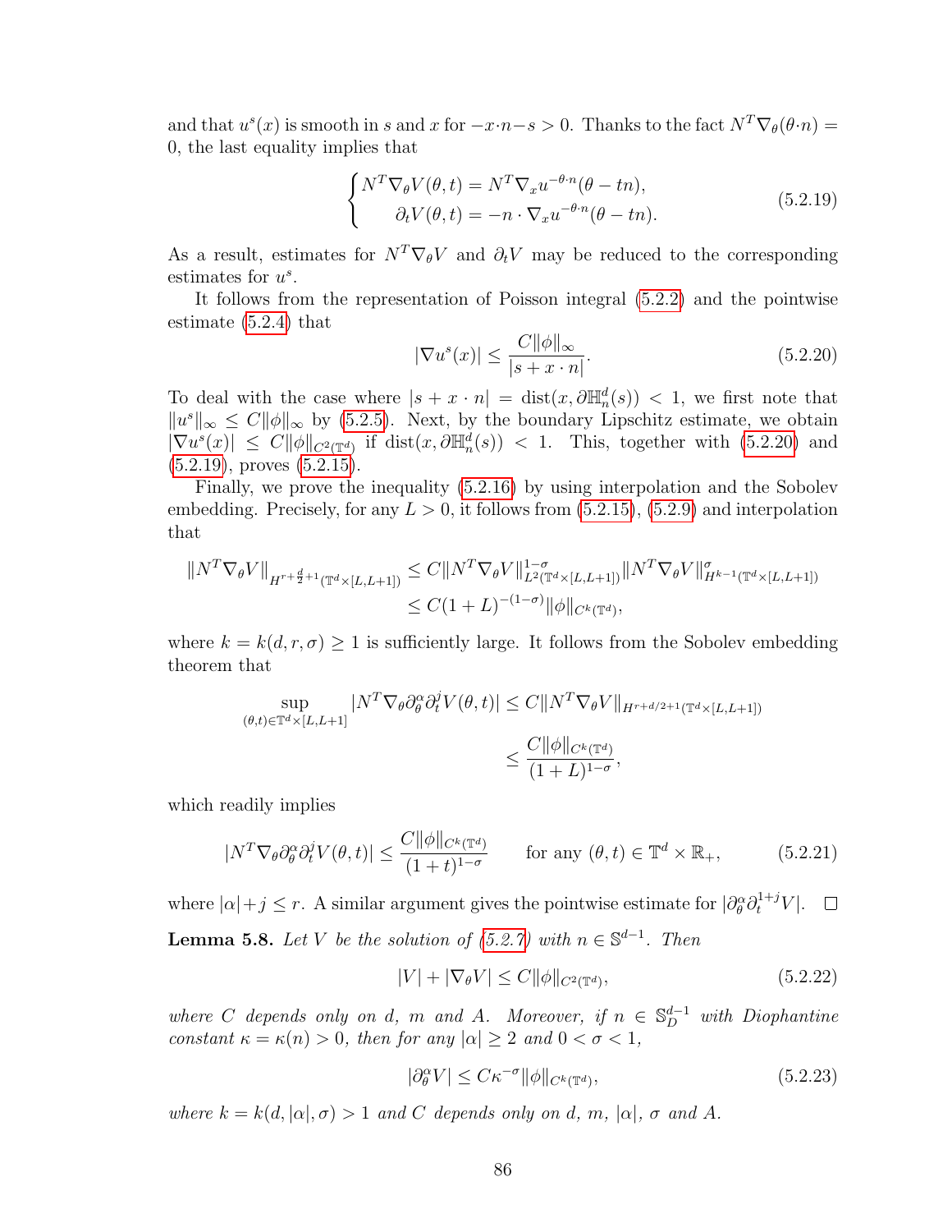and that $u^s(x)$ is smooth in $s$ and $x$ for $-x\cdot n - s > 0$. Thanks to the fact $N^T\nabla_\theta(\theta\cdot n) = 0$, the last equality implies that

$$
\begin{cases} N^T\nabla_\theta V(\theta,t) = N^T\nabla_x u^{-\theta\cdot n}(\theta - tn), \\ \quad\; \partial_t V(\theta,t) = -n\cdot\nabla_x u^{-\theta\cdot n}(\theta - tn). \end{cases} \tag{5.2.19}
$$

As a result, estimates for $N^T\nabla_\theta V$ and $\partial_t V$ may be reduced to the corresponding estimates for $u^s$.

It follows from the representation of Poisson integral (5.2.2) and the pointwise estimate (5.2.4) that

$$
|\nabla u^s(x)| \le \frac{C\|\phi\|_\infty}{|s + x\cdot n|}. \tag{5.2.20}
$$

To deal with the case where $|s + x\cdot n| = \operatorname{dist}(x, \partial\mathbb{H}^d_n(s)) < 1$, we first note that $\|u^s\|_\infty \le C\|\phi\|_\infty$ by (5.2.5). Next, by the boundary Lipschitz estimate, we obtain $|\nabla u^s(x)| \le C\|\phi\|_{C^2(\mathbb{T}^d)}$ if $\operatorname{dist}(x, \partial\mathbb{H}^d_n(s)) < 1$. This, together with (5.2.20) and (5.2.19), proves (5.2.15).

Finally, we prove the inequality (5.2.16) by using interpolation and the Sobolev embedding. Precisely, for any $L > 0$, it follows from (5.2.15), (5.2.9) and interpolation that

$$
\begin{aligned}
\|N^T\nabla_\theta V\|_{H^{r+\frac{d}{2}+1}(\mathbb{T}^d\times[L,L+1])} &\le C\|N^T\nabla_\theta V\|^{1-\sigma}_{L^2(\mathbb{T}^d\times[L,L+1])}\|N^T\nabla_\theta V\|^{\sigma}_{H^{k-1}(\mathbb{T}^d\times[L,L+1])} \\
&\le C(1+L)^{-(1-\sigma)}\|\phi\|_{C^k(\mathbb{T}^d)},
\end{aligned}
$$

where $k = k(d,r,\sigma) \ge 1$ is sufficiently large. It follows from the Sobolev embedding theorem that

$$
\begin{aligned}
\sup_{(\theta,t)\in\mathbb{T}^d\times[L,L+1]} |N^T\nabla_\theta\partial_\theta^\alpha\partial_t^j V(\theta,t)| &\le C\|N^T\nabla_\theta V\|_{H^{r+d/2+1}(\mathbb{T}^d\times[L,L+1])} \\
&\le \frac{C\|\phi\|_{C^k(\mathbb{T}^d)}}{(1+L)^{1-\sigma}},
\end{aligned}
$$

which readily implies

$$
|N^T\nabla_\theta\partial_\theta^\alpha\partial_t^j V(\theta,t)| \le \frac{C\|\phi\|_{C^k(\mathbb{T}^d)}}{(1+t)^{1-\sigma}} \qquad \text{for any } (\theta,t)\in\mathbb{T}^d\times\mathbb{R}_+, \tag{5.2.21}
$$

where $|\alpha| + j \le r$. A similar argument gives the pointwise estimate for $|\partial_\theta^\alpha\partial_t^{1+j}V|$. $\square$

**Lemma 5.8.** *Let $V$ be the solution of (5.2.7) with $n\in\mathbb{S}^{d-1}$. Then*

$$
|V| + |\nabla_\theta V| \le C\|\phi\|_{C^2(\mathbb{T}^d)}, \tag{5.2.22}
$$

*where $C$ depends only on $d$, $m$ and $A$. Moreover, if $n\in\mathbb{S}^{d-1}_D$ with Diophantine constant $\kappa = \kappa(n) > 0$, then for any $|\alpha|\ge 2$ and $0<\sigma<1$,*

$$
|\partial_\theta^\alpha V| \le C\kappa^{-\sigma}\|\phi\|_{C^k(\mathbb{T}^d)}, \tag{5.2.23}
$$

*where $k = k(d,|\alpha|,\sigma) > 1$ and $C$ depends only on $d$, $m$, $|\alpha|$, $\sigma$ and $A$.*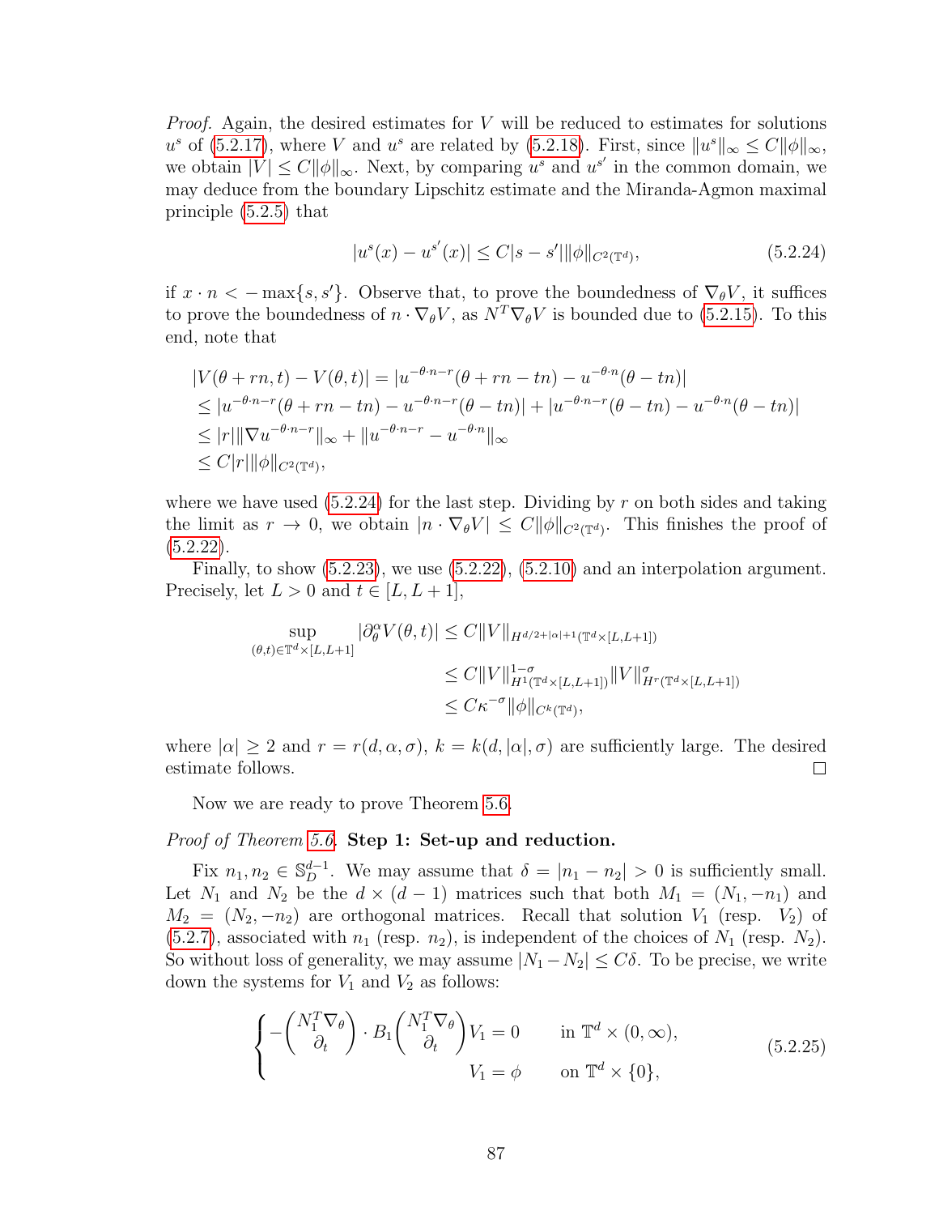*Proof.* Again, the desired estimates for $V$ will be reduced to estimates for solutions $u^s$ of (5.2.17), where $V$ and $u^s$ are related by (5.2.18). First, since $\|u^s\|_\infty \le C\|\phi\|_\infty$, we obtain $|V| \le C\|\phi\|_\infty$. Next, by comparing $u^s$ and $u^{s'}$ in the common domain, we may deduce from the boundary Lipschitz estimate and the Miranda-Agmon maximal principle (5.2.5) that

$$|u^s(x) - u^{s'}(x)| \le C|s - s'|\|\phi\|_{C^2(\mathbb{T}^d)}, \tag{5.2.24}$$

if $x \cdot n < -\max\{s, s'\}$. Observe that, to prove the boundedness of $\nabla_\theta V$, it suffices to prove the boundedness of $n \cdot \nabla_\theta V$, as $N^T \nabla_\theta V$ is bounded due to (5.2.15). To this end, note that

$$\begin{aligned}
&|V(\theta + rn, t) - V(\theta, t)| = |u^{-\theta\cdot n - r}(\theta + rn - tn) - u^{-\theta \cdot n}(\theta - tn)| \\
&\le |u^{-\theta\cdot n - r}(\theta + rn - tn) - u^{-\theta\cdot n - r}(\theta - tn)| + |u^{-\theta\cdot n - r}(\theta - tn) - u^{-\theta\cdot n}(\theta - tn)| \\
&\le |r|\|\nabla u^{-\theta\cdot n - r}\|_\infty + \|u^{-\theta\cdot n - r} - u^{-\theta\cdot n}\|_\infty \\
&\le C|r|\|\phi\|_{C^2(\mathbb{T}^d)},
\end{aligned}$$

where we have used (5.2.24) for the last step. Dividing by $r$ on both sides and taking the limit as $r \to 0$, we obtain $|n \cdot \nabla_\theta V| \le C\|\phi\|_{C^2(\mathbb{T}^d)}$. This finishes the proof of (5.2.22).

Finally, to show (5.2.23), we use (5.2.22), (5.2.10) and an interpolation argument. Precisely, let $L > 0$ and $t \in [L, L+1]$,

$$\begin{aligned}
\sup_{(\theta,t)\in\mathbb{T}^d\times[L,L+1]} |\partial_\theta^\alpha V(\theta, t)| &\le C\|V\|_{H^{d/2+|\alpha|+1}(\mathbb{T}^d\times[L,L+1])} \\
&\le C\|V\|^{1-\sigma}_{H^1(\mathbb{T}^d\times[L,L+1])}\|V\|^\sigma_{H^r(\mathbb{T}^d\times[L,L+1])} \\
&\le C\kappa^{-\sigma}\|\phi\|_{C^k(\mathbb{T}^d)},
\end{aligned}$$

where $|\alpha| \ge 2$ and $r = r(d, \alpha, \sigma)$, $k = k(d, |\alpha|, \sigma)$ are sufficiently large. The desired estimate follows. □

Now we are ready to prove Theorem 5.6.

*Proof of Theorem 5.6.* **Step 1: Set-up and reduction.**

Fix $n_1, n_2 \in \mathbb{S}^{d-1}_D$. We may assume that $\delta = |n_1 - n_2| > 0$ is sufficiently small. Let $N_1$ and $N_2$ be the $d \times (d-1)$ matrices such that both $M_1 = (N_1, -n_1)$ and $M_2 = (N_2, -n_2)$ are orthogonal matrices. Recall that solution $V_1$ (resp. $V_2$) of (5.2.7), associated with $n_1$ (resp. $n_2$), is independent of the choices of $N_1$ (resp. $N_2$). So without loss of generality, we may assume $|N_1 - N_2| \le C\delta$. To be precise, we write down the systems for $V_1$ and $V_2$ as follows:

$$\begin{cases}
-\begin{pmatrix} N_1^T \nabla_\theta \\ \partial_t \end{pmatrix} \cdot B_1 \begin{pmatrix} N_1^T \nabla_\theta \\ \partial_t \end{pmatrix} V_1 = 0 & \text{in } \mathbb{T}^d \times (0, \infty), \\
V_1 = \phi & \text{on } \mathbb{T}^d \times \{0\},
\end{cases} \tag{5.2.25}$$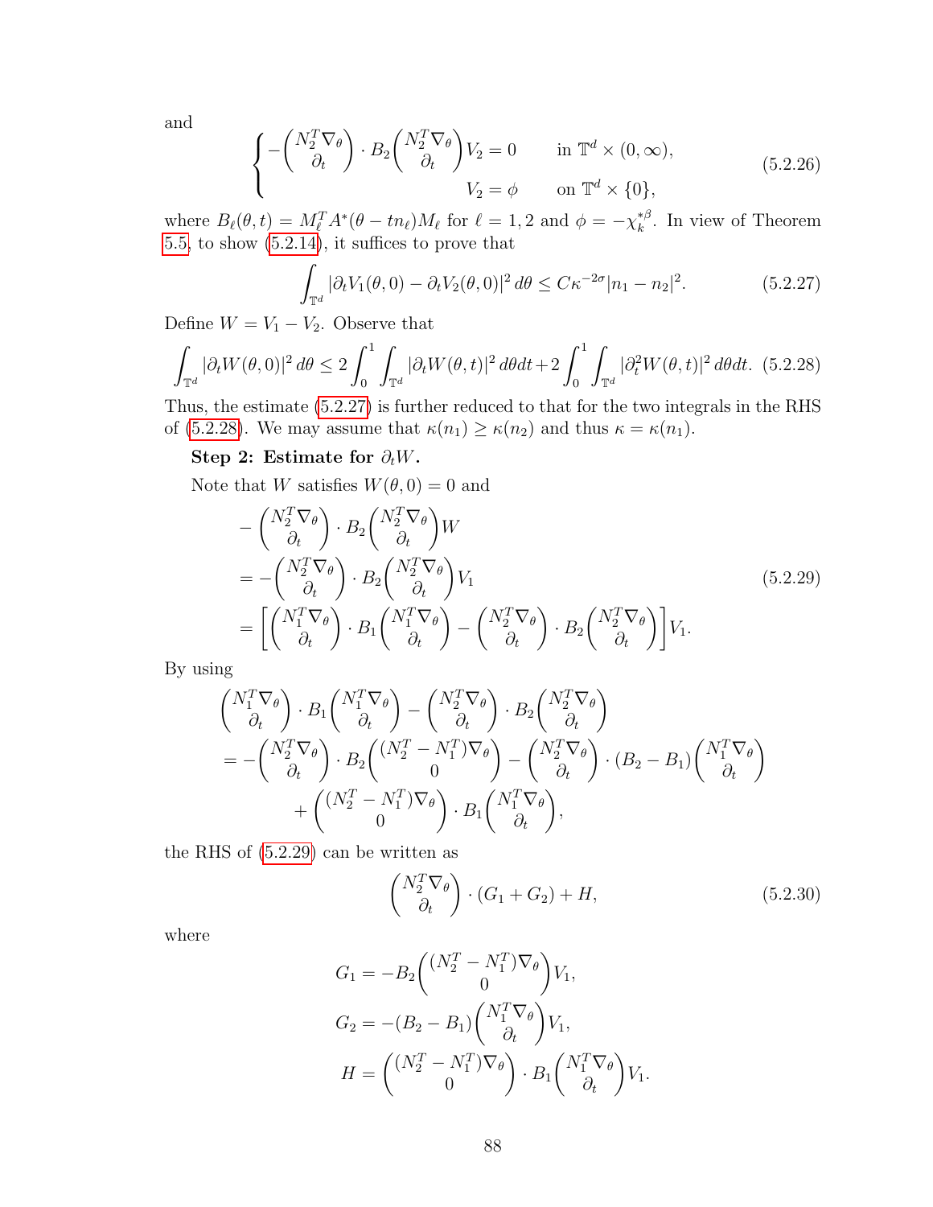and

$$\begin{cases} -\begin{pmatrix} N_2^T \nabla_\theta \\ \partial_t \end{pmatrix} \cdot B_2 \begin{pmatrix} N_2^T \nabla_\theta \\ \partial_t \end{pmatrix} V_2 = 0 & \text{in } \mathbb{T}^d \times (0, \infty), \\ \qquad\qquad\qquad\qquad\qquad\quad V_2 = \phi & \text{on } \mathbb{T}^d \times \{0\}, \end{cases} \tag{5.2.26}$$

where $B_\ell(\theta, t) = M_\ell^T A^*(\theta - tn_\ell) M_\ell$ for $\ell = 1, 2$ and $\phi = -\chi_k^{*\beta}$. In view of Theorem 5.5, to show (5.2.14), it suffices to prove that

$$\int_{\mathbb{T}^d} |\partial_t V_1(\theta, 0) - \partial_t V_2(\theta, 0)|^2 \, d\theta \le C\kappa^{-2\sigma} |n_1 - n_2|^2. \tag{5.2.27}$$

Define $W = V_1 - V_2$. Observe that

$$\int_{\mathbb{T}^d} |\partial_t W(\theta, 0)|^2 \, d\theta \le 2 \int_0^1 \int_{\mathbb{T}^d} |\partial_t W(\theta, t)|^2 \, d\theta dt + 2 \int_0^1 \int_{\mathbb{T}^d} |\partial_t^2 W(\theta, t)|^2 \, d\theta dt. \tag{5.2.28}$$

Thus, the estimate (5.2.27) is further reduced to that for the two integrals in the RHS of (5.2.28). We may assume that $\kappa(n_1) \ge \kappa(n_2)$ and thus $\kappa = \kappa(n_1)$.

**Step 2: Estimate for $\partial_t W$.**

Note that $W$ satisfies $W(\theta, 0) = 0$ and

$$\begin{aligned} &- \begin{pmatrix} N_2^T \nabla_\theta \\ \partial_t \end{pmatrix} \cdot B_2 \begin{pmatrix} N_2^T \nabla_\theta \\ \partial_t \end{pmatrix} W \\ &= - \begin{pmatrix} N_2^T \nabla_\theta \\ \partial_t \end{pmatrix} \cdot B_2 \begin{pmatrix} N_2^T \nabla_\theta \\ \partial_t \end{pmatrix} V_1 \\ &= \left[ \begin{pmatrix} N_1^T \nabla_\theta \\ \partial_t \end{pmatrix} \cdot B_1 \begin{pmatrix} N_1^T \nabla_\theta \\ \partial_t \end{pmatrix} - \begin{pmatrix} N_2^T \nabla_\theta \\ \partial_t \end{pmatrix} \cdot B_2 \begin{pmatrix} N_2^T \nabla_\theta \\ \partial_t \end{pmatrix} \right] V_1. \end{aligned} \tag{5.2.29}$$

By using

$$\begin{aligned} &\begin{pmatrix} N_1^T \nabla_\theta \\ \partial_t \end{pmatrix} \cdot B_1 \begin{pmatrix} N_1^T \nabla_\theta \\ \partial_t \end{pmatrix} - \begin{pmatrix} N_2^T \nabla_\theta \\ \partial_t \end{pmatrix} \cdot B_2 \begin{pmatrix} N_2^T \nabla_\theta \\ \partial_t \end{pmatrix} \\ &= - \begin{pmatrix} N_2^T \nabla_\theta \\ \partial_t \end{pmatrix} \cdot B_2 \begin{pmatrix} (N_2^T - N_1^T) \nabla_\theta \\ 0 \end{pmatrix} - \begin{pmatrix} N_2^T \nabla_\theta \\ \partial_t \end{pmatrix} \cdot (B_2 - B_1) \begin{pmatrix} N_1^T \nabla_\theta \\ \partial_t \end{pmatrix} \\ &\quad + \begin{pmatrix} (N_2^T - N_1^T) \nabla_\theta \\ 0 \end{pmatrix} \cdot B_1 \begin{pmatrix} N_1^T \nabla_\theta \\ \partial_t \end{pmatrix}, \end{aligned}$$

the RHS of (5.2.29) can be written as

$$\begin{pmatrix} N_2^T \nabla_\theta \\ \partial_t \end{pmatrix} \cdot (G_1 + G_2) + H, \tag{5.2.30}$$

where

$$\begin{aligned} G_1 &= -B_2 \begin{pmatrix} (N_2^T - N_1^T) \nabla_\theta \\ 0 \end{pmatrix} V_1, \\ G_2 &= -(B_2 - B_1) \begin{pmatrix} N_1^T \nabla_\theta \\ \partial_t \end{pmatrix} V_1, \\ H &= \begin{pmatrix} (N_2^T - N_1^T) \nabla_\theta \\ 0 \end{pmatrix} \cdot B_1 \begin{pmatrix} N_1^T \nabla_\theta \\ \partial_t \end{pmatrix} V_1. \end{aligned}$$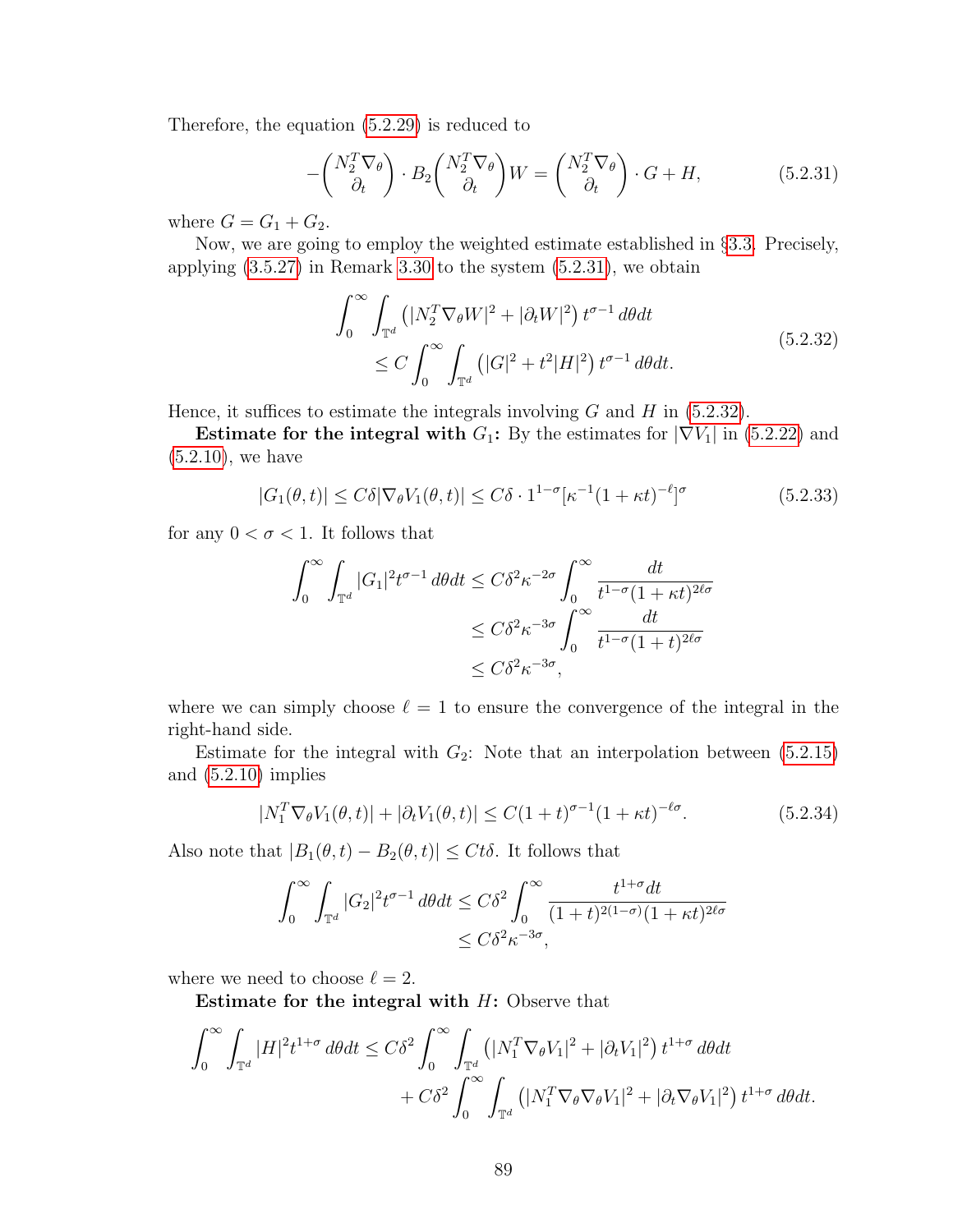Therefore, the equation (5.2.29) is reduced to

$$-\begin{pmatrix} N_2^T \nabla_\theta \\ \partial_t \end{pmatrix} \cdot B_2 \begin{pmatrix} N_2^T \nabla_\theta \\ \partial_t \end{pmatrix} W = \begin{pmatrix} N_2^T \nabla_\theta \\ \partial_t \end{pmatrix} \cdot G + H, \tag{5.2.31}$$

where $G = G_1 + G_2$.

Now, we are going to employ the weighted estimate established in §3.3. Precisely, applying (3.5.27) in Remark 3.30 to the system (5.2.31), we obtain

$$\begin{aligned} \int_0^\infty \int_{\mathbb{T}^d} \left( |N_2^T \nabla_\theta W|^2 + |\partial_t W|^2 \right) t^{\sigma-1} \, d\theta dt \\ \le C \int_0^\infty \int_{\mathbb{T}^d} \left( |G|^2 + t^2 |H|^2 \right) t^{\sigma-1} \, d\theta dt. \end{aligned} \tag{5.2.32}$$

Hence, it suffices to estimate the integrals involving $G$ and $H$ in (5.2.32).

**Estimate for the integral with $G_1$:** By the estimates for $|\nabla V_1|$ in (5.2.22) and (5.2.10), we have

$$|G_1(\theta, t)| \le C\delta |\nabla_\theta V_1(\theta, t)| \le C\delta \cdot 1^{1-\sigma} [\kappa^{-1} (1 + \kappa t)^{-\ell}]^\sigma \tag{5.2.33}$$

for any $0 < \sigma < 1$. It follows that

$$\begin{aligned} \int_0^\infty \int_{\mathbb{T}^d} |G_1|^2 t^{\sigma-1} \, d\theta dt &\le C\delta^2 \kappa^{-2\sigma} \int_0^\infty \frac{dt}{t^{1-\sigma} (1 + \kappa t)^{2\ell\sigma}} \\ &\le C\delta^2 \kappa^{-3\sigma} \int_0^\infty \frac{dt}{t^{1-\sigma}(1+t)^{2\ell\sigma}} \\ &\le C\delta^2 \kappa^{-3\sigma}, \end{aligned}$$

where we can simply choose $\ell = 1$ to ensure the convergence of the integral in the right-hand side.

Estimate for the integral with $G_2$: Note that an interpolation between (5.2.15) and (5.2.10) implies

$$|N_1^T \nabla_\theta V_1(\theta, t)| + |\partial_t V_1(\theta, t)| \le C(1 + t)^{\sigma - 1} (1 + \kappa t)^{-\ell\sigma}. \tag{5.2.34}$$

Also note that $|B_1(\theta, t) - B_2(\theta, t)| \le Ct\delta$. It follows that

$$\begin{aligned} \int_0^\infty \int_{\mathbb{T}^d} |G_2|^2 t^{\sigma-1} \, d\theta dt &\le C\delta^2 \int_0^\infty \frac{t^{1+\sigma} dt}{(1+t)^{2(1-\sigma)} (1 + \kappa t)^{2\ell\sigma}} \\ &\le C\delta^2 \kappa^{-3\sigma}, \end{aligned}$$

where we need to choose $\ell = 2$.

**Estimate for the integral with $H$:** Observe that

$$\begin{aligned} \int_0^\infty \int_{\mathbb{T}^d} |H|^2 t^{1+\sigma} \, d\theta dt &\le C\delta^2 \int_0^\infty \int_{\mathbb{T}^d} \left( |N_1^T \nabla_\theta V_1|^2 + |\partial_t V_1|^2 \right) t^{1+\sigma} \, d\theta dt \\ &\quad + C\delta^2 \int_0^\infty \int_{\mathbb{T}^d} \left( |N_1^T \nabla_\theta \nabla_\theta V_1|^2 + |\partial_t \nabla_\theta V_1|^2 \right) t^{1+\sigma} \, d\theta dt. \end{aligned}$$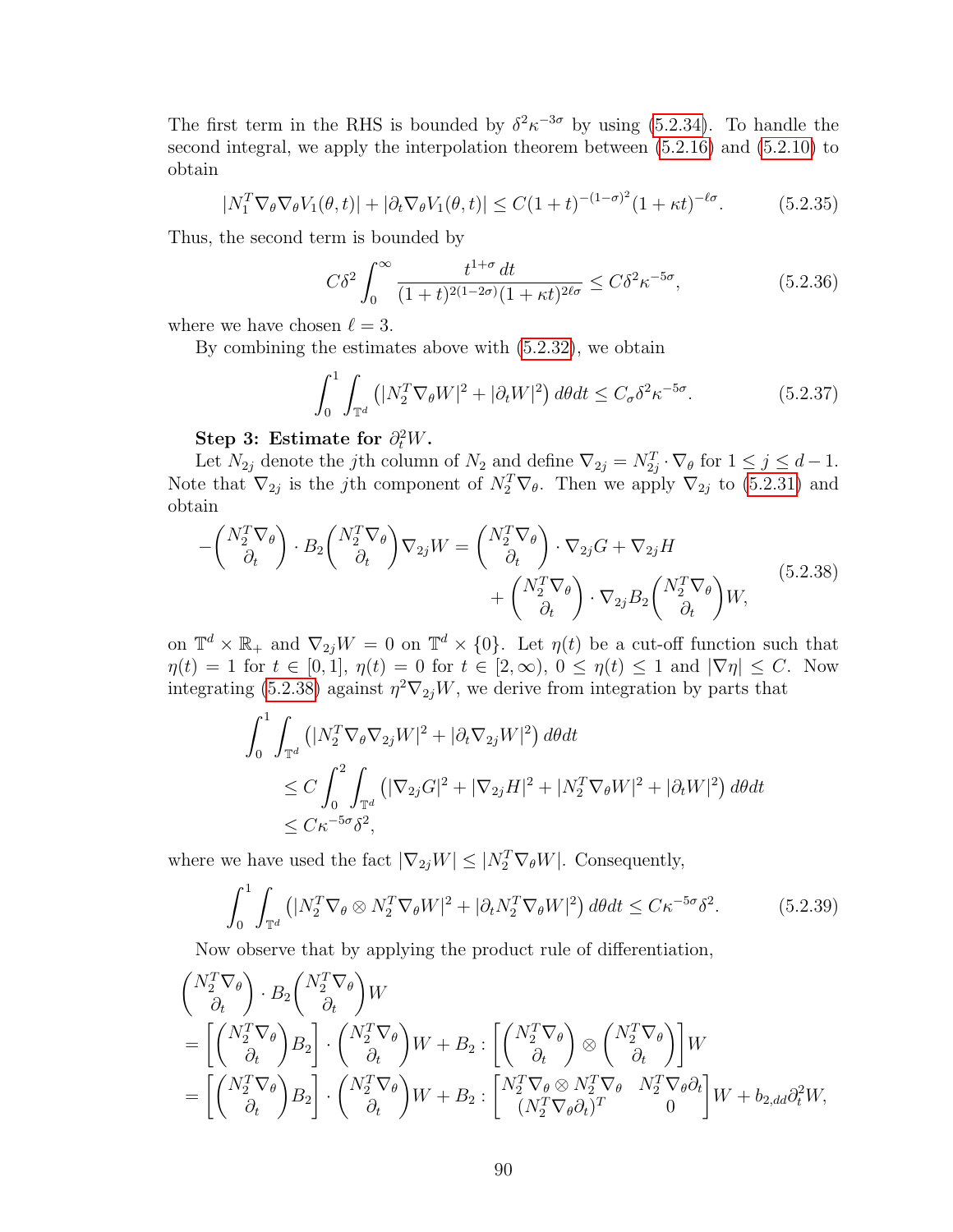The first term in the RHS is bounded by $\delta^2\kappa^{-3\sigma}$ by using (5.2.34). To handle the second integral, we apply the interpolation theorem between (5.2.16) and (5.2.10) to obtain

$$|N_1^T\nabla_\theta\nabla_\theta V_1(\theta,t)| + |\partial_t\nabla_\theta V_1(\theta,t)| \le C(1+t)^{-(1-\sigma)^2}(1+\kappa t)^{-\ell\sigma}. \tag{5.2.35}$$

Thus, the second term is bounded by

$$C\delta^2\int_0^\infty \frac{t^{1+\sigma}\,dt}{(1+t)^{2(1-2\sigma)}(1+\kappa t)^{2\ell\sigma}} \le C\delta^2\kappa^{-5\sigma}, \tag{5.2.36}$$

where we have chosen $\ell = 3$.

By combining the estimates above with (5.2.32), we obtain

$$\int_0^1\int_{\mathbb{T}^d}\left(|N_2^T\nabla_\theta W|^2 + |\partial_t W|^2\right)d\theta dt \le C_\sigma\delta^2\kappa^{-5\sigma}. \tag{5.2.37}$$

**Step 3: Estimate for $\partial_t^2 W$.**

Let $N_{2j}$ denote the $j$th column of $N_2$ and define $\nabla_{2j} = N_{2j}^T\cdot\nabla_\theta$ for $1\le j\le d-1$. Note that $\nabla_{2j}$ is the $j$th component of $N_2^T\nabla_\theta$. Then we apply $\nabla_{2j}$ to (5.2.31) and obtain

$$\begin{aligned}
-\begin{pmatrix} N_2^T\nabla_\theta \\ \partial_t\end{pmatrix}\cdot B_2\begin{pmatrix} N_2^T\nabla_\theta \\ \partial_t\end{pmatrix}\nabla_{2j}W = \begin{pmatrix} N_2^T\nabla_\theta \\ \partial_t\end{pmatrix}\cdot\nabla_{2j}G + \nabla_{2j}H \\
+ \begin{pmatrix} N_2^T\nabla_\theta \\ \partial_t\end{pmatrix}\cdot\nabla_{2j}B_2\begin{pmatrix} N_2^T\nabla_\theta \\ \partial_t\end{pmatrix}W,
\end{aligned}\tag{5.2.38}$$

on $\mathbb{T}^d\times\mathbb{R}_+$ and $\nabla_{2j}W = 0$ on $\mathbb{T}^d\times\{0\}$. Let $\eta(t)$ be a cut-off function such that $\eta(t) = 1$ for $t\in[0,1]$, $\eta(t) = 0$ for $t\in[2,\infty)$, $0\le\eta(t)\le 1$ and $|\nabla\eta|\le C$. Now integrating (5.2.38) against $\eta^2\nabla_{2j}W$, we derive from integration by parts that

$$\begin{aligned}
&\int_0^1\int_{\mathbb{T}^d}\left(|N_2^T\nabla_\theta\nabla_{2j}W|^2 + |\partial_t\nabla_{2j}W|^2\right)d\theta dt \\
&\le C\int_0^2\int_{\mathbb{T}^d}\left(|\nabla_{2j}G|^2 + |\nabla_{2j}H|^2 + |N_2^T\nabla_\theta W|^2 + |\partial_t W|^2\right)d\theta dt \\
&\le C\kappa^{-5\sigma}\delta^2,
\end{aligned}$$

where we have used the fact $|\nabla_{2j}W|\le|N_2^T\nabla_\theta W|$. Consequently,

$$\int_0^1\int_{\mathbb{T}^d}\left(|N_2^T\nabla_\theta\otimes N_2^T\nabla_\theta W|^2 + |\partial_t N_2^T\nabla_\theta W|^2\right)d\theta dt \le C\kappa^{-5\sigma}\delta^2. \tag{5.2.39}$$

Now observe that by applying the product rule of differentiation,

$$\begin{aligned}
&\begin{pmatrix} N_2^T\nabla_\theta \\ \partial_t\end{pmatrix}\cdot B_2\begin{pmatrix} N_2^T\nabla_\theta \\ \partial_t\end{pmatrix}W \\
&= \left[\begin{pmatrix} N_2^T\nabla_\theta \\ \partial_t\end{pmatrix}B_2\right]\cdot\begin{pmatrix} N_2^T\nabla_\theta \\ \partial_t\end{pmatrix}W + B_2 : \left[\begin{pmatrix} N_2^T\nabla_\theta \\ \partial_t\end{pmatrix}\otimes\begin{pmatrix} N_2^T\nabla_\theta \\ \partial_t\end{pmatrix}\right]W \\
&= \left[\begin{pmatrix} N_2^T\nabla_\theta \\ \partial_t\end{pmatrix}B_2\right]\cdot\begin{pmatrix} N_2^T\nabla_\theta \\ \partial_t\end{pmatrix}W + B_2 : \begin{bmatrix} N_2^T\nabla_\theta\otimes N_2^T\nabla_\theta & N_2^T\nabla_\theta\partial_t \\ (N_2^T\nabla_\theta\partial_t)^T & 0\end{bmatrix}W + b_{2,dd}\partial_t^2 W,
\end{aligned}$$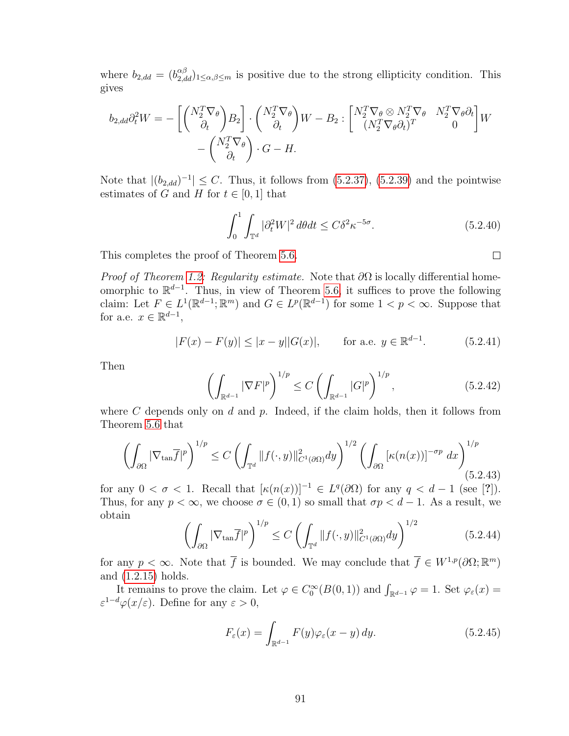where $b_{2,dd} = (b_{2,dd}^{\alpha\beta})_{1\le\alpha,\beta\le m}$ is positive due to the strong ellipticity condition. This gives

$$
\begin{aligned}
b_{2,dd}\partial_t^2 W = &-\left[\begin{pmatrix} N_2^T\nabla_\theta \\ \partial_t \end{pmatrix} B_2\right]\cdot \begin{pmatrix} N_2^T\nabla_\theta \\ \partial_t \end{pmatrix} W - B_2 : \begin{bmatrix} N_2^T\nabla_\theta\otimes N_2^T\nabla_\theta & N_2^T\nabla_\theta\partial_t \\ (N_2^T\nabla_\theta\partial_t)^T & 0 \end{bmatrix} W \\
&- \begin{pmatrix} N_2^T\nabla_\theta \\ \partial_t \end{pmatrix}\cdot G - H.
\end{aligned}
$$

Note that $|(b_{2,dd})^{-1}| \le C$. Thus, it follows from (5.2.37), (5.2.39) and the pointwise estimates of $G$ and $H$ for $t\in[0,1]$ that

$$
\int_0^1\int_{\mathbb{T}^d} |\partial_t^2 W|^2\, d\theta dt \le C\delta^2\kappa^{-5\sigma}. \tag{5.2.40}
$$

This completes the proof of Theorem 5.6. $\square$

*Proof of Theorem 1.2: Regularity estimate.* Note that $\partial\Omega$ is locally differential homeomorphic to $\mathbb{R}^{d-1}$. Thus, in view of Theorem 5.6, it suffices to prove the following claim: Let $F\in L^1(\mathbb{R}^{d-1};\mathbb{R}^m)$ and $G\in L^p(\mathbb{R}^{d-1})$ for some $1<p<\infty$. Suppose that for a.e. $x\in\mathbb{R}^{d-1}$,

$$
|F(x)-F(y)| \le |x-y||G(x)|, \qquad \text{for a.e. } y\in\mathbb{R}^{d-1}. \tag{5.2.41}
$$

Then

$$
\left(\int_{\mathbb{R}^{d-1}} |\nabla F|^p\right)^{1/p} \le C\left(\int_{\mathbb{R}^{d-1}} |G|^p\right)^{1/p}, \tag{5.2.42}
$$

where $C$ depends only on $d$ and $p$. Indeed, if the claim holds, then it follows from Theorem 5.6 that

$$
\left(\int_{\partial\Omega} |\nabla_{\tan}\overline{f}|^p\right)^{1/p} \le C\left(\int_{\mathbb{T}^d} \|f(\cdot,y)\|^2_{C^1(\partial\Omega)}dy\right)^{1/2}\left(\int_{\partial\Omega}[\kappa(n(x))]^{-\sigma p}\, dx\right)^{1/p} \tag{5.2.43}
$$

for any $0<\sigma<1$. Recall that $[\kappa(n(x))]^{-1}\in L^q(\partial\Omega)$ for any $q<d-1$ (see [?]). Thus, for any $p<\infty$, we choose $\sigma\in(0,1)$ so small that $\sigma p<d-1$. As a result, we obtain

$$
\left(\int_{\partial\Omega} |\nabla_{\tan}\overline{f}|^p\right)^{1/p} \le C\left(\int_{\mathbb{T}^d} \|f(\cdot,y)\|^2_{C^1(\partial\Omega)}dy\right)^{1/2} \tag{5.2.44}
$$

for any $p<\infty$. Note that $\overline{f}$ is bounded. We may conclude that $\overline{f}\in W^{1,p}(\partial\Omega;\mathbb{R}^m)$ and (1.2.15) holds.

It remains to prove the claim. Let $\varphi\in C_0^\infty(B(0,1))$ and $\int_{\mathbb{R}^{d-1}}\varphi=1$. Set $\varphi_\varepsilon(x)=\varepsilon^{1-d}\varphi(x/\varepsilon)$. Define for any $\varepsilon>0$,

$$
F_\varepsilon(x) = \int_{\mathbb{R}^{d-1}} F(y)\varphi_\varepsilon(x-y)\, dy. \tag{5.2.45}
$$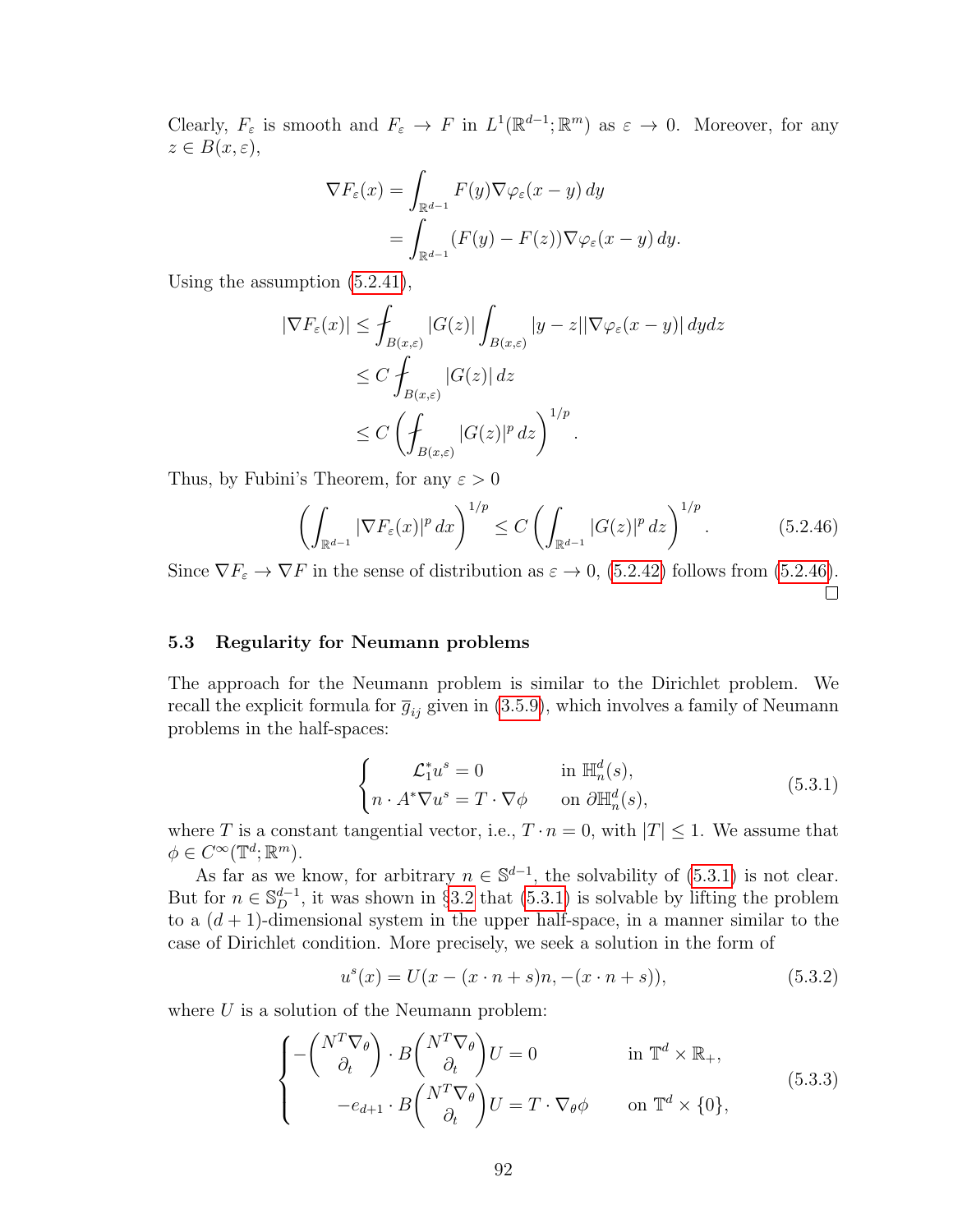Clearly, $F_\varepsilon$ is smooth and $F_\varepsilon \to F$ in $L^1(\mathbb{R}^{d-1}; \mathbb{R}^m)$ as $\varepsilon \to 0$. Moreover, for any $z \in B(x, \varepsilon)$,

$$
\begin{aligned}
\nabla F_\varepsilon(x) &= \int_{\mathbb{R}^{d-1}} F(y) \nabla \varphi_\varepsilon(x-y)\, dy \\
&= \int_{\mathbb{R}^{d-1}} (F(y) - F(z)) \nabla \varphi_\varepsilon(x-y)\, dy.
\end{aligned}
$$

Using the assumption (5.2.41),

$$
\begin{aligned}
|\nabla F_\varepsilon(x)| &\le \fint_{B(x,\varepsilon)} |G(z)| \int_{B(x,\varepsilon)} |y-z| |\nabla \varphi_\varepsilon(x-y)|\, dy dz \\
&\le C \fint_{B(x,\varepsilon)} |G(z)|\, dz \\
&\le C \left( \fint_{B(x,\varepsilon)} |G(z)|^p\, dz \right)^{1/p}.
\end{aligned}
$$

Thus, by Fubini's Theorem, for any $\varepsilon > 0$

$$
\left( \int_{\mathbb{R}^{d-1}} |\nabla F_\varepsilon(x)|^p\, dx \right)^{1/p} \le C \left( \int_{\mathbb{R}^{d-1}} |G(z)|^p\, dz \right)^{1/p}. \tag{5.2.46}
$$

Since $\nabla F_\varepsilon \to \nabla F$ in the sense of distribution as $\varepsilon \to 0$, (5.2.42) follows from (5.2.46). $\square$

### 5.3 Regularity for Neumann problems

The approach for the Neumann problem is similar to the Dirichlet problem. We recall the explicit formula for $\overline{g}_{ij}$ given in (3.5.9), which involves a family of Neumann problems in the half-spaces:

$$
\begin{cases}
\mathcal{L}_1^* u^s = 0 & \text{in } \mathbb{H}^d_n(s), \\
n \cdot A^* \nabla u^s = T \cdot \nabla \phi & \text{on } \partial \mathbb{H}^d_n(s),
\end{cases} \tag{5.3.1}
$$

where $T$ is a constant tangential vector, i.e., $T \cdot n = 0$, with $|T| \le 1$. We assume that $\phi \in C^\infty(\mathbb{T}^d; \mathbb{R}^m)$.

As far as we know, for arbitrary $n \in \mathbb{S}^{d-1}$, the solvability of (5.3.1) is not clear. But for $n \in \mathbb{S}^{d-1}_D$, it was shown in §3.2 that (5.3.1) is solvable by lifting the problem to a $(d+1)$-dimensional system in the upper half-space, in a manner similar to the case of Dirichlet condition. More precisely, we seek a solution in the form of

$$
u^s(x) = U(x - (x \cdot n + s)n, -(x \cdot n + s)), \tag{5.3.2}
$$

where $U$ is a solution of the Neumann problem:

$$
\begin{cases}
-\begin{pmatrix} N^T \nabla_\theta \\ \partial_t \end{pmatrix} \cdot B \begin{pmatrix} N^T \nabla_\theta \\ \partial_t \end{pmatrix} U = 0 & \text{in } \mathbb{T}^d \times \mathbb{R}_+, \\
-e_{d+1} \cdot B \begin{pmatrix} N^T \nabla_\theta \\ \partial_t \end{pmatrix} U = T \cdot \nabla_\theta \phi & \text{on } \mathbb{T}^d \times \{0\},
\end{cases} \tag{5.3.3}
$$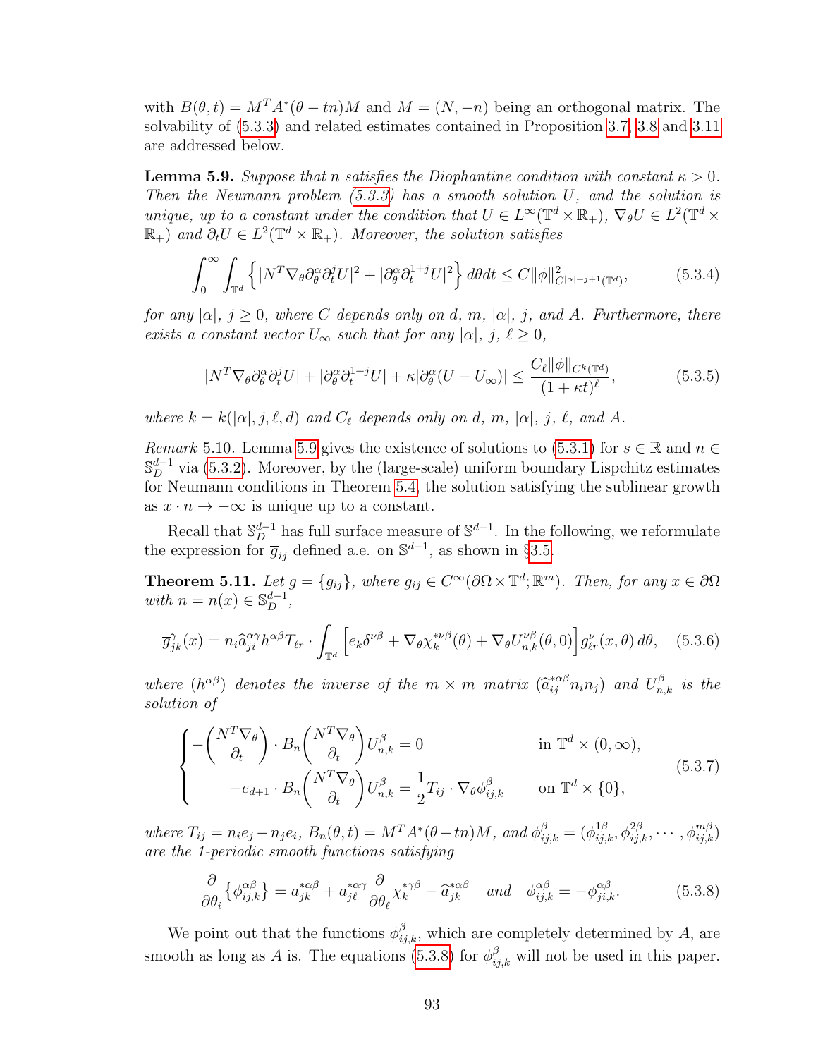with $B(\theta, t) = M^T A^*(\theta - tn)M$ and $M = (N, -n)$ being an orthogonal matrix. The solvability of (5.3.3) and related estimates contained in Proposition 3.7, 3.8 and 3.11 are addressed below.

**Lemma 5.9.** *Suppose that $n$ satisfies the Diophantine condition with constant $\kappa > 0$. Then the Neumann problem (5.3.3) has a smooth solution $U$, and the solution is unique, up to a constant under the condition that $U \in L^\infty(\mathbb{T}^d \times \mathbb{R}_+)$, $\nabla_\theta U \in L^2(\mathbb{T}^d \times \mathbb{R}_+)$ and $\partial_t U \in L^2(\mathbb{T}^d \times \mathbb{R}_+)$. Moreover, the solution satisfies*

$$\int_0^\infty \int_{\mathbb{T}^d} \left\{ |N^T \nabla_\theta \partial_\theta^\alpha \partial_t^j U|^2 + |\partial_\theta^\alpha \partial_t^{1+j} U|^2 \right\} d\theta dt \leq C \|\phi\|^2_{C^{|\alpha|+j+1}(\mathbb{T}^d)}, \tag{5.3.4}$$

*for any $|\alpha|$, $j \geq 0$, where $C$ depends only on $d$, $m$, $|\alpha|$, $j$, and $A$. Furthermore, there exists a constant vector $U_\infty$ such that for any $|\alpha|$, $j$, $\ell \geq 0$,*

$$|N^T \nabla_\theta \partial_\theta^\alpha \partial_t^j U| + |\partial_\theta^\alpha \partial_t^{1+j} U| + \kappa |\partial_\theta^\alpha (U - U_\infty)| \leq \frac{C_\ell \|\phi\|_{C^k(\mathbb{T}^d)}}{(1 + \kappa t)^\ell}, \tag{5.3.5}$$

*where $k = k(|\alpha|, j, \ell, d)$ and $C_\ell$ depends only on $d$, $m$, $|\alpha|$, $j$, $\ell$, and $A$.*

*Remark* 5.10. Lemma 5.9 gives the existence of solutions to (5.3.1) for $s \in \mathbb{R}$ and $n \in \mathbb{S}_D^{d-1}$ via (5.3.2). Moreover, by the (large-scale) uniform boundary Lispchitz estimates for Neumann conditions in Theorem 5.4, the solution satisfying the sublinear growth as $x \cdot n \to -\infty$ is unique up to a constant.

Recall that $\mathbb{S}_D^{d-1}$ has full surface measure of $\mathbb{S}^{d-1}$. In the following, we reformulate the expression for $\overline{g}_{ij}$ defined a.e. on $\mathbb{S}^{d-1}$, as shown in §3.5.

**Theorem 5.11.** *Let $g = \{g_{ij}\}$, where $g_{ij} \in C^\infty(\partial\Omega \times \mathbb{T}^d; \mathbb{R}^m)$. Then, for any $x \in \partial\Omega$ with $n = n(x) \in \mathbb{S}_D^{d-1}$,*

$$\overline{g}_{jk}^\gamma(x) = n_i \widehat{a}_{ji}^{\alpha\gamma} h^{\alpha\beta} T_{\ell r} \cdot \int_{\mathbb{T}^d} \left[ e_k \delta^{\nu\beta} + \nabla_\theta \chi_k^{*\nu\beta}(\theta) + \nabla_\theta U_{n,k}^{\nu\beta}(\theta, 0) \right] g_{\ell r}^\nu(x, \theta) \, d\theta, \tag{5.3.6}$$

*where $(h^{\alpha\beta})$ denotes the inverse of the $m \times m$ matrix $(\widehat{a}_{ij}^{*\alpha\beta} n_i n_j)$ and $U_{n,k}^\beta$ is the solution of*

$$\begin{cases} -\begin{pmatrix} N^T \nabla_\theta \\ \partial_t \end{pmatrix} \cdot B_n \begin{pmatrix} N^T \nabla_\theta \\ \partial_t \end{pmatrix} U_{n,k}^\beta = 0 & \text{in } \mathbb{T}^d \times (0, \infty), \\ -e_{d+1} \cdot B_n \begin{pmatrix} N^T \nabla_\theta \\ \partial_t \end{pmatrix} U_{n,k}^\beta = \dfrac{1}{2} T_{ij} \cdot \nabla_\theta \phi_{ij,k}^\beta & \text{on } \mathbb{T}^d \times \{0\}, \end{cases} \tag{5.3.7}$$

*where $T_{ij} = n_i e_j - n_j e_i$, $B_n(\theta, t) = M^T A^*(\theta - tn)M$, and $\phi_{ij,k}^\beta = (\phi_{ij,k}^{1\beta}, \phi_{ij,k}^{2\beta}, \cdots, \phi_{ij,k}^{m\beta})$ are the 1-periodic smooth functions satisfying*

$$\frac{\partial}{\partial \theta_i} \{\phi_{ij,k}^{\alpha\beta}\} = a_{jk}^{*\alpha\beta} + a_{j\ell}^{*\alpha\gamma} \frac{\partial}{\partial \theta_\ell} \chi_k^{*\gamma\beta} - \widehat{a}_{jk}^{*\alpha\beta} \quad \text{and} \quad \phi_{ij,k}^{\alpha\beta} = -\phi_{ji,k}^{\alpha\beta}. \tag{5.3.8}$$

We point out that the functions $\phi_{ij,k}^\beta$, which are completely determined by $A$, are smooth as long as $A$ is. The equations (5.3.8) for $\phi_{ij,k}^\beta$ will not be used in this paper.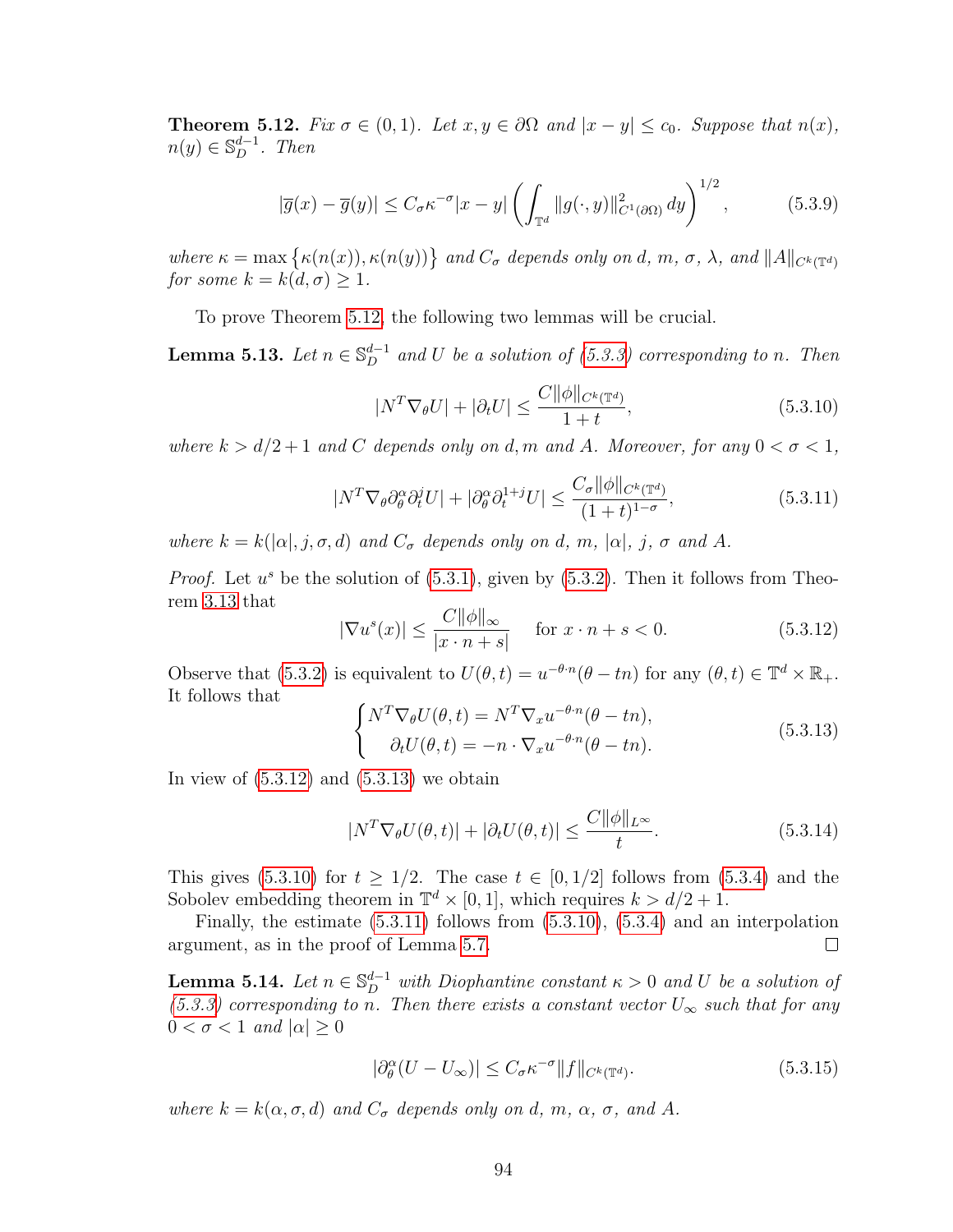**Theorem 5.12.** *Fix $\sigma \in (0,1)$. Let $x, y \in \partial\Omega$ and $|x-y| \le c_0$. Suppose that $n(x)$, $n(y) \in \mathbb{S}^{d-1}_D$. Then*

$$|\overline{g}(x) - \overline{g}(y)| \le C_\sigma \kappa^{-\sigma} |x-y| \left( \int_{\mathbb{T}^d} \|g(\cdot, y)\|^2_{C^1(\partial\Omega)}\, dy \right)^{1/2}, \tag{5.3.9}$$

*where $\kappa = \max\left\{\kappa(n(x)), \kappa(n(y))\right\}$ and $C_\sigma$ depends only on $d$, $m$, $\sigma$, $\lambda$, and $\|A\|_{C^k(\mathbb{T}^d)}$ for some $k = k(d,\sigma) \ge 1$.*

To prove Theorem 5.12, the following two lemmas will be crucial.

**Lemma 5.13.** *Let $n \in \mathbb{S}^{d-1}_D$ and $U$ be a solution of (5.3.3) corresponding to $n$. Then*

$$|N^T \nabla_\theta U| + |\partial_t U| \le \frac{C\|\phi\|_{C^k(\mathbb{T}^d)}}{1+t}, \tag{5.3.10}$$

*where $k > d/2 + 1$ and $C$ depends only on $d, m$ and $A$. Moreover, for any $0 < \sigma < 1$,*

$$|N^T \nabla_\theta \partial^\alpha_\theta \partial^j_t U| + |\partial^\alpha_\theta \partial^{1+j}_t U| \le \frac{C_\sigma \|\phi\|_{C^k(\mathbb{T}^d)}}{(1+t)^{1-\sigma}}, \tag{5.3.11}$$

*where $k = k(|\alpha|, j, \sigma, d)$ and $C_\sigma$ depends only on $d$, $m$, $|\alpha|$, $j$, $\sigma$ and $A$.*

*Proof.* Let $u^s$ be the solution of (5.3.1), given by (5.3.2). Then it follows from Theorem 3.13 that

$$|\nabla u^s(x)| \le \frac{C\|\phi\|_\infty}{|x\cdot n + s|} \quad \text{for } x \cdot n + s < 0. \tag{5.3.12}$$

Observe that (5.3.2) is equivalent to $U(\theta, t) = u^{-\theta\cdot n}(\theta - tn)$ for any $(\theta, t) \in \mathbb{T}^d \times \mathbb{R}_+$. It follows that

$$\begin{cases} N^T \nabla_\theta U(\theta,t) = N^T \nabla_x u^{-\theta\cdot n}(\theta - tn), \\ \quad \partial_t U(\theta, t) = -n \cdot \nabla_x u^{-\theta \cdot n}(\theta - tn). \end{cases} \tag{5.3.13}$$

In view of (5.3.12) and (5.3.13) we obtain

$$|N^T \nabla_\theta U(\theta, t)| + |\partial_t U(\theta, t)| \le \frac{C\|\phi\|_{L^\infty}}{t}. \tag{5.3.14}$$

This gives (5.3.10) for $t \ge 1/2$. The case $t \in [0, 1/2]$ follows from (5.3.4) and the Sobolev embedding theorem in $\mathbb{T}^d \times [0,1]$, which requires $k > d/2 + 1$.

Finally, the estimate (5.3.11) follows from (5.3.10), (5.3.4) and an interpolation argument, as in the proof of Lemma 5.7. ∎

**Lemma 5.14.** *Let $n \in \mathbb{S}^{d-1}_D$ with Diophantine constant $\kappa > 0$ and $U$ be a solution of (5.3.3) corresponding to $n$. Then there exists a constant vector $U_\infty$ such that for any $0 < \sigma < 1$ and $|\alpha| \ge 0$*

$$|\partial^\alpha_\theta (U - U_\infty)| \le C_\sigma \kappa^{-\sigma} \|f\|_{C^k(\mathbb{T}^d)}. \tag{5.3.15}$$

*where $k = k(\alpha, \sigma, d)$ and $C_\sigma$ depends only on $d$, $m$, $\alpha$, $\sigma$, and $A$.*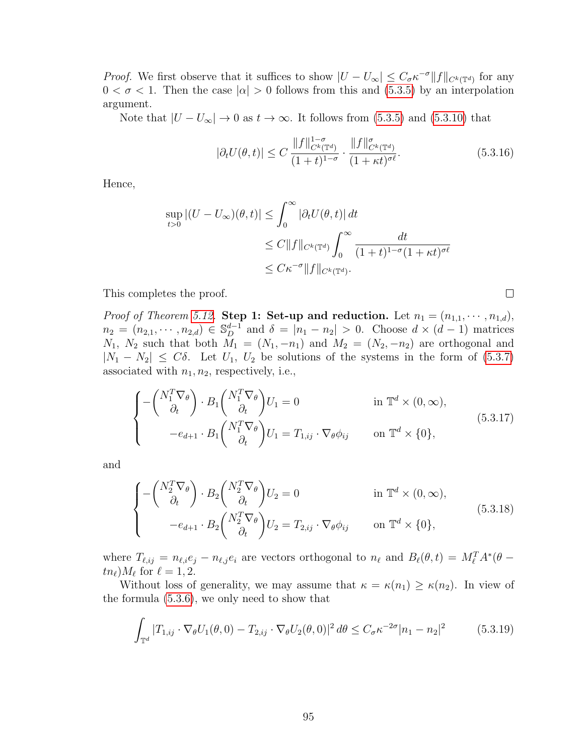*Proof.* We first observe that it suffices to show $|U - U_\infty| \le C_\sigma \kappa^{-\sigma} \|f\|_{C^k(\mathbb{T}^d)}$ for any $0 < \sigma < 1$. Then the case $|\alpha| > 0$ follows from this and (5.3.5) by an interpolation argument.

Note that $|U - U_\infty| \to 0$ as $t \to \infty$. It follows from (5.3.5) and (5.3.10) that

$$|\partial_t U(\theta, t)| \le C \frac{\|f\|^{1-\sigma}_{C^k(\mathbb{T}^d)}}{(1+t)^{1-\sigma}} \cdot \frac{\|f\|^{\sigma}_{C^k(\mathbb{T}^d)}}{(1+\kappa t)^{\sigma \ell}}. \tag{5.3.16}$$

Hence,

$$\begin{aligned}
\sup_{t>0} |(U - U_\infty)(\theta, t)| &\le \int_0^\infty |\partial_t U(\theta, t)| \, dt \\
&\le C \|f\|_{C^k(\mathbb{T}^d)} \int_0^\infty \frac{dt}{(1+t)^{1-\sigma}(1+\kappa t)^{\sigma \ell}} \\
&\le C \kappa^{-\sigma} \|f\|_{C^k(\mathbb{T}^d)}.
\end{aligned}$$

This completes the proof. $\square$

*Proof of Theorem 5.12.* **Step 1: Set-up and reduction.** Let $n_1 = (n_{1,1}, \cdots, n_{1,d})$, $n_2 = (n_{2,1}, \cdots, n_{2,d}) \in \mathbb{S}^{d-1}_D$ and $\delta = |n_1 - n_2| > 0$. Choose $d \times (d-1)$ matrices $N_1$, $N_2$ such that both $M_1 = (N_1, -n_1)$ and $M_2 = (N_2, -n_2)$ are orthogonal and $|N_1 - N_2| \le C\delta$. Let $U_1$, $U_2$ be solutions of the systems in the form of (5.3.7) associated with $n_1, n_2$, respectively, i.e.,

$$\begin{cases}
-\begin{pmatrix} N_1^T \nabla_\theta \\ \partial_t \end{pmatrix} \cdot B_1 \begin{pmatrix} N_1^T \nabla_\theta \\ \partial_t \end{pmatrix} U_1 = 0 & \text{in } \mathbb{T}^d \times (0, \infty), \\
\qquad -e_{d+1} \cdot B_1 \begin{pmatrix} N_1^T \nabla_\theta \\ \partial_t \end{pmatrix} U_1 = T_{1,ij} \cdot \nabla_\theta \phi_{ij} & \text{on } \mathbb{T}^d \times \{0\},
\end{cases} \tag{5.3.17}$$

and

$$\begin{cases}
-\begin{pmatrix} N_2^T \nabla_\theta \\ \partial_t \end{pmatrix} \cdot B_2 \begin{pmatrix} N_2^T \nabla_\theta \\ \partial_t \end{pmatrix} U_2 = 0 & \text{in } \mathbb{T}^d \times (0, \infty), \\
\qquad -e_{d+1} \cdot B_2 \begin{pmatrix} N_2^T \nabla_\theta \\ \partial_t \end{pmatrix} U_2 = T_{2,ij} \cdot \nabla_\theta \phi_{ij} & \text{on } \mathbb{T}^d \times \{0\},
\end{cases} \tag{5.3.18}$$

where $T_{\ell,ij} = n_{\ell,i} e_j - n_{\ell,j} e_i$ are vectors orthogonal to $n_\ell$ and $B_\ell(\theta, t) = M_\ell^T A^*(\theta - t n_\ell) M_\ell$ for $\ell = 1, 2$.

Without loss of generality, we may assume that $\kappa = \kappa(n_1) \ge \kappa(n_2)$. In view of the formula (5.3.6), we only need to show that

$$\int_{\mathbb{T}^d} |T_{1,ij} \cdot \nabla_\theta U_1(\theta, 0) - T_{2,ij} \cdot \nabla_\theta U_2(\theta, 0)|^2 \, d\theta \le C_\sigma \kappa^{-2\sigma} |n_1 - n_2|^2 \tag{5.3.19}$$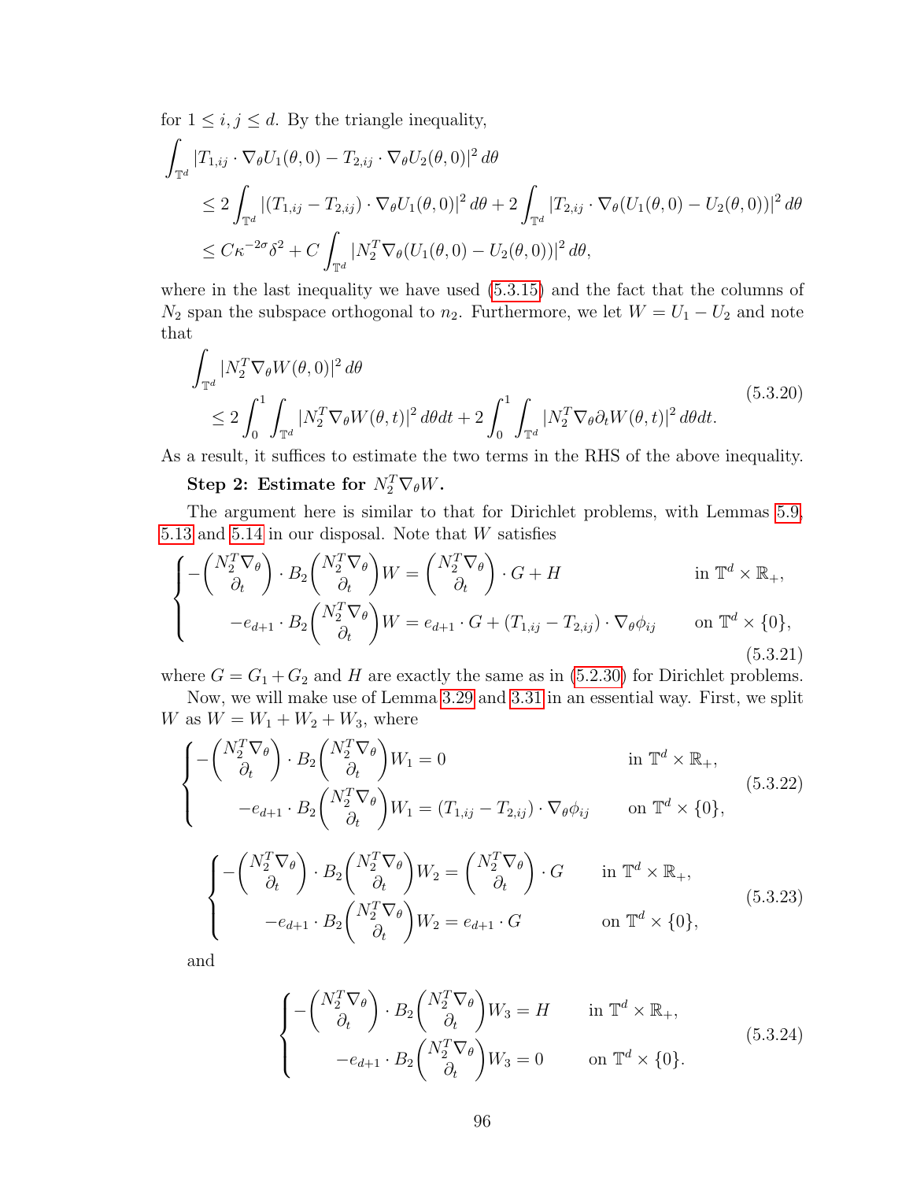for $1 \le i, j \le d$. By the triangle inequality,

$$
\begin{aligned}
&\int_{\mathbb{T}^d} |T_{1,ij} \cdot \nabla_\theta U_1(\theta, 0) - T_{2,ij} \cdot \nabla_\theta U_2(\theta, 0)|^2 \, d\theta \\
&\quad \le 2 \int_{\mathbb{T}^d} |(T_{1,ij} - T_{2,ij}) \cdot \nabla_\theta U_1(\theta, 0)|^2 \, d\theta + 2 \int_{\mathbb{T}^d} |T_{2,ij} \cdot \nabla_\theta (U_1(\theta, 0) - U_2(\theta, 0))|^2 \, d\theta \\
&\quad \le C\kappa^{-2\sigma} \delta^2 + C \int_{\mathbb{T}^d} |N_2^T \nabla_\theta (U_1(\theta, 0) - U_2(\theta, 0))|^2 \, d\theta,
\end{aligned}
$$

where in the last inequality we have used (5.3.15) and the fact that the columns of $N_2$ span the subspace orthogonal to $n_2$. Furthermore, we let $W = U_1 - U_2$ and note that

$$
\begin{aligned}
&\int_{\mathbb{T}^d} |N_2^T \nabla_\theta W(\theta, 0)|^2 \, d\theta \\
&\quad \le 2 \int_0^1 \int_{\mathbb{T}^d} |N_2^T \nabla_\theta W(\theta, t)|^2 \, d\theta dt + 2 \int_0^1 \int_{\mathbb{T}^d} |N_2^T \nabla_\theta \partial_t W(\theta, t)|^2 \, d\theta dt.
\end{aligned}
\tag{5.3.20}
$$

As a result, it suffices to estimate the two terms in the RHS of the above inequality.

**Step 2: Estimate for $N_2^T \nabla_\theta W$.**

The argument here is similar to that for Dirichlet problems, with Lemmas 5.9, 5.13 and 5.14 in our disposal. Note that $W$ satisfies

$$
\begin{cases}
-\begin{pmatrix} N_2^T \nabla_\theta \\ \partial_t \end{pmatrix} \cdot B_2 \begin{pmatrix} N_2^T \nabla_\theta \\ \partial_t \end{pmatrix} W = \begin{pmatrix} N_2^T \nabla_\theta \\ \partial_t \end{pmatrix} \cdot G + H & \text{in } \mathbb{T}^d \times \mathbb{R}_+, \\
\quad -e_{d+1} \cdot B_2 \begin{pmatrix} N_2^T \nabla_\theta \\ \partial_t \end{pmatrix} W = e_{d+1} \cdot G + (T_{1,ij} - T_{2,ij}) \cdot \nabla_\theta \phi_{ij} & \text{on } \mathbb{T}^d \times \{0\},
\end{cases}
\tag{5.3.21}
$$

where $G = G_1 + G_2$ and $H$ are exactly the same as in (5.2.30) for Dirichlet problems.

Now, we will make use of Lemma 3.29 and 3.31 in an essential way. First, we split $W$ as $W = W_1 + W_2 + W_3$, where

$$
\begin{cases}
-\begin{pmatrix} N_2^T \nabla_\theta \\ \partial_t \end{pmatrix} \cdot B_2 \begin{pmatrix} N_2^T \nabla_\theta \\ \partial_t \end{pmatrix} W_1 = 0 & \text{in } \mathbb{T}^d \times \mathbb{R}_+, \\
\quad -e_{d+1} \cdot B_2 \begin{pmatrix} N_2^T \nabla_\theta \\ \partial_t \end{pmatrix} W_1 = (T_{1,ij} - T_{2,ij}) \cdot \nabla_\theta \phi_{ij} & \text{on } \mathbb{T}^d \times \{0\},
\end{cases}
\tag{5.3.22}
$$

$$
\begin{cases}
-\begin{pmatrix} N_2^T \nabla_\theta \\ \partial_t \end{pmatrix} \cdot B_2 \begin{pmatrix} N_2^T \nabla_\theta \\ \partial_t \end{pmatrix} W_2 = \begin{pmatrix} N_2^T \nabla_\theta \\ \partial_t \end{pmatrix} \cdot G & \text{in } \mathbb{T}^d \times \mathbb{R}_+, \\
\quad -e_{d+1} \cdot B_2 \begin{pmatrix} N_2^T \nabla_\theta \\ \partial_t \end{pmatrix} W_2 = e_{d+1} \cdot G & \text{on } \mathbb{T}^d \times \{0\},
\end{cases}
\tag{5.3.23}
$$

and

$$
\begin{cases}
-\begin{pmatrix} N_2^T \nabla_\theta \\ \partial_t \end{pmatrix} \cdot B_2 \begin{pmatrix} N_2^T \nabla_\theta \\ \partial_t \end{pmatrix} W_3 = H & \text{in } \mathbb{T}^d \times \mathbb{R}_+, \\
\quad -e_{d+1} \cdot B_2 \begin{pmatrix} N_2^T \nabla_\theta \\ \partial_t \end{pmatrix} W_3 = 0 & \text{on } \mathbb{T}^d \times \{0\}.
\end{cases}
\tag{5.3.24}
$$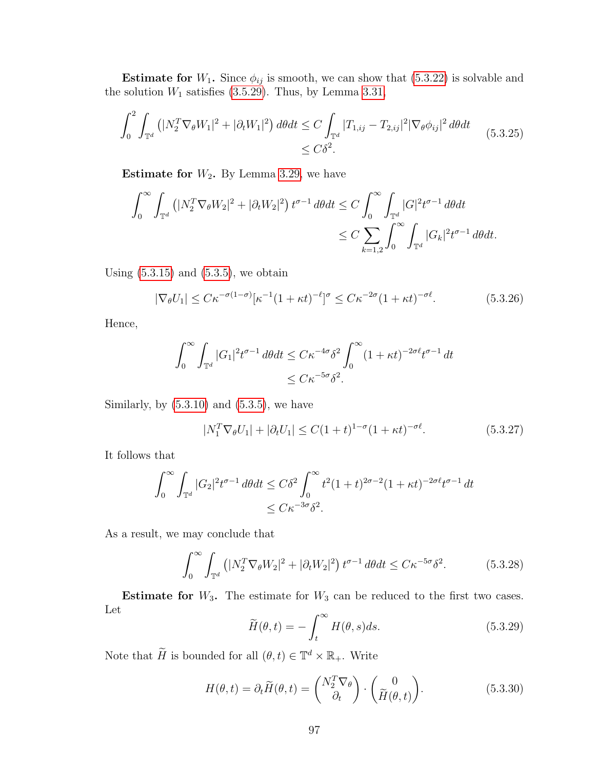**Estimate for $W_1$.** Since $\phi_{ij}$ is smooth, we can show that (5.3.22) is solvable and the solution $W_1$ satisfies (3.5.29). Thus, by Lemma 3.31,

$$\int_0^2 \int_{\mathbb{T}^d} \left(|N_2^T \nabla_\theta W_1|^2 + |\partial_t W_1|^2\right) d\theta dt \le C \int_{\mathbb{T}^d} |T_{1,ij} - T_{2,ij}|^2 |\nabla_\theta \phi_{ij}|^2 \, d\theta dt \\ \le C\delta^2. \tag{5.3.25}$$

**Estimate for $W_2$.** By Lemma 3.29, we have

$$\int_0^\infty \int_{\mathbb{T}^d} \left(|N_2^T \nabla_\theta W_2|^2 + |\partial_t W_2|^2\right) t^{\sigma-1} \, d\theta dt \le C \int_0^\infty \int_{\mathbb{T}^d} |G|^2 t^{\sigma-1} \, d\theta dt \\ \le C \sum_{k=1,2} \int_0^\infty \int_{\mathbb{T}^d} |G_k|^2 t^{\sigma-1} \, d\theta dt.$$

Using (5.3.15) and (5.3.5), we obtain

$$|\nabla_\theta U_1| \le C\kappa^{-\sigma(1-\sigma)}[\kappa^{-1}(1+\kappa t)^{-\ell}]^\sigma \le C\kappa^{-2\sigma}(1+\kappa t)^{-\sigma\ell}. \tag{5.3.26}$$

Hence,

$$\int_0^\infty \int_{\mathbb{T}^d} |G_1|^2 t^{\sigma-1} \, d\theta dt \le C\kappa^{-4\sigma}\delta^2 \int_0^\infty (1+\kappa t)^{-2\sigma\ell} t^{\sigma-1} \, dt \\ \le C\kappa^{-5\sigma}\delta^2.$$

Similarly, by (5.3.10) and (5.3.5), we have

$$|N_1^T \nabla_\theta U_1| + |\partial_t U_1| \le C(1+t)^{1-\sigma}(1+\kappa t)^{-\sigma\ell}. \tag{5.3.27}$$

It follows that

$$\int_0^\infty \int_{\mathbb{T}^d} |G_2|^2 t^{\sigma-1} \, d\theta dt \le C\delta^2 \int_0^\infty t^2(1+t)^{2\sigma-2}(1+\kappa t)^{-2\sigma\ell} t^{\sigma-1} \, dt \\ \le C\kappa^{-3\sigma}\delta^2.$$

As a result, we may conclude that

$$\int_0^\infty \int_{\mathbb{T}^d} \left(|N_2^T \nabla_\theta W_2|^2 + |\partial_t W_2|^2\right) t^{\sigma-1} \, d\theta dt \le C\kappa^{-5\sigma}\delta^2. \tag{5.3.28}$$

**Estimate for $W_3$.** The estimate for $W_3$ can be reduced to the first two cases. Let

$$\widetilde{H}(\theta, t) = -\int_t^\infty H(\theta, s) ds. \tag{5.3.29}$$

Note that $\widetilde{H}$ is bounded for all $(\theta, t) \in \mathbb{T}^d \times \mathbb{R}_+$. Write

$$H(\theta, t) = \partial_t \widetilde{H}(\theta, t) = \begin{pmatrix} N_2^T \nabla_\theta \\ \partial_t \end{pmatrix} \cdot \begin{pmatrix} 0 \\ \widetilde{H}(\theta, t) \end{pmatrix}. \tag{5.3.30}$$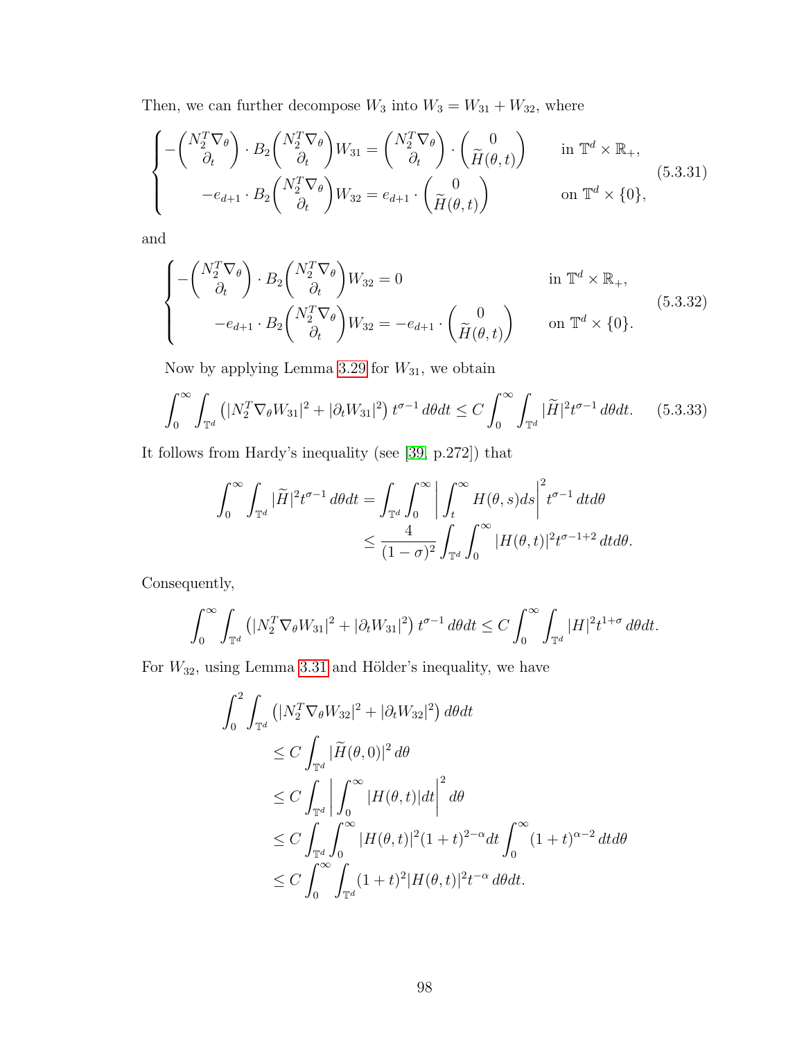Then, we can further decompose $W_3$ into $W_3 = W_{31} + W_{32}$, where

$$
\begin{cases}
-\begin{pmatrix} N_2^T \nabla_\theta \\ \partial_t \end{pmatrix} \cdot B_2 \begin{pmatrix} N_2^T \nabla_\theta \\ \partial_t \end{pmatrix} W_{31} = \begin{pmatrix} N_2^T \nabla_\theta \\ \partial_t \end{pmatrix} \cdot \begin{pmatrix} 0 \\ \widetilde{H}(\theta, t) \end{pmatrix} & \text{in } \mathbb{T}^d \times \mathbb{R}_+, \\
-e_{d+1} \cdot B_2 \begin{pmatrix} N_2^T \nabla_\theta \\ \partial_t \end{pmatrix} W_{32} = e_{d+1} \cdot \begin{pmatrix} 0 \\ \widetilde{H}(\theta, t) \end{pmatrix} & \text{on } \mathbb{T}^d \times \{0\},
\end{cases}
\tag{5.3.31}
$$

and

$$
\begin{cases}
-\begin{pmatrix} N_2^T \nabla_\theta \\ \partial_t \end{pmatrix} \cdot B_2 \begin{pmatrix} N_2^T \nabla_\theta \\ \partial_t \end{pmatrix} W_{32} = 0 & \text{in } \mathbb{T}^d \times \mathbb{R}_+, \\
-e_{d+1} \cdot B_2 \begin{pmatrix} N_2^T \nabla_\theta \\ \partial_t \end{pmatrix} W_{32} = -e_{d+1} \cdot \begin{pmatrix} 0 \\ \widetilde{H}(\theta, t) \end{pmatrix} & \text{on } \mathbb{T}^d \times \{0\}.
\end{cases}
\tag{5.3.32}
$$

Now by applying Lemma 3.29 for $W_{31}$, we obtain

$$
\int_0^\infty \int_{\mathbb{T}^d} \left( |N_2^T \nabla_\theta W_{31}|^2 + |\partial_t W_{31}|^2 \right) t^{\sigma-1} \, d\theta dt \le C \int_0^\infty \int_{\mathbb{T}^d} |\widetilde{H}|^2 t^{\sigma-1} \, d\theta dt. \tag{5.3.33}
$$

It follows from Hardy's inequality (see [39, p.272]) that

$$
\begin{aligned}
\int_0^\infty \int_{\mathbb{T}^d} |\widetilde{H}|^2 t^{\sigma-1} \, d\theta dt &= \int_{\mathbb{T}^d} \int_0^\infty \left| \int_t^\infty H(\theta, s) ds \right|^2 t^{\sigma-1} \, dt d\theta \\
&\le \frac{4}{(1-\sigma)^2} \int_{\mathbb{T}^d} \int_0^\infty |H(\theta, t)|^2 t^{\sigma-1+2} \, dt d\theta.
\end{aligned}
$$

Consequently,

$$
\int_0^\infty \int_{\mathbb{T}^d} \left( |N_2^T \nabla_\theta W_{31}|^2 + |\partial_t W_{31}|^2 \right) t^{\sigma-1} \, d\theta dt \le C \int_0^\infty \int_{\mathbb{T}^d} |H|^2 t^{1+\sigma} \, d\theta dt.
$$

For $W_{32}$, using Lemma 3.31 and Hölder's inequality, we have

$$
\begin{aligned}
&\int_0^2 \int_{\mathbb{T}^d} \left( |N_2^T \nabla_\theta W_{32}|^2 + |\partial_t W_{32}|^2 \right) d\theta dt \\
&\qquad \le C \int_{\mathbb{T}^d} |\widetilde{H}(\theta, 0)|^2 \, d\theta \\
&\qquad \le C \int_{\mathbb{T}^d} \left| \int_0^\infty |H(\theta, t)| dt \right|^2 d\theta \\
&\qquad \le C \int_{\mathbb{T}^d} \int_0^\infty |H(\theta, t)|^2 (1+t)^{2-\alpha} dt \int_0^\infty (1+t)^{\alpha-2} \, dt d\theta \\
&\qquad \le C \int_0^\infty \int_{\mathbb{T}^d} (1+t)^2 |H(\theta, t)|^2 t^{-\alpha} \, d\theta dt.
\end{aligned}
$$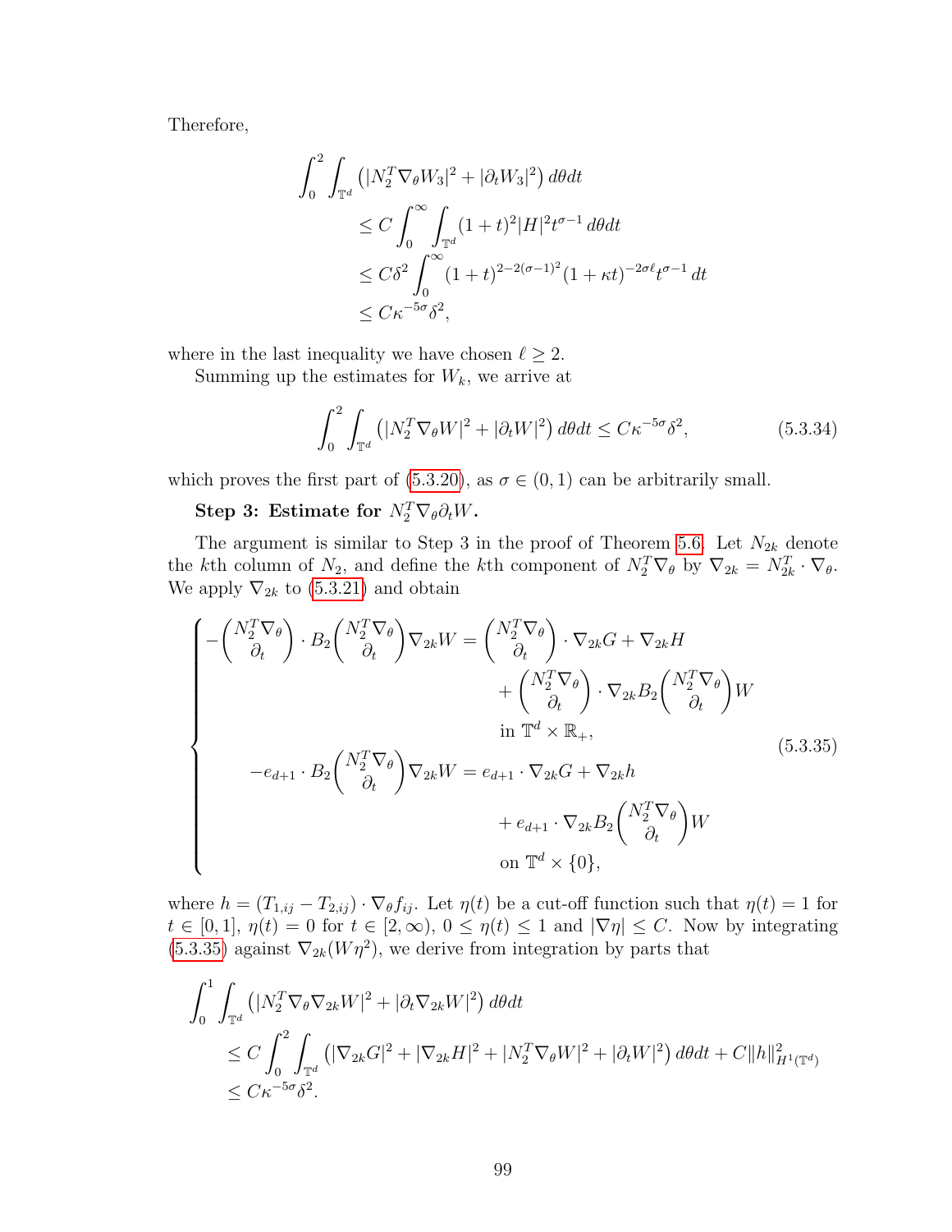Therefore,

$$
\begin{aligned}
\int_0^2 \int_{\mathbb{T}^d} & \left(|N_2^T \nabla_\theta W_3|^2 + |\partial_t W_3|^2\right) d\theta dt \\
& \leq C \int_0^\infty \int_{\mathbb{T}^d} (1+t)^2 |H|^2 t^{\sigma-1} \, d\theta dt \\
& \leq C\delta^2 \int_0^\infty (1+t)^{2-2(\sigma-1)^2} (1+\kappa t)^{-2\sigma\ell} t^{\sigma-1} \, dt \\
& \leq C\kappa^{-5\sigma}\delta^2,
\end{aligned}
$$

where in the last inequality we have chosen $\ell \geq 2$.

Summing up the estimates for $W_k$, we arrive at

$$
\int_0^2 \int_{\mathbb{T}^d} \left(|N_2^T \nabla_\theta W|^2 + |\partial_t W|^2\right) d\theta dt \leq C\kappa^{-5\sigma}\delta^2, \tag{5.3.34}
$$

which proves the first part of (5.3.20), as $\sigma \in (0,1)$ can be arbitrarily small.

**Step 3: Estimate for $N_2^T \nabla_\theta \partial_t W$.**

The argument is similar to Step 3 in the proof of Theorem 5.6. Let $N_{2k}$ denote the $k$th column of $N_2$, and define the $k$th component of $N_2^T \nabla_\theta$ by $\nabla_{2k} = N_{2k}^T \cdot \nabla_\theta$. We apply $\nabla_{2k}$ to (5.3.21) and obtain

$$
\begin{cases}
-\begin{pmatrix} N_2^T \nabla_\theta \\ \partial_t \end{pmatrix} \cdot B_2 \begin{pmatrix} N_2^T \nabla_\theta \\ \partial_t \end{pmatrix} \nabla_{2k} W = \begin{pmatrix} N_2^T \nabla_\theta \\ \partial_t \end{pmatrix} \cdot \nabla_{2k} G + \nabla_{2k} H \\
\qquad\qquad + \begin{pmatrix} N_2^T \nabla_\theta \\ \partial_t \end{pmatrix} \cdot \nabla_{2k} B_2 \begin{pmatrix} N_2^T \nabla_\theta \\ \partial_t \end{pmatrix} W \\
\qquad\qquad \text{in } \mathbb{T}^d \times \mathbb{R}_+, \\
-e_{d+1} \cdot B_2 \begin{pmatrix} N_2^T \nabla_\theta \\ \partial_t \end{pmatrix} \nabla_{2k} W = e_{d+1} \cdot \nabla_{2k} G + \nabla_{2k} h \\
\qquad\qquad + e_{d+1} \cdot \nabla_{2k} B_2 \begin{pmatrix} N_2^T \nabla_\theta \\ \partial_t \end{pmatrix} W \\
\qquad\qquad \text{on } \mathbb{T}^d \times \{0\},
\end{cases} \tag{5.3.35}
$$

where $h = (T_{1,ij} - T_{2,ij}) \cdot \nabla_\theta f_{ij}$. Let $\eta(t)$ be a cut-off function such that $\eta(t) = 1$ for $t \in [0,1]$, $\eta(t) = 0$ for $t \in [2,\infty)$, $0 \leq \eta(t) \leq 1$ and $|\nabla \eta| \leq C$. Now by integrating (5.3.35) against $\nabla_{2k}(W\eta^2)$, we derive from integration by parts that

$$
\begin{aligned}
\int_0^1 \int_{\mathbb{T}^d} & \left(|N_2^T \nabla_\theta \nabla_{2k} W|^2 + |\partial_t \nabla_{2k} W|^2\right) d\theta dt \\
& \leq C \int_0^2 \int_{\mathbb{T}^d} \left(|\nabla_{2k} G|^2 + |\nabla_{2k} H|^2 + |N_2^T \nabla_\theta W|^2 + |\partial_t W|^2\right) d\theta dt + C\|h\|_{H^1(\mathbb{T}^d)}^2 \\
& \leq C\kappa^{-5\sigma}\delta^2.
\end{aligned}
$$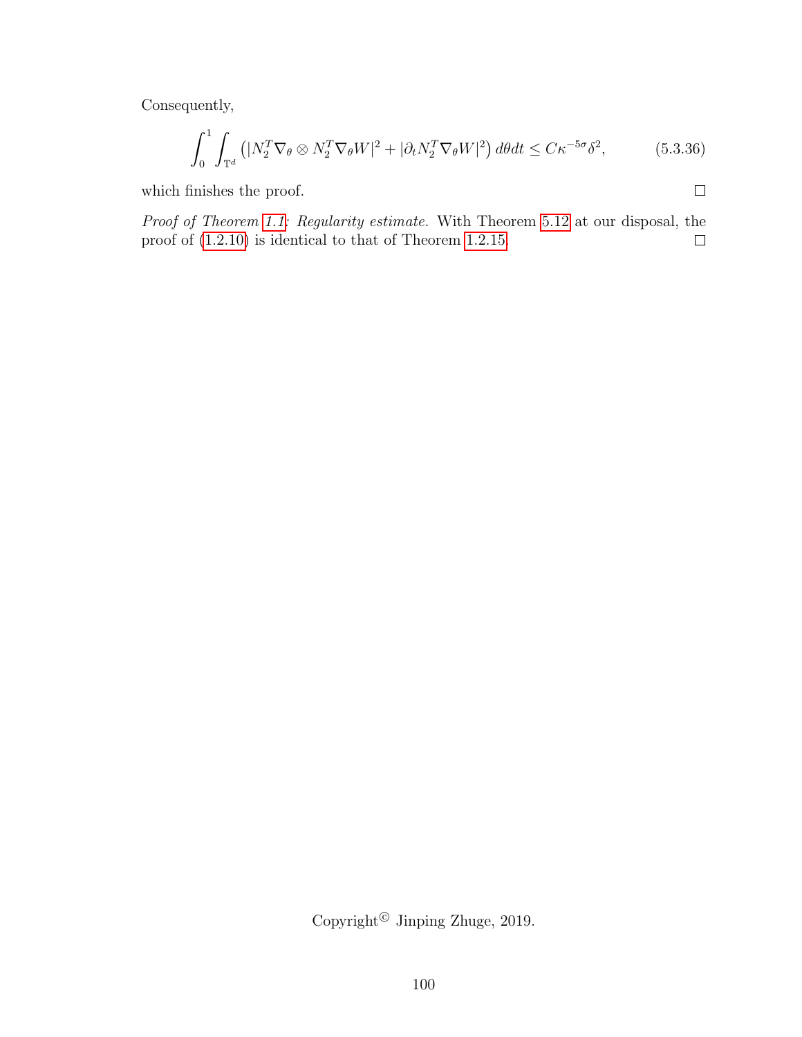Consequently,

$$\int_0^1 \int_{\mathbb{T}^d} \left( |N_2^T \nabla_\theta \otimes N_2^T \nabla_\theta W|^2 + |\partial_t N_2^T \nabla_\theta W|^2 \right) d\theta dt \le C\kappa^{-5\sigma} \delta^2, \tag{5.3.36}$$

which finishes the proof. □

*Proof of Theorem 1.1: Regularity estimate.* With Theorem 5.12 at our disposal, the proof of (1.2.10) is identical to that of Theorem 1.2.15. □

Copyright© Jinping Zhuge, 2019.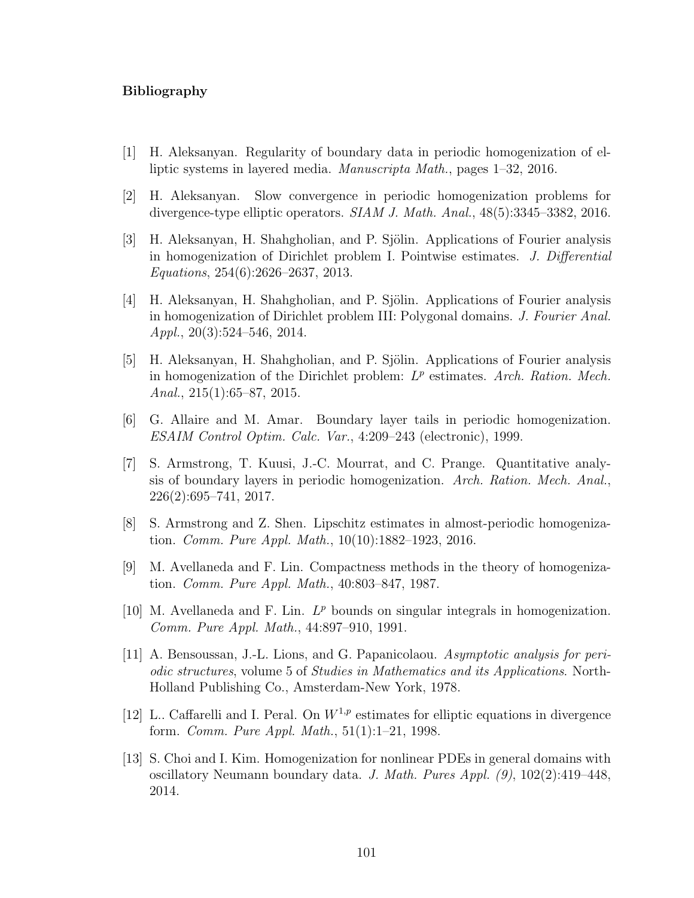### Bibliography

[1] H. Aleksanyan. Regularity of boundary data in periodic homogenization of elliptic systems in layered media. *Manuscripta Math.*, pages 1–32, 2016.

[2] H. Aleksanyan. Slow convergence in periodic homogenization problems for divergence-type elliptic operators. *SIAM J. Math. Anal.*, 48(5):3345–3382, 2016.

[3] H. Aleksanyan, H. Shahgholian, and P. Sjölin. Applications of Fourier analysis in homogenization of Dirichlet problem I. Pointwise estimates. *J. Differential Equations*, 254(6):2626–2637, 2013.

[4] H. Aleksanyan, H. Shahgholian, and P. Sjölin. Applications of Fourier analysis in homogenization of Dirichlet problem III: Polygonal domains. *J. Fourier Anal. Appl.*, 20(3):524–546, 2014.

[5] H. Aleksanyan, H. Shahgholian, and P. Sjölin. Applications of Fourier analysis in homogenization of the Dirichlet problem: $L^p$ estimates. *Arch. Ration. Mech. Anal.*, 215(1):65–87, 2015.

[6] G. Allaire and M. Amar. Boundary layer tails in periodic homogenization. *ESAIM Control Optim. Calc. Var.*, 4:209–243 (electronic), 1999.

[7] S. Armstrong, T. Kuusi, J.-C. Mourrat, and C. Prange. Quantitative analysis of boundary layers in periodic homogenization. *Arch. Ration. Mech. Anal.*, 226(2):695–741, 2017.

[8] S. Armstrong and Z. Shen. Lipschitz estimates in almost-periodic homogenization. *Comm. Pure Appl. Math.*, 10(10):1882–1923, 2016.

[9] M. Avellaneda and F. Lin. Compactness methods in the theory of homogenization. *Comm. Pure Appl. Math.*, 40:803–847, 1987.

[10] M. Avellaneda and F. Lin. $L^p$ bounds on singular integrals in homogenization. *Comm. Pure Appl. Math.*, 44:897–910, 1991.

[11] A. Bensoussan, J.-L. Lions, and G. Papanicolaou. *Asymptotic analysis for periodic structures*, volume 5 of *Studies in Mathematics and its Applications*. North-Holland Publishing Co., Amsterdam-New York, 1978.

[12] L.. Caffarelli and I. Peral. On $W^{1,p}$ estimates for elliptic equations in divergence form. *Comm. Pure Appl. Math.*, 51(1):1–21, 1998.

[13] S. Choi and I. Kim. Homogenization for nonlinear PDEs in general domains with oscillatory Neumann boundary data. *J. Math. Pures Appl. (9)*, 102(2):419–448, 2014.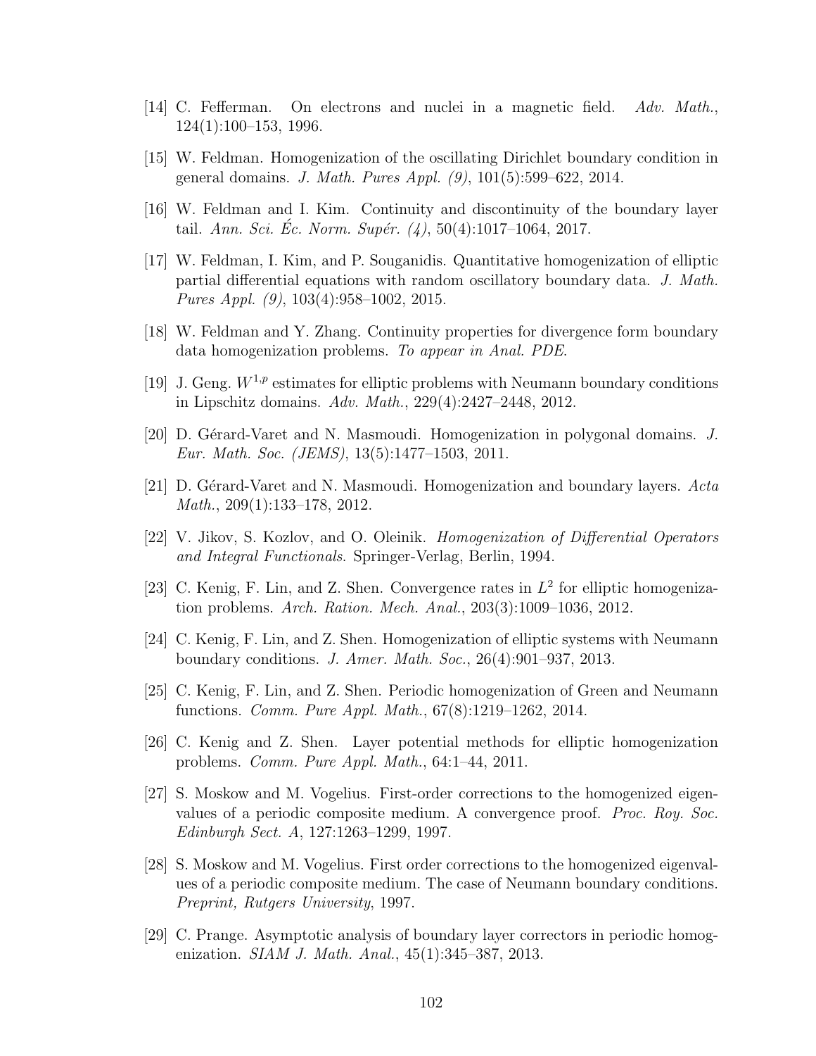[14] C. Fefferman. On electrons and nuclei in a magnetic field. *Adv. Math.*, 124(1):100–153, 1996.

[15] W. Feldman. Homogenization of the oscillating Dirichlet boundary condition in general domains. *J. Math. Pures Appl. (9)*, 101(5):599–622, 2014.

[16] W. Feldman and I. Kim. Continuity and discontinuity of the boundary layer tail. *Ann. Sci. Éc. Norm. Supér. (4)*, 50(4):1017–1064, 2017.

[17] W. Feldman, I. Kim, and P. Souganidis. Quantitative homogenization of elliptic partial differential equations with random oscillatory boundary data. *J. Math. Pures Appl. (9)*, 103(4):958–1002, 2015.

[18] W. Feldman and Y. Zhang. Continuity properties for divergence form boundary data homogenization problems. *To appear in Anal. PDE*.

[19] J. Geng. $W^{1,p}$ estimates for elliptic problems with Neumann boundary conditions in Lipschitz domains. *Adv. Math.*, 229(4):2427–2448, 2012.

[20] D. Gérard-Varet and N. Masmoudi. Homogenization in polygonal domains. *J. Eur. Math. Soc. (JEMS)*, 13(5):1477–1503, 2011.

[21] D. Gérard-Varet and N. Masmoudi. Homogenization and boundary layers. *Acta Math.*, 209(1):133–178, 2012.

[22] V. Jikov, S. Kozlov, and O. Oleinik. *Homogenization of Differential Operators and Integral Functionals*. Springer-Verlag, Berlin, 1994.

[23] C. Kenig, F. Lin, and Z. Shen. Convergence rates in $L^2$ for elliptic homogenization problems. *Arch. Ration. Mech. Anal.*, 203(3):1009–1036, 2012.

[24] C. Kenig, F. Lin, and Z. Shen. Homogenization of elliptic systems with Neumann boundary conditions. *J. Amer. Math. Soc.*, 26(4):901–937, 2013.

[25] C. Kenig, F. Lin, and Z. Shen. Periodic homogenization of Green and Neumann functions. *Comm. Pure Appl. Math.*, 67(8):1219–1262, 2014.

[26] C. Kenig and Z. Shen. Layer potential methods for elliptic homogenization problems. *Comm. Pure Appl. Math.*, 64:1–44, 2011.

[27] S. Moskow and M. Vogelius. First-order corrections to the homogenized eigenvalues of a periodic composite medium. A convergence proof. *Proc. Roy. Soc. Edinburgh Sect. A*, 127:1263–1299, 1997.

[28] S. Moskow and M. Vogelius. First order corrections to the homogenized eigenvalues of a periodic composite medium. The case of Neumann boundary conditions. *Preprint, Rutgers University*, 1997.

[29] C. Prange. Asymptotic analysis of boundary layer correctors in periodic homogenization. *SIAM J. Math. Anal.*, 45(1):345–387, 2013.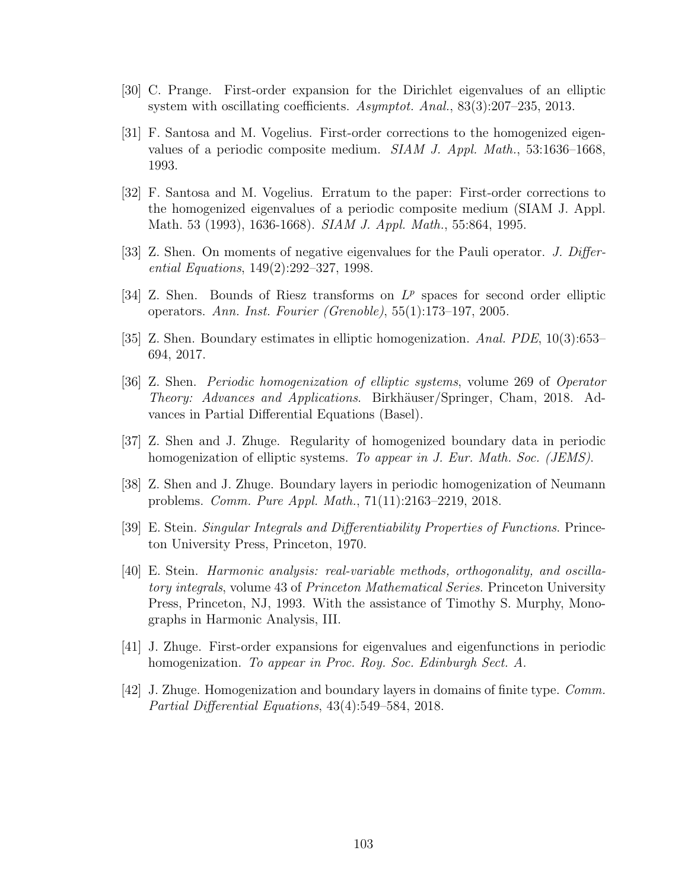[30] C. Prange. First-order expansion for the Dirichlet eigenvalues of an elliptic system with oscillating coefficients. *Asymptot. Anal.*, 83(3):207–235, 2013.

[31] F. Santosa and M. Vogelius. First-order corrections to the homogenized eigenvalues of a periodic composite medium. *SIAM J. Appl. Math.*, 53:1636–1668, 1993.

[32] F. Santosa and M. Vogelius. Erratum to the paper: First-order corrections to the homogenized eigenvalues of a periodic composite medium (SIAM J. Appl. Math. 53 (1993), 1636-1668). *SIAM J. Appl. Math.*, 55:864, 1995.

[33] Z. Shen. On moments of negative eigenvalues for the Pauli operator. *J. Differential Equations*, 149(2):292–327, 1998.

[34] Z. Shen. Bounds of Riesz transforms on $L^p$ spaces for second order elliptic operators. *Ann. Inst. Fourier (Grenoble)*, 55(1):173–197, 2005.

[35] Z. Shen. Boundary estimates in elliptic homogenization. *Anal. PDE*, 10(3):653–694, 2017.

[36] Z. Shen. *Periodic homogenization of elliptic systems*, volume 269 of *Operator Theory: Advances and Applications*. Birkhäuser/Springer, Cham, 2018. Advances in Partial Differential Equations (Basel).

[37] Z. Shen and J. Zhuge. Regularity of homogenized boundary data in periodic homogenization of elliptic systems. *To appear in J. Eur. Math. Soc. (JEMS)*.

[38] Z. Shen and J. Zhuge. Boundary layers in periodic homogenization of Neumann problems. *Comm. Pure Appl. Math.*, 71(11):2163–2219, 2018.

[39] E. Stein. *Singular Integrals and Differentiability Properties of Functions*. Princeton University Press, Princeton, 1970.

[40] E. Stein. *Harmonic analysis: real-variable methods, orthogonality, and oscillatory integrals*, volume 43 of *Princeton Mathematical Series*. Princeton University Press, Princeton, NJ, 1993. With the assistance of Timothy S. Murphy, Monographs in Harmonic Analysis, III.

[41] J. Zhuge. First-order expansions for eigenvalues and eigenfunctions in periodic homogenization. *To appear in Proc. Roy. Soc. Edinburgh Sect. A*.

[42] J. Zhuge. Homogenization and boundary layers in domains of finite type. *Comm. Partial Differential Equations*, 43(4):549–584, 2018.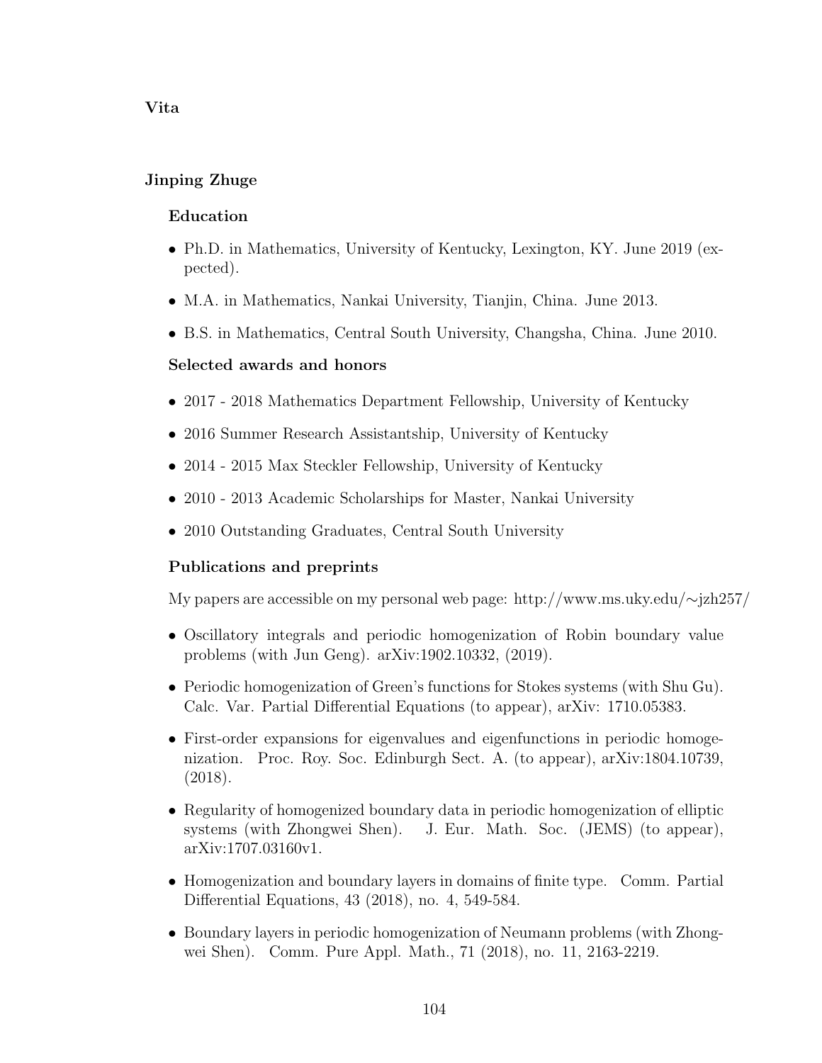## Vita

### Jinping Zhuge

#### Education

- Ph.D. in Mathematics, University of Kentucky, Lexington, KY. June 2019 (expected).
- M.A. in Mathematics, Nankai University, Tianjin, China. June 2013.
- B.S. in Mathematics, Central South University, Changsha, China. June 2010.

#### Selected awards and honors

- 2017 - 2018 Mathematics Department Fellowship, University of Kentucky
- 2016 Summer Research Assistantship, University of Kentucky
- 2014 - 2015 Max Steckler Fellowship, University of Kentucky
- 2010 - 2013 Academic Scholarships for Master, Nankai University
- 2010 Outstanding Graduates, Central South University

#### Publications and preprints

My papers are accessible on my personal web page: http://www.ms.uky.edu/∼jzh257/

- Oscillatory integrals and periodic homogenization of Robin boundary value problems (with Jun Geng). arXiv:1902.10332, (2019).
- Periodic homogenization of Green's functions for Stokes systems (with Shu Gu). Calc. Var. Partial Differential Equations (to appear), arXiv: 1710.05383.
- First-order expansions for eigenvalues and eigenfunctions in periodic homogenization. Proc. Roy. Soc. Edinburgh Sect. A. (to appear), arXiv:1804.10739, (2018).
- Regularity of homogenized boundary data in periodic homogenization of elliptic systems (with Zhongwei Shen). J. Eur. Math. Soc. (JEMS) (to appear), arXiv:1707.03160v1.
- Homogenization and boundary layers in domains of finite type. Comm. Partial Differential Equations, 43 (2018), no. 4, 549-584.
- Boundary layers in periodic homogenization of Neumann problems (with Zhongwei Shen). Comm. Pure Appl. Math., 71 (2018), no. 11, 2163-2219.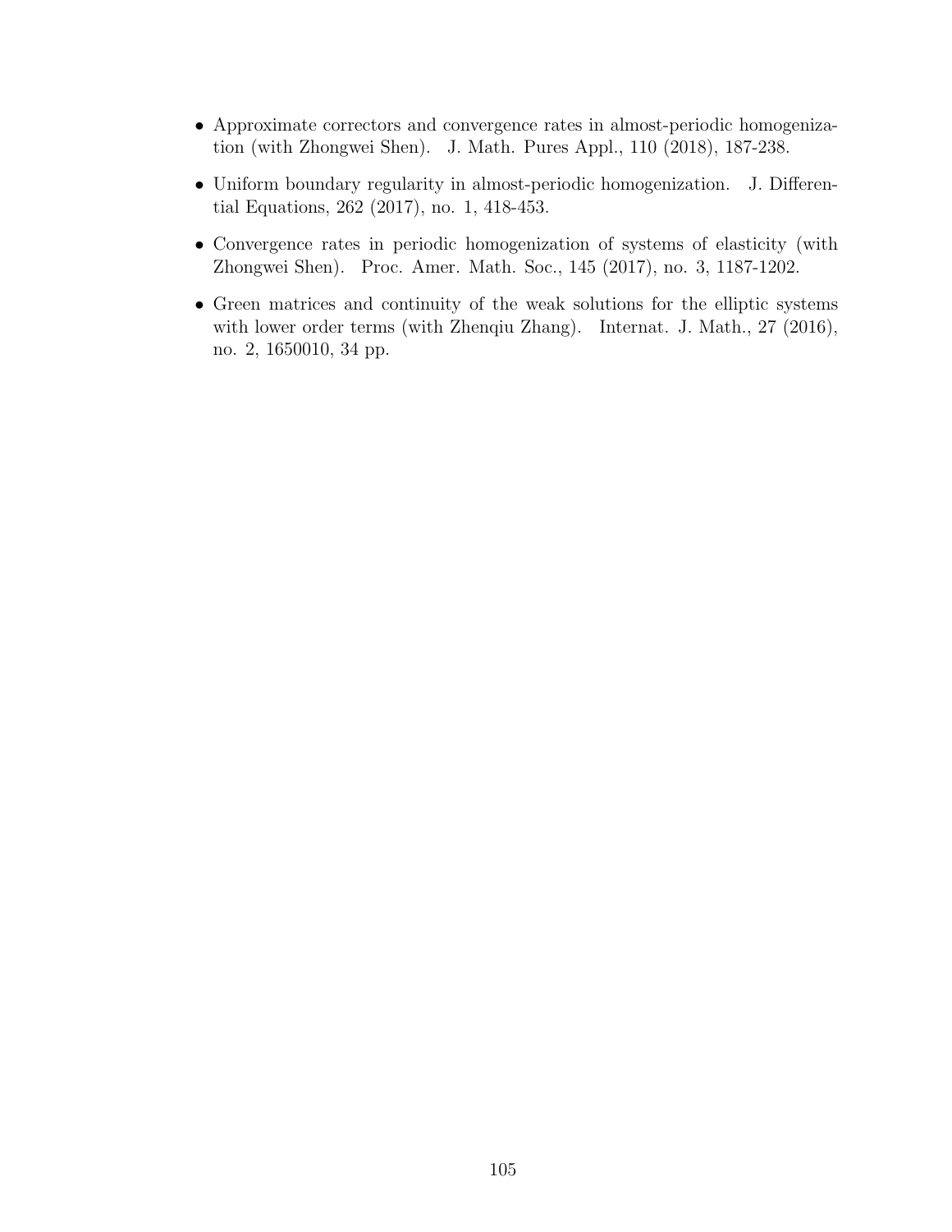- Approximate correctors and convergence rates in almost-periodic homogenization (with Zhongwei Shen). J. Math. Pures Appl., 110 (2018), 187-238.
- Uniform boundary regularity in almost-periodic homogenization. J. Differential Equations, 262 (2017), no. 1, 418-453.
- Convergence rates in periodic homogenization of systems of elasticity (with Zhongwei Shen). Proc. Amer. Math. Soc., 145 (2017), no. 3, 1187-1202.
- Green matrices and continuity of the weak solutions for the elliptic systems with lower order terms (with Zhenqiu Zhang). Internat. J. Math., 27 (2016), no. 2, 1650010, 34 pp.